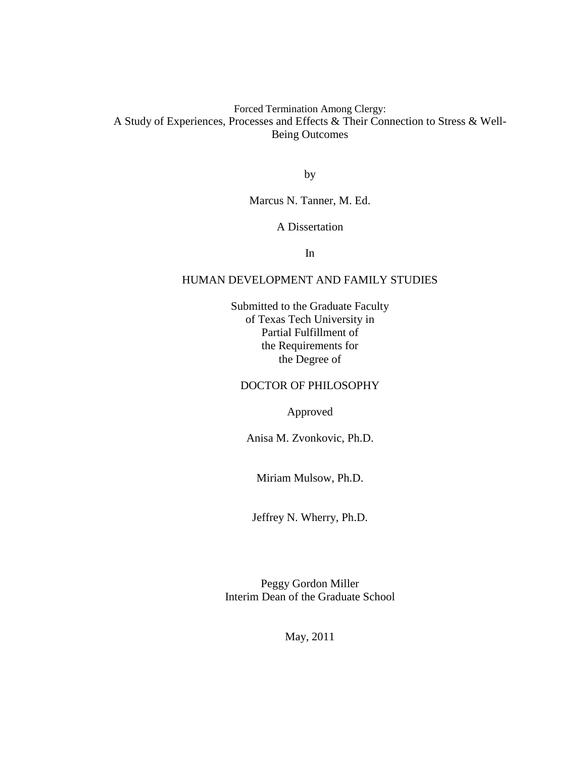# Forced Termination Among Clergy:
# A Study of Experiences, Processes and Effects & Their Connection to Stress & Well-Being Outcomes

by

Marcus N. Tanner, M. Ed.

A Dissertation

In

HUMAN DEVELOPMENT AND FAMILY STUDIES

Submitted to the Graduate Faculty
of Texas Tech University in
Partial Fulfillment of
the Requirements for
the Degree of

DOCTOR OF PHILOSOPHY

Approved

Anisa M. Zvonkovic, Ph.D.

Miriam Mulsow, Ph.D.

Jeffrey N. Wherry, Ph.D.

Peggy Gordon Miller
Interim Dean of the Graduate School

May, 2011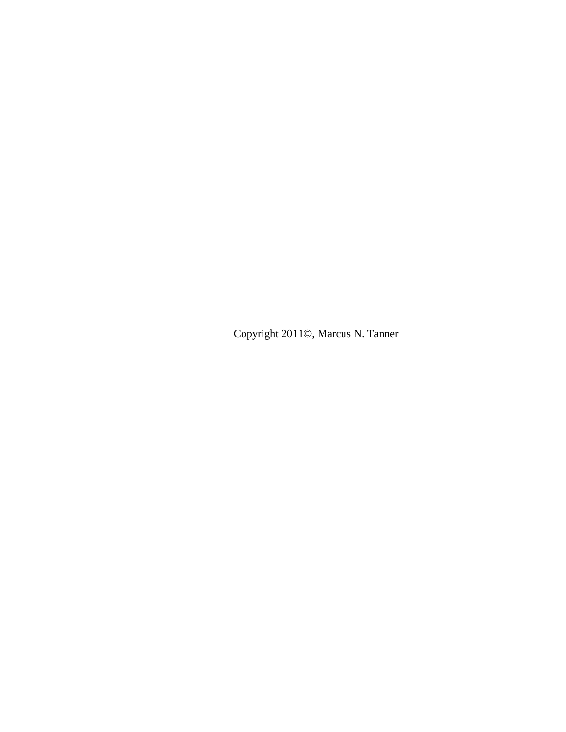Copyright 2011©, Marcus N. Tanner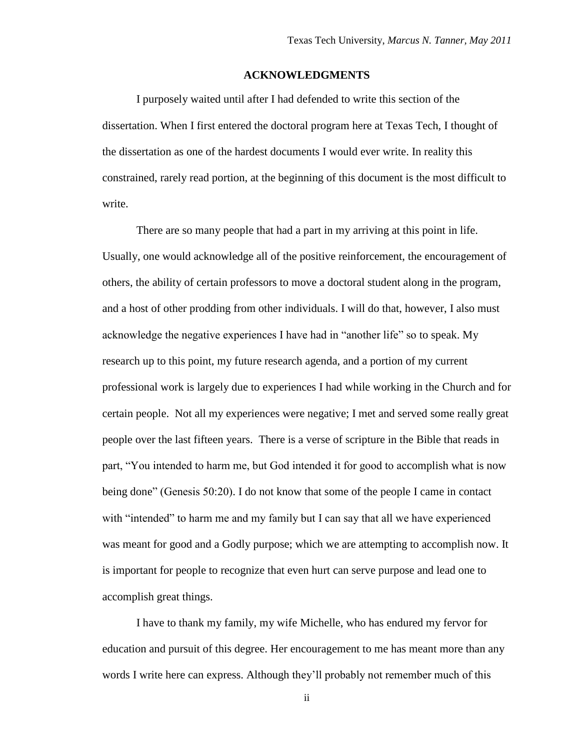## ACKNOWLEDGMENTS

I purposely waited until after I had defended to write this section of the dissertation. When I first entered the doctoral program here at Texas Tech, I thought of the dissertation as one of the hardest documents I would ever write. In reality this constrained, rarely read portion, at the beginning of this document is the most difficult to write.

There are so many people that had a part in my arriving at this point in life. Usually, one would acknowledge all of the positive reinforcement, the encouragement of others, the ability of certain professors to move a doctoral student along in the program, and a host of other prodding from other individuals. I will do that, however, I also must acknowledge the negative experiences I have had in "another life" so to speak. My research up to this point, my future research agenda, and a portion of my current professional work is largely due to experiences I had while working in the Church and for certain people. Not all my experiences were negative; I met and served some really great people over the last fifteen years. There is a verse of scripture in the Bible that reads in part, "You intended to harm me, but God intended it for good to accomplish what is now being done" (Genesis 50:20). I do not know that some of the people I came in contact with "intended" to harm me and my family but I can say that all we have experienced was meant for good and a Godly purpose; which we are attempting to accomplish now. It is important for people to recognize that even hurt can serve purpose and lead one to accomplish great things.

I have to thank my family, my wife Michelle, who has endured my fervor for education and pursuit of this degree. Her encouragement to me has meant more than any words I write here can express. Although they'll probably not remember much of this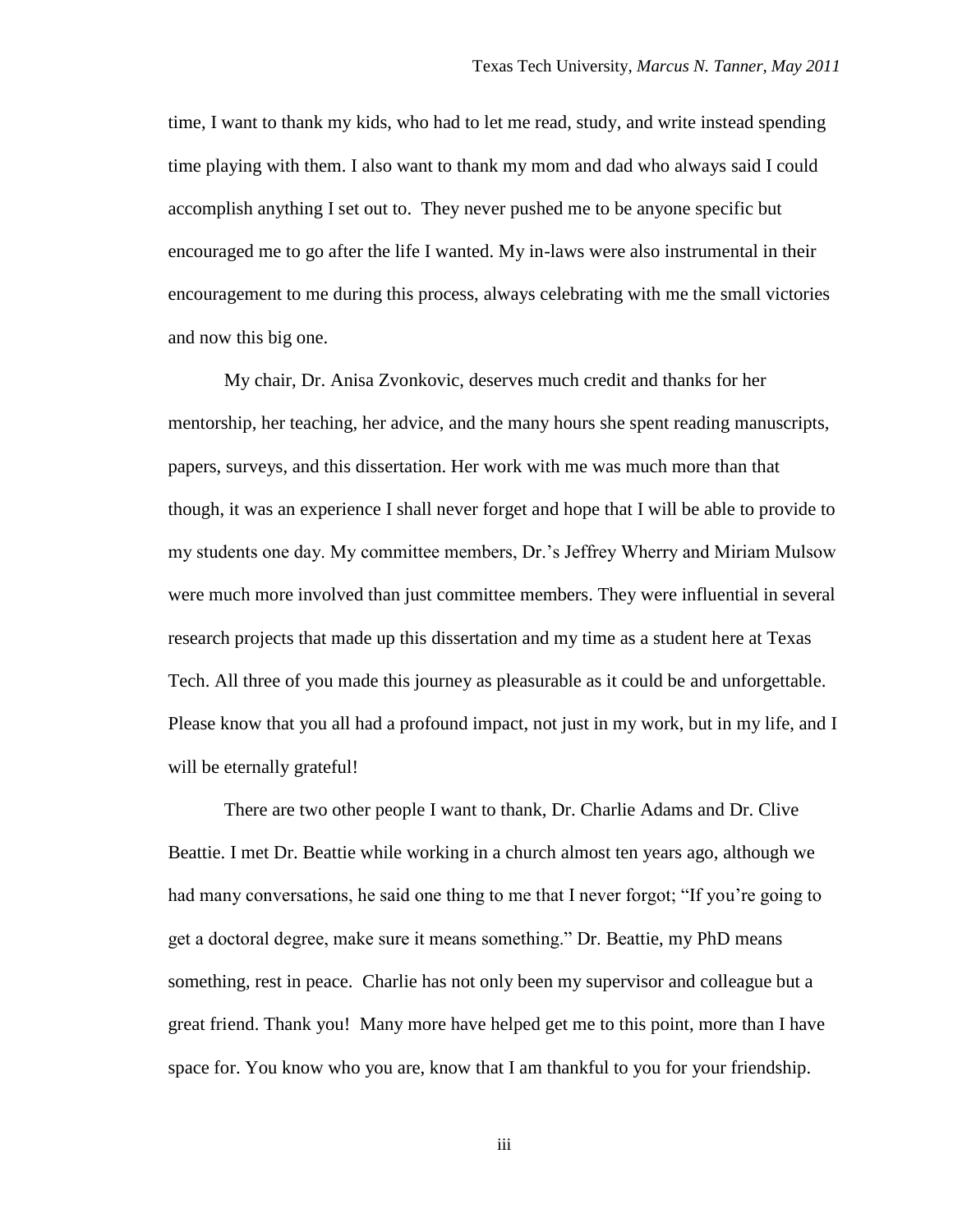time, I want to thank my kids, who had to let me read, study, and write instead spending time playing with them. I also want to thank my mom and dad who always said I could accomplish anything I set out to. They never pushed me to be anyone specific but encouraged me to go after the life I wanted. My in-laws were also instrumental in their encouragement to me during this process, always celebrating with me the small victories and now this big one.

My chair, Dr. Anisa Zvonkovic, deserves much credit and thanks for her mentorship, her teaching, her advice, and the many hours she spent reading manuscripts, papers, surveys, and this dissertation. Her work with me was much more than that though, it was an experience I shall never forget and hope that I will be able to provide to my students one day. My committee members, Dr.'s Jeffrey Wherry and Miriam Mulsow were much more involved than just committee members. They were influential in several research projects that made up this dissertation and my time as a student here at Texas Tech. All three of you made this journey as pleasurable as it could be and unforgettable. Please know that you all had a profound impact, not just in my work, but in my life, and I will be eternally grateful!

There are two other people I want to thank, Dr. Charlie Adams and Dr. Clive Beattie. I met Dr. Beattie while working in a church almost ten years ago, although we had many conversations, he said one thing to me that I never forgot; "If you're going to get a doctoral degree, make sure it means something." Dr. Beattie, my PhD means something, rest in peace. Charlie has not only been my supervisor and colleague but a great friend. Thank you! Many more have helped get me to this point, more than I have space for. You know who you are, know that I am thankful to you for your friendship.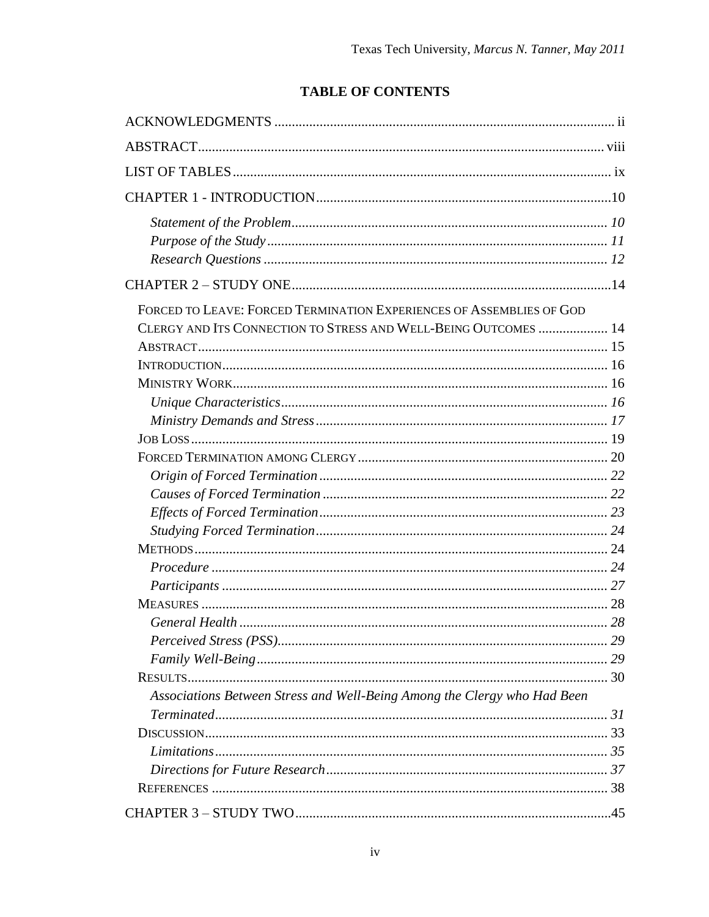## TABLE OF CONTENTS

ACKNOWLEDGMENTS ii

ABSTRACT viii

LIST OF TABLES ix

CHAPTER 1 - INTRODUCTION 10

- *Statement of the Problem* 10
- *Purpose of the Study* 11
- *Research Questions* 12

CHAPTER 2 – STUDY ONE 14

- FORCED TO LEAVE: FORCED TERMINATION EXPERIENCES OF ASSEMBLIES OF GOD CLERGY AND ITS CONNECTION TO STRESS AND WELL-BEING OUTCOMES 14
- ABSTRACT 15
- INTRODUCTION 16
- MINISTRY WORK 16
  - *Unique Characteristics* 16
  - *Ministry Demands and Stress* 17
- JOB LOSS 19
- FORCED TERMINATION AMONG CLERGY 20
  - *Origin of Forced Termination* 22
  - *Causes of Forced Termination* 22
  - *Effects of Forced Termination* 23
  - *Studying Forced Termination* 24
- METHODS 24
  - *Procedure* 24
  - *Participants* 27
- MEASURES 28
  - *General Health* 28
  - *Perceived Stress (PSS)* 29
  - *Family Well-Being* 29
- RESULTS 30
  - *Associations Between Stress and Well-Being Among the Clergy who Had Been Terminated* 31
- DISCUSSION 33
  - *Limitations* 35
  - *Directions for Future Research* 37
- REFERENCES 38

CHAPTER 3 – STUDY TWO 45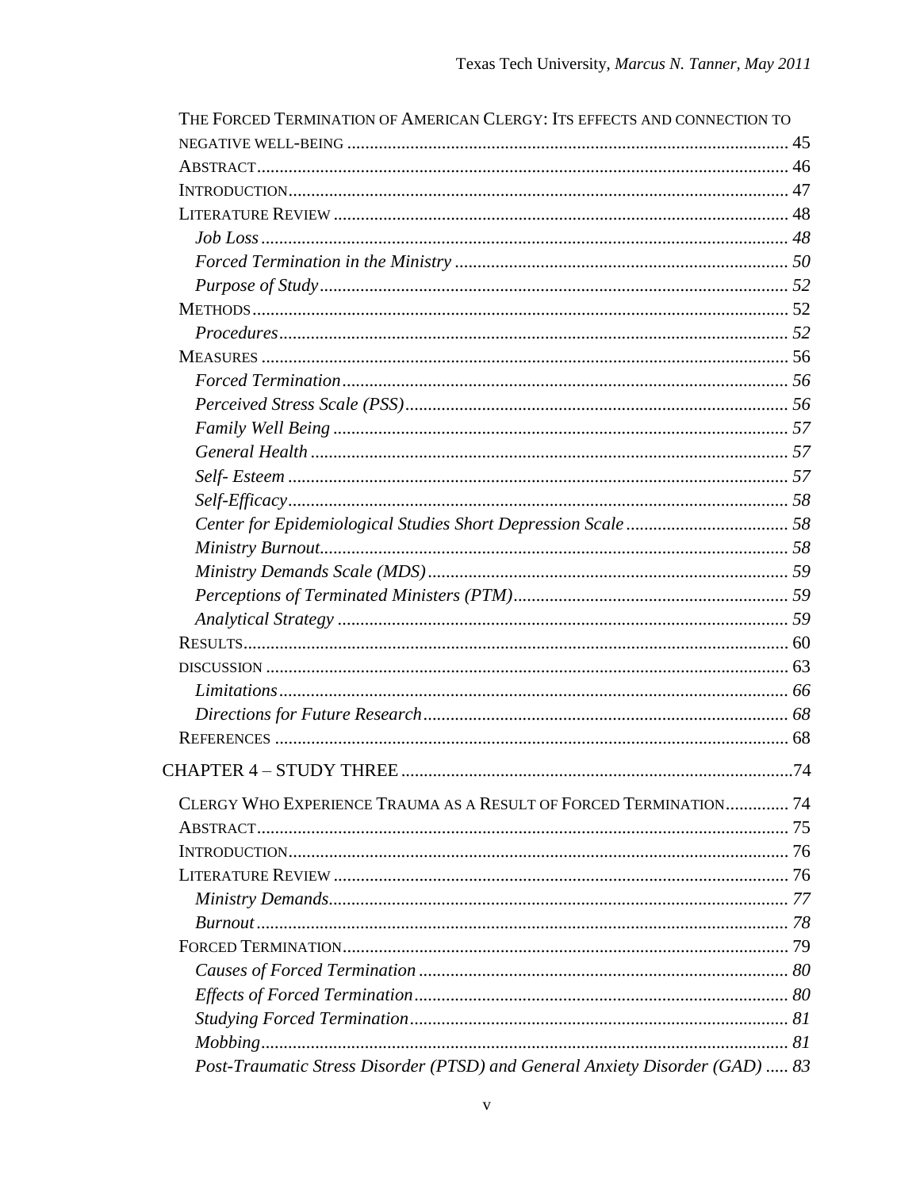THE FORCED TERMINATION OF AMERICAN CLERGY: ITS EFFECTS AND CONNECTION TO NEGATIVE WELL-BEING ............ 45
ABSTRACT ............ 46
INTRODUCTION ............ 47
LITERATURE REVIEW ............ 48
*Job Loss* ............ *48*
*Forced Termination in the Ministry* ............ *50*
*Purpose of Study* ............ *52*
METHODS ............ 52
*Procedures* ............ *52*
MEASURES ............ 56
*Forced Termination* ............ *56*
*Perceived Stress Scale (PSS)* ............ *56*
*Family Well Being* ............ *57*
*General Health* ............ *57*
*Self- Esteem* ............ *57*
*Self-Efficacy* ............ *58*
*Center for Epidemiological Studies Short Depression Scale* ............ *58*
*Ministry Burnout* ............ *58*
*Ministry Demands Scale (MDS)* ............ *59*
*Perceptions of Terminated Ministers (PTM)* ............ *59*
*Analytical Strategy* ............ *59*
RESULTS ............ 60
DISCUSSION ............ 63
*Limitations* ............ *66*
*Directions for Future Research* ............ *68*
REFERENCES ............ 68

CHAPTER 4 – STUDY THREE ............ 74

CLERGY WHO EXPERIENCE TRAUMA AS A RESULT OF FORCED TERMINATION ............ 74
ABSTRACT ............ 75
INTRODUCTION ............ 76
LITERATURE REVIEW ............ 76
*Ministry Demands* ............ *77*
*Burnout* ............ *78*
FORCED TERMINATION ............ 79
*Causes of Forced Termination* ............ *80*
*Effects of Forced Termination* ............ *80*
*Studying Forced Termination* ............ *81*
*Mobbing* ............ *81*
*Post-Traumatic Stress Disorder (PTSD) and General Anxiety Disorder (GAD)* ............ *83*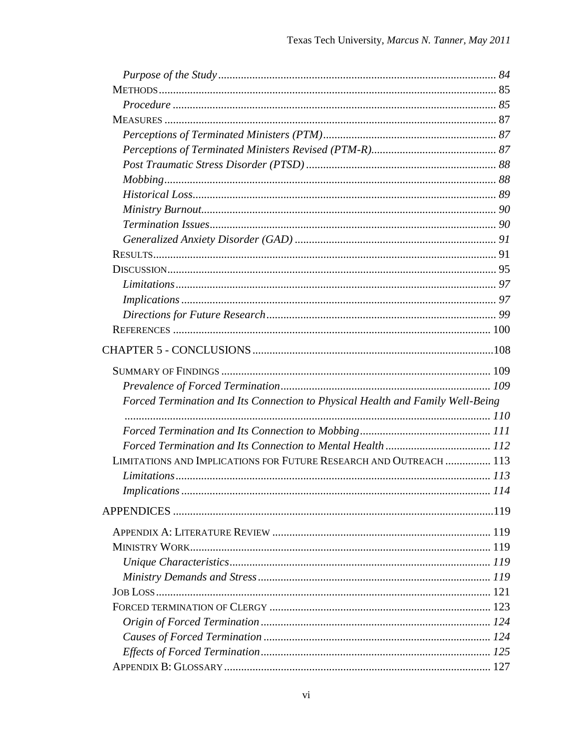*Purpose of the Study* ........................................................................................... *84*

METHODS ........................................................................................................... 85

*Procedure* ........................................................................................................... *85*

MEASURES ......................................................................................................... 87

*Perceptions of Terminated Ministers (PTM)* ......................................................... *87*

*Perceptions of Terminated Ministers Revised (PTM-R)* ......................................... *87*

*Post Traumatic Stress Disorder (PTSD)* ............................................................... *88*

*Mobbing* .............................................................................................................. *88*

*Historical Loss* ..................................................................................................... *89*

*Ministry Burnout* .................................................................................................. *90*

*Termination Issues* ............................................................................................... *90*

*Generalized Anxiety Disorder (GAD)* .................................................................... *91*

RESULTS ............................................................................................................. 91

DISCUSSION ......................................................................................................... 95

*Limitations* .......................................................................................................... *97*

*Implications* ........................................................................................................ *97*

*Directions for Future Research* ........................................................................... *99*

REFERENCES ....................................................................................................... 100

CHAPTER 5 - CONCLUSIONS ..............................................................................108

SUMMARY OF FINDINGS ...................................................................................... 109

*Prevalence of Forced Termination* ........................................................................ *109*

*Forced Termination and Its Connection to Physical Health and Family Well-Being* ........................................................................................................................ *110*

*Forced Termination and Its Connection to Mobbing* .............................................. *111*

*Forced Termination and Its Connection to Mental Health* ..................................... *112*

LIMITATIONS AND IMPLICATIONS FOR FUTURE RESEARCH AND OUTREACH ................ 113

*Limitations* .......................................................................................................... *113*

*Implications* ........................................................................................................ *114*

APPENDICES ........................................................................................................119

APPENDIX A: LITERATURE REVIEW ..................................................................... 119

MINISTRY WORK ................................................................................................... 119

*Unique Characteristics* ......................................................................................... *119*

*Ministry Demands and Stress* ................................................................................ *119*

JOB LOSS .............................................................................................................. 121

FORCED TERMINATION OF CLERGY ..................................................................... 123

*Origin of Forced Termination* ............................................................................... *124*

*Causes of Forced Termination* .............................................................................. *124*

*Effects of Forced Termination* ............................................................................... *125*

APPENDIX B: GLOSSARY ...................................................................................... 127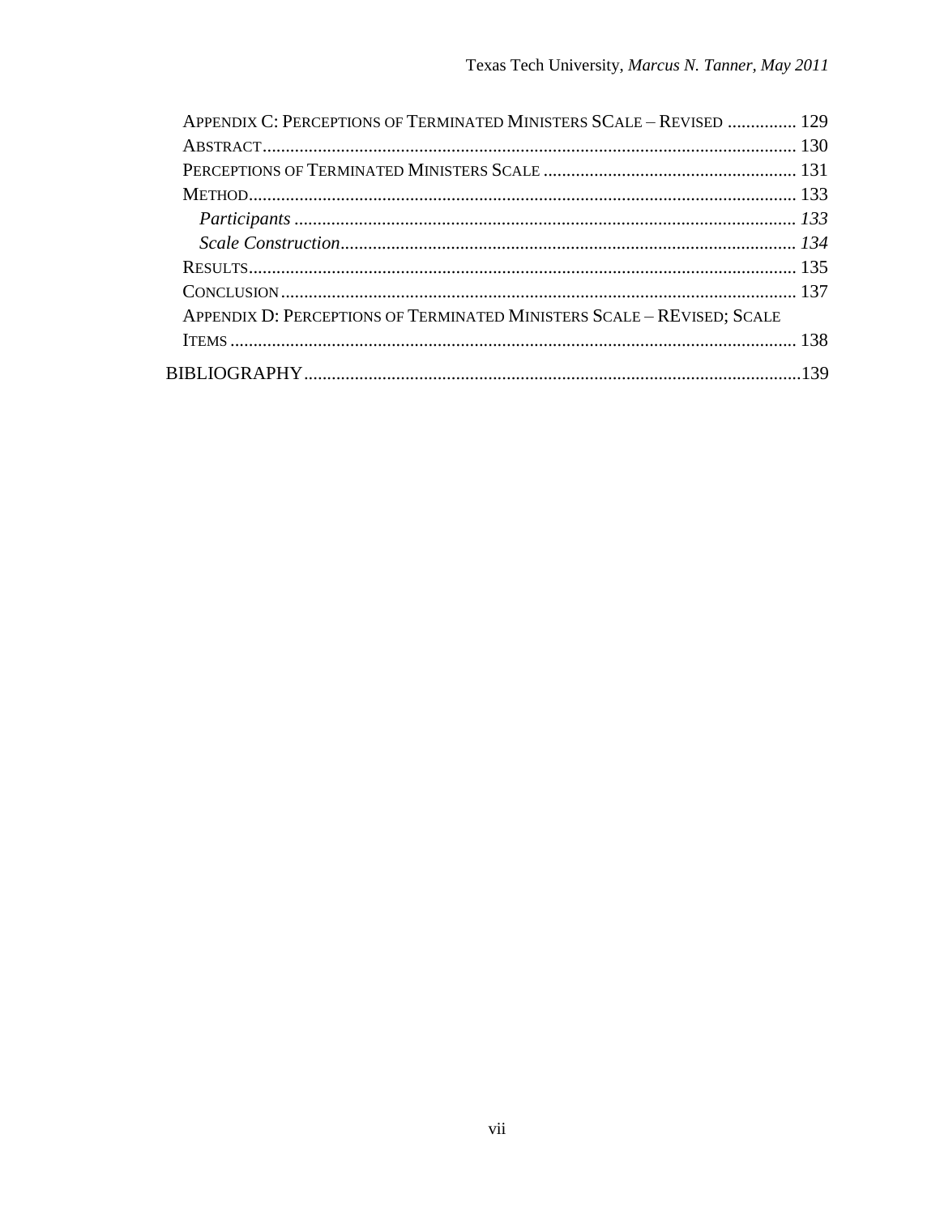APPENDIX C: PERCEPTIONS OF TERMINATED MINISTERS SCALE – REVISED ............... 129
ABSTRACT ........................................................................................................... 130
PERCEPTIONS OF TERMINATED MINISTERS SCALE ....................................................... 131
METHOD ............................................................................................................. 133
*Participants* ........................................................................................................ *133*
*Scale Construction* .............................................................................................. *134*
RESULTS ............................................................................................................. 135
CONCLUSION ...................................................................................................... 137
APPENDIX D: PERCEPTIONS OF TERMINATED MINISTERS SCALE – REVISED; SCALE ITEMS .............................................................................................................. 138

BIBLIOGRAPHY ...................................................................................................... 139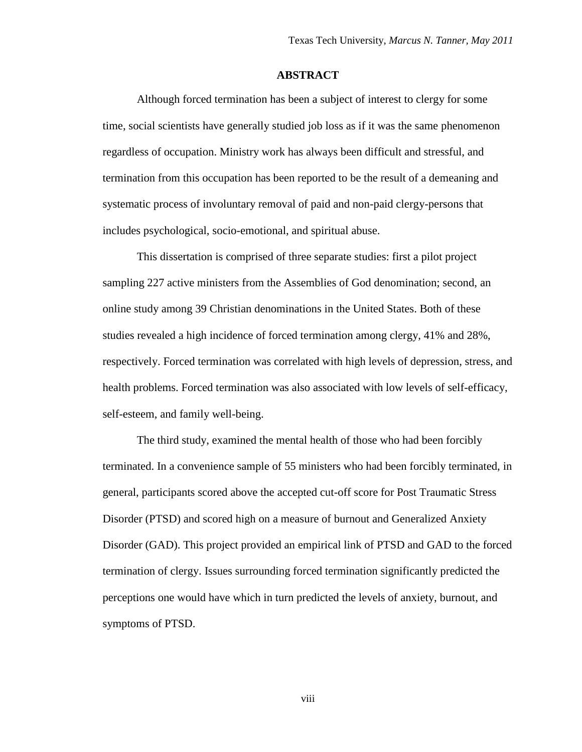## ABSTRACT

Although forced termination has been a subject of interest to clergy for some time, social scientists have generally studied job loss as if it was the same phenomenon regardless of occupation. Ministry work has always been difficult and stressful, and termination from this occupation has been reported to be the result of a demeaning and systematic process of involuntary removal of paid and non-paid clergy-persons that includes psychological, socio-emotional, and spiritual abuse.

This dissertation is comprised of three separate studies: first a pilot project sampling 227 active ministers from the Assemblies of God denomination; second, an online study among 39 Christian denominations in the United States. Both of these studies revealed a high incidence of forced termination among clergy, 41% and 28%, respectively. Forced termination was correlated with high levels of depression, stress, and health problems. Forced termination was also associated with low levels of self-efficacy, self-esteem, and family well-being.

The third study, examined the mental health of those who had been forcibly terminated. In a convenience sample of 55 ministers who had been forcibly terminated, in general, participants scored above the accepted cut-off score for Post Traumatic Stress Disorder (PTSD) and scored high on a measure of burnout and Generalized Anxiety Disorder (GAD). This project provided an empirical link of PTSD and GAD to the forced termination of clergy. Issues surrounding forced termination significantly predicted the perceptions one would have which in turn predicted the levels of anxiety, burnout, and symptoms of PTSD.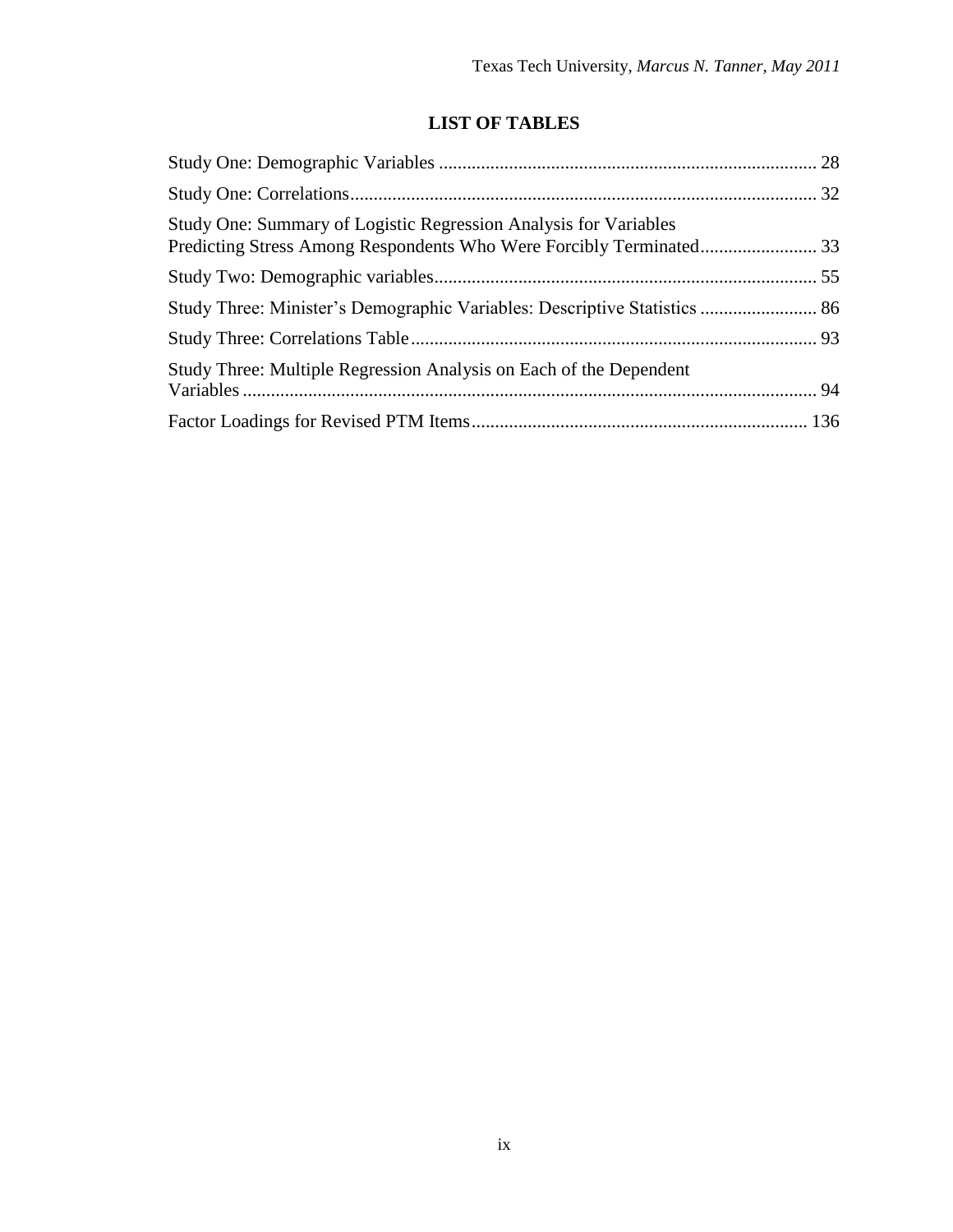# LIST OF TABLES

Study One: Demographic Variables ................................................................................ 28

Study One: Correlations.................................................................................................. 32

Study One: Summary of Logistic Regression Analysis for Variables Predicting Stress Among Respondents Who Were Forcibly Terminated........................ 33

Study Two: Demographic variables................................................................................. 55

Study Three: Minister's Demographic Variables: Descriptive Statistics ......................... 86

Study Three: Correlations Table...................................................................................... 93

Study Three: Multiple Regression Analysis on Each of the Dependent Variables ........................................................................................................................ 94

Factor Loadings for Revised PTM Items....................................................................... 136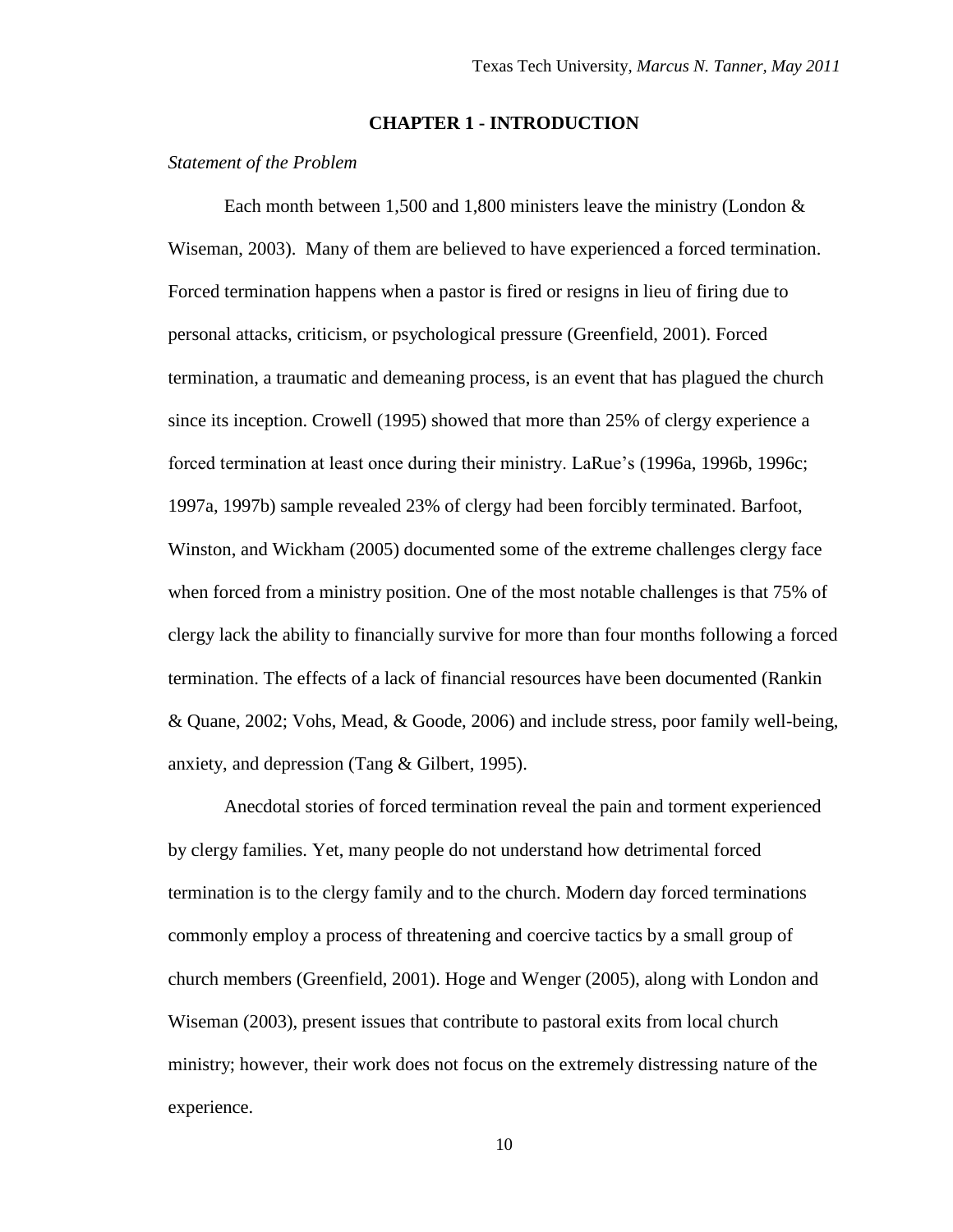# CHAPTER 1 - INTRODUCTION

*Statement of the Problem*

Each month between 1,500 and 1,800 ministers leave the ministry (London & Wiseman, 2003). Many of them are believed to have experienced a forced termination. Forced termination happens when a pastor is fired or resigns in lieu of firing due to personal attacks, criticism, or psychological pressure (Greenfield, 2001). Forced termination, a traumatic and demeaning process, is an event that has plagued the church since its inception. Crowell (1995) showed that more than 25% of clergy experience a forced termination at least once during their ministry. LaRue's (1996a, 1996b, 1996c; 1997a, 1997b) sample revealed 23% of clergy had been forcibly terminated. Barfoot, Winston, and Wickham (2005) documented some of the extreme challenges clergy face when forced from a ministry position. One of the most notable challenges is that 75% of clergy lack the ability to financially survive for more than four months following a forced termination. The effects of a lack of financial resources have been documented (Rankin & Quane, 2002; Vohs, Mead, & Goode, 2006) and include stress, poor family well-being, anxiety, and depression (Tang & Gilbert, 1995).

Anecdotal stories of forced termination reveal the pain and torment experienced by clergy families. Yet, many people do not understand how detrimental forced termination is to the clergy family and to the church. Modern day forced terminations commonly employ a process of threatening and coercive tactics by a small group of church members (Greenfield, 2001). Hoge and Wenger (2005), along with London and Wiseman (2003), present issues that contribute to pastoral exits from local church ministry; however, their work does not focus on the extremely distressing nature of the experience.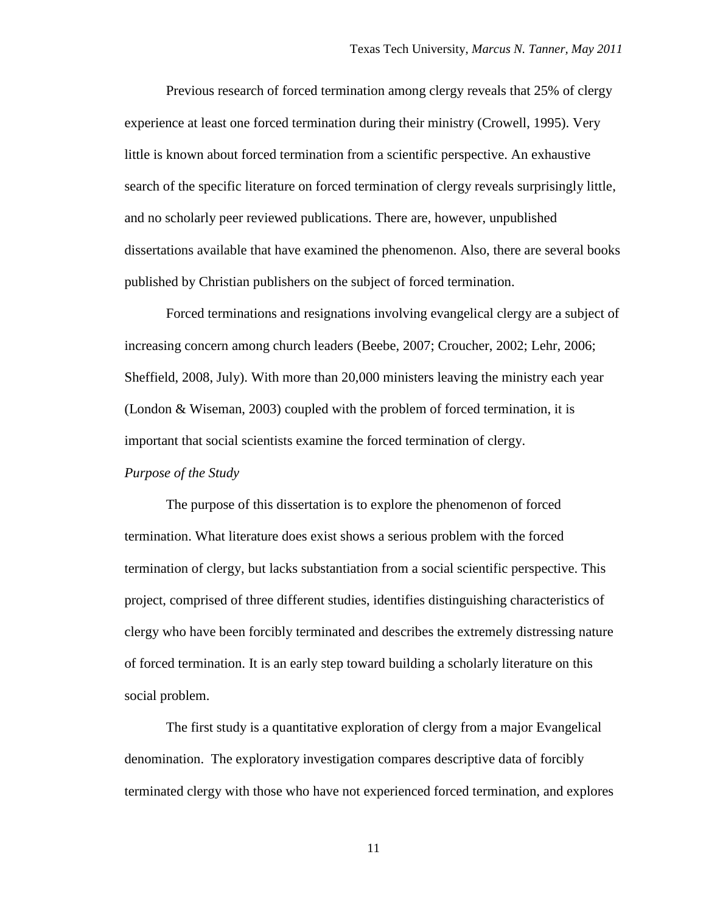Previous research of forced termination among clergy reveals that 25% of clergy experience at least one forced termination during their ministry (Crowell, 1995). Very little is known about forced termination from a scientific perspective. An exhaustive search of the specific literature on forced termination of clergy reveals surprisingly little, and no scholarly peer reviewed publications. There are, however, unpublished dissertations available that have examined the phenomenon. Also, there are several books published by Christian publishers on the subject of forced termination.

Forced terminations and resignations involving evangelical clergy are a subject of increasing concern among church leaders (Beebe, 2007; Croucher, 2002; Lehr, 2006; Sheffield, 2008, July). With more than 20,000 ministers leaving the ministry each year (London & Wiseman, 2003) coupled with the problem of forced termination, it is important that social scientists examine the forced termination of clergy.

*Purpose of the Study*

The purpose of this dissertation is to explore the phenomenon of forced termination. What literature does exist shows a serious problem with the forced termination of clergy, but lacks substantiation from a social scientific perspective. This project, comprised of three different studies, identifies distinguishing characteristics of clergy who have been forcibly terminated and describes the extremely distressing nature of forced termination. It is an early step toward building a scholarly literature on this social problem.

The first study is a quantitative exploration of clergy from a major Evangelical denomination. The exploratory investigation compares descriptive data of forcibly terminated clergy with those who have not experienced forced termination, and explores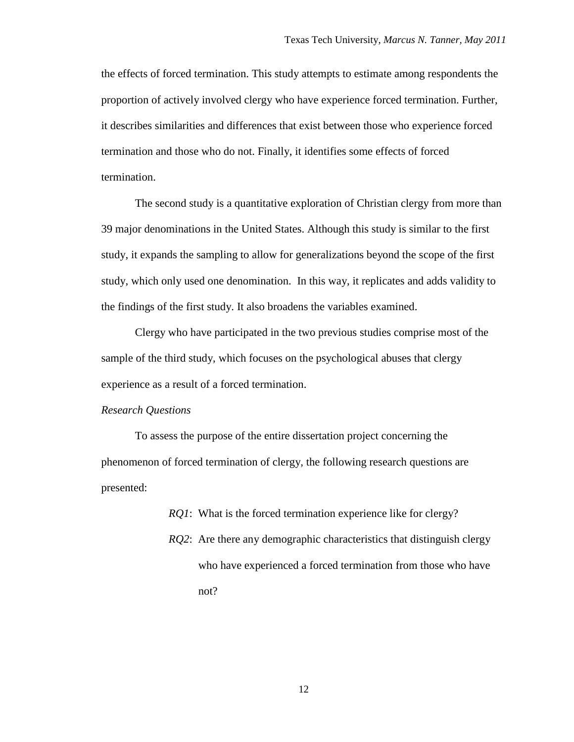the effects of forced termination. This study attempts to estimate among respondents the proportion of actively involved clergy who have experience forced termination. Further, it describes similarities and differences that exist between those who experience forced termination and those who do not. Finally, it identifies some effects of forced termination.

The second study is a quantitative exploration of Christian clergy from more than 39 major denominations in the United States. Although this study is similar to the first study, it expands the sampling to allow for generalizations beyond the scope of the first study, which only used one denomination. In this way, it replicates and adds validity to the findings of the first study. It also broadens the variables examined.

Clergy who have participated in the two previous studies comprise most of the sample of the third study, which focuses on the psychological abuses that clergy experience as a result of a forced termination.

*Research Questions*

To assess the purpose of the entire dissertation project concerning the phenomenon of forced termination of clergy, the following research questions are presented:

> *RQ1*: What is the forced termination experience like for clergy?
>
> *RQ2*: Are there any demographic characteristics that distinguish clergy who have experienced a forced termination from those who have not?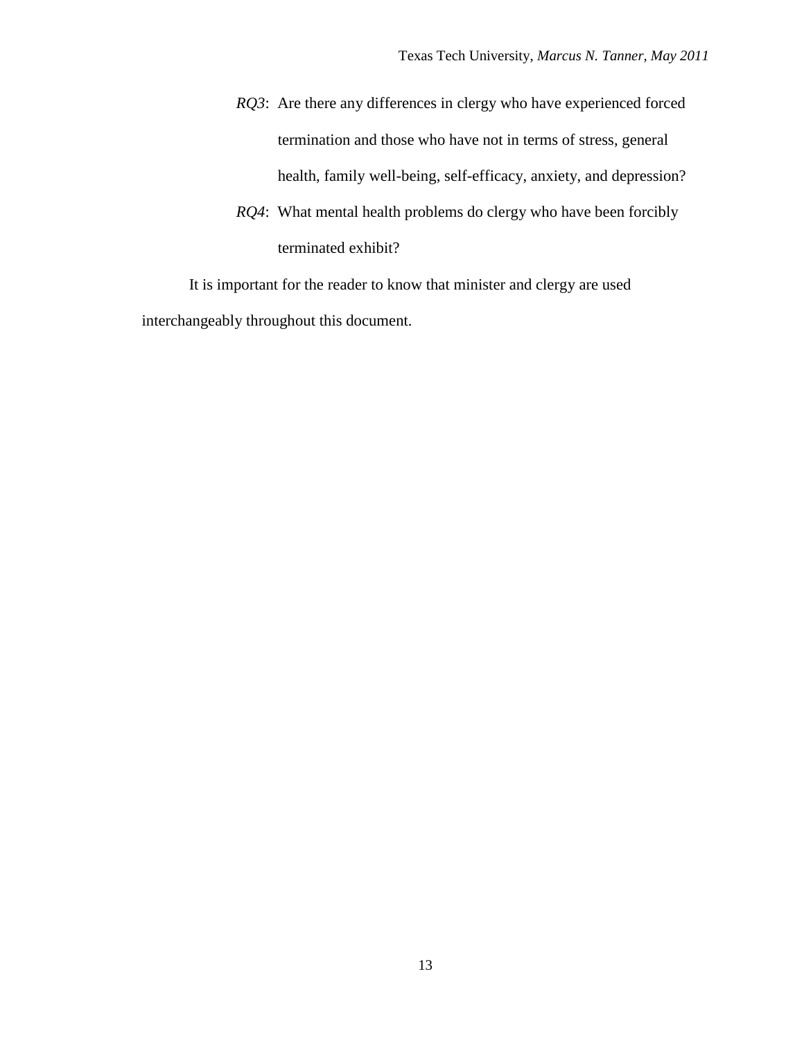*RQ3*: Are there any differences in clergy who have experienced forced termination and those who have not in terms of stress, general health, family well-being, self-efficacy, anxiety, and depression?

*RQ4*: What mental health problems do clergy who have been forcibly terminated exhibit?

It is important for the reader to know that minister and clergy are used interchangeably throughout this document.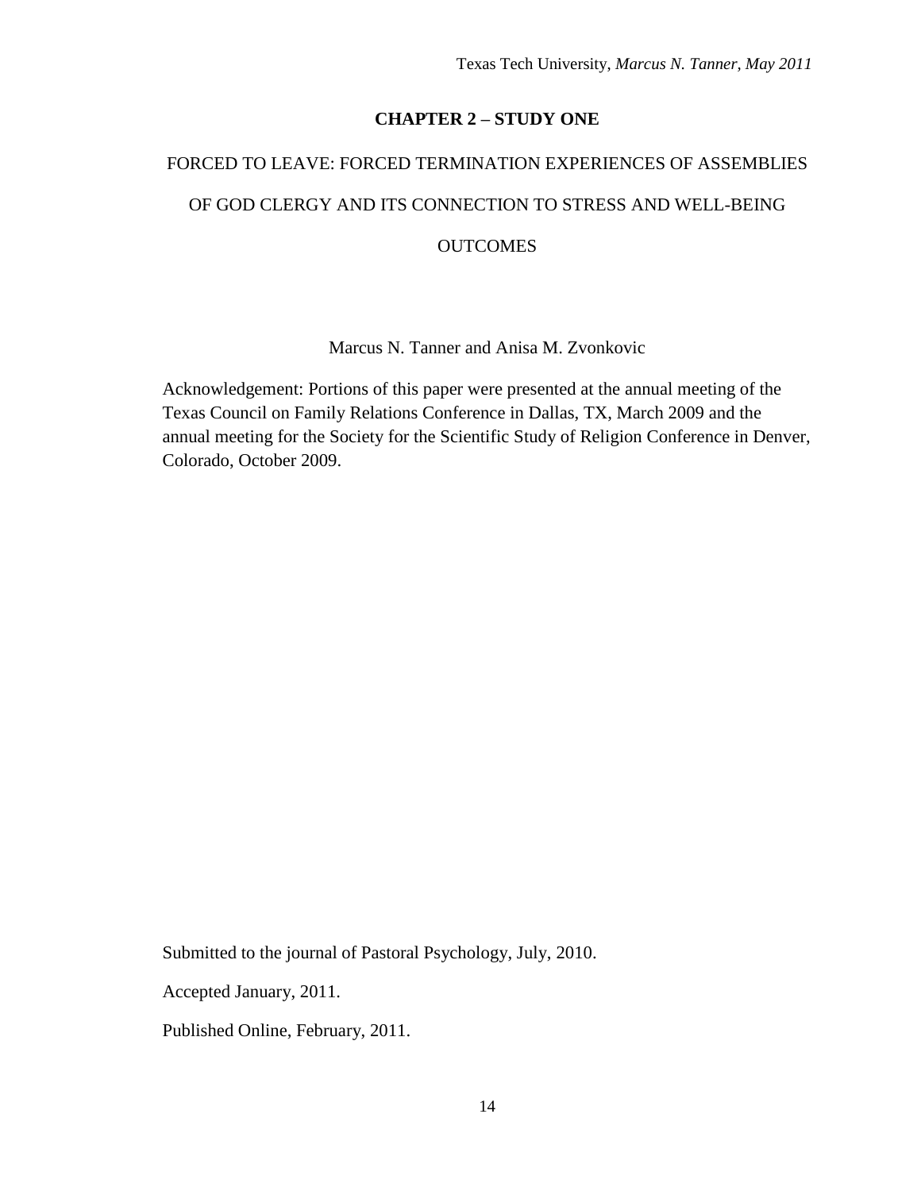# CHAPTER 2 – STUDY ONE

## FORCED TO LEAVE: FORCED TERMINATION EXPERIENCES OF ASSEMBLIES OF GOD CLERGY AND ITS CONNECTION TO STRESS AND WELL-BEING OUTCOMES

Marcus N. Tanner and Anisa M. Zvonkovic

Acknowledgement: Portions of this paper were presented at the annual meeting of the Texas Council on Family Relations Conference in Dallas, TX, March 2009 and the annual meeting for the Society for the Scientific Study of Religion Conference in Denver, Colorado, October 2009.

Submitted to the journal of Pastoral Psychology, July, 2010.

Accepted January, 2011.

Published Online, February, 2011.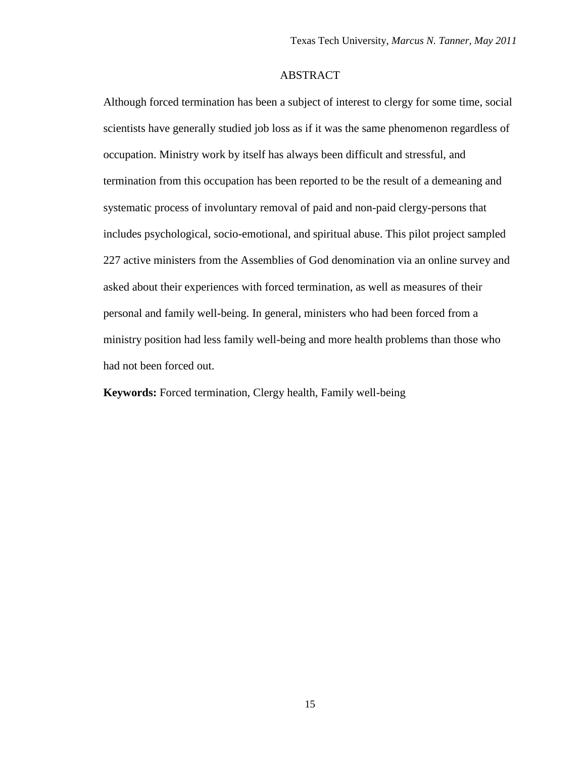## ABSTRACT

Although forced termination has been a subject of interest to clergy for some time, social scientists have generally studied job loss as if it was the same phenomenon regardless of occupation. Ministry work by itself has always been difficult and stressful, and termination from this occupation has been reported to be the result of a demeaning and systematic process of involuntary removal of paid and non-paid clergy-persons that includes psychological, socio-emotional, and spiritual abuse. This pilot project sampled 227 active ministers from the Assemblies of God denomination via an online survey and asked about their experiences with forced termination, as well as measures of their personal and family well-being. In general, ministers who had been forced from a ministry position had less family well-being and more health problems than those who had not been forced out.

**Keywords:** Forced termination, Clergy health, Family well-being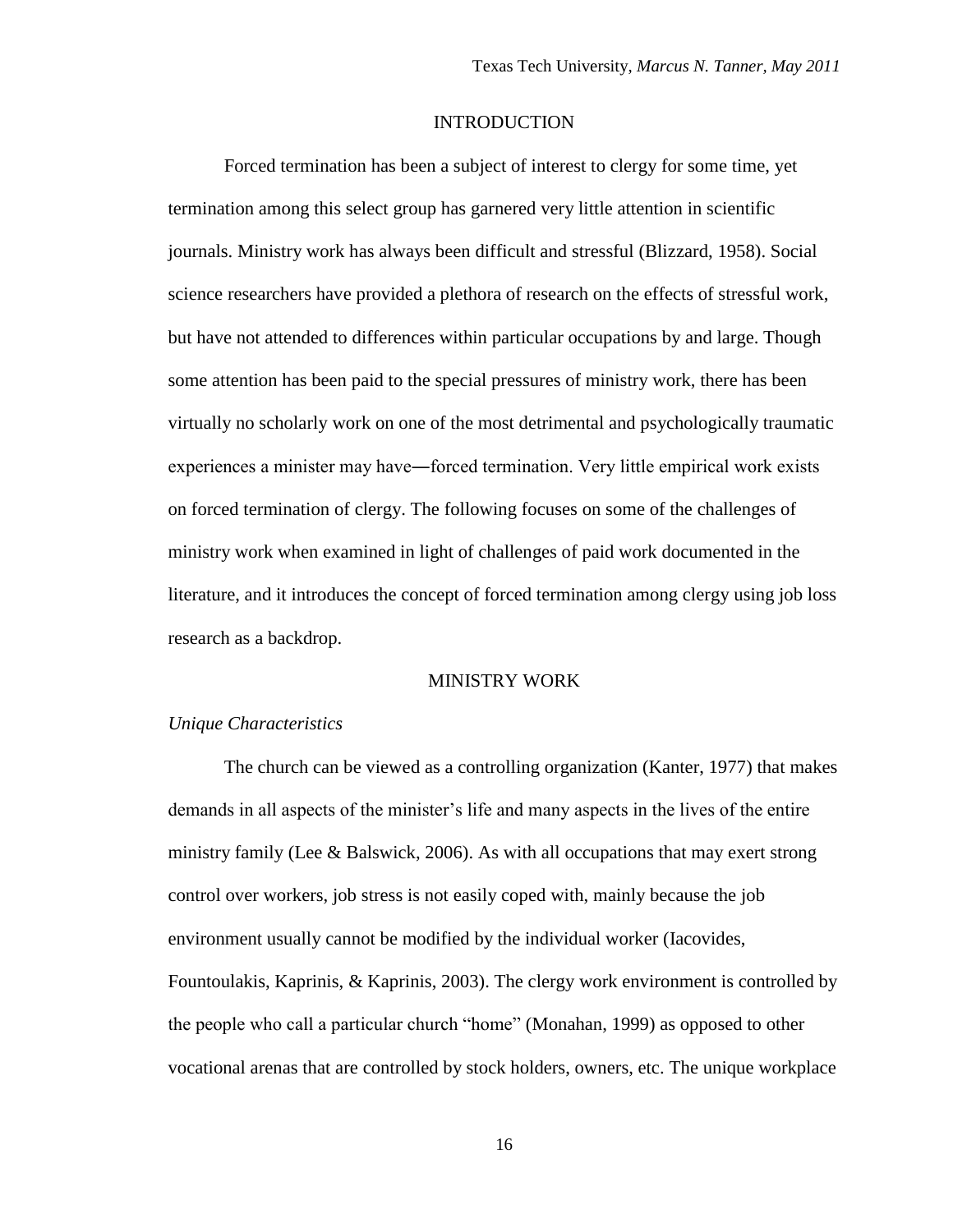# INTRODUCTION

Forced termination has been a subject of interest to clergy for some time, yet termination among this select group has garnered very little attention in scientific journals. Ministry work has always been difficult and stressful (Blizzard, 1958). Social science researchers have provided a plethora of research on the effects of stressful work, but have not attended to differences within particular occupations by and large. Though some attention has been paid to the special pressures of ministry work, there has been virtually no scholarly work on one of the most detrimental and psychologically traumatic experiences a minister may have―forced termination. Very little empirical work exists on forced termination of clergy. The following focuses on some of the challenges of ministry work when examined in light of challenges of paid work documented in the literature, and it introduces the concept of forced termination among clergy using job loss research as a backdrop.

## MINISTRY WORK

### *Unique Characteristics*

The church can be viewed as a controlling organization (Kanter, 1977) that makes demands in all aspects of the minister's life and many aspects in the lives of the entire ministry family (Lee & Balswick, 2006). As with all occupations that may exert strong control over workers, job stress is not easily coped with, mainly because the job environment usually cannot be modified by the individual worker (Iacovides, Fountoulakis, Kaprinis, & Kaprinis, 2003). The clergy work environment is controlled by the people who call a particular church "home" (Monahan, 1999) as opposed to other vocational arenas that are controlled by stock holders, owners, etc. The unique workplace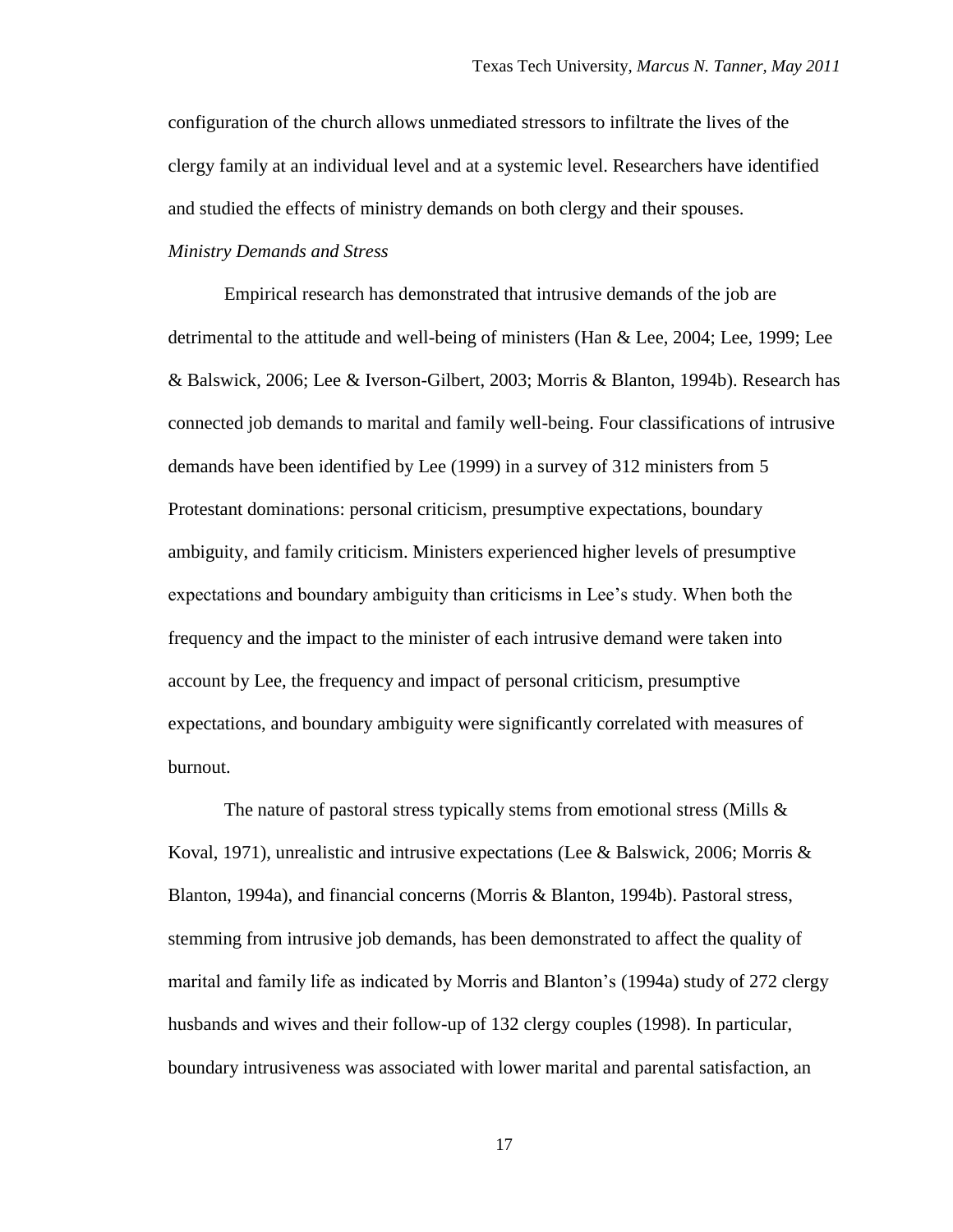configuration of the church allows unmediated stressors to infiltrate the lives of the clergy family at an individual level and at a systemic level. Researchers have identified and studied the effects of ministry demands on both clergy and their spouses.

*Ministry Demands and Stress*

Empirical research has demonstrated that intrusive demands of the job are detrimental to the attitude and well-being of ministers (Han & Lee, 2004; Lee, 1999; Lee & Balswick, 2006; Lee & Iverson-Gilbert, 2003; Morris & Blanton, 1994b). Research has connected job demands to marital and family well-being. Four classifications of intrusive demands have been identified by Lee (1999) in a survey of 312 ministers from 5 Protestant dominations: personal criticism, presumptive expectations, boundary ambiguity, and family criticism. Ministers experienced higher levels of presumptive expectations and boundary ambiguity than criticisms in Lee's study. When both the frequency and the impact to the minister of each intrusive demand were taken into account by Lee, the frequency and impact of personal criticism, presumptive expectations, and boundary ambiguity were significantly correlated with measures of burnout.

The nature of pastoral stress typically stems from emotional stress (Mills & Koval, 1971), unrealistic and intrusive expectations (Lee & Balswick, 2006; Morris & Blanton, 1994a), and financial concerns (Morris & Blanton, 1994b). Pastoral stress, stemming from intrusive job demands, has been demonstrated to affect the quality of marital and family life as indicated by Morris and Blanton's (1994a) study of 272 clergy husbands and wives and their follow-up of 132 clergy couples (1998). In particular, boundary intrusiveness was associated with lower marital and parental satisfaction, an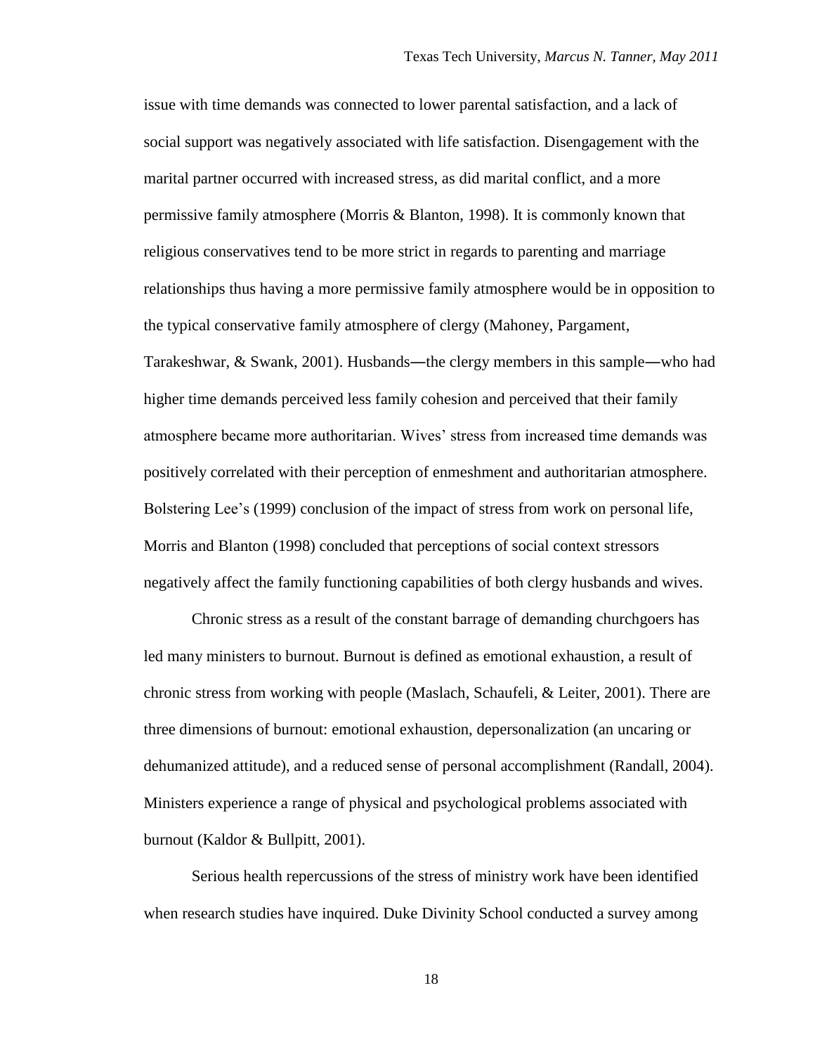issue with time demands was connected to lower parental satisfaction, and a lack of social support was negatively associated with life satisfaction. Disengagement with the marital partner occurred with increased stress, as did marital conflict, and a more permissive family atmosphere (Morris & Blanton, 1998). It is commonly known that religious conservatives tend to be more strict in regards to parenting and marriage relationships thus having a more permissive family atmosphere would be in opposition to the typical conservative family atmosphere of clergy (Mahoney, Pargament, Tarakeshwar, & Swank, 2001). Husbands—the clergy members in this sample—who had higher time demands perceived less family cohesion and perceived that their family atmosphere became more authoritarian. Wives' stress from increased time demands was positively correlated with their perception of enmeshment and authoritarian atmosphere. Bolstering Lee's (1999) conclusion of the impact of stress from work on personal life, Morris and Blanton (1998) concluded that perceptions of social context stressors negatively affect the family functioning capabilities of both clergy husbands and wives.

Chronic stress as a result of the constant barrage of demanding churchgoers has led many ministers to burnout. Burnout is defined as emotional exhaustion, a result of chronic stress from working with people (Maslach, Schaufeli, & Leiter, 2001). There are three dimensions of burnout: emotional exhaustion, depersonalization (an uncaring or dehumanized attitude), and a reduced sense of personal accomplishment (Randall, 2004). Ministers experience a range of physical and psychological problems associated with burnout (Kaldor & Bullpitt, 2001).

Serious health repercussions of the stress of ministry work have been identified when research studies have inquired. Duke Divinity School conducted a survey among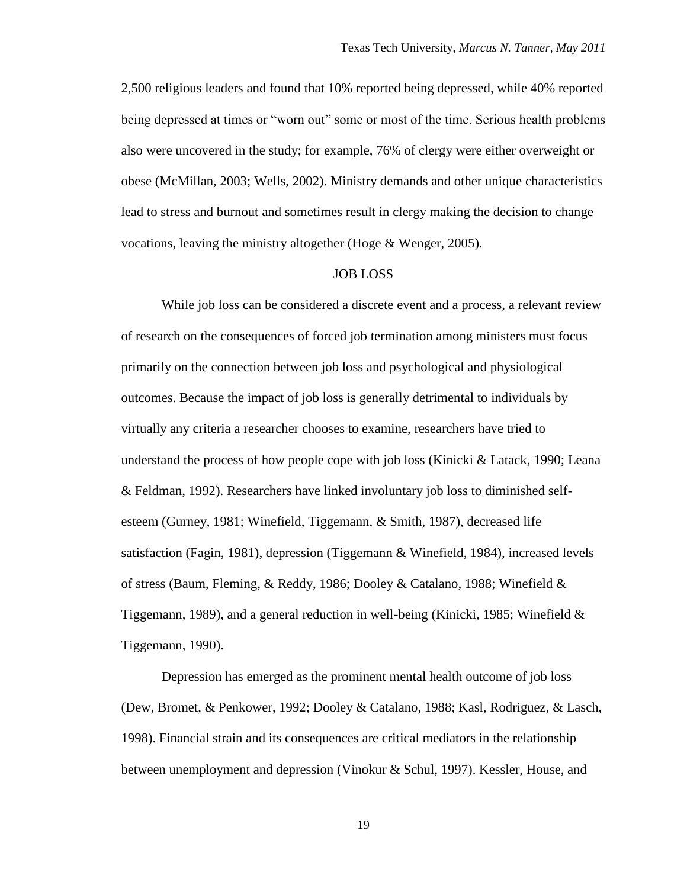2,500 religious leaders and found that 10% reported being depressed, while 40% reported being depressed at times or "worn out" some or most of the time. Serious health problems also were uncovered in the study; for example, 76% of clergy were either overweight or obese (McMillan, 2003; Wells, 2002). Ministry demands and other unique characteristics lead to stress and burnout and sometimes result in clergy making the decision to change vocations, leaving the ministry altogether (Hoge & Wenger, 2005).

## JOB LOSS

While job loss can be considered a discrete event and a process, a relevant review of research on the consequences of forced job termination among ministers must focus primarily on the connection between job loss and psychological and physiological outcomes. Because the impact of job loss is generally detrimental to individuals by virtually any criteria a researcher chooses to examine, researchers have tried to understand the process of how people cope with job loss (Kinicki & Latack, 1990; Leana & Feldman, 1992). Researchers have linked involuntary job loss to diminished self-esteem (Gurney, 1981; Winefield, Tiggemann, & Smith, 1987), decreased life satisfaction (Fagin, 1981), depression (Tiggemann & Winefield, 1984), increased levels of stress (Baum, Fleming, & Reddy, 1986; Dooley & Catalano, 1988; Winefield & Tiggemann, 1989), and a general reduction in well-being (Kinicki, 1985; Winefield & Tiggemann, 1990).

Depression has emerged as the prominent mental health outcome of job loss (Dew, Bromet, & Penkower, 1992; Dooley & Catalano, 1988; Kasl, Rodriguez, & Lasch, 1998). Financial strain and its consequences are critical mediators in the relationship between unemployment and depression (Vinokur & Schul, 1997). Kessler, House, and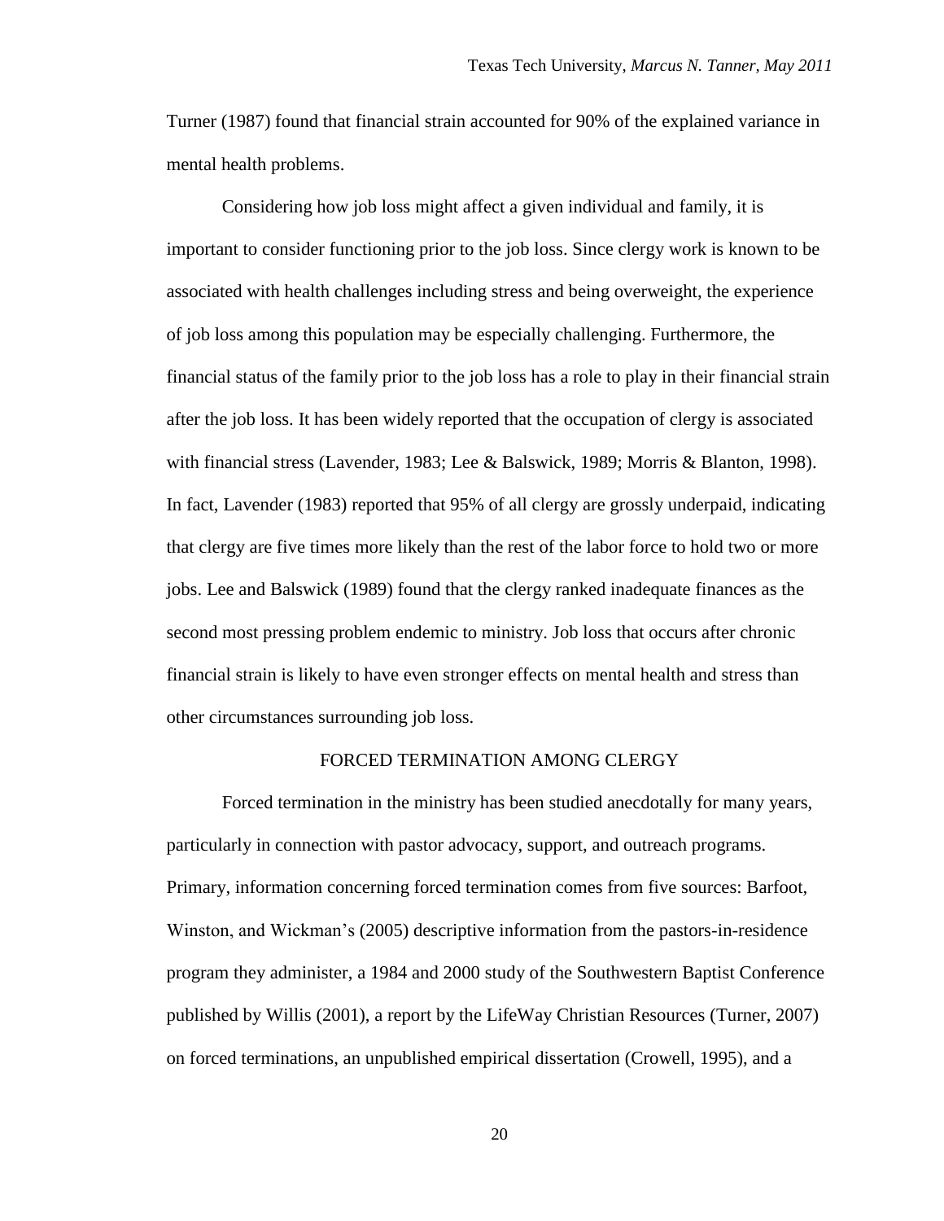Turner (1987) found that financial strain accounted for 90% of the explained variance in mental health problems.

Considering how job loss might affect a given individual and family, it is important to consider functioning prior to the job loss. Since clergy work is known to be associated with health challenges including stress and being overweight, the experience of job loss among this population may be especially challenging. Furthermore, the financial status of the family prior to the job loss has a role to play in their financial strain after the job loss. It has been widely reported that the occupation of clergy is associated with financial stress (Lavender, 1983; Lee & Balswick, 1989; Morris & Blanton, 1998). In fact, Lavender (1983) reported that 95% of all clergy are grossly underpaid, indicating that clergy are five times more likely than the rest of the labor force to hold two or more jobs. Lee and Balswick (1989) found that the clergy ranked inadequate finances as the second most pressing problem endemic to ministry. Job loss that occurs after chronic financial strain is likely to have even stronger effects on mental health and stress than other circumstances surrounding job loss.

## FORCED TERMINATION AMONG CLERGY

Forced termination in the ministry has been studied anecdotally for many years, particularly in connection with pastor advocacy, support, and outreach programs. Primary, information concerning forced termination comes from five sources: Barfoot, Winston, and Wickman's (2005) descriptive information from the pastors-in-residence program they administer, a 1984 and 2000 study of the Southwestern Baptist Conference published by Willis (2001), a report by the LifeWay Christian Resources (Turner, 2007) on forced terminations, an unpublished empirical dissertation (Crowell, 1995), and a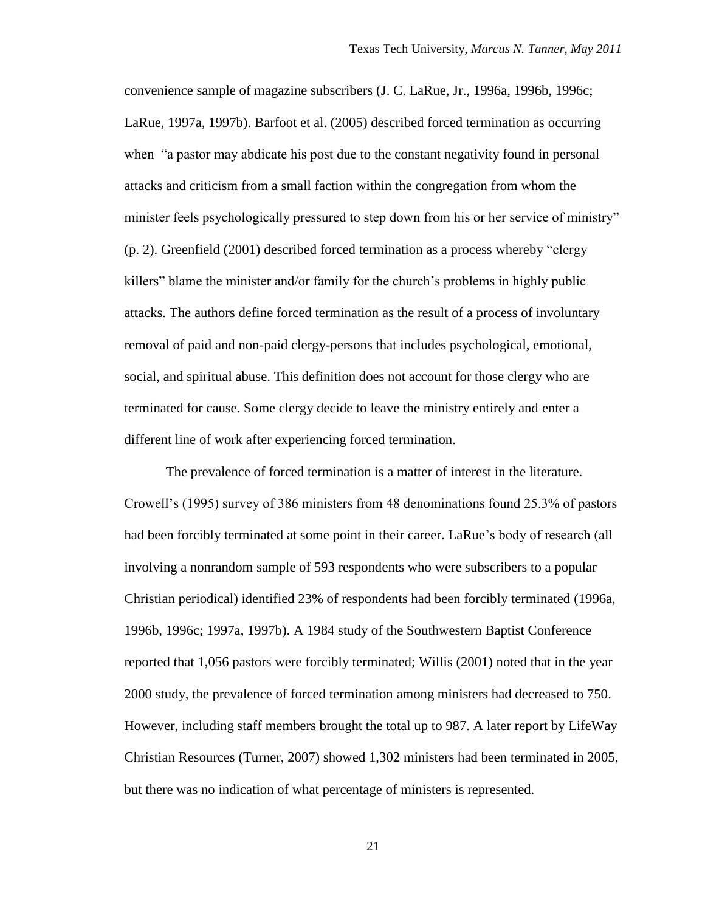convenience sample of magazine subscribers (J. C. LaRue, Jr., 1996a, 1996b, 1996c; LaRue, 1997a, 1997b). Barfoot et al. (2005) described forced termination as occurring when "a pastor may abdicate his post due to the constant negativity found in personal attacks and criticism from a small faction within the congregation from whom the minister feels psychologically pressured to step down from his or her service of ministry" (p. 2). Greenfield (2001) described forced termination as a process whereby "clergy killers" blame the minister and/or family for the church's problems in highly public attacks. The authors define forced termination as the result of a process of involuntary removal of paid and non-paid clergy-persons that includes psychological, emotional, social, and spiritual abuse. This definition does not account for those clergy who are terminated for cause. Some clergy decide to leave the ministry entirely and enter a different line of work after experiencing forced termination.

The prevalence of forced termination is a matter of interest in the literature. Crowell's (1995) survey of 386 ministers from 48 denominations found 25.3% of pastors had been forcibly terminated at some point in their career. LaRue's body of research (all involving a nonrandom sample of 593 respondents who were subscribers to a popular Christian periodical) identified 23% of respondents had been forcibly terminated (1996a, 1996b, 1996c; 1997a, 1997b). A 1984 study of the Southwestern Baptist Conference reported that 1,056 pastors were forcibly terminated; Willis (2001) noted that in the year 2000 study, the prevalence of forced termination among ministers had decreased to 750. However, including staff members brought the total up to 987. A later report by LifeWay Christian Resources (Turner, 2007) showed 1,302 ministers had been terminated in 2005, but there was no indication of what percentage of ministers is represented.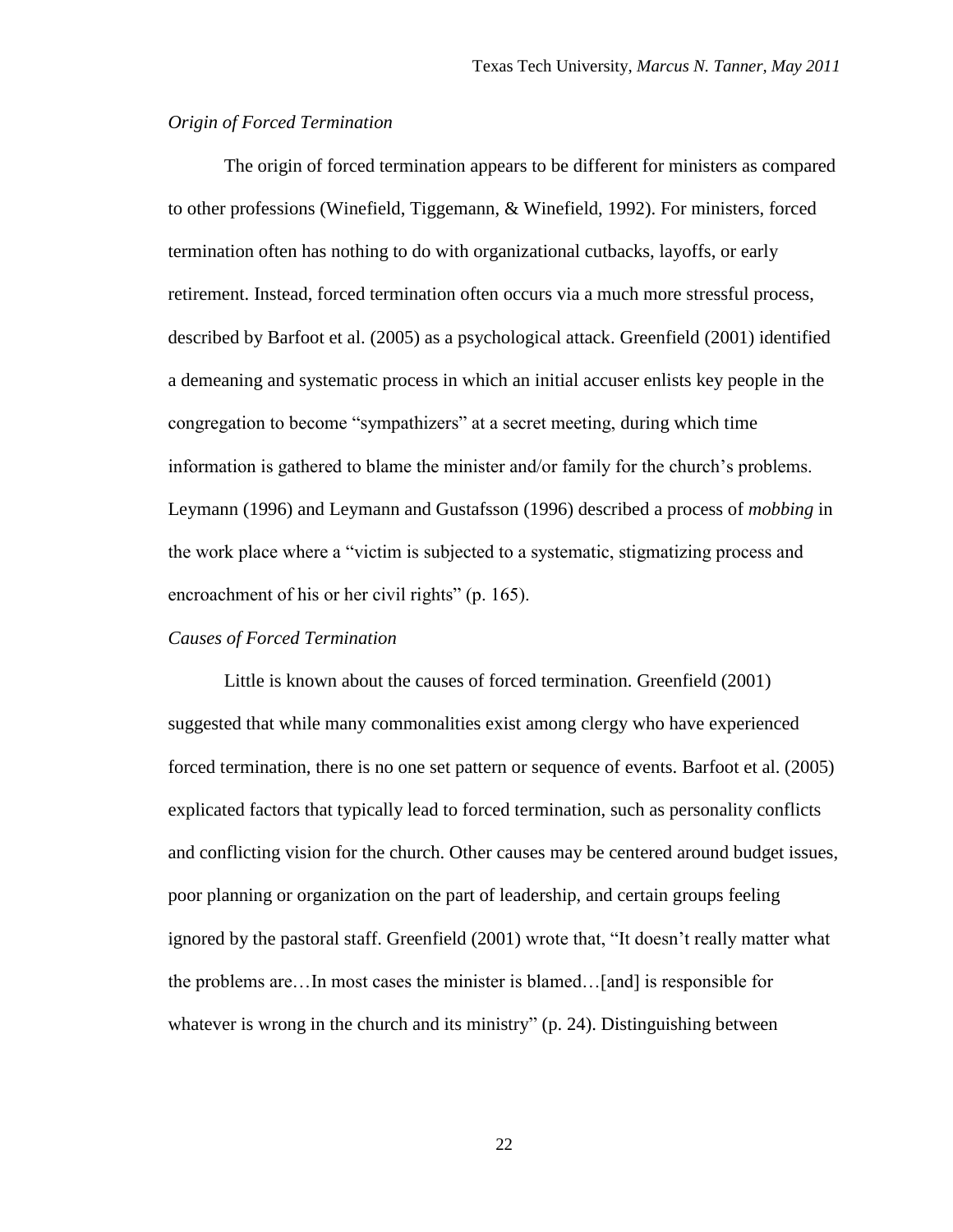*Origin of Forced Termination*

The origin of forced termination appears to be different for ministers as compared to other professions (Winefield, Tiggemann, & Winefield, 1992). For ministers, forced termination often has nothing to do with organizational cutbacks, layoffs, or early retirement. Instead, forced termination often occurs via a much more stressful process, described by Barfoot et al. (2005) as a psychological attack. Greenfield (2001) identified a demeaning and systematic process in which an initial accuser enlists key people in the congregation to become "sympathizers" at a secret meeting, during which time information is gathered to blame the minister and/or family for the church's problems. Leymann (1996) and Leymann and Gustafsson (1996) described a process of *mobbing* in the work place where a "victim is subjected to a systematic, stigmatizing process and encroachment of his or her civil rights" (p. 165).

*Causes of Forced Termination*

Little is known about the causes of forced termination. Greenfield (2001) suggested that while many commonalities exist among clergy who have experienced forced termination, there is no one set pattern or sequence of events. Barfoot et al. (2005) explicated factors that typically lead to forced termination, such as personality conflicts and conflicting vision for the church. Other causes may be centered around budget issues, poor planning or organization on the part of leadership, and certain groups feeling ignored by the pastoral staff. Greenfield (2001) wrote that, "It doesn't really matter what the problems are…In most cases the minister is blamed…[and] is responsible for whatever is wrong in the church and its ministry" (p. 24). Distinguishing between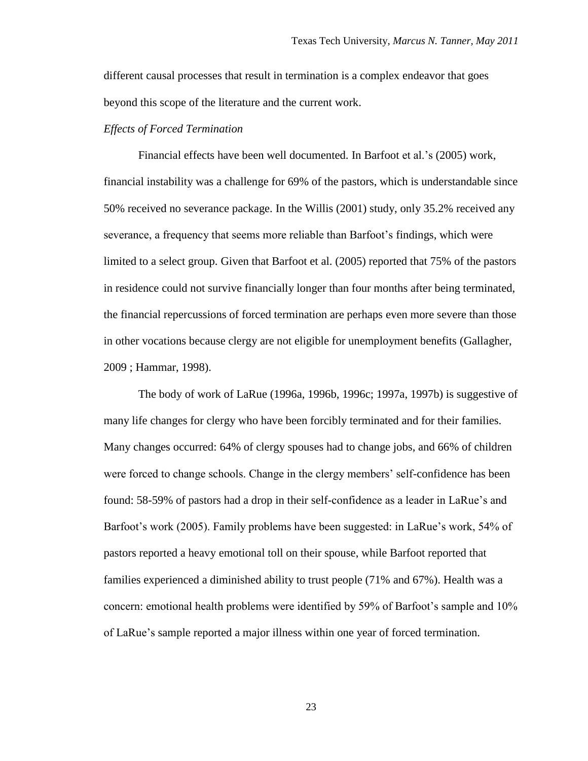different causal processes that result in termination is a complex endeavor that goes beyond this scope of the literature and the current work.

*Effects of Forced Termination*

Financial effects have been well documented. In Barfoot et al.'s (2005) work, financial instability was a challenge for 69% of the pastors, which is understandable since 50% received no severance package. In the Willis (2001) study, only 35.2% received any severance, a frequency that seems more reliable than Barfoot's findings, which were limited to a select group. Given that Barfoot et al. (2005) reported that 75% of the pastors in residence could not survive financially longer than four months after being terminated, the financial repercussions of forced termination are perhaps even more severe than those in other vocations because clergy are not eligible for unemployment benefits (Gallagher, 2009 ; Hammar, 1998).

The body of work of LaRue (1996a, 1996b, 1996c; 1997a, 1997b) is suggestive of many life changes for clergy who have been forcibly terminated and for their families. Many changes occurred: 64% of clergy spouses had to change jobs, and 66% of children were forced to change schools. Change in the clergy members' self-confidence has been found: 58-59% of pastors had a drop in their self-confidence as a leader in LaRue's and Barfoot's work (2005). Family problems have been suggested: in LaRue's work, 54% of pastors reported a heavy emotional toll on their spouse, while Barfoot reported that families experienced a diminished ability to trust people (71% and 67%). Health was a concern: emotional health problems were identified by 59% of Barfoot's sample and 10% of LaRue's sample reported a major illness within one year of forced termination.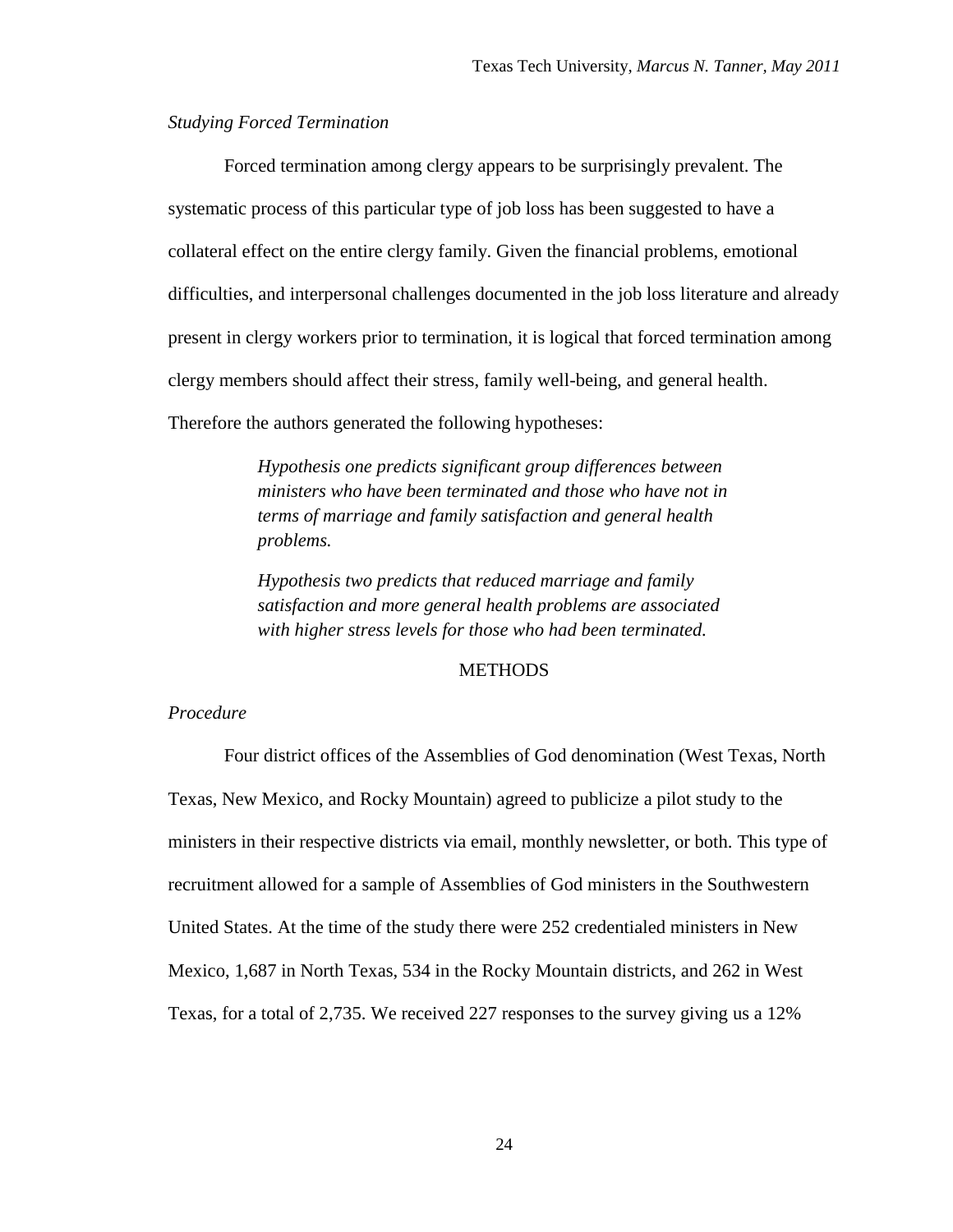*Studying Forced Termination*

Forced termination among clergy appears to be surprisingly prevalent. The systematic process of this particular type of job loss has been suggested to have a collateral effect on the entire clergy family. Given the financial problems, emotional difficulties, and interpersonal challenges documented in the job loss literature and already present in clergy workers prior to termination, it is logical that forced termination among clergy members should affect their stress, family well-being, and general health. Therefore the authors generated the following hypotheses:

> *Hypothesis one predicts significant group differences between ministers who have been terminated and those who have not in terms of marriage and family satisfaction and general health problems.*
>
> *Hypothesis two predicts that reduced marriage and family satisfaction and more general health problems are associated with higher stress levels for those who had been terminated.*

## METHODS

*Procedure*

Four district offices of the Assemblies of God denomination (West Texas, North Texas, New Mexico, and Rocky Mountain) agreed to publicize a pilot study to the ministers in their respective districts via email, monthly newsletter, or both. This type of recruitment allowed for a sample of Assemblies of God ministers in the Southwestern United States. At the time of the study there were 252 credentialed ministers in New Mexico, 1,687 in North Texas, 534 in the Rocky Mountain districts, and 262 in West Texas, for a total of 2,735. We received 227 responses to the survey giving us a 12%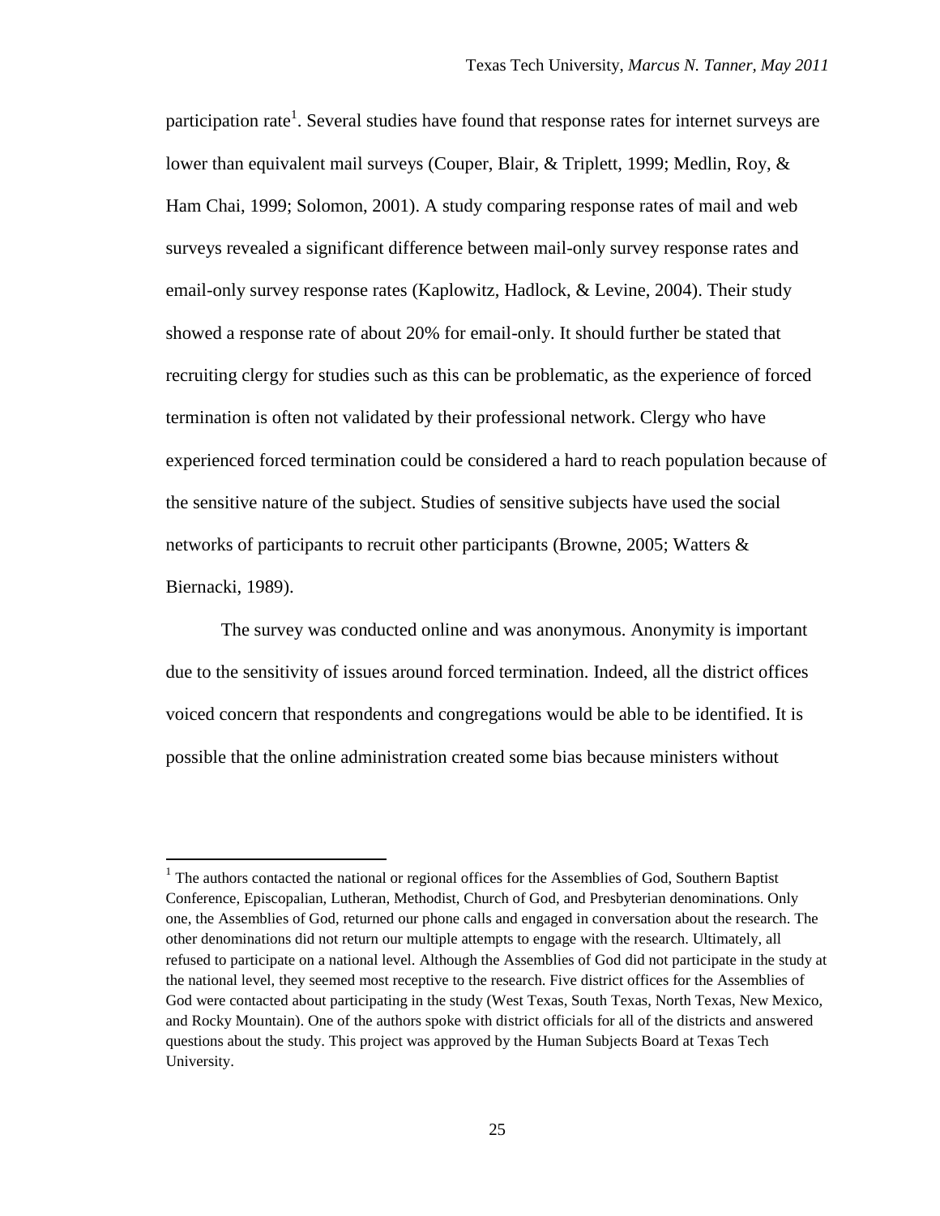participation rate[1]. Several studies have found that response rates for internet surveys are lower than equivalent mail surveys (Couper, Blair, & Triplett, 1999; Medlin, Roy, & Ham Chai, 1999; Solomon, 2001). A study comparing response rates of mail and web surveys revealed a significant difference between mail-only survey response rates and email-only survey response rates (Kaplowitz, Hadlock, & Levine, 2004). Their study showed a response rate of about 20% for email-only. It should further be stated that recruiting clergy for studies such as this can be problematic, as the experience of forced termination is often not validated by their professional network. Clergy who have experienced forced termination could be considered a hard to reach population because of the sensitive nature of the subject. Studies of sensitive subjects have used the social networks of participants to recruit other participants (Browne, 2005; Watters & Biernacki, 1989).

The survey was conducted online and was anonymous. Anonymity is important due to the sensitivity of issues around forced termination. Indeed, all the district offices voiced concern that respondents and congregations would be able to be identified. It is possible that the online administration created some bias because ministers without

---

[1] The authors contacted the national or regional offices for the Assemblies of God, Southern Baptist Conference, Episcopalian, Lutheran, Methodist, Church of God, and Presbyterian denominations. Only one, the Assemblies of God, returned our phone calls and engaged in conversation about the research. The other denominations did not return our multiple attempts to engage with the research. Ultimately, all refused to participate on a national level. Although the Assemblies of God did not participate in the study at the national level, they seemed most receptive to the research. Five district offices for the Assemblies of God were contacted about participating in the study (West Texas, South Texas, North Texas, New Mexico, and Rocky Mountain). One of the authors spoke with district officials for all of the districts and answered questions about the study. This project was approved by the Human Subjects Board at Texas Tech University.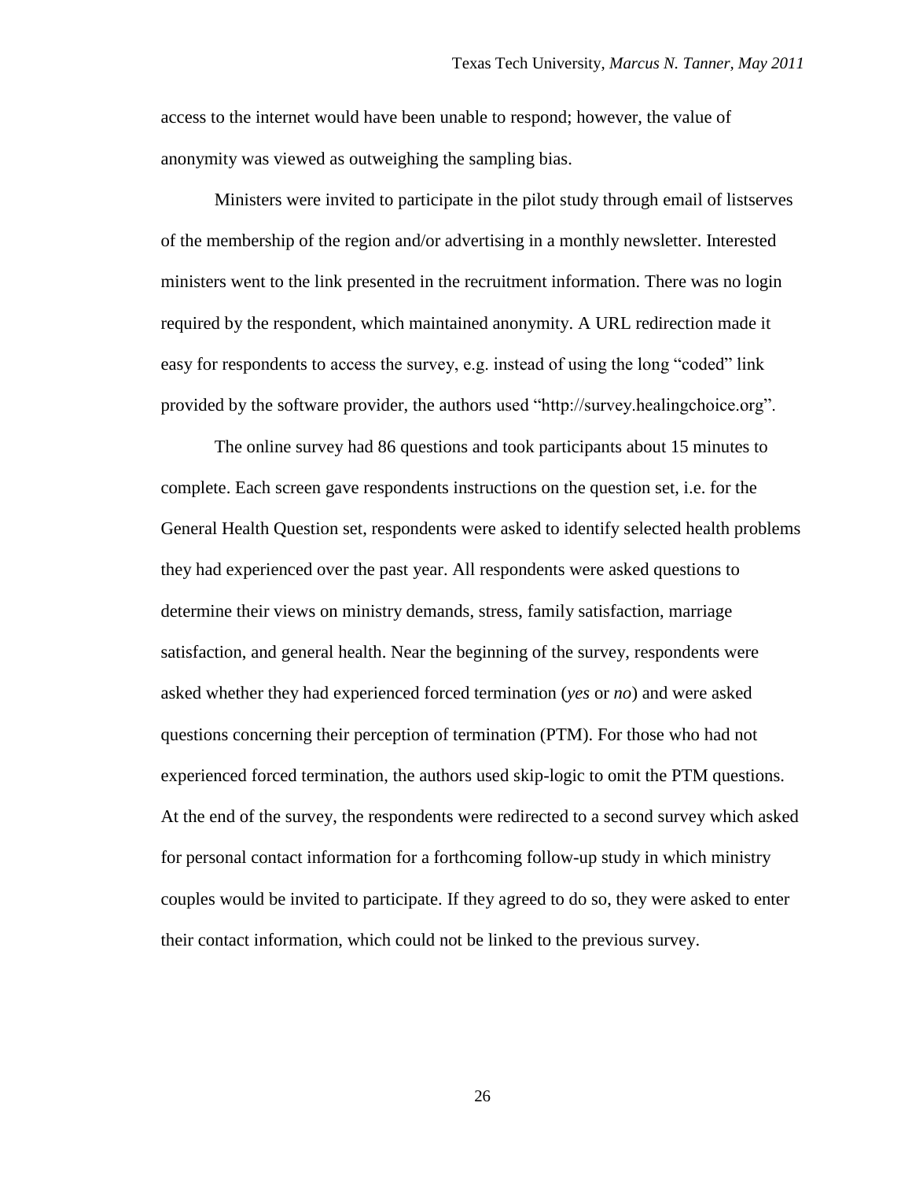access to the internet would have been unable to respond; however, the value of anonymity was viewed as outweighing the sampling bias.

Ministers were invited to participate in the pilot study through email of listserves of the membership of the region and/or advertising in a monthly newsletter. Interested ministers went to the link presented in the recruitment information. There was no login required by the respondent, which maintained anonymity. A URL redirection made it easy for respondents to access the survey, e.g. instead of using the long "coded" link provided by the software provider, the authors used "http://survey.healingchoice.org".

The online survey had 86 questions and took participants about 15 minutes to complete. Each screen gave respondents instructions on the question set, i.e. for the General Health Question set, respondents were asked to identify selected health problems they had experienced over the past year. All respondents were asked questions to determine their views on ministry demands, stress, family satisfaction, marriage satisfaction, and general health. Near the beginning of the survey, respondents were asked whether they had experienced forced termination (*yes* or *no*) and were asked questions concerning their perception of termination (PTM). For those who had not experienced forced termination, the authors used skip-logic to omit the PTM questions. At the end of the survey, the respondents were redirected to a second survey which asked for personal contact information for a forthcoming follow-up study in which ministry couples would be invited to participate. If they agreed to do so, they were asked to enter their contact information, which could not be linked to the previous survey.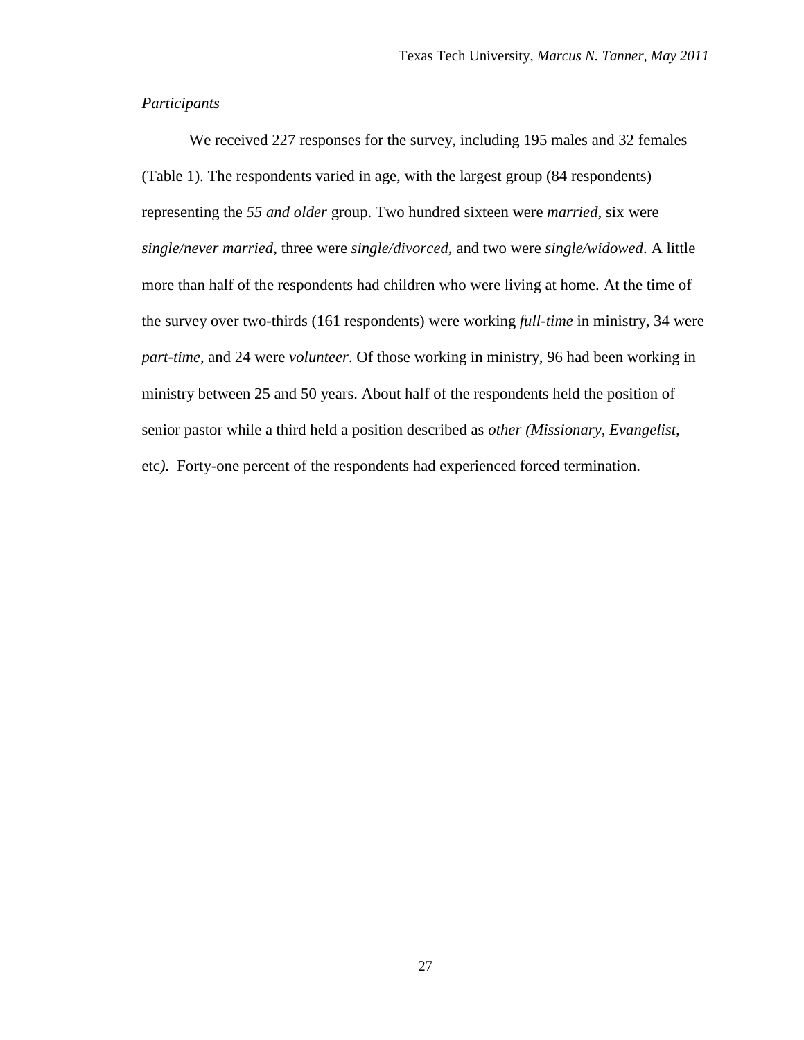*Participants*

We received 227 responses for the survey, including 195 males and 32 females (Table 1). The respondents varied in age, with the largest group (84 respondents) representing the *55 and older* group. Two hundred sixteen were *married*, six were *single/never married*, three were *single/divorced*, and two were *single/widowed*. A little more than half of the respondents had children who were living at home. At the time of the survey over two-thirds (161 respondents) were working *full-time* in ministry, 34 were *part-time*, and 24 were *volunteer*. Of those working in ministry, 96 had been working in ministry between 25 and 50 years. About half of the respondents held the position of senior pastor while a third held a position described as *other (Missionary, Evangelist,* etc*)*. Forty-one percent of the respondents had experienced forced termination.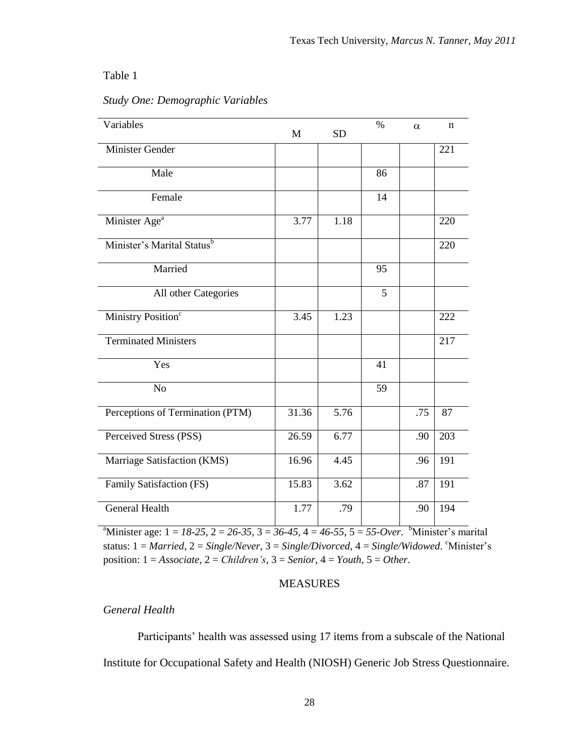Table 1

*Study One: Demographic Variables*

| Variables | M | SD | % | α | n |
|---|---|---|---|---|---|
| Minister Gender | | | | | 221 |
| Male | | | 86 | | |
| Female | | | 14 | | |
| Minister Age[a] | 3.77 | 1.18 | | | 220 |
| Minister's Marital Status[b] | | | | | 220 |
| Married | | | 95 | | |
| All other Categories | | | 5 | | |
| Ministry Position[c] | 3.45 | 1.23 | | | 222 |
| Terminated Ministers | | | | | 217 |
| Yes | | | 41 | | |
| No | | | 59 | | |
| Perceptions of Termination (PTM) | 31.36 | 5.76 | | .75 | 87 |
| Perceived Stress (PSS) | 26.59 | 6.77 | | .90 | 203 |
| Marriage Satisfaction (KMS) | 16.96 | 4.45 | | .96 | 191 |
| Family Satisfaction (FS) | 15.83 | 3.62 | | .87 | 191 |
| General Health | 1.77 | .79 | | .90 | 194 |

[a]Minister age: 1 = *18-25*, 2 = *26-35*, 3 = *36-45*, 4 = *46-55*, 5 = *55-Over*. [b]Minister's marital status: 1 = *Married*, 2 = *Single/Never*, 3 = *Single/Divorced*, 4 = *Single/Widowed*. [c]Minister's position: 1 = *Associate*, 2 = *Children's*, 3 = *Senior*, 4 = *Youth*, 5 = *Other*.

## MEASURES

### *General Health*

Participants' health was assessed using 17 items from a subscale of the National Institute for Occupational Safety and Health (NIOSH) Generic Job Stress Questionnaire.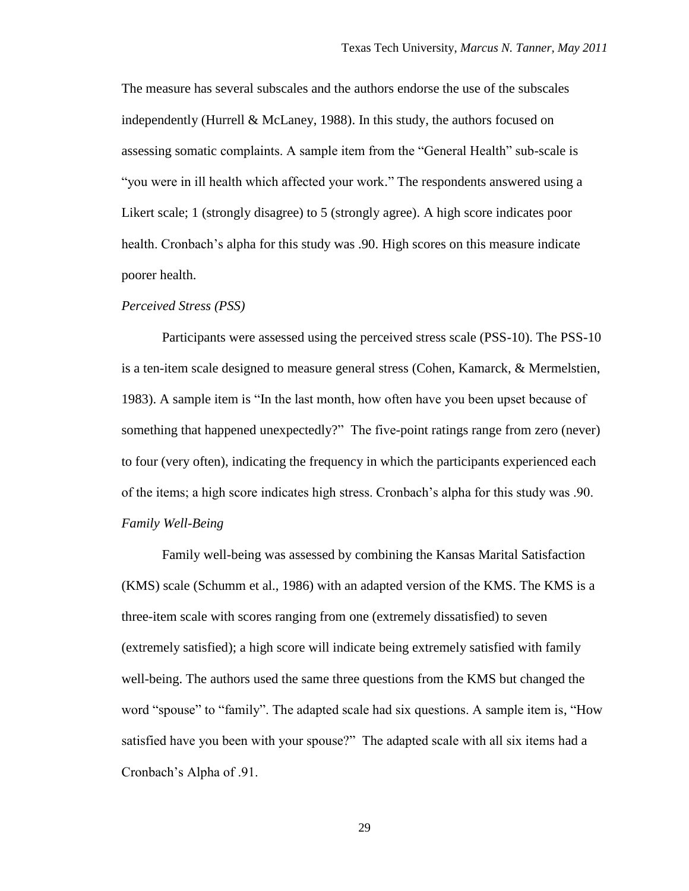The measure has several subscales and the authors endorse the use of the subscales independently (Hurrell & McLaney, 1988). In this study, the authors focused on assessing somatic complaints. A sample item from the "General Health" sub-scale is "you were in ill health which affected your work." The respondents answered using a Likert scale; 1 (strongly disagree) to 5 (strongly agree). A high score indicates poor health. Cronbach's alpha for this study was .90. High scores on this measure indicate poorer health.

*Perceived Stress (PSS)*

Participants were assessed using the perceived stress scale (PSS-10). The PSS-10 is a ten-item scale designed to measure general stress (Cohen, Kamarck, & Mermelstien, 1983). A sample item is "In the last month, how often have you been upset because of something that happened unexpectedly?" The five-point ratings range from zero (never) to four (very often), indicating the frequency in which the participants experienced each of the items; a high score indicates high stress. Cronbach's alpha for this study was .90.

*Family Well-Being*

Family well-being was assessed by combining the Kansas Marital Satisfaction (KMS) scale (Schumm et al., 1986) with an adapted version of the KMS. The KMS is a three-item scale with scores ranging from one (extremely dissatisfied) to seven (extremely satisfied); a high score will indicate being extremely satisfied with family well-being. The authors used the same three questions from the KMS but changed the word "spouse" to "family". The adapted scale had six questions. A sample item is, "How satisfied have you been with your spouse?" The adapted scale with all six items had a Cronbach's Alpha of .91.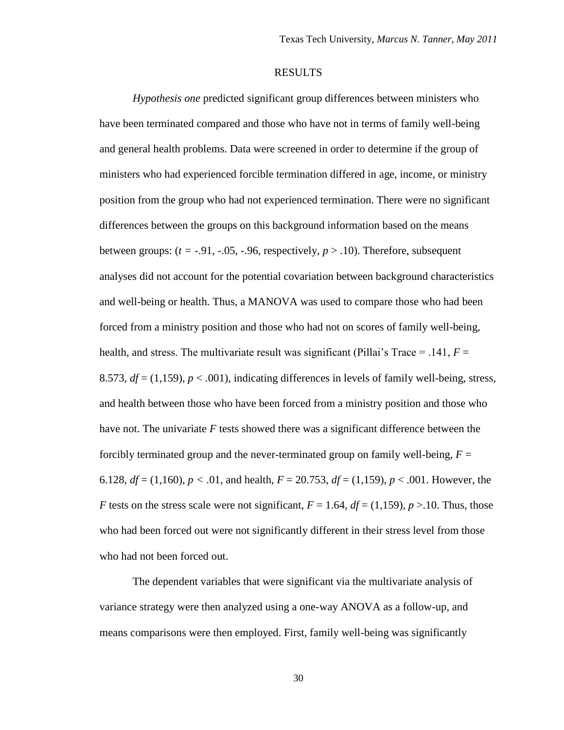# RESULTS

*Hypothesis one* predicted significant group differences between ministers who have been terminated compared and those who have not in terms of family well-being and general health problems. Data were screened in order to determine if the group of ministers who had experienced forcible termination differed in age, income, or ministry position from the group who had not experienced termination. There were no significant differences between the groups on this background information based on the means between groups: ($t$ = -.91, -.05, -.96, respectively, $p > .10$). Therefore, subsequent analyses did not account for the potential covariation between background characteristics and well-being or health. Thus, a MANOVA was used to compare those who had been forced from a ministry position and those who had not on scores of family well-being, health, and stress. The multivariate result was significant (Pillai's Trace = .141, $F$ = 8.573, $df$ = (1,159), $p < .001$), indicating differences in levels of family well-being, stress, and health between those who have been forced from a ministry position and those who have not. The univariate $F$ tests showed there was a significant difference between the forcibly terminated group and the never-terminated group on family well-being, $F$ = 6.128, $df$ = (1,160), $p < .01$, and health, $F$ = 20.753, $df$ = (1,159), $p < .001$. However, the $F$ tests on the stress scale were not significant, $F$ = 1.64, $df$ = (1,159), $p > .10$. Thus, those who had been forced out were not significantly different in their stress level from those who had not been forced out.

The dependent variables that were significant via the multivariate analysis of variance strategy were then analyzed using a one-way ANOVA as a follow-up, and means comparisons were then employed. First, family well-being was significantly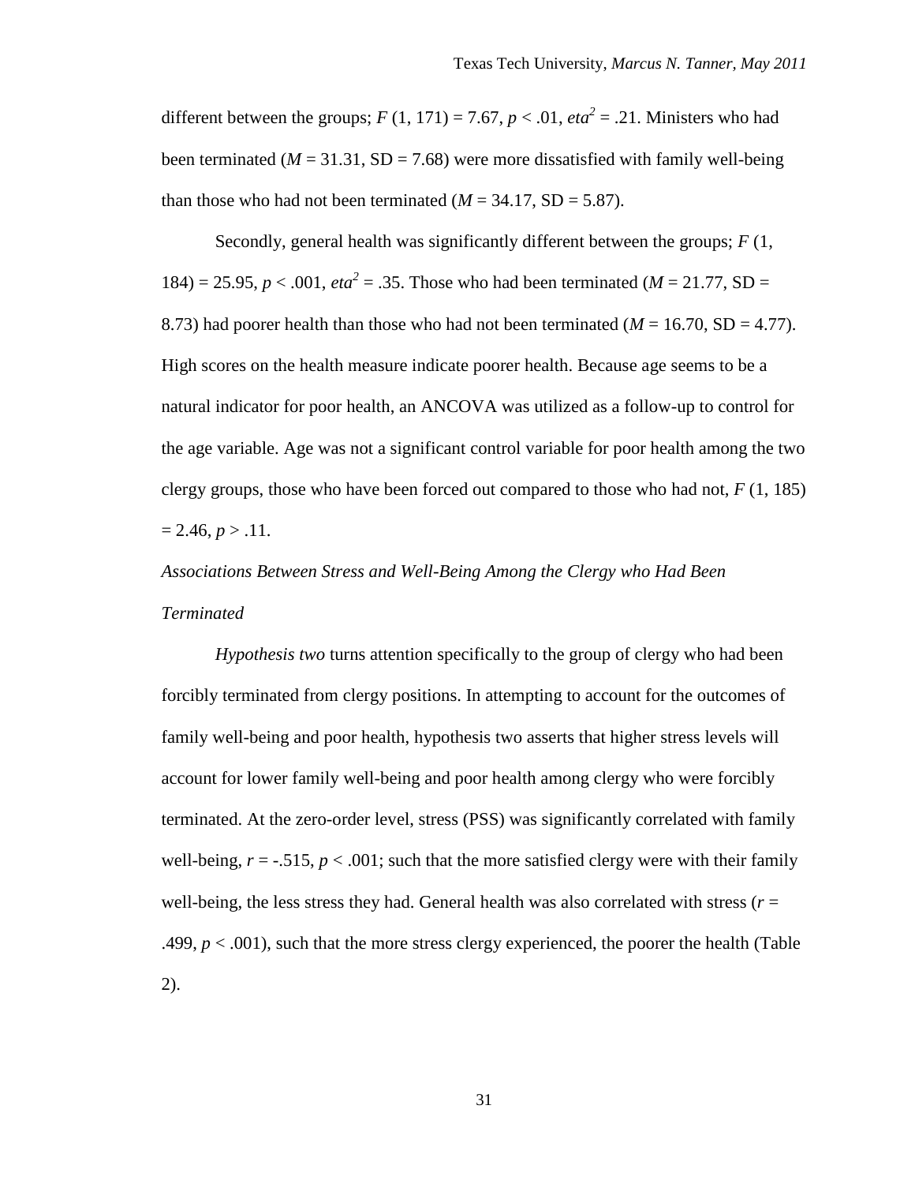different between the groups; $F$ (1, 171) = 7.67, $p < .01$, $eta^2 = .21$. Ministers who had been terminated ($M$ = 31.31, SD = 7.68) were more dissatisfied with family well-being than those who had not been terminated ($M$ = 34.17, SD = 5.87).

Secondly, general health was significantly different between the groups; $F$ (1, 184) = 25.95, $p < .001$, $eta^2 = .35$. Those who had been terminated ($M$ = 21.77, SD = 8.73) had poorer health than those who had not been terminated ($M$ = 16.70, SD = 4.77). High scores on the health measure indicate poorer health. Because age seems to be a natural indicator for poor health, an ANCOVA was utilized as a follow-up to control for the age variable. Age was not a significant control variable for poor health among the two clergy groups, those who have been forced out compared to those who had not, $F$ (1, 185) = 2.46, $p > .11$.

*Associations Between Stress and Well-Being Among the Clergy who Had Been Terminated*

*Hypothesis two* turns attention specifically to the group of clergy who had been forcibly terminated from clergy positions. In attempting to account for the outcomes of family well-being and poor health, hypothesis two asserts that higher stress levels will account for lower family well-being and poor health among clergy who were forcibly terminated. At the zero-order level, stress (PSS) was significantly correlated with family well-being, $r = -.515$, $p < .001$; such that the more satisfied clergy were with their family well-being, the less stress they had. General health was also correlated with stress ($r = .499$, $p < .001$), such that the more stress clergy experienced, the poorer the health (Table 2).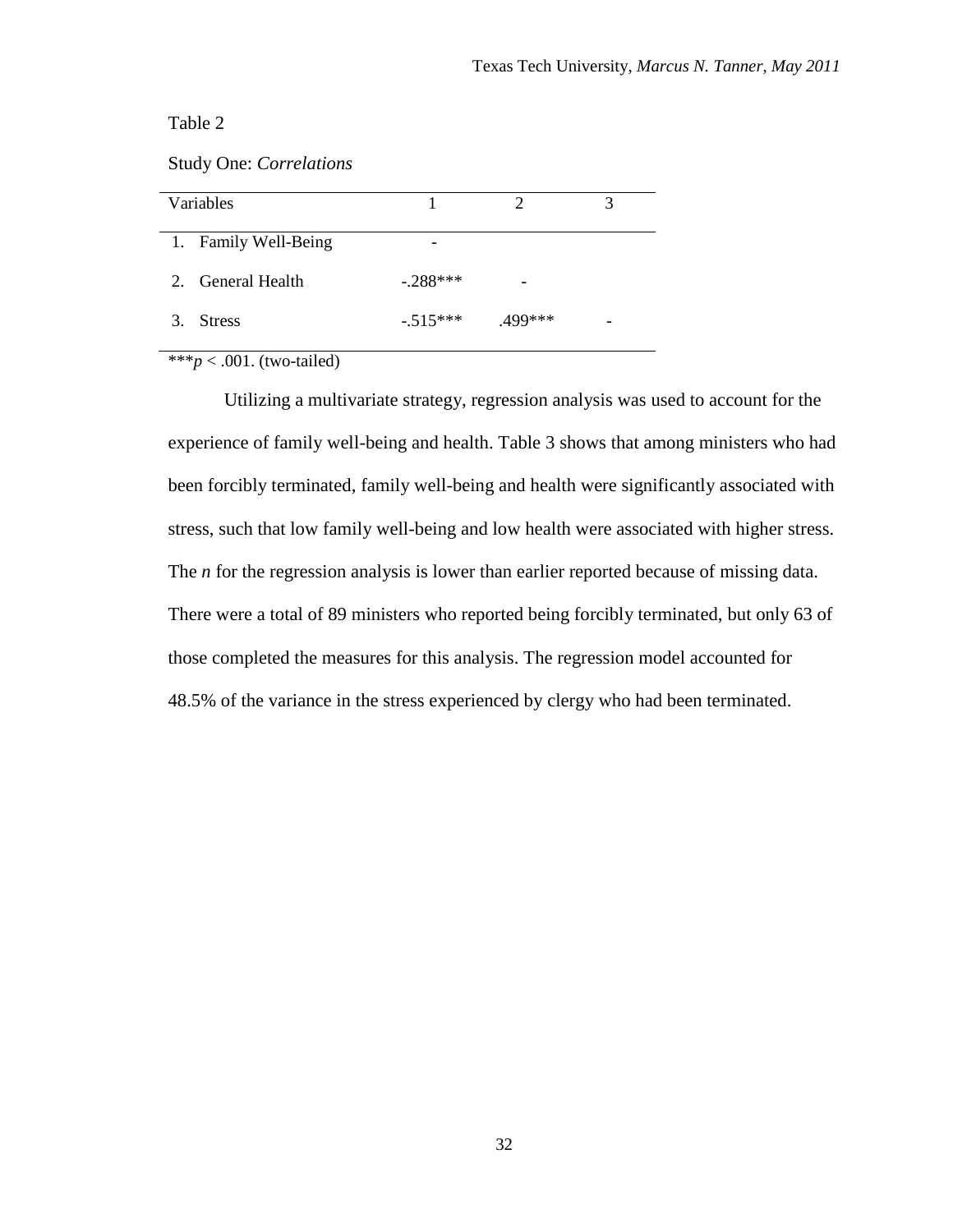Table 2

Study One: *Correlations*

| Variables | 1 | 2 | 3 |
|---|---|---|---|
| 1. Family Well-Being | - | | |
| 2. General Health | -.288*** | - | |
| 3. Stress | -.515*** | .499*** | - |

***$p < .001$. (two-tailed)

Utilizing a multivariate strategy, regression analysis was used to account for the experience of family well-being and health. Table 3 shows that among ministers who had been forcibly terminated, family well-being and health were significantly associated with stress, such that low family well-being and low health were associated with higher stress. The *n* for the regression analysis is lower than earlier reported because of missing data. There were a total of 89 ministers who reported being forcibly terminated, but only 63 of those completed the measures for this analysis. The regression model accounted for 48.5% of the variance in the stress experienced by clergy who had been terminated.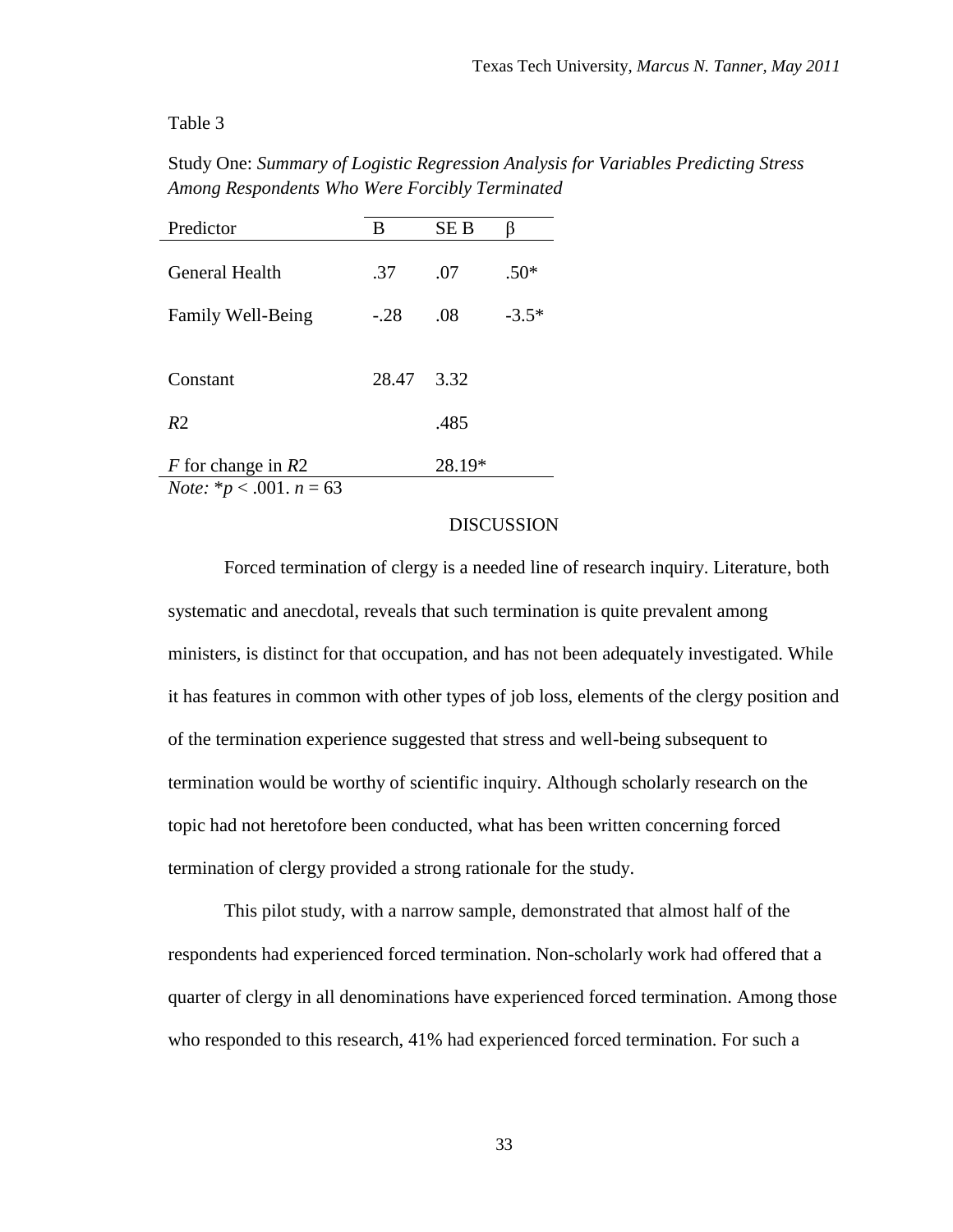Table 3

Study One: *Summary of Logistic Regression Analysis for Variables Predicting Stress Among Respondents Who Were Forcibly Terminated*

| Predictor | B | SE B | β |
|---|---|---|---|
| General Health | .37 | .07 | .50* |
| Family Well-Being | -.28 | .08 | -3.5* |
| Constant | 28.47 | 3.32 | |
| *R*2 | | .485 | |
| *F* for change in *R*2 | | 28.19* | |

*Note:* *$p < .001$. $n = 63$

DISCUSSION

Forced termination of clergy is a needed line of research inquiry. Literature, both systematic and anecdotal, reveals that such termination is quite prevalent among ministers, is distinct for that occupation, and has not been adequately investigated. While it has features in common with other types of job loss, elements of the clergy position and of the termination experience suggested that stress and well-being subsequent to termination would be worthy of scientific inquiry. Although scholarly research on the topic had not heretofore been conducted, what has been written concerning forced termination of clergy provided a strong rationale for the study.

This pilot study, with a narrow sample, demonstrated that almost half of the respondents had experienced forced termination. Non-scholarly work had offered that a quarter of clergy in all denominations have experienced forced termination. Among those who responded to this research, 41% had experienced forced termination. For such a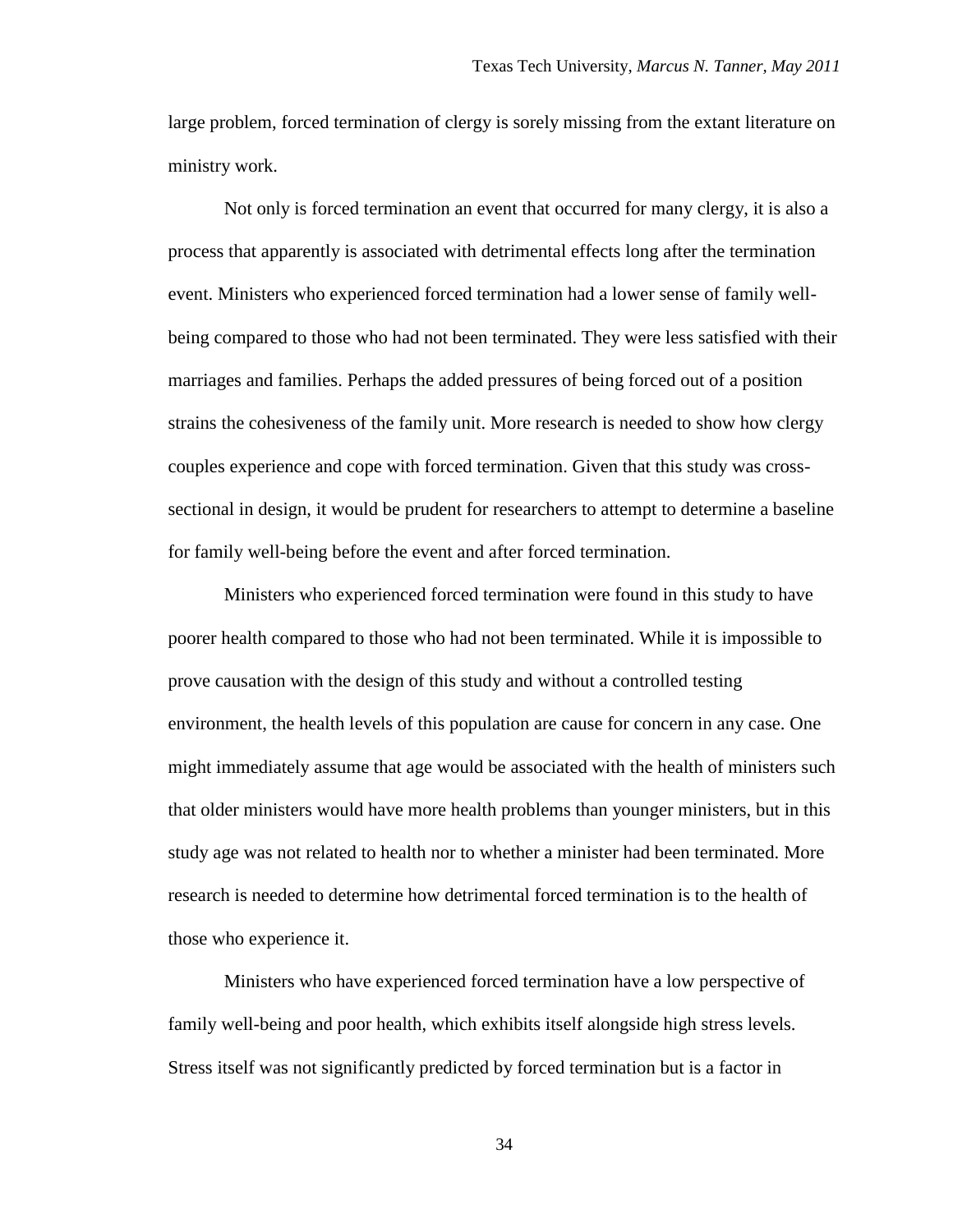large problem, forced termination of clergy is sorely missing from the extant literature on ministry work.

Not only is forced termination an event that occurred for many clergy, it is also a process that apparently is associated with detrimental effects long after the termination event. Ministers who experienced forced termination had a lower sense of family well-being compared to those who had not been terminated. They were less satisfied with their marriages and families. Perhaps the added pressures of being forced out of a position strains the cohesiveness of the family unit. More research is needed to show how clergy couples experience and cope with forced termination. Given that this study was cross-sectional in design, it would be prudent for researchers to attempt to determine a baseline for family well-being before the event and after forced termination.

Ministers who experienced forced termination were found in this study to have poorer health compared to those who had not been terminated. While it is impossible to prove causation with the design of this study and without a controlled testing environment, the health levels of this population are cause for concern in any case. One might immediately assume that age would be associated with the health of ministers such that older ministers would have more health problems than younger ministers, but in this study age was not related to health nor to whether a minister had been terminated. More research is needed to determine how detrimental forced termination is to the health of those who experience it.

Ministers who have experienced forced termination have a low perspective of family well-being and poor health, which exhibits itself alongside high stress levels. Stress itself was not significantly predicted by forced termination but is a factor in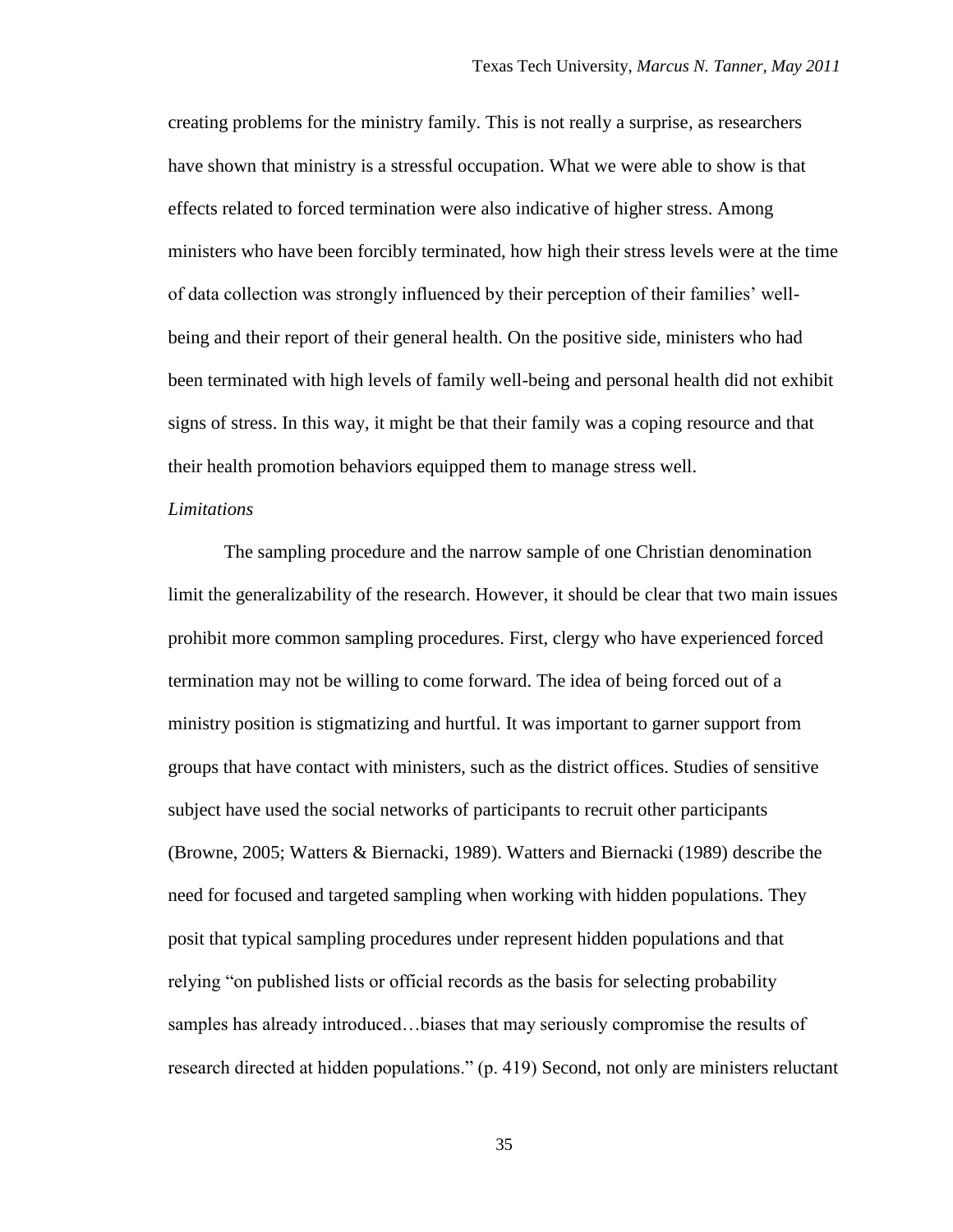creating problems for the ministry family. This is not really a surprise, as researchers have shown that ministry is a stressful occupation. What we were able to show is that effects related to forced termination were also indicative of higher stress. Among ministers who have been forcibly terminated, how high their stress levels were at the time of data collection was strongly influenced by their perception of their families' well-being and their report of their general health. On the positive side, ministers who had been terminated with high levels of family well-being and personal health did not exhibit signs of stress. In this way, it might be that their family was a coping resource and that their health promotion behaviors equipped them to manage stress well.

*Limitations*

The sampling procedure and the narrow sample of one Christian denomination limit the generalizability of the research. However, it should be clear that two main issues prohibit more common sampling procedures. First, clergy who have experienced forced termination may not be willing to come forward. The idea of being forced out of a ministry position is stigmatizing and hurtful. It was important to garner support from groups that have contact with ministers, such as the district offices. Studies of sensitive subject have used the social networks of participants to recruit other participants (Browne, 2005; Watters & Biernacki, 1989). Watters and Biernacki (1989) describe the need for focused and targeted sampling when working with hidden populations. They posit that typical sampling procedures under represent hidden populations and that relying "on published lists or official records as the basis for selecting probability samples has already introduced…biases that may seriously compromise the results of research directed at hidden populations." (p. 419) Second, not only are ministers reluctant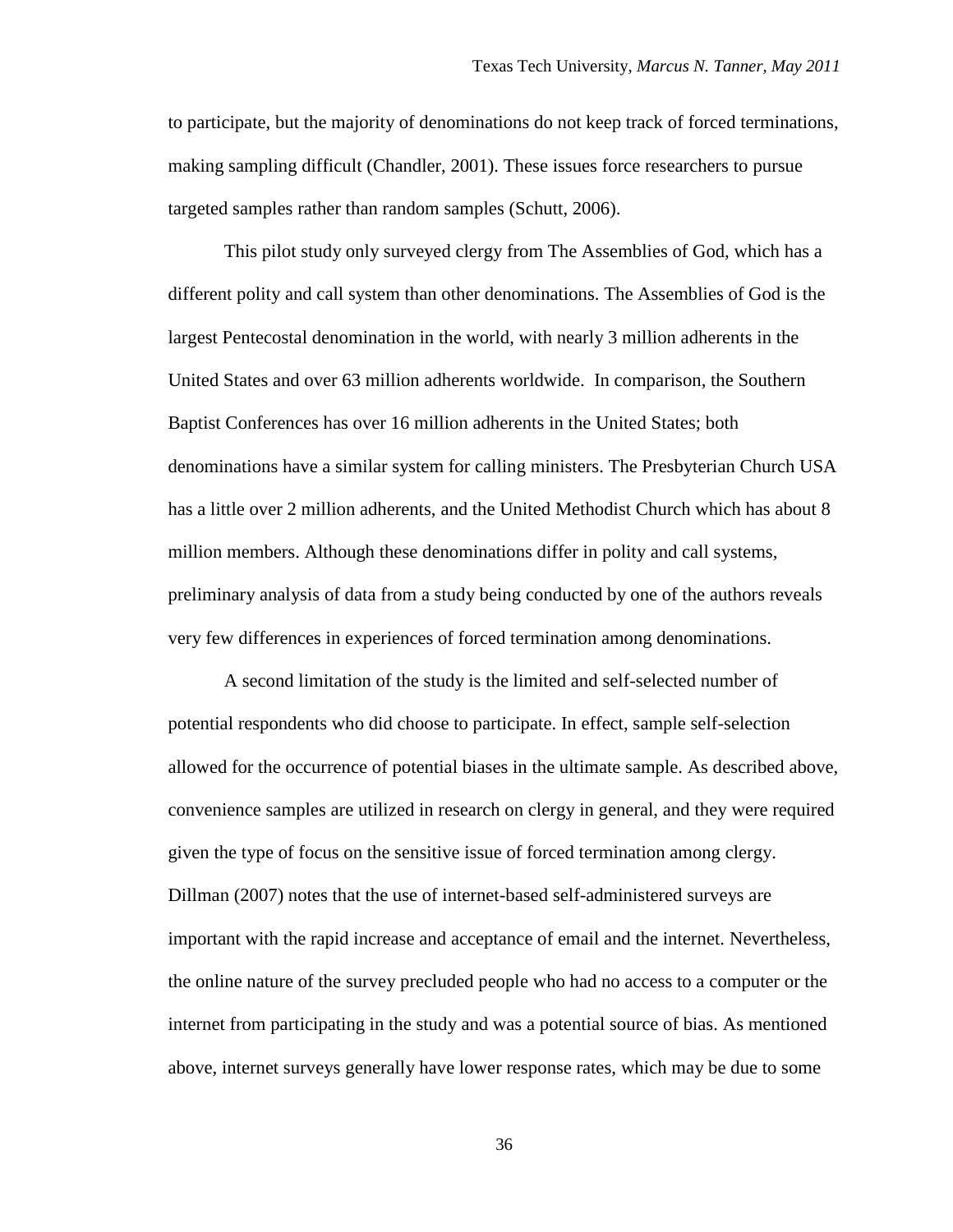to participate, but the majority of denominations do not keep track of forced terminations, making sampling difficult (Chandler, 2001). These issues force researchers to pursue targeted samples rather than random samples (Schutt, 2006).

This pilot study only surveyed clergy from The Assemblies of God, which has a different polity and call system than other denominations. The Assemblies of God is the largest Pentecostal denomination in the world, with nearly 3 million adherents in the United States and over 63 million adherents worldwide. In comparison, the Southern Baptist Conferences has over 16 million adherents in the United States; both denominations have a similar system for calling ministers. The Presbyterian Church USA has a little over 2 million adherents, and the United Methodist Church which has about 8 million members. Although these denominations differ in polity and call systems, preliminary analysis of data from a study being conducted by one of the authors reveals very few differences in experiences of forced termination among denominations.

A second limitation of the study is the limited and self-selected number of potential respondents who did choose to participate. In effect, sample self-selection allowed for the occurrence of potential biases in the ultimate sample. As described above, convenience samples are utilized in research on clergy in general, and they were required given the type of focus on the sensitive issue of forced termination among clergy. Dillman (2007) notes that the use of internet-based self-administered surveys are important with the rapid increase and acceptance of email and the internet. Nevertheless, the online nature of the survey precluded people who had no access to a computer or the internet from participating in the study and was a potential source of bias. As mentioned above, internet surveys generally have lower response rates, which may be due to some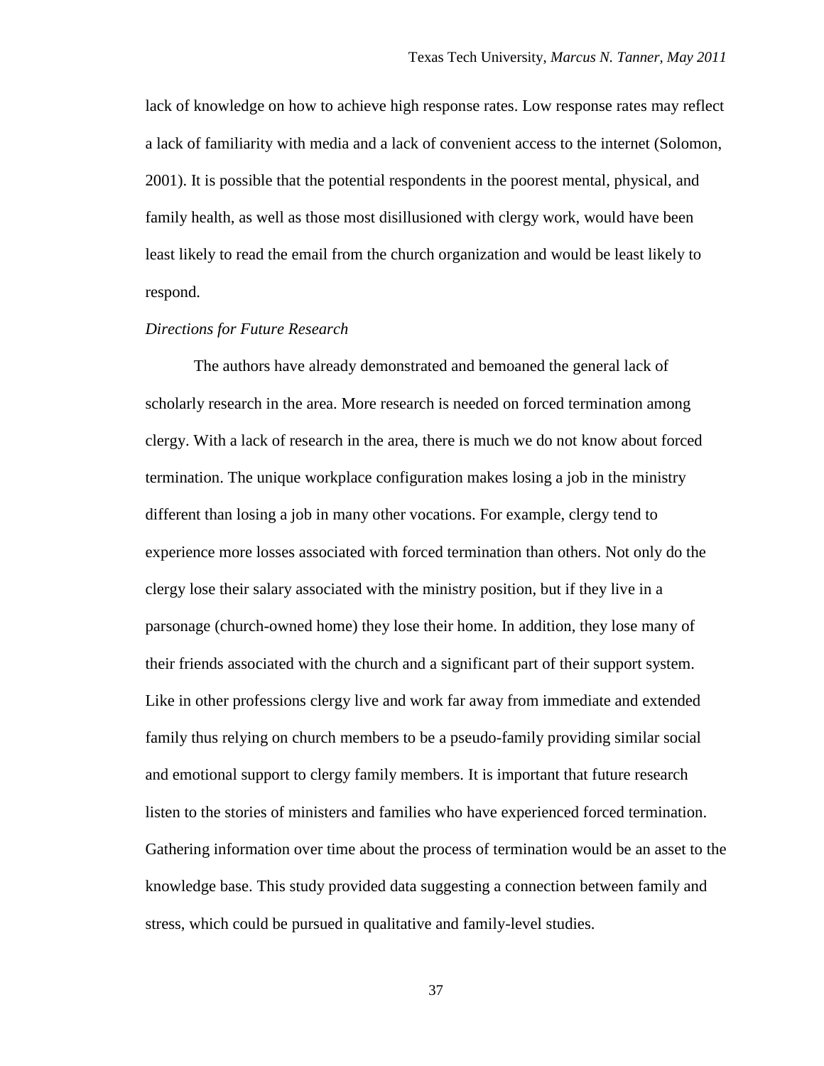lack of knowledge on how to achieve high response rates. Low response rates may reflect a lack of familiarity with media and a lack of convenient access to the internet (Solomon, 2001). It is possible that the potential respondents in the poorest mental, physical, and family health, as well as those most disillusioned with clergy work, would have been least likely to read the email from the church organization and would be least likely to respond.

*Directions for Future Research*

The authors have already demonstrated and bemoaned the general lack of scholarly research in the area. More research is needed on forced termination among clergy. With a lack of research in the area, there is much we do not know about forced termination. The unique workplace configuration makes losing a job in the ministry different than losing a job in many other vocations. For example, clergy tend to experience more losses associated with forced termination than others. Not only do the clergy lose their salary associated with the ministry position, but if they live in a parsonage (church-owned home) they lose their home. In addition, they lose many of their friends associated with the church and a significant part of their support system. Like in other professions clergy live and work far away from immediate and extended family thus relying on church members to be a pseudo-family providing similar social and emotional support to clergy family members. It is important that future research listen to the stories of ministers and families who have experienced forced termination. Gathering information over time about the process of termination would be an asset to the knowledge base. This study provided data suggesting a connection between family and stress, which could be pursued in qualitative and family-level studies.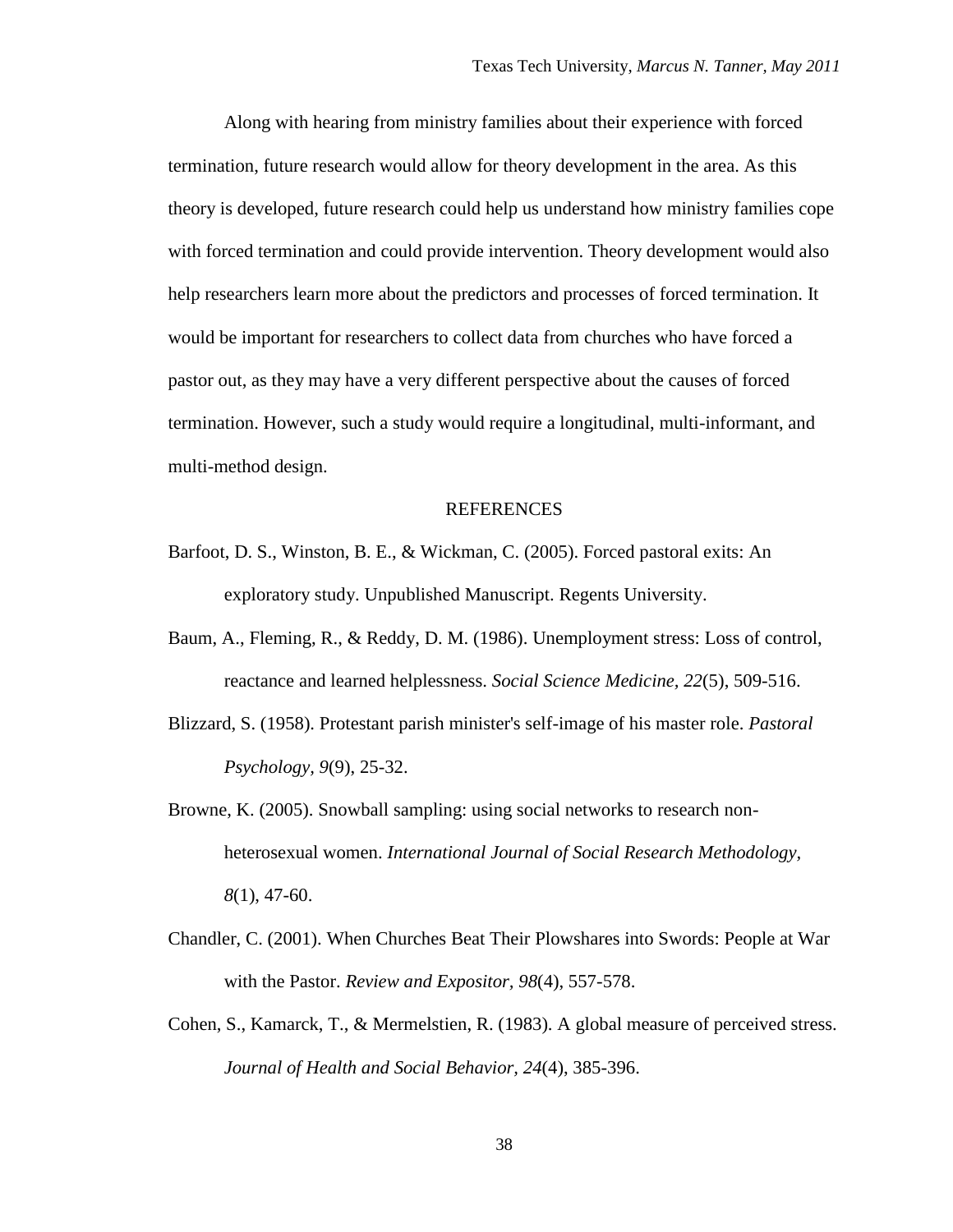Along with hearing from ministry families about their experience with forced termination, future research would allow for theory development in the area. As this theory is developed, future research could help us understand how ministry families cope with forced termination and could provide intervention. Theory development would also help researchers learn more about the predictors and processes of forced termination. It would be important for researchers to collect data from churches who have forced a pastor out, as they may have a very different perspective about the causes of forced termination. However, such a study would require a longitudinal, multi-informant, and multi-method design.

## REFERENCES

Barfoot, D. S., Winston, B. E., & Wickman, C. (2005). Forced pastoral exits: An exploratory study. Unpublished Manuscript. Regents University.

Baum, A., Fleming, R., & Reddy, D. M. (1986). Unemployment stress: Loss of control, reactance and learned helplessness. *Social Science Medicine, 22*(5), 509-516.

Blizzard, S. (1958). Protestant parish minister's self-image of his master role. *Pastoral Psychology, 9*(9), 25-32.

Browne, K. (2005). Snowball sampling: using social networks to research non-heterosexual women. *International Journal of Social Research Methodology, 8*(1), 47-60.

Chandler, C. (2001). When Churches Beat Their Plowshares into Swords: People at War with the Pastor. *Review and Expositor, 98*(4), 557-578.

Cohen, S., Kamarck, T., & Mermelstien, R. (1983). A global measure of perceived stress. *Journal of Health and Social Behavior, 24*(4), 385-396.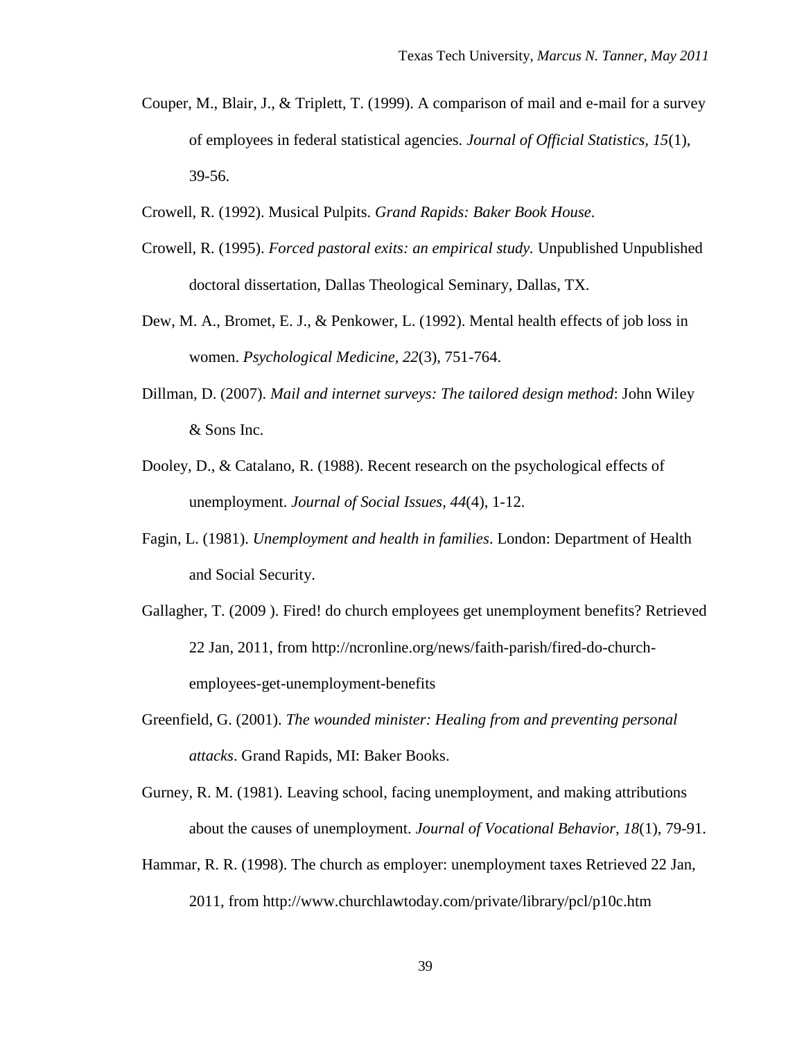Couper, M., Blair, J., & Triplett, T. (1999). A comparison of mail and e-mail for a survey of employees in federal statistical agencies. *Journal of Official Statistics, 15*(1), 39-56.

Crowell, R. (1992). Musical Pulpits. *Grand Rapids: Baker Book House*.

Crowell, R. (1995). *Forced pastoral exits: an empirical study.* Unpublished Unpublished doctoral dissertation, Dallas Theological Seminary, Dallas, TX.

Dew, M. A., Bromet, E. J., & Penkower, L. (1992). Mental health effects of job loss in women. *Psychological Medicine, 22*(3), 751-764.

Dillman, D. (2007). *Mail and internet surveys: The tailored design method*: John Wiley & Sons Inc.

Dooley, D., & Catalano, R. (1988). Recent research on the psychological effects of unemployment. *Journal of Social Issues, 44*(4), 1-12.

Fagin, L. (1981). *Unemployment and health in families*. London: Department of Health and Social Security.

Gallagher, T. (2009 ). Fired! do church employees get unemployment benefits? Retrieved 22 Jan, 2011, from http://ncronline.org/news/faith-parish/fired-do-church-employees-get-unemployment-benefits

Greenfield, G. (2001). *The wounded minister: Healing from and preventing personal attacks*. Grand Rapids, MI: Baker Books.

Gurney, R. M. (1981). Leaving school, facing unemployment, and making attributions about the causes of unemployment. *Journal of Vocational Behavior, 18*(1), 79-91.

Hammar, R. R. (1998). The church as employer: unemployment taxes Retrieved 22 Jan, 2011, from http://www.churchlawtoday.com/private/library/pcl/p10c.htm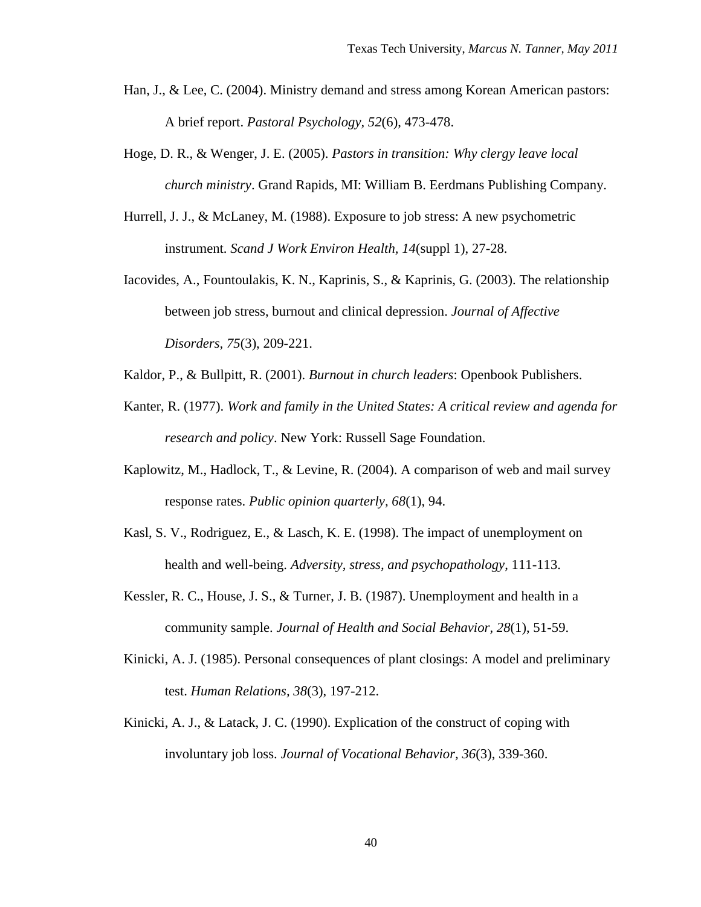Han, J., & Lee, C. (2004). Ministry demand and stress among Korean American pastors: A brief report. *Pastoral Psychology, 52*(6), 473-478.

Hoge, D. R., & Wenger, J. E. (2005). *Pastors in transition: Why clergy leave local church ministry*. Grand Rapids, MI: William B. Eerdmans Publishing Company.

Hurrell, J. J., & McLaney, M. (1988). Exposure to job stress: A new psychometric instrument. *Scand J Work Environ Health, 14*(suppl 1), 27-28.

Iacovides, A., Fountoulakis, K. N., Kaprinis, S., & Kaprinis, G. (2003). The relationship between job stress, burnout and clinical depression. *Journal of Affective Disorders, 75*(3), 209-221.

Kaldor, P., & Bullpitt, R. (2001). *Burnout in church leaders*: Openbook Publishers.

Kanter, R. (1977). *Work and family in the United States: A critical review and agenda for research and policy*. New York: Russell Sage Foundation.

Kaplowitz, M., Hadlock, T., & Levine, R. (2004). A comparison of web and mail survey response rates. *Public opinion quarterly, 68*(1), 94.

Kasl, S. V., Rodriguez, E., & Lasch, K. E. (1998). The impact of unemployment on health and well-being. *Adversity, stress, and psychopathology*, 111-113.

Kessler, R. C., House, J. S., & Turner, J. B. (1987). Unemployment and health in a community sample. *Journal of Health and Social Behavior, 28*(1), 51-59.

Kinicki, A. J. (1985). Personal consequences of plant closings: A model and preliminary test. *Human Relations, 38*(3), 197-212.

Kinicki, A. J., & Latack, J. C. (1990). Explication of the construct of coping with involuntary job loss. *Journal of Vocational Behavior, 36*(3), 339-360.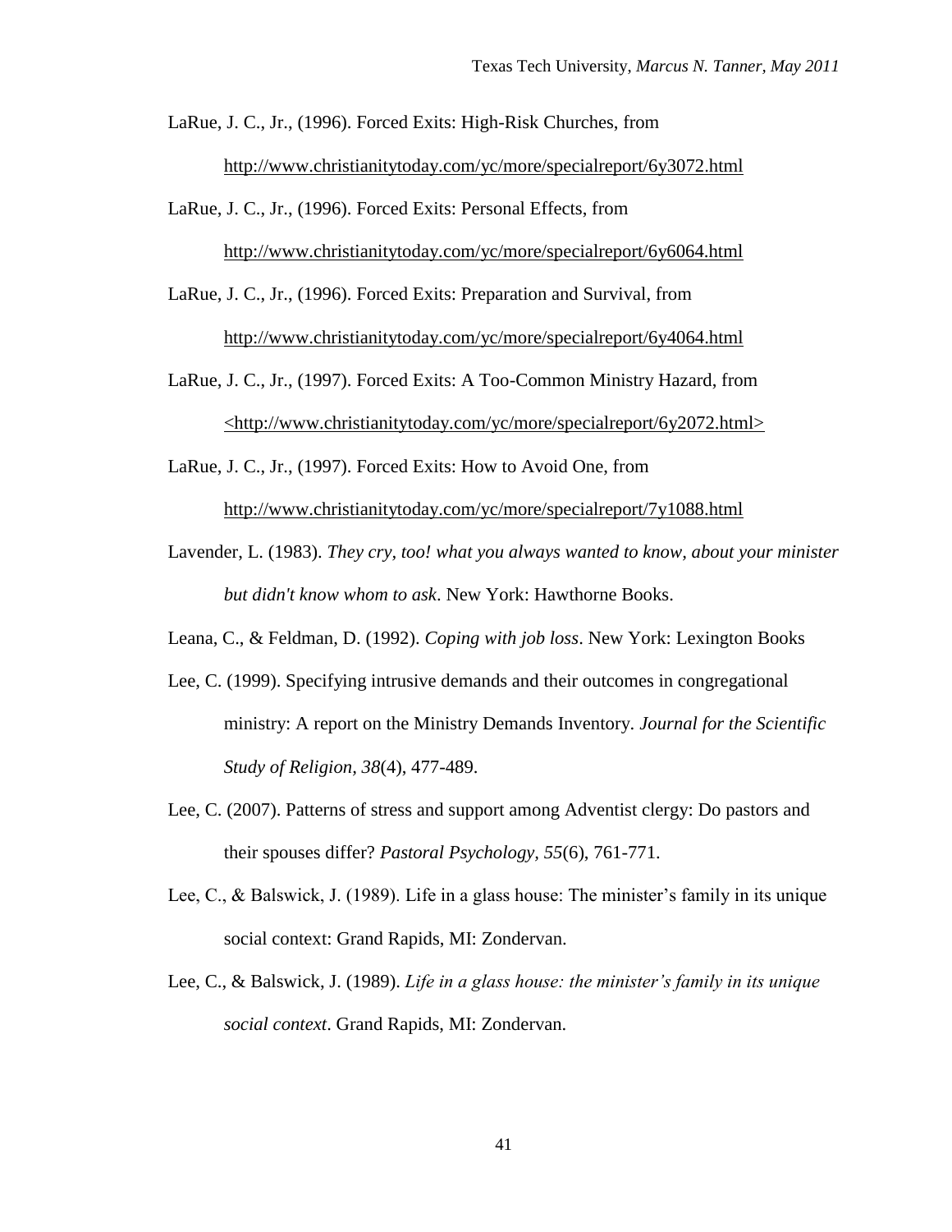LaRue, J. C., Jr., (1996). Forced Exits: High-Risk Churches, from http://www.christianitytoday.com/yc/more/specialreport/6y3072.html

LaRue, J. C., Jr., (1996). Forced Exits: Personal Effects, from http://www.christianitytoday.com/yc/more/specialreport/6y6064.html

LaRue, J. C., Jr., (1996). Forced Exits: Preparation and Survival, from http://www.christianitytoday.com/yc/more/specialreport/6y4064.html

LaRue, J. C., Jr., (1997). Forced Exits: A Too-Common Ministry Hazard, from <http://www.christianitytoday.com/yc/more/specialreport/6y2072.html>

LaRue, J. C., Jr., (1997). Forced Exits: How to Avoid One, from http://www.christianitytoday.com/yc/more/specialreport/7y1088.html

Lavender, L. (1983). *They cry, too! what you always wanted to know, about your minister but didn't know whom to ask*. New York: Hawthorne Books.

Leana, C., & Feldman, D. (1992). *Coping with job loss*. New York: Lexington Books

Lee, C. (1999). Specifying intrusive demands and their outcomes in congregational ministry: A report on the Ministry Demands Inventory. *Journal for the Scientific Study of Religion, 38*(4), 477-489.

Lee, C. (2007). Patterns of stress and support among Adventist clergy: Do pastors and their spouses differ? *Pastoral Psychology, 55*(6), 761-771.

Lee, C., & Balswick, J. (1989). Life in a glass house: The minister's family in its unique social context: Grand Rapids, MI: Zondervan.

Lee, C., & Balswick, J. (1989). *Life in a glass house: the minister's family in its unique social context*. Grand Rapids, MI: Zondervan.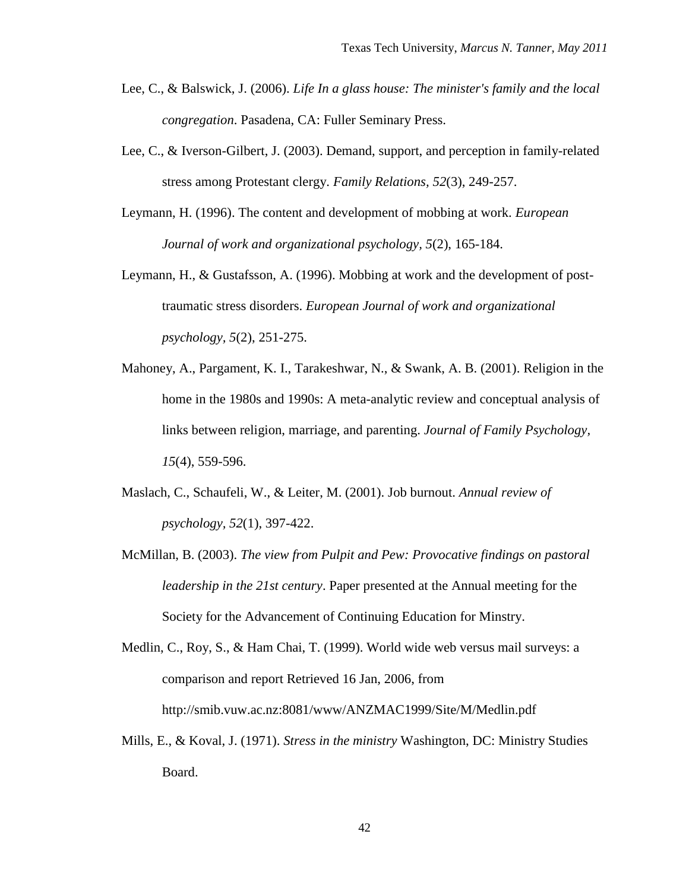Lee, C., & Balswick, J. (2006). *Life In a glass house: The minister's family and the local congregation*. Pasadena, CA: Fuller Seminary Press.

Lee, C., & Iverson-Gilbert, J. (2003). Demand, support, and perception in family-related stress among Protestant clergy. *Family Relations, 52*(3), 249-257.

Leymann, H. (1996). The content and development of mobbing at work. *European Journal of work and organizational psychology, 5*(2), 165-184.

Leymann, H., & Gustafsson, A. (1996). Mobbing at work and the development of post-traumatic stress disorders. *European Journal of work and organizational psychology, 5*(2), 251-275.

Mahoney, A., Pargament, K. I., Tarakeshwar, N., & Swank, A. B. (2001). Religion in the home in the 1980s and 1990s: A meta-analytic review and conceptual analysis of links between religion, marriage, and parenting. *Journal of Family Psychology, 15*(4), 559-596.

Maslach, C., Schaufeli, W., & Leiter, M. (2001). Job burnout. *Annual review of psychology, 52*(1), 397-422.

McMillan, B. (2003). *The view from Pulpit and Pew: Provocative findings on pastoral leadership in the 21st century*. Paper presented at the Annual meeting for the Society for the Advancement of Continuing Education for Minstry.

Medlin, C., Roy, S., & Ham Chai, T. (1999). World wide web versus mail surveys: a comparison and report Retrieved 16 Jan, 2006, from http://smib.vuw.ac.nz:8081/www/ANZMAC1999/Site/M/Medlin.pdf

Mills, E., & Koval, J. (1971). *Stress in the ministry* Washington, DC: Ministry Studies Board.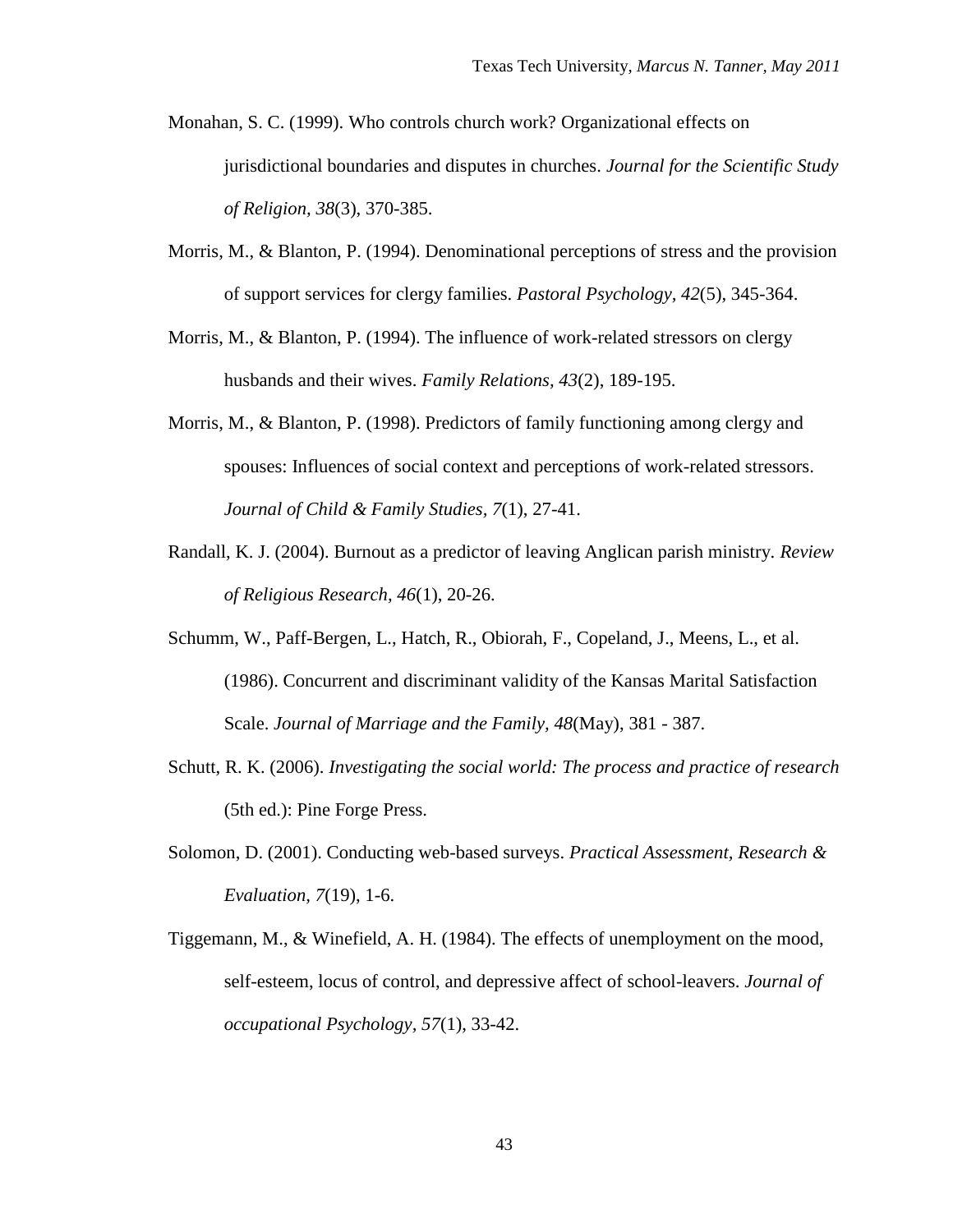Monahan, S. C. (1999). Who controls church work? Organizational effects on jurisdictional boundaries and disputes in churches. *Journal for the Scientific Study of Religion, 38*(3), 370-385.

Morris, M., & Blanton, P. (1994). Denominational perceptions of stress and the provision of support services for clergy families. *Pastoral Psychology, 42*(5), 345-364.

Morris, M., & Blanton, P. (1994). The influence of work-related stressors on clergy husbands and their wives. *Family Relations, 43*(2), 189-195.

Morris, M., & Blanton, P. (1998). Predictors of family functioning among clergy and spouses: Influences of social context and perceptions of work-related stressors. *Journal of Child & Family Studies, 7*(1), 27-41.

Randall, K. J. (2004). Burnout as a predictor of leaving Anglican parish ministry. *Review of Religious Research, 46*(1), 20-26.

Schumm, W., Paff-Bergen, L., Hatch, R., Obiorah, F., Copeland, J., Meens, L., et al. (1986). Concurrent and discriminant validity of the Kansas Marital Satisfaction Scale. *Journal of Marriage and the Family, 48*(May), 381 - 387.

Schutt, R. K. (2006). *Investigating the social world: The process and practice of research* (5th ed.): Pine Forge Press.

Solomon, D. (2001). Conducting web-based surveys. *Practical Assessment, Research & Evaluation, 7*(19), 1-6.

Tiggemann, M., & Winefield, A. H. (1984). The effects of unemployment on the mood, self-esteem, locus of control, and depressive affect of school-leavers. *Journal of occupational Psychology, 57*(1), 33-42.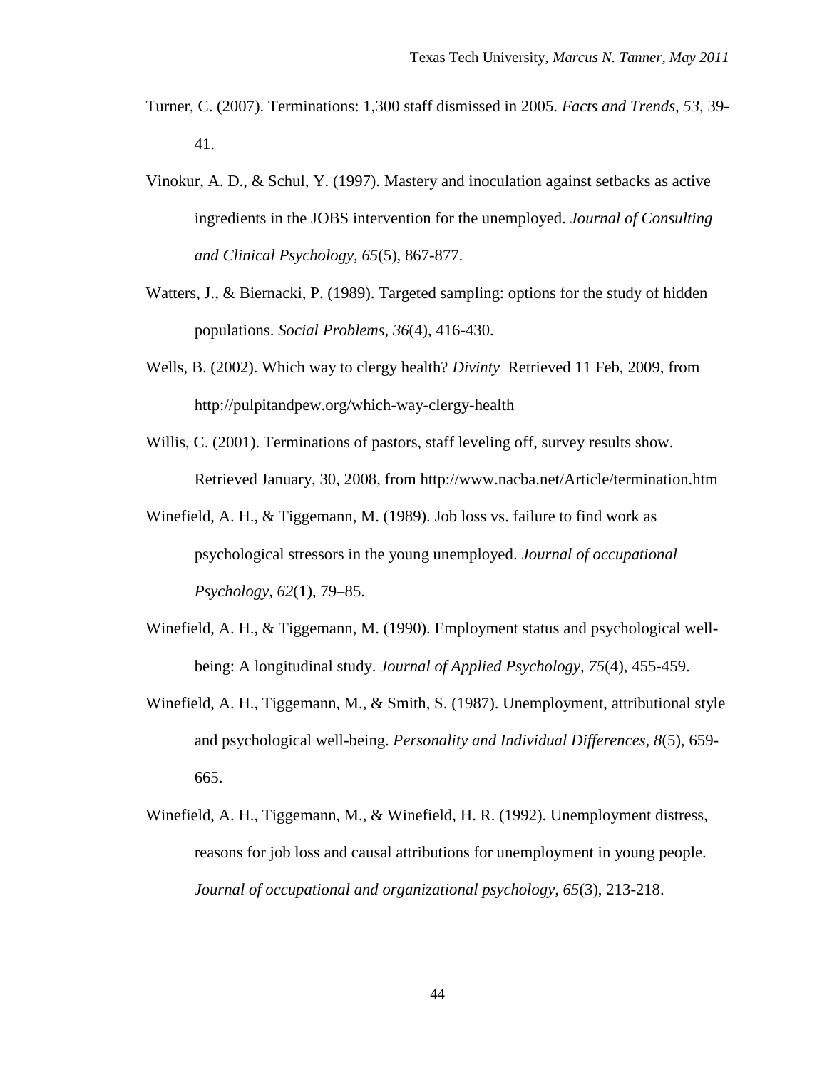Turner, C. (2007). Terminations: 1,300 staff dismissed in 2005. *Facts and Trends, 53,* 39-41.

Vinokur, A. D., & Schul, Y. (1997). Mastery and inoculation against setbacks as active ingredients in the JOBS intervention for the unemployed. *Journal of Consulting and Clinical Psychology, 65*(5), 867-877.

Watters, J., & Biernacki, P. (1989). Targeted sampling: options for the study of hidden populations. *Social Problems, 36*(4), 416-430.

Wells, B. (2002). Which way to clergy health? *Divinty* Retrieved 11 Feb, 2009, from http://pulpitandpew.org/which-way-clergy-health

Willis, C. (2001). Terminations of pastors, staff leveling off, survey results show. Retrieved January, 30, 2008, from http://www.nacba.net/Article/termination.htm

Winefield, A. H., & Tiggemann, M. (1989). Job loss vs. failure to find work as psychological stressors in the young unemployed. *Journal of occupational Psychology, 62*(1), 79–85.

Winefield, A. H., & Tiggemann, M. (1990). Employment status and psychological well-being: A longitudinal study. *Journal of Applied Psychology, 75*(4), 455-459.

Winefield, A. H., Tiggemann, M., & Smith, S. (1987). Unemployment, attributional style and psychological well-being. *Personality and Individual Differences, 8*(5), 659-665.

Winefield, A. H., Tiggemann, M., & Winefield, H. R. (1992). Unemployment distress, reasons for job loss and causal attributions for unemployment in young people. *Journal of occupational and organizational psychology, 65*(3), 213-218.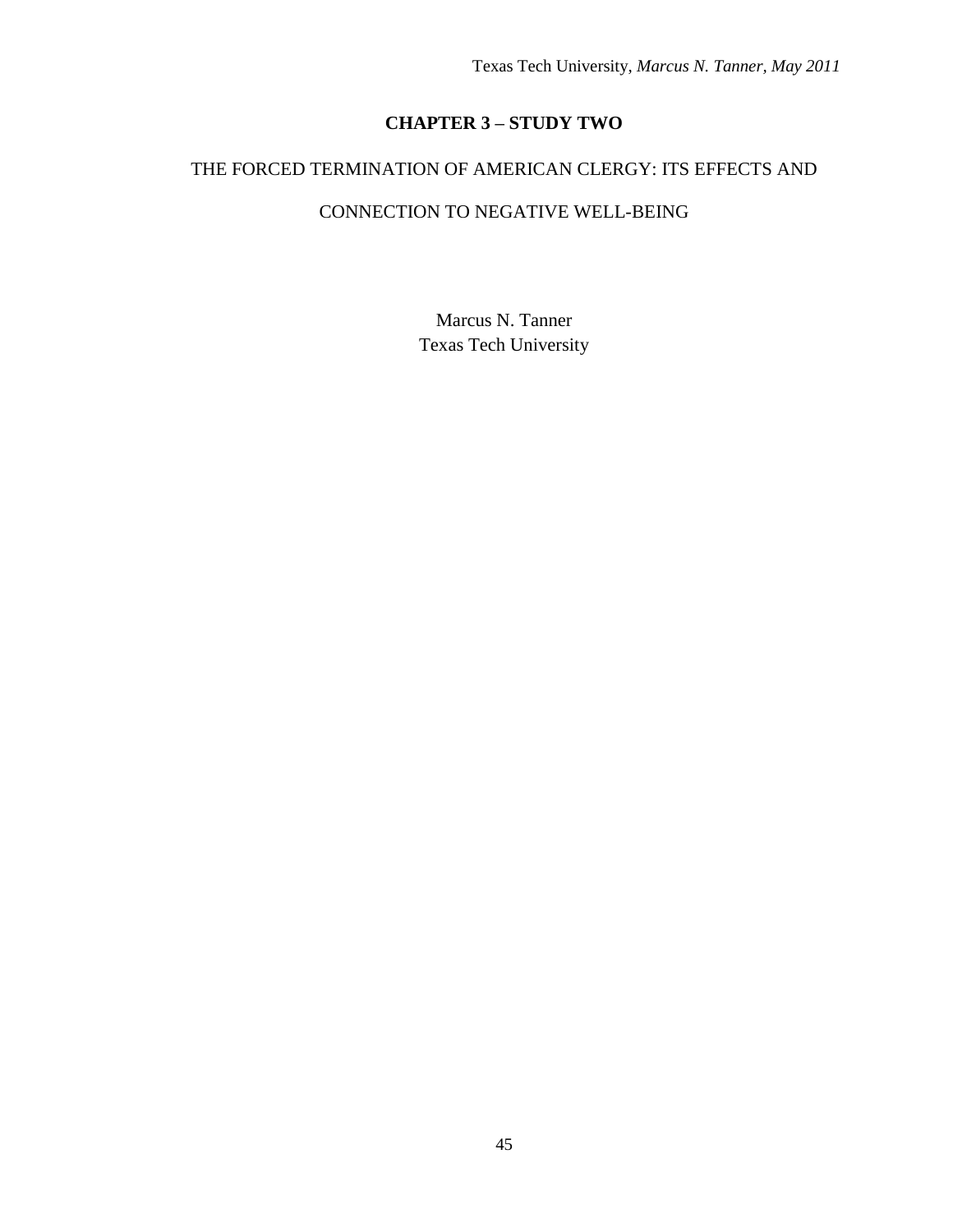# CHAPTER 3 – STUDY TWO

## THE FORCED TERMINATION OF AMERICAN CLERGY: ITS EFFECTS AND CONNECTION TO NEGATIVE WELL-BEING

Marcus N. Tanner
Texas Tech University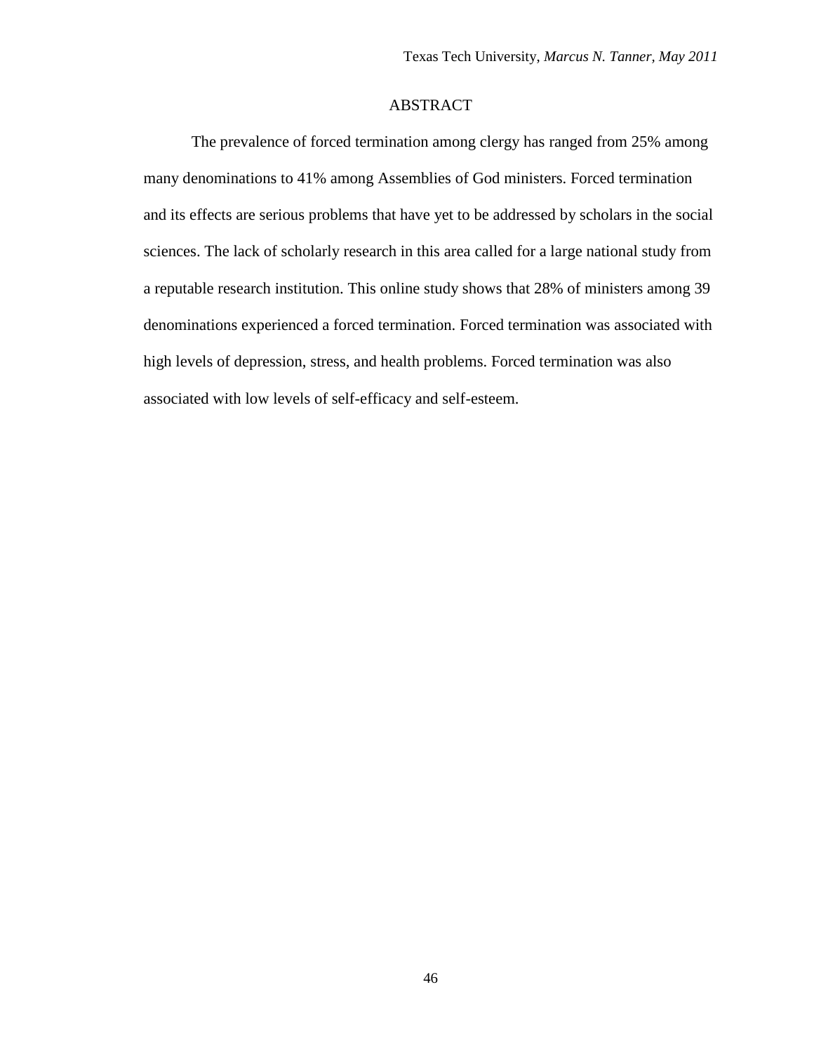# ABSTRACT

The prevalence of forced termination among clergy has ranged from 25% among many denominations to 41% among Assemblies of God ministers. Forced termination and its effects are serious problems that have yet to be addressed by scholars in the social sciences. The lack of scholarly research in this area called for a large national study from a reputable research institution. This online study shows that 28% of ministers among 39 denominations experienced a forced termination. Forced termination was associated with high levels of depression, stress, and health problems. Forced termination was also associated with low levels of self-efficacy and self-esteem.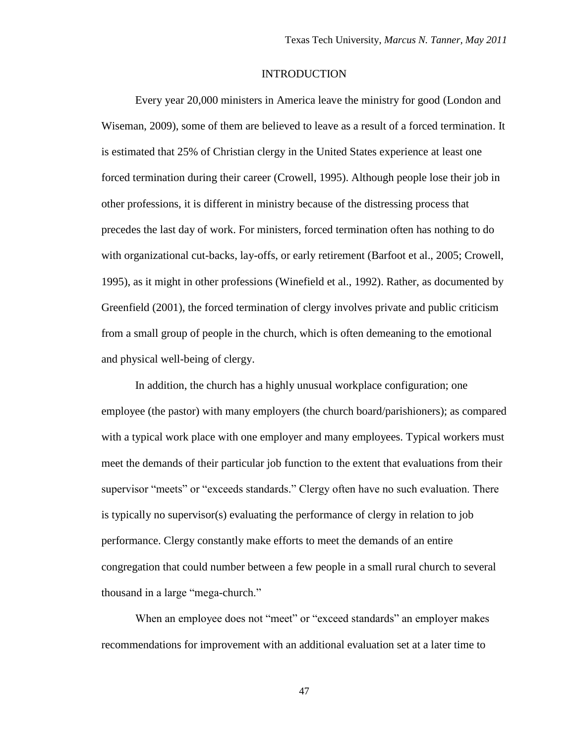# INTRODUCTION

Every year 20,000 ministers in America leave the ministry for good (London and Wiseman, 2009), some of them are believed to leave as a result of a forced termination. It is estimated that 25% of Christian clergy in the United States experience at least one forced termination during their career (Crowell, 1995). Although people lose their job in other professions, it is different in ministry because of the distressing process that precedes the last day of work. For ministers, forced termination often has nothing to do with organizational cut-backs, lay-offs, or early retirement (Barfoot et al., 2005; Crowell, 1995), as it might in other professions (Winefield et al., 1992). Rather, as documented by Greenfield (2001), the forced termination of clergy involves private and public criticism from a small group of people in the church, which is often demeaning to the emotional and physical well-being of clergy.

In addition, the church has a highly unusual workplace configuration; one employee (the pastor) with many employers (the church board/parishioners); as compared with a typical work place with one employer and many employees. Typical workers must meet the demands of their particular job function to the extent that evaluations from their supervisor "meets" or "exceeds standards." Clergy often have no such evaluation. There is typically no supervisor(s) evaluating the performance of clergy in relation to job performance. Clergy constantly make efforts to meet the demands of an entire congregation that could number between a few people in a small rural church to several thousand in a large "mega-church."

When an employee does not "meet" or "exceed standards" an employer makes recommendations for improvement with an additional evaluation set at a later time to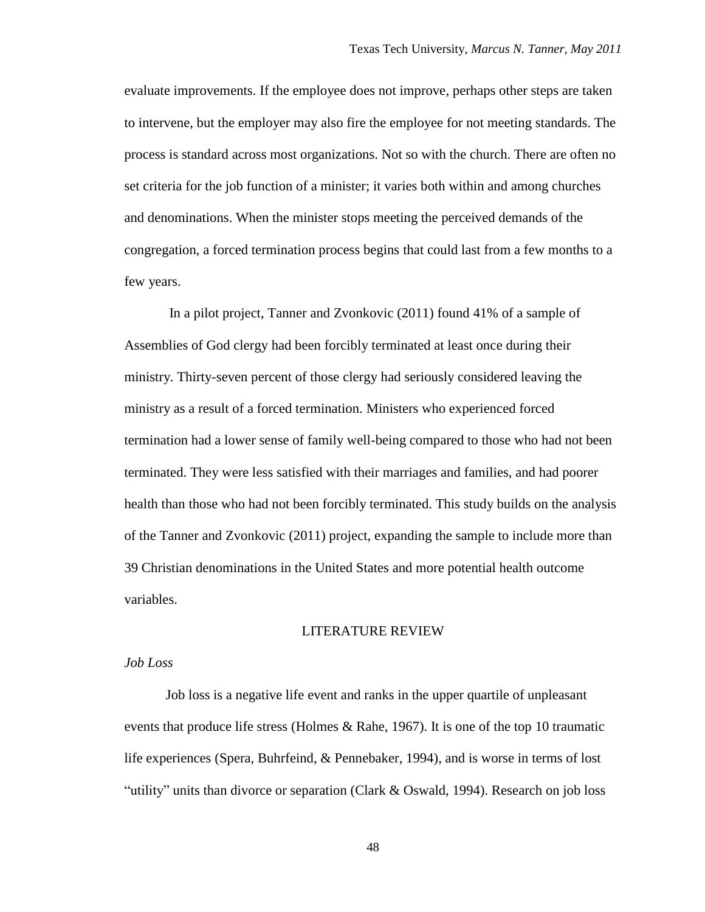evaluate improvements. If the employee does not improve, perhaps other steps are taken to intervene, but the employer may also fire the employee for not meeting standards. The process is standard across most organizations. Not so with the church. There are often no set criteria for the job function of a minister; it varies both within and among churches and denominations. When the minister stops meeting the perceived demands of the congregation, a forced termination process begins that could last from a few months to a few years.

In a pilot project, Tanner and Zvonkovic (2011) found 41% of a sample of Assemblies of God clergy had been forcibly terminated at least once during their ministry. Thirty-seven percent of those clergy had seriously considered leaving the ministry as a result of a forced termination. Ministers who experienced forced termination had a lower sense of family well-being compared to those who had not been terminated. They were less satisfied with their marriages and families, and had poorer health than those who had not been forcibly terminated. This study builds on the analysis of the Tanner and Zvonkovic (2011) project, expanding the sample to include more than 39 Christian denominations in the United States and more potential health outcome variables.

## LITERATURE REVIEW

### *Job Loss*

Job loss is a negative life event and ranks in the upper quartile of unpleasant events that produce life stress (Holmes & Rahe, 1967). It is one of the top 10 traumatic life experiences (Spera, Buhrfeind, & Pennebaker, 1994), and is worse in terms of lost "utility" units than divorce or separation (Clark & Oswald, 1994). Research on job loss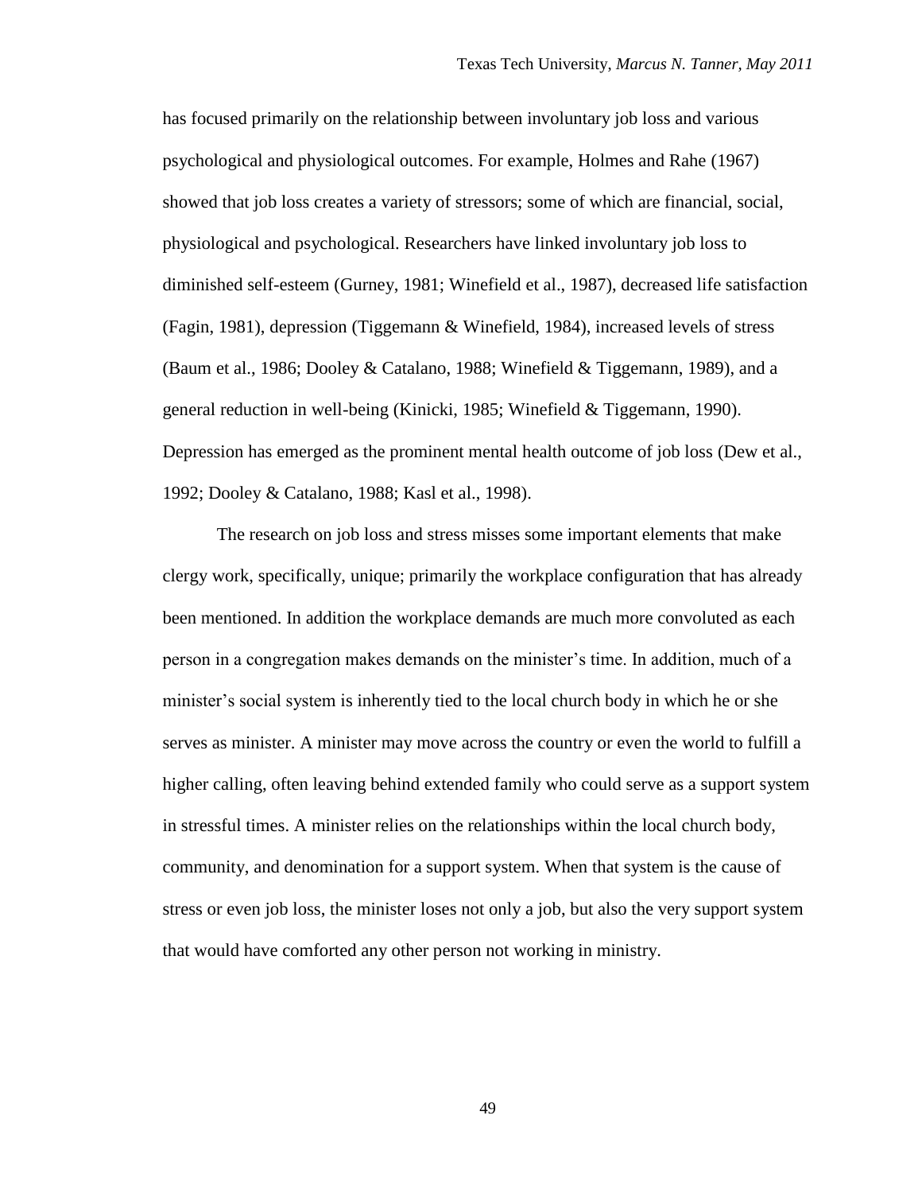has focused primarily on the relationship between involuntary job loss and various psychological and physiological outcomes. For example, Holmes and Rahe (1967) showed that job loss creates a variety of stressors; some of which are financial, social, physiological and psychological. Researchers have linked involuntary job loss to diminished self-esteem (Gurney, 1981; Winefield et al., 1987), decreased life satisfaction (Fagin, 1981), depression (Tiggemann & Winefield, 1984), increased levels of stress (Baum et al., 1986; Dooley & Catalano, 1988; Winefield & Tiggemann, 1989), and a general reduction in well-being (Kinicki, 1985; Winefield & Tiggemann, 1990). Depression has emerged as the prominent mental health outcome of job loss (Dew et al., 1992; Dooley & Catalano, 1988; Kasl et al., 1998).

The research on job loss and stress misses some important elements that make clergy work, specifically, unique; primarily the workplace configuration that has already been mentioned. In addition the workplace demands are much more convoluted as each person in a congregation makes demands on the minister's time. In addition, much of a minister's social system is inherently tied to the local church body in which he or she serves as minister. A minister may move across the country or even the world to fulfill a higher calling, often leaving behind extended family who could serve as a support system in stressful times. A minister relies on the relationships within the local church body, community, and denomination for a support system. When that system is the cause of stress or even job loss, the minister loses not only a job, but also the very support system that would have comforted any other person not working in ministry.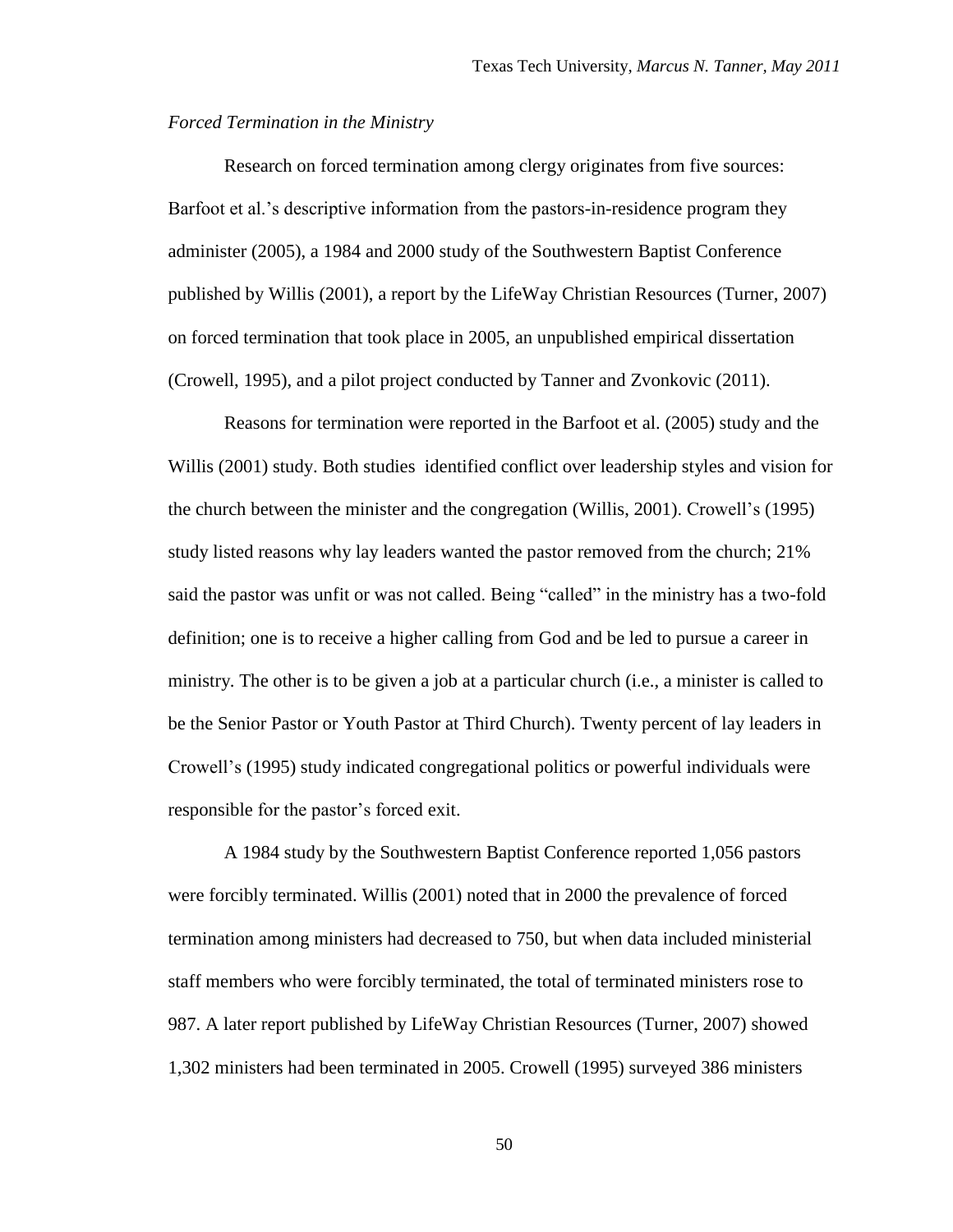*Forced Termination in the Ministry*

Research on forced termination among clergy originates from five sources: Barfoot et al.'s descriptive information from the pastors-in-residence program they administer (2005), a 1984 and 2000 study of the Southwestern Baptist Conference published by Willis (2001), a report by the LifeWay Christian Resources (Turner, 2007) on forced termination that took place in 2005, an unpublished empirical dissertation (Crowell, 1995), and a pilot project conducted by Tanner and Zvonkovic (2011).

Reasons for termination were reported in the Barfoot et al. (2005) study and the Willis (2001) study. Both studies identified conflict over leadership styles and vision for the church between the minister and the congregation (Willis, 2001). Crowell's (1995) study listed reasons why lay leaders wanted the pastor removed from the church; 21% said the pastor was unfit or was not called. Being "called" in the ministry has a two-fold definition; one is to receive a higher calling from God and be led to pursue a career in ministry. The other is to be given a job at a particular church (i.e., a minister is called to be the Senior Pastor or Youth Pastor at Third Church). Twenty percent of lay leaders in Crowell's (1995) study indicated congregational politics or powerful individuals were responsible for the pastor's forced exit.

A 1984 study by the Southwestern Baptist Conference reported 1,056 pastors were forcibly terminated. Willis (2001) noted that in 2000 the prevalence of forced termination among ministers had decreased to 750, but when data included ministerial staff members who were forcibly terminated, the total of terminated ministers rose to 987. A later report published by LifeWay Christian Resources (Turner, 2007) showed 1,302 ministers had been terminated in 2005. Crowell (1995) surveyed 386 ministers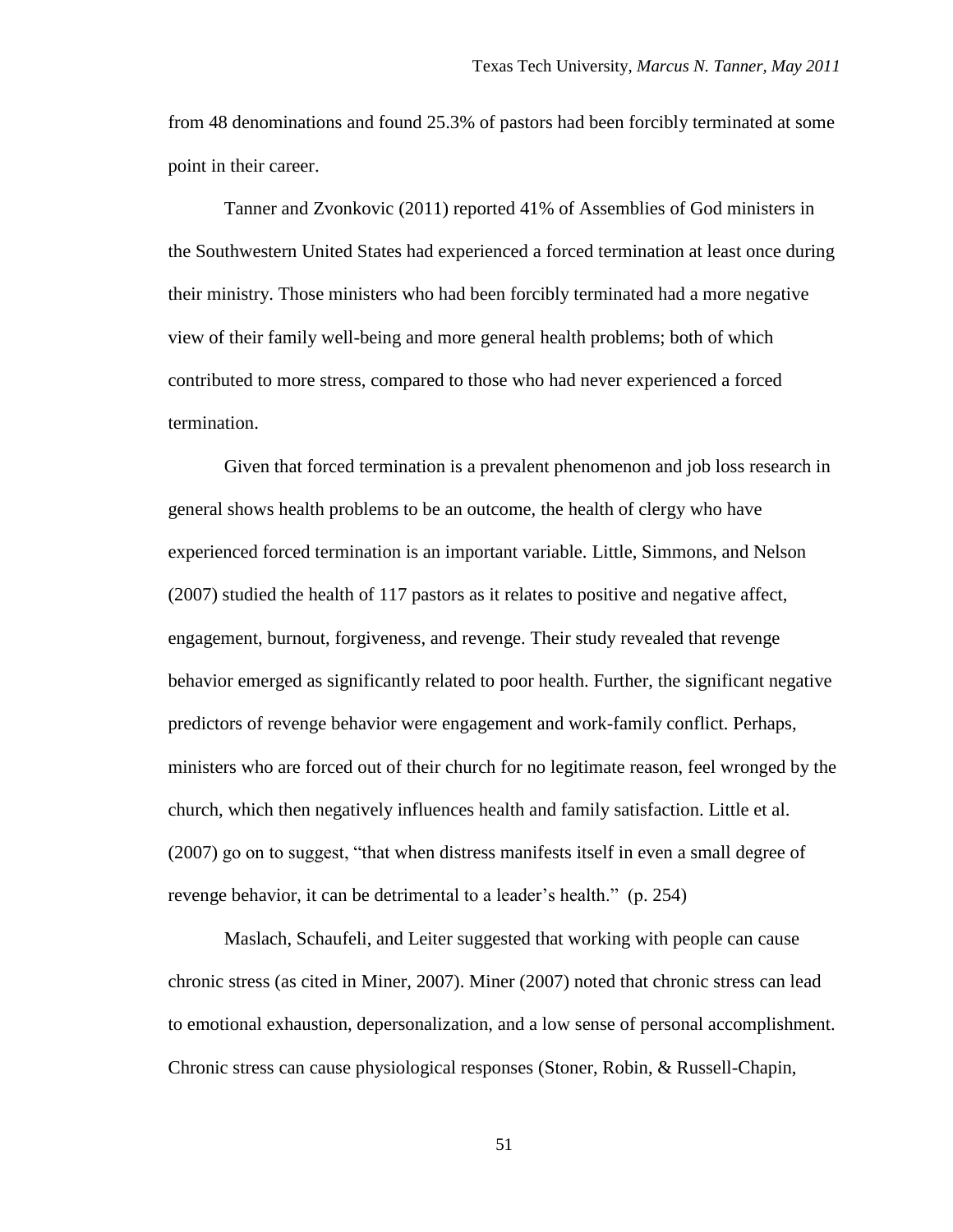from 48 denominations and found 25.3% of pastors had been forcibly terminated at some point in their career.

Tanner and Zvonkovic (2011) reported 41% of Assemblies of God ministers in the Southwestern United States had experienced a forced termination at least once during their ministry. Those ministers who had been forcibly terminated had a more negative view of their family well-being and more general health problems; both of which contributed to more stress, compared to those who had never experienced a forced termination.

Given that forced termination is a prevalent phenomenon and job loss research in general shows health problems to be an outcome, the health of clergy who have experienced forced termination is an important variable. Little, Simmons, and Nelson (2007) studied the health of 117 pastors as it relates to positive and negative affect, engagement, burnout, forgiveness, and revenge. Their study revealed that revenge behavior emerged as significantly related to poor health. Further, the significant negative predictors of revenge behavior were engagement and work-family conflict. Perhaps, ministers who are forced out of their church for no legitimate reason, feel wronged by the church, which then negatively influences health and family satisfaction. Little et al. (2007) go on to suggest, "that when distress manifests itself in even a small degree of revenge behavior, it can be detrimental to a leader's health." (p. 254)

Maslach, Schaufeli, and Leiter suggested that working with people can cause chronic stress (as cited in Miner, 2007). Miner (2007) noted that chronic stress can lead to emotional exhaustion, depersonalization, and a low sense of personal accomplishment. Chronic stress can cause physiological responses (Stoner, Robin, & Russell-Chapin,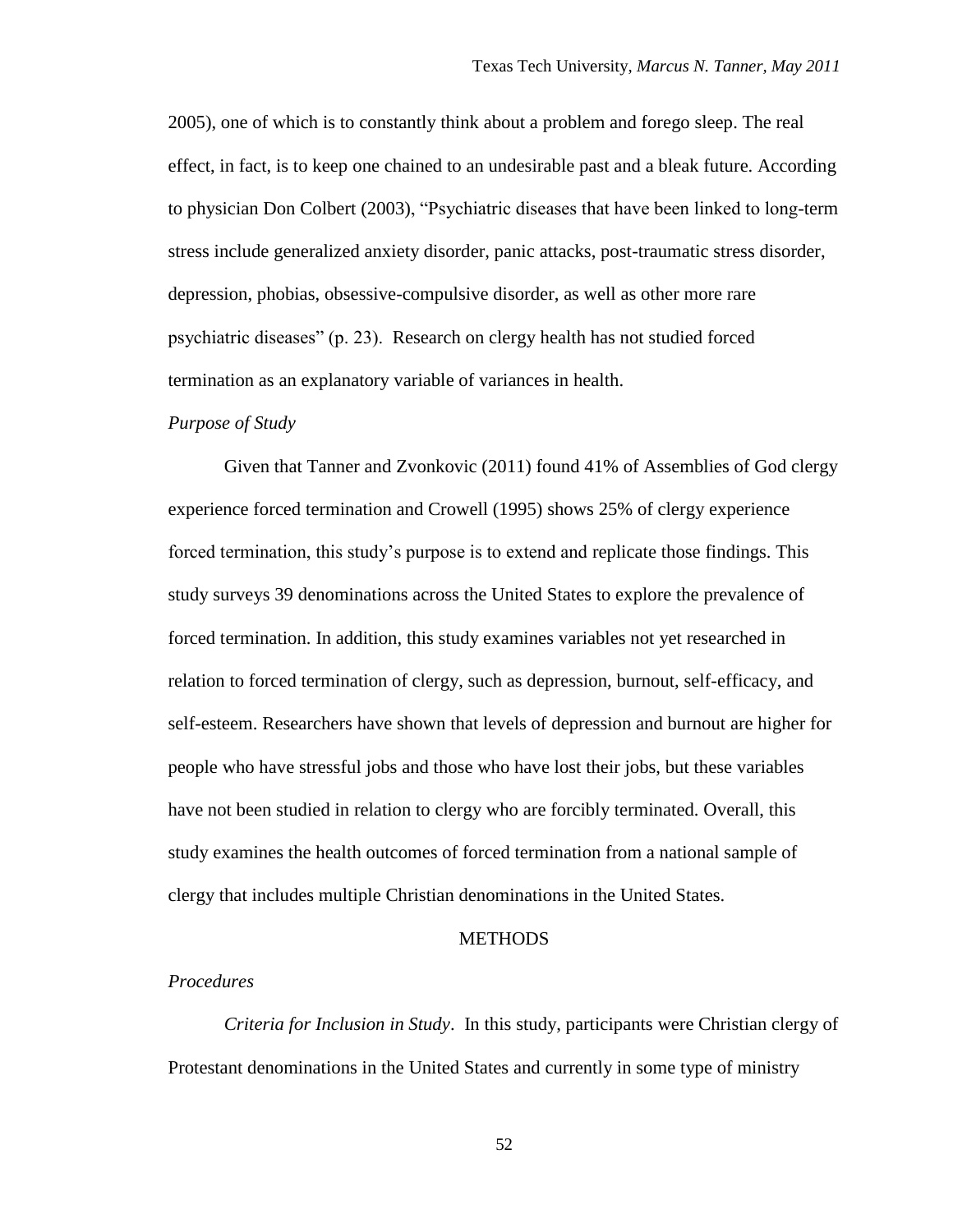2005), one of which is to constantly think about a problem and forego sleep. The real effect, in fact, is to keep one chained to an undesirable past and a bleak future. According to physician Don Colbert (2003), "Psychiatric diseases that have been linked to long-term stress include generalized anxiety disorder, panic attacks, post-traumatic stress disorder, depression, phobias, obsessive-compulsive disorder, as well as other more rare psychiatric diseases" (p. 23). Research on clergy health has not studied forced termination as an explanatory variable of variances in health.

*Purpose of Study*

Given that Tanner and Zvonkovic (2011) found 41% of Assemblies of God clergy experience forced termination and Crowell (1995) shows 25% of clergy experience forced termination, this study's purpose is to extend and replicate those findings. This study surveys 39 denominations across the United States to explore the prevalence of forced termination. In addition, this study examines variables not yet researched in relation to forced termination of clergy, such as depression, burnout, self-efficacy, and self-esteem. Researchers have shown that levels of depression and burnout are higher for people who have stressful jobs and those who have lost their jobs, but these variables have not been studied in relation to clergy who are forcibly terminated. Overall, this study examines the health outcomes of forced termination from a national sample of clergy that includes multiple Christian denominations in the United States.

## METHODS

*Procedures*

*Criteria for Inclusion in Study*. In this study, participants were Christian clergy of Protestant denominations in the United States and currently in some type of ministry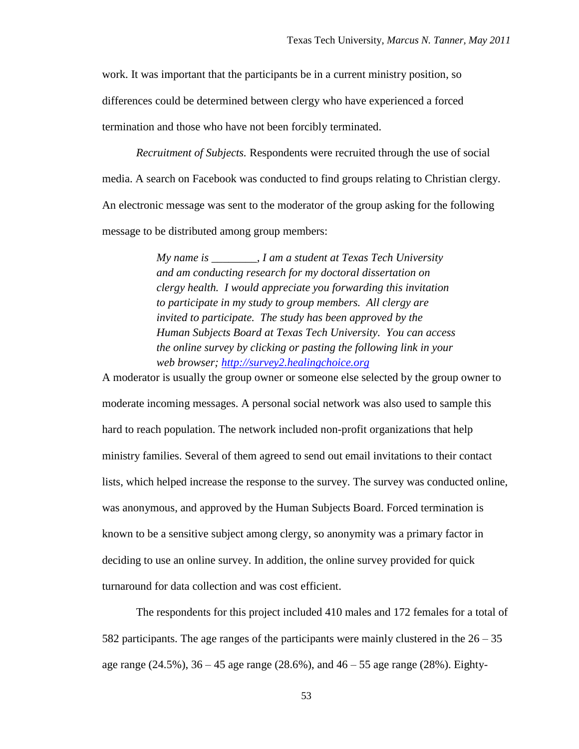work. It was important that the participants be in a current ministry position, so differences could be determined between clergy who have experienced a forced termination and those who have not been forcibly terminated.

*Recruitment of Subjects.* Respondents were recruited through the use of social media. A search on Facebook was conducted to find groups relating to Christian clergy. An electronic message was sent to the moderator of the group asking for the following message to be distributed among group members:

> *My name is ________, I am a student at Texas Tech University and am conducting research for my doctoral dissertation on clergy health. I would appreciate you forwarding this invitation to participate in my study to group members. All clergy are invited to participate. The study has been approved by the Human Subjects Board at Texas Tech University. You can access the online survey by clicking or pasting the following link in your web browser; [http://survey2.healingchoice.org](http://survey2.healingchoice.org)*

A moderator is usually the group owner or someone else selected by the group owner to moderate incoming messages. A personal social network was also used to sample this hard to reach population. The network included non-profit organizations that help ministry families. Several of them agreed to send out email invitations to their contact lists, which helped increase the response to the survey. The survey was conducted online, was anonymous, and approved by the Human Subjects Board. Forced termination is known to be a sensitive subject among clergy, so anonymity was a primary factor in deciding to use an online survey. In addition, the online survey provided for quick turnaround for data collection and was cost efficient.

The respondents for this project included 410 males and 172 females for a total of 582 participants. The age ranges of the participants were mainly clustered in the 26 – 35 age range (24.5%), 36 – 45 age range (28.6%), and 46 – 55 age range (28%). Eighty-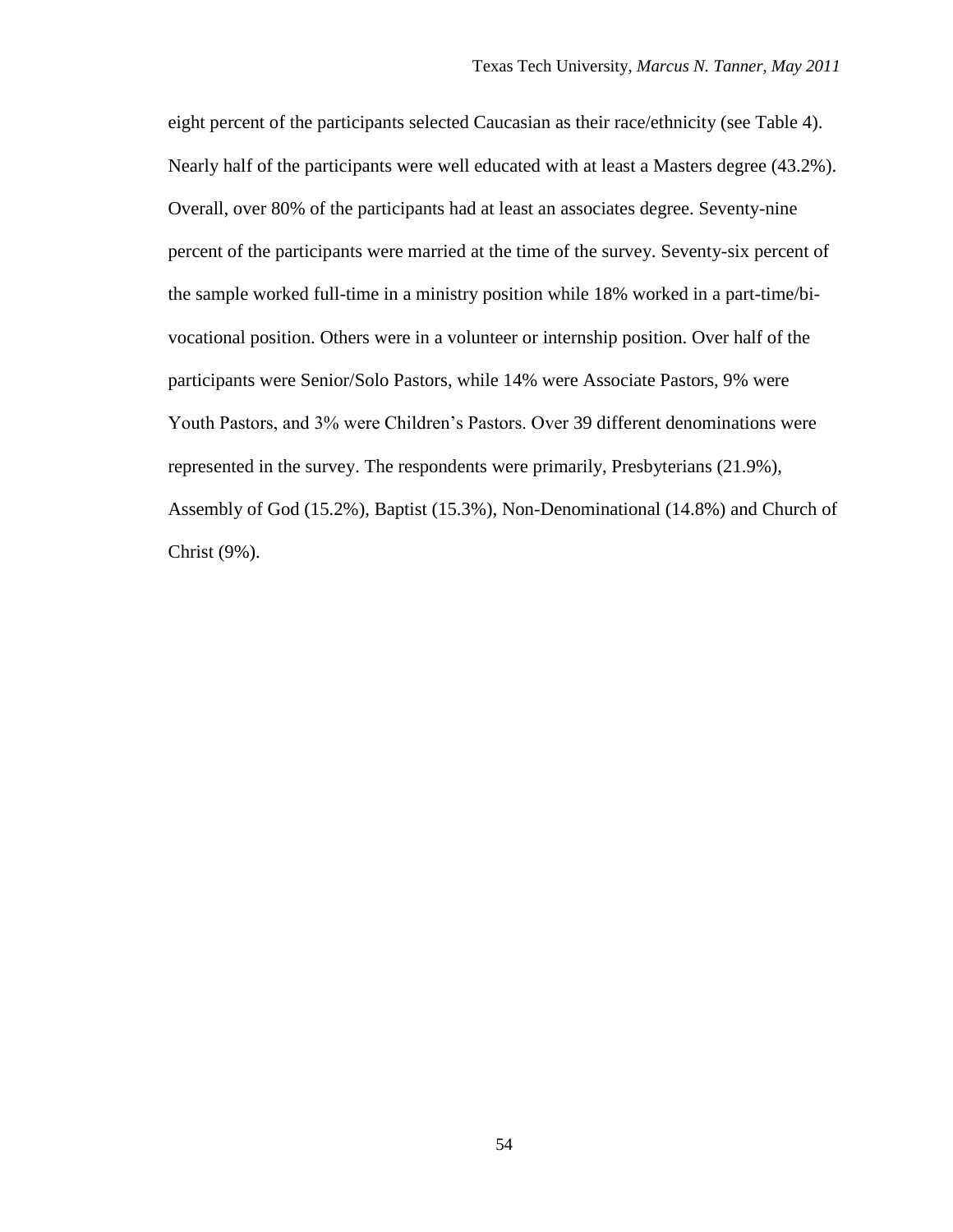eight percent of the participants selected Caucasian as their race/ethnicity (see Table 4). Nearly half of the participants were well educated with at least a Masters degree (43.2%). Overall, over 80% of the participants had at least an associates degree. Seventy-nine percent of the participants were married at the time of the survey. Seventy-six percent of the sample worked full-time in a ministry position while 18% worked in a part-time/bi-vocational position. Others were in a volunteer or internship position. Over half of the participants were Senior/Solo Pastors, while 14% were Associate Pastors, 9% were Youth Pastors, and 3% were Children's Pastors. Over 39 different denominations were represented in the survey. The respondents were primarily, Presbyterians (21.9%), Assembly of God (15.2%), Baptist (15.3%), Non-Denominational (14.8%) and Church of Christ (9%).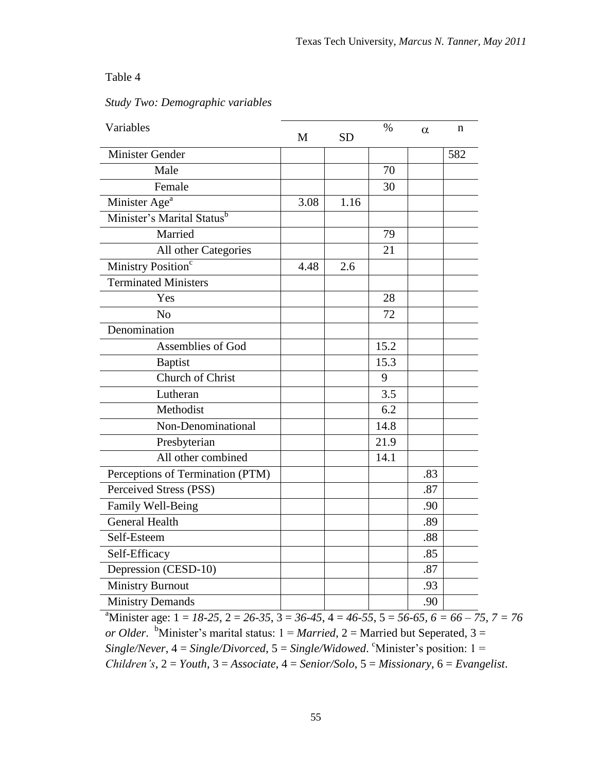Table 4

*Study Two: Demographic variables*

| Variables | M | SD | % | α | n |
|---|---|---|---|---|---|
| Minister Gender | | | | | 582 |
| Male | | | 70 | | |
| Female | | | 30 | | |
| Minister Age[a] | 3.08 | 1.16 | | | |
| Minister's Marital Status[b] | | | | | |
| Married | | | 79 | | |
| All other Categories | | | 21 | | |
| Ministry Position[c] | 4.48 | 2.6 | | | |
| Terminated Ministers | | | | | |
| Yes | | | 28 | | |
| No | | | 72 | | |
| Denomination | | | | | |
| Assemblies of God | | | 15.2 | | |
| Baptist | | | 15.3 | | |
| Church of Christ | | | 9 | | |
| Lutheran | | | 3.5 | | |
| Methodist | | | 6.2 | | |
| Non-Denominational | | | 14.8 | | |
| Presbyterian | | | 21.9 | | |
| All other combined | | | 14.1 | | |
| Perceptions of Termination (PTM) | | | | .83 | |
| Perceived Stress (PSS) | | | | .87 | |
| Family Well-Being | | | | .90 | |
| General Health | | | | .89 | |
| Self-Esteem | | | | .88 | |
| Self-Efficacy | | | | .85 | |
| Depression (CESD-10) | | | | .87 | |
| Ministry Burnout | | | | .93 | |
| Ministry Demands | | | | .90 | |

[a]Minister age: 1 = *18-25*, 2 = *26-35*, 3 = *36-45*, 4 = *46-55*, 5 = *56-65*, *6 = 66 – 75*, *7 = 76 or Older*. [b]Minister's marital status: 1 = *Married*, 2 = Married but Seperated, 3 = *Single/Never*, 4 = *Single/Divorced*, 5 = *Single/Widowed*. [c]Minister's position: 1 = *Children's*, 2 = *Youth*, 3 = *Associate*, 4 = *Senior/Solo*, 5 = *Missionary*, 6 = *Evangelist*.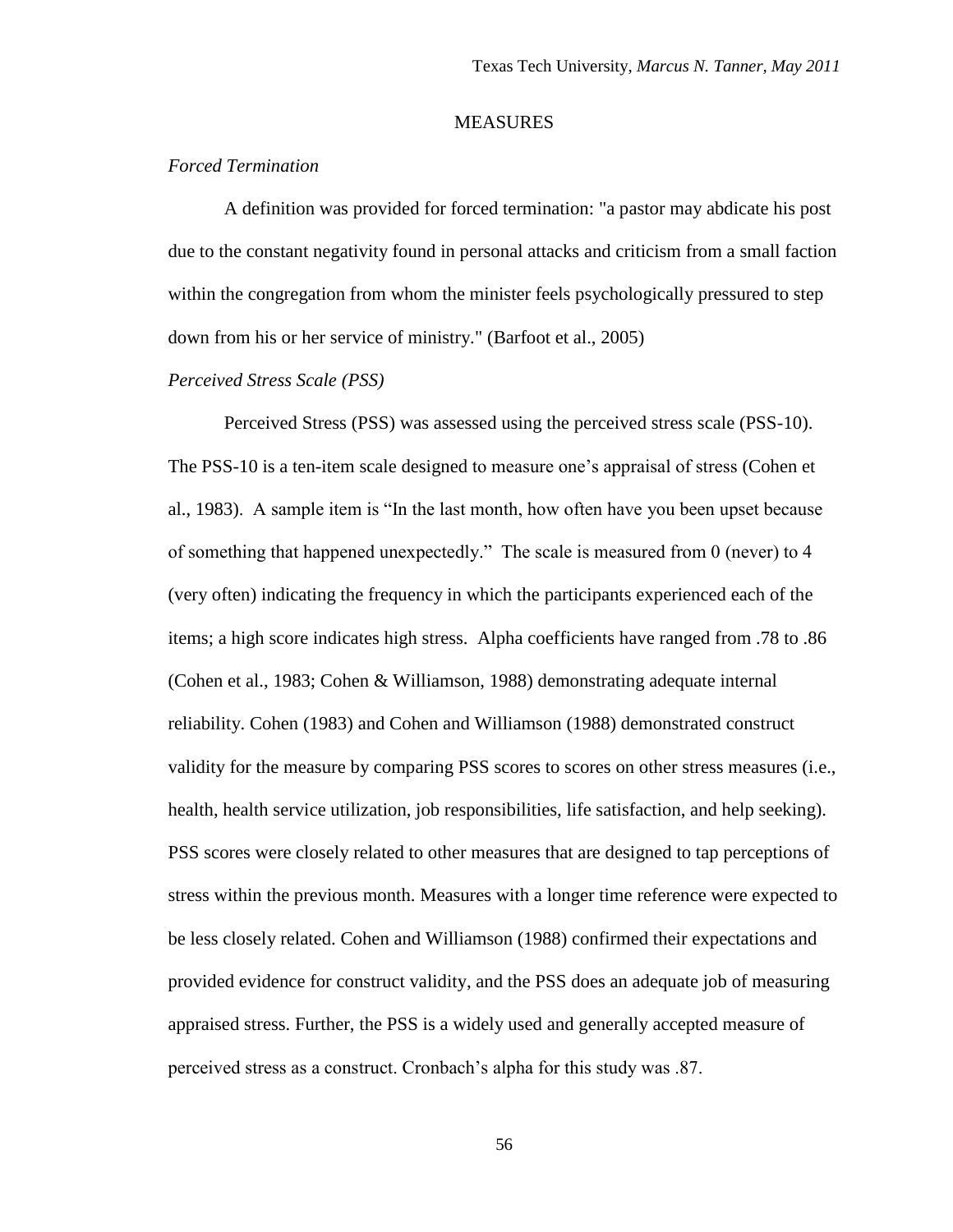# MEASURES

*Forced Termination*

A definition was provided for forced termination: "a pastor may abdicate his post due to the constant negativity found in personal attacks and criticism from a small faction within the congregation from whom the minister feels psychologically pressured to step down from his or her service of ministry." (Barfoot et al., 2005)

*Perceived Stress Scale (PSS)*

Perceived Stress (PSS) was assessed using the perceived stress scale (PSS-10). The PSS-10 is a ten-item scale designed to measure one's appraisal of stress (Cohen et al., 1983). A sample item is "In the last month, how often have you been upset because of something that happened unexpectedly." The scale is measured from 0 (never) to 4 (very often) indicating the frequency in which the participants experienced each of the items; a high score indicates high stress. Alpha coefficients have ranged from .78 to .86 (Cohen et al., 1983; Cohen & Williamson, 1988) demonstrating adequate internal reliability. Cohen (1983) and Cohen and Williamson (1988) demonstrated construct validity for the measure by comparing PSS scores to scores on other stress measures (i.e., health, health service utilization, job responsibilities, life satisfaction, and help seeking). PSS scores were closely related to other measures that are designed to tap perceptions of stress within the previous month. Measures with a longer time reference were expected to be less closely related. Cohen and Williamson (1988) confirmed their expectations and provided evidence for construct validity, and the PSS does an adequate job of measuring appraised stress. Further, the PSS is a widely used and generally accepted measure of perceived stress as a construct. Cronbach's alpha for this study was .87.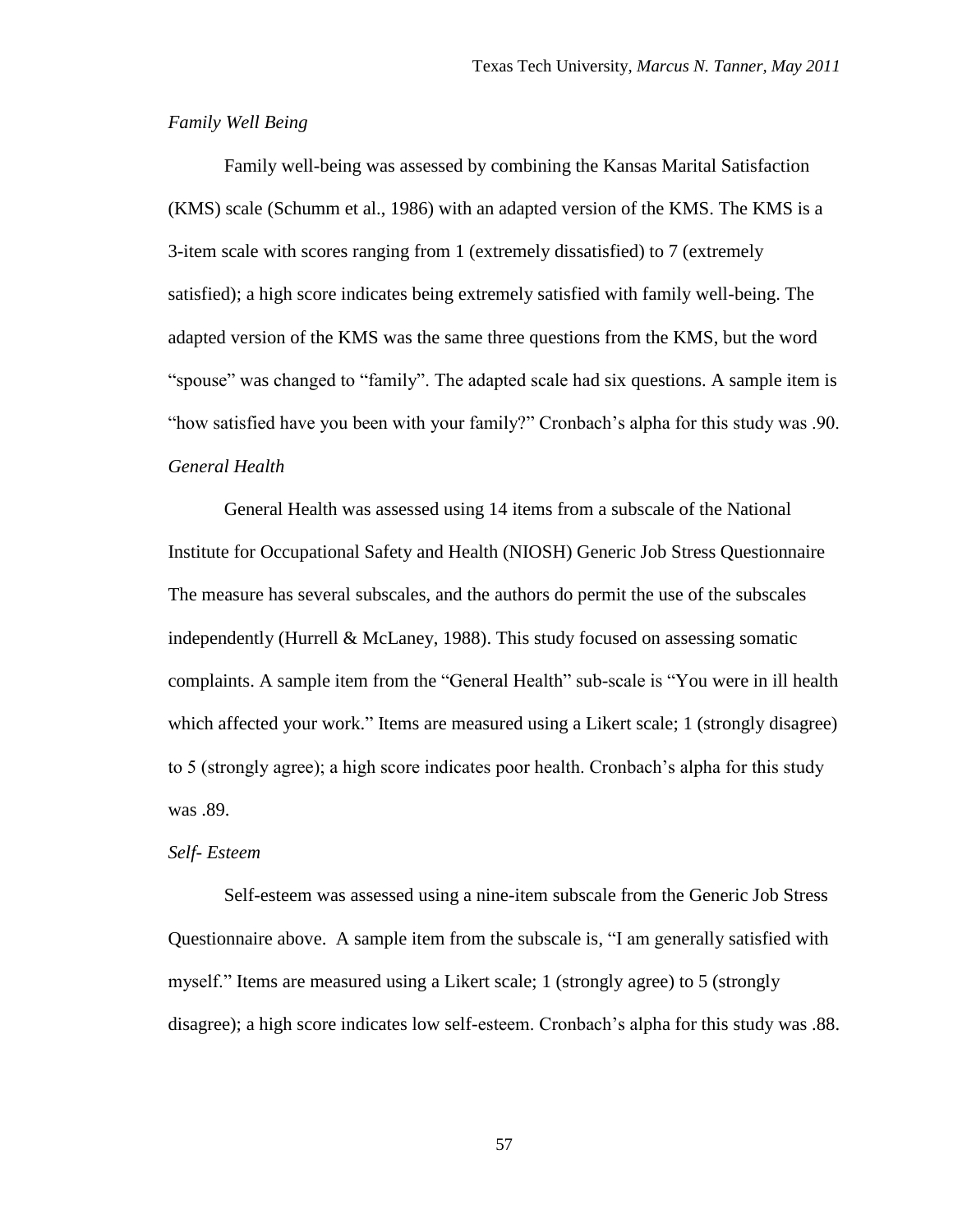*Family Well Being*

Family well-being was assessed by combining the Kansas Marital Satisfaction (KMS) scale (Schumm et al., 1986) with an adapted version of the KMS. The KMS is a 3-item scale with scores ranging from 1 (extremely dissatisfied) to 7 (extremely satisfied); a high score indicates being extremely satisfied with family well-being. The adapted version of the KMS was the same three questions from the KMS, but the word "spouse" was changed to "family". The adapted scale had six questions. A sample item is "how satisfied have you been with your family?" Cronbach's alpha for this study was .90.

*General Health*

General Health was assessed using 14 items from a subscale of the National Institute for Occupational Safety and Health (NIOSH) Generic Job Stress Questionnaire The measure has several subscales, and the authors do permit the use of the subscales independently (Hurrell & McLaney, 1988). This study focused on assessing somatic complaints. A sample item from the "General Health" sub-scale is "You were in ill health which affected your work." Items are measured using a Likert scale; 1 (strongly disagree) to 5 (strongly agree); a high score indicates poor health. Cronbach's alpha for this study was .89.

*Self- Esteem*

Self-esteem was assessed using a nine-item subscale from the Generic Job Stress Questionnaire above. A sample item from the subscale is, "I am generally satisfied with myself." Items are measured using a Likert scale; 1 (strongly agree) to 5 (strongly disagree); a high score indicates low self-esteem. Cronbach's alpha for this study was .88.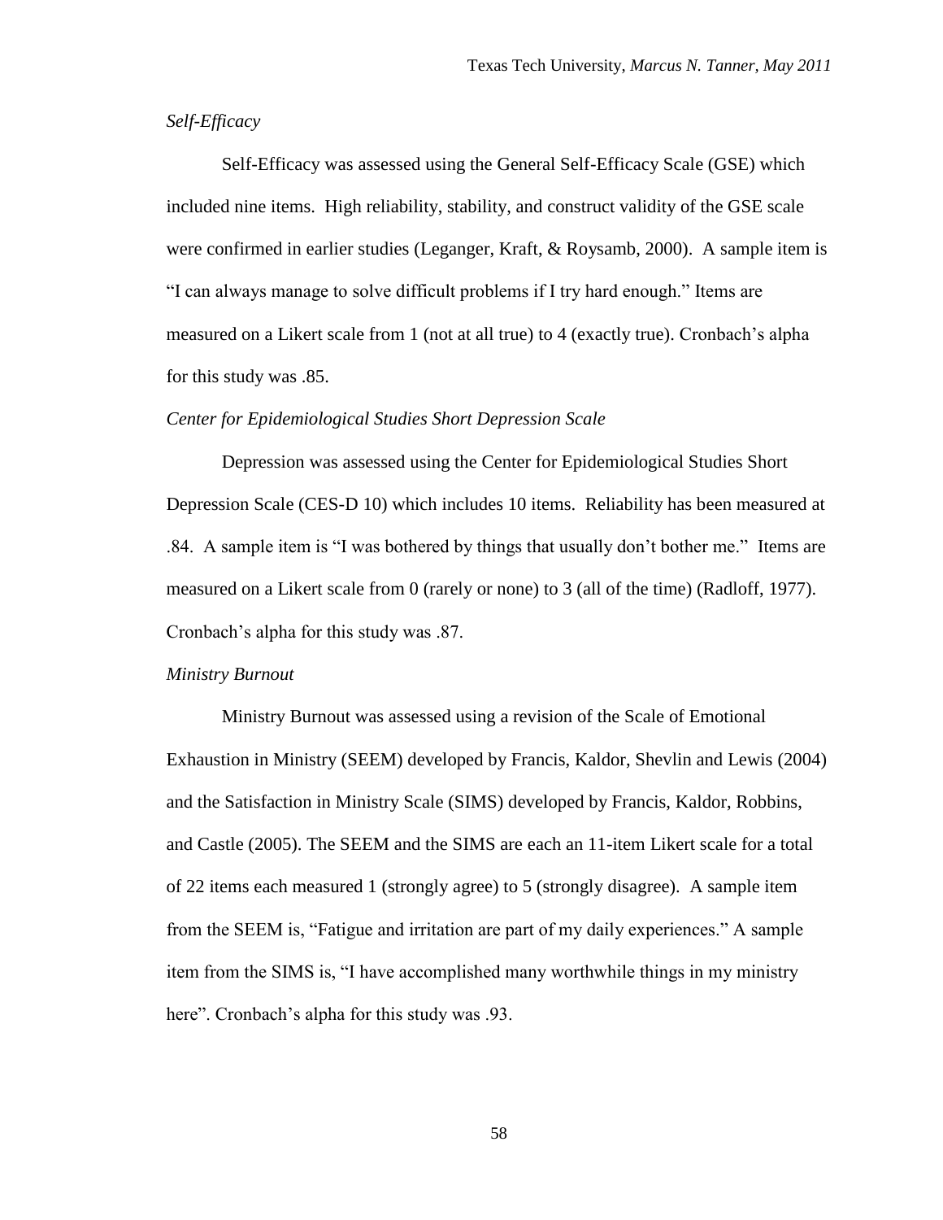*Self-Efficacy*

Self-Efficacy was assessed using the General Self-Efficacy Scale (GSE) which included nine items. High reliability, stability, and construct validity of the GSE scale were confirmed in earlier studies (Leganger, Kraft, & Roysamb, 2000). A sample item is "I can always manage to solve difficult problems if I try hard enough." Items are measured on a Likert scale from 1 (not at all true) to 4 (exactly true). Cronbach's alpha for this study was .85.

*Center for Epidemiological Studies Short Depression Scale*

Depression was assessed using the Center for Epidemiological Studies Short Depression Scale (CES-D 10) which includes 10 items. Reliability has been measured at .84. A sample item is "I was bothered by things that usually don't bother me." Items are measured on a Likert scale from 0 (rarely or none) to 3 (all of the time) (Radloff, 1977). Cronbach's alpha for this study was .87.

*Ministry Burnout*

Ministry Burnout was assessed using a revision of the Scale of Emotional Exhaustion in Ministry (SEEM) developed by Francis, Kaldor, Shevlin and Lewis (2004) and the Satisfaction in Ministry Scale (SIMS) developed by Francis, Kaldor, Robbins, and Castle (2005). The SEEM and the SIMS are each an 11-item Likert scale for a total of 22 items each measured 1 (strongly agree) to 5 (strongly disagree). A sample item from the SEEM is, "Fatigue and irritation are part of my daily experiences." A sample item from the SIMS is, "I have accomplished many worthwhile things in my ministry here". Cronbach's alpha for this study was .93.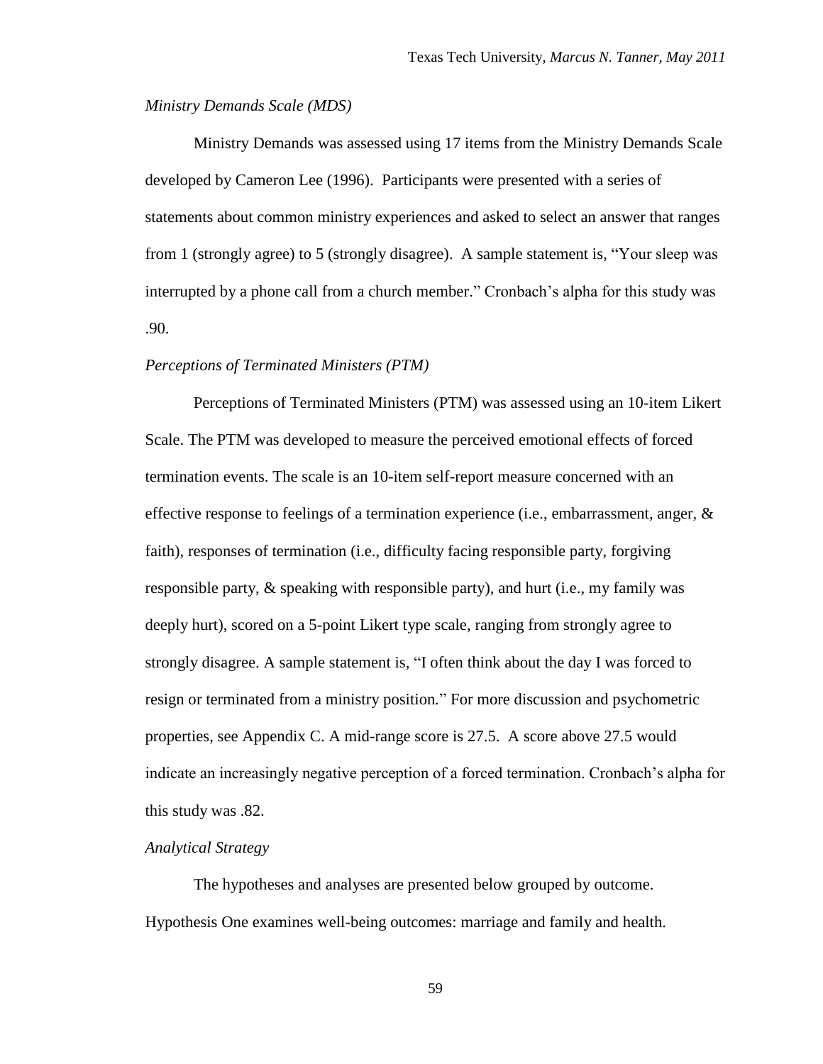*Ministry Demands Scale (MDS)*

Ministry Demands was assessed using 17 items from the Ministry Demands Scale developed by Cameron Lee (1996). Participants were presented with a series of statements about common ministry experiences and asked to select an answer that ranges from 1 (strongly agree) to 5 (strongly disagree). A sample statement is, "Your sleep was interrupted by a phone call from a church member." Cronbach's alpha for this study was .90.

*Perceptions of Terminated Ministers (PTM)*

Perceptions of Terminated Ministers (PTM) was assessed using an 10-item Likert Scale. The PTM was developed to measure the perceived emotional effects of forced termination events. The scale is an 10-item self-report measure concerned with an effective response to feelings of a termination experience (i.e., embarrassment, anger, & faith), responses of termination (i.e., difficulty facing responsible party, forgiving responsible party, & speaking with responsible party), and hurt (i.e., my family was deeply hurt), scored on a 5-point Likert type scale, ranging from strongly agree to strongly disagree. A sample statement is, "I often think about the day I was forced to resign or terminated from a ministry position." For more discussion and psychometric properties, see Appendix C. A mid-range score is 27.5. A score above 27.5 would indicate an increasingly negative perception of a forced termination. Cronbach's alpha for this study was .82.

*Analytical Strategy*

The hypotheses and analyses are presented below grouped by outcome. Hypothesis One examines well-being outcomes: marriage and family and health.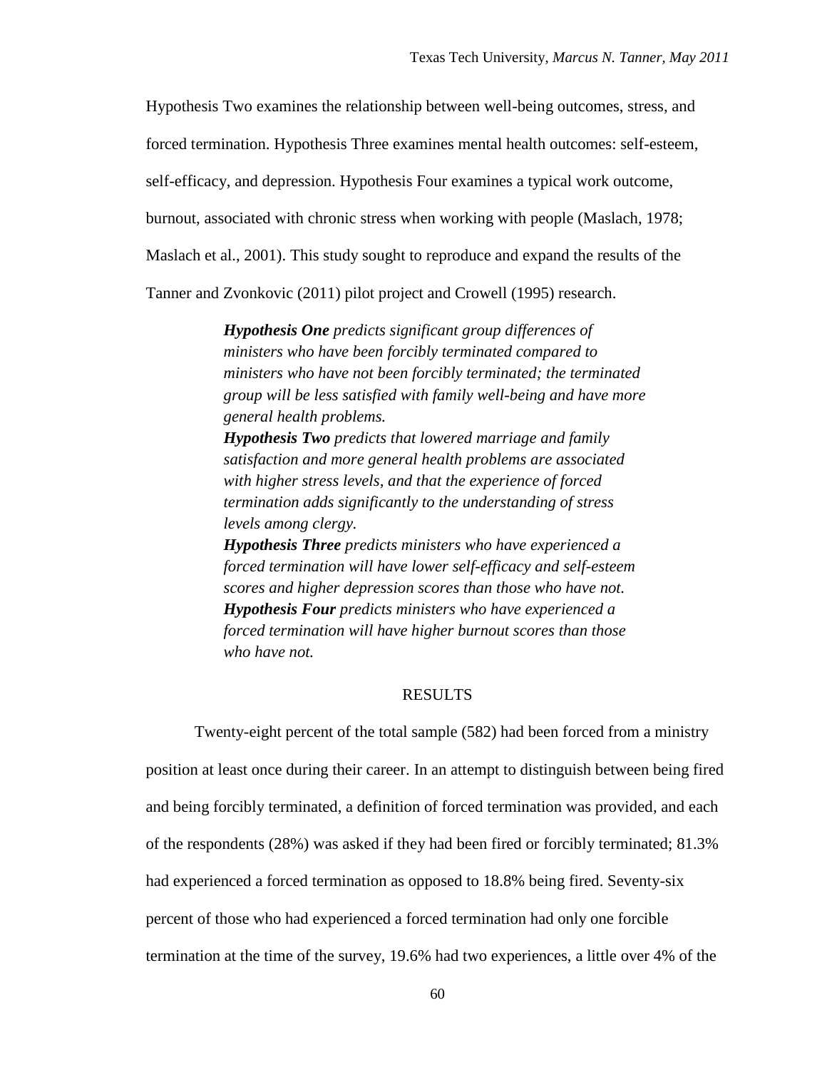Hypothesis Two examines the relationship between well-being outcomes, stress, and forced termination. Hypothesis Three examines mental health outcomes: self-esteem, self-efficacy, and depression. Hypothesis Four examines a typical work outcome, burnout, associated with chronic stress when working with people (Maslach, 1978; Maslach et al., 2001). This study sought to reproduce and expand the results of the Tanner and Zvonkovic (2011) pilot project and Crowell (1995) research.

> ***Hypothesis One*** *predicts significant group differences of ministers who have been forcibly terminated compared to ministers who have not been forcibly terminated; the terminated group will be less satisfied with family well-being and have more general health problems.*
>
> ***Hypothesis Two*** *predicts that lowered marriage and family satisfaction and more general health problems are associated with higher stress levels, and that the experience of forced termination adds significantly to the understanding of stress levels among clergy.*
>
> ***Hypothesis Three*** *predicts ministers who have experienced a forced termination will have lower self-efficacy and self-esteem scores and higher depression scores than those who have not.*
>
> ***Hypothesis Four*** *predicts ministers who have experienced a forced termination will have higher burnout scores than those who have not.*

## RESULTS

Twenty-eight percent of the total sample (582) had been forced from a ministry position at least once during their career. In an attempt to distinguish between being fired and being forcibly terminated, a definition of forced termination was provided, and each of the respondents (28%) was asked if they had been fired or forcibly terminated; 81.3% had experienced a forced termination as opposed to 18.8% being fired. Seventy-six percent of those who had experienced a forced termination had only one forcible termination at the time of the survey, 19.6% had two experiences, a little over 4% of the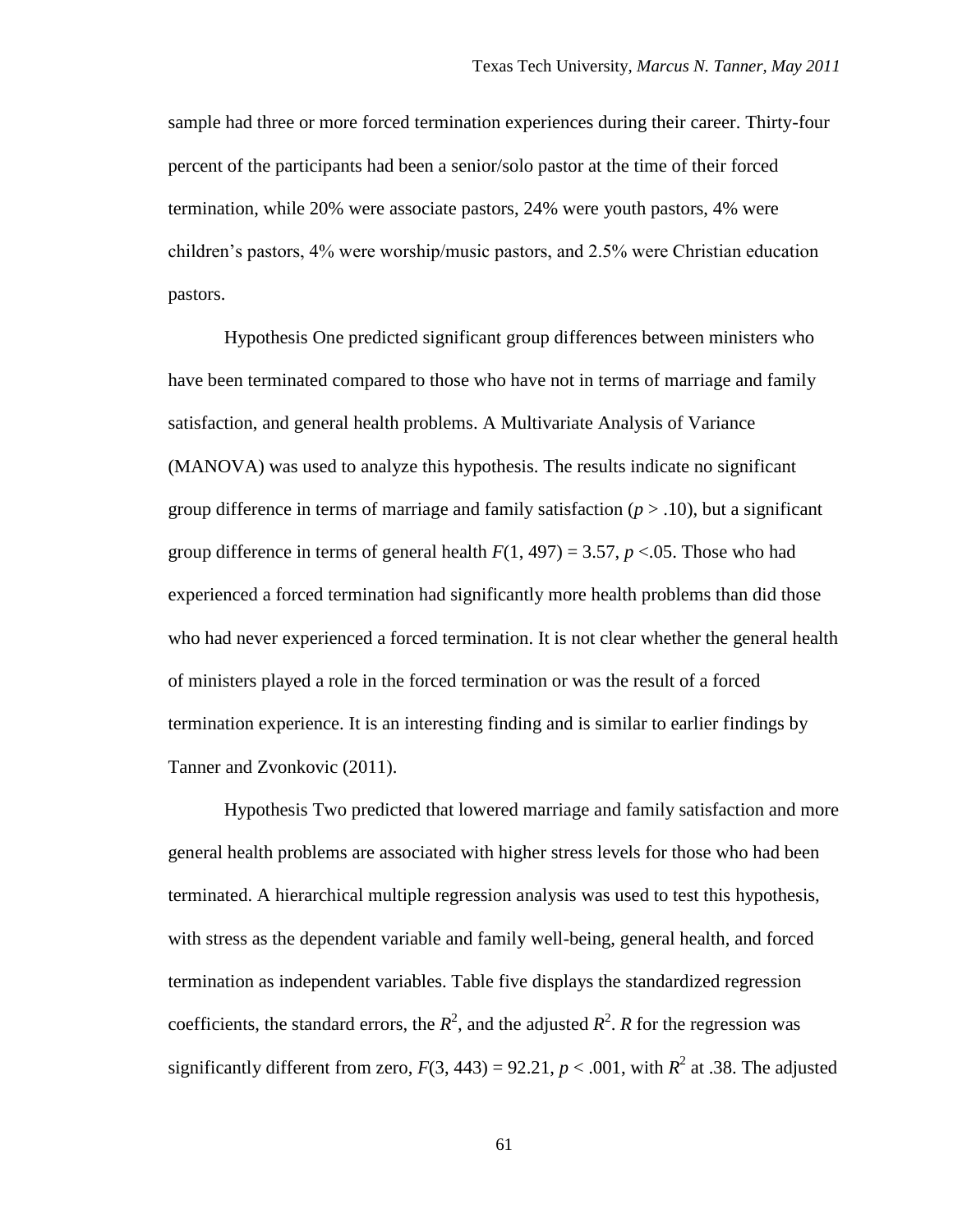sample had three or more forced termination experiences during their career. Thirty-four percent of the participants had been a senior/solo pastor at the time of their forced termination, while 20% were associate pastors, 24% were youth pastors, 4% were children's pastors, 4% were worship/music pastors, and 2.5% were Christian education pastors.

Hypothesis One predicted significant group differences between ministers who have been terminated compared to those who have not in terms of marriage and family satisfaction, and general health problems. A Multivariate Analysis of Variance (MANOVA) was used to analyze this hypothesis. The results indicate no significant group difference in terms of marriage and family satisfaction ($p > .10$), but a significant group difference in terms of general health $F(1, 497) = 3.57$, $p < .05$. Those who had experienced a forced termination had significantly more health problems than did those who had never experienced a forced termination. It is not clear whether the general health of ministers played a role in the forced termination or was the result of a forced termination experience. It is an interesting finding and is similar to earlier findings by Tanner and Zvonkovic (2011).

Hypothesis Two predicted that lowered marriage and family satisfaction and more general health problems are associated with higher stress levels for those who had been terminated. A hierarchical multiple regression analysis was used to test this hypothesis, with stress as the dependent variable and family well-being, general health, and forced termination as independent variables. Table five displays the standardized regression coefficients, the standard errors, the $R^2$, and the adjusted $R^2$. $R$ for the regression was significantly different from zero, $F(3, 443) = 92.21$, $p < .001$, with $R^2$ at .38. The adjusted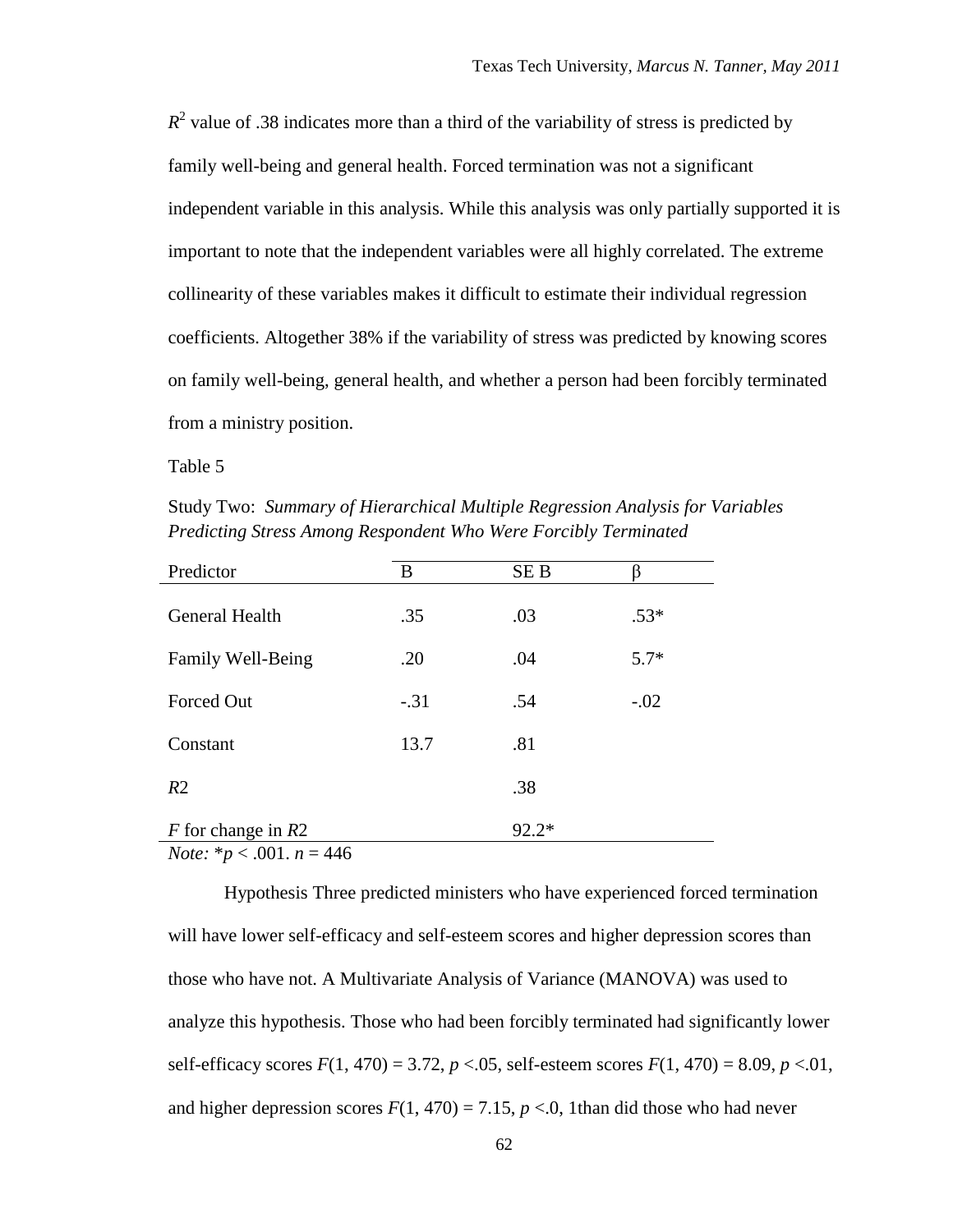$R^2$ value of .38 indicates more than a third of the variability of stress is predicted by family well-being and general health. Forced termination was not a significant independent variable in this analysis. While this analysis was only partially supported it is important to note that the independent variables were all highly correlated. The extreme collinearity of these variables makes it difficult to estimate their individual regression coefficients. Altogether 38% if the variability of stress was predicted by knowing scores on family well-being, general health, and whether a person had been forcibly terminated from a ministry position.

Table 5

Study Two: *Summary of Hierarchical Multiple Regression Analysis for Variables Predicting Stress Among Respondent Who Were Forcibly Terminated*

| Predictor | B | SE B | β |
|---|---|---|---|
| General Health | .35 | .03 | .53* |
| Family Well-Being | .20 | .04 | 5.7* |
| Forced Out | -.31 | .54 | -.02 |
| Constant | 13.7 | .81 | |
| *R*2 | | .38 | |
| *F* for change in *R*2 | | 92.2* | |

*Note:* $*p < .001$. $n = 446$

Hypothesis Three predicted ministers who have experienced forced termination will have lower self-efficacy and self-esteem scores and higher depression scores than those who have not. A Multivariate Analysis of Variance (MANOVA) was used to analyze this hypothesis. Those who had been forcibly terminated had significantly lower self-efficacy scores $F(1, 470) = 3.72$, $p$ <.05, self-esteem scores $F(1, 470) = 8.09$, $p$ <.01, and higher depression scores $F(1, 470) = 7.15$, $p$ <.0, 1than did those who had never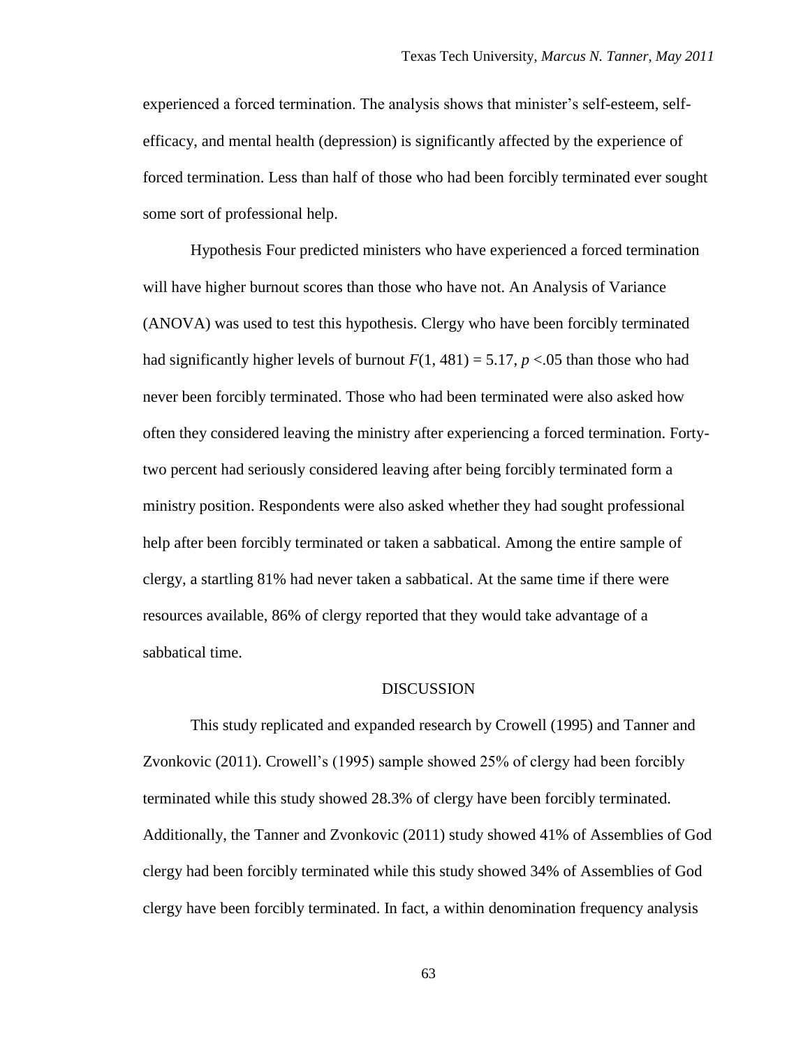experienced a forced termination. The analysis shows that minister's self-esteem, self-efficacy, and mental health (depression) is significantly affected by the experience of forced termination. Less than half of those who had been forcibly terminated ever sought some sort of professional help.

Hypothesis Four predicted ministers who have experienced a forced termination will have higher burnout scores than those who have not. An Analysis of Variance (ANOVA) was used to test this hypothesis. Clergy who have been forcibly terminated had significantly higher levels of burnout $F(1, 481) = 5.17$, $p < .05$ than those who had never been forcibly terminated. Those who had been terminated were also asked how often they considered leaving the ministry after experiencing a forced termination. Forty-two percent had seriously considered leaving after being forcibly terminated form a ministry position. Respondents were also asked whether they had sought professional help after been forcibly terminated or taken a sabbatical. Among the entire sample of clergy, a startling 81% had never taken a sabbatical. At the same time if there were resources available, 86% of clergy reported that they would take advantage of a sabbatical time.

## DISCUSSION

This study replicated and expanded research by Crowell (1995) and Tanner and Zvonkovic (2011). Crowell's (1995) sample showed 25% of clergy had been forcibly terminated while this study showed 28.3% of clergy have been forcibly terminated. Additionally, the Tanner and Zvonkovic (2011) study showed 41% of Assemblies of God clergy had been forcibly terminated while this study showed 34% of Assemblies of God clergy have been forcibly terminated. In fact, a within denomination frequency analysis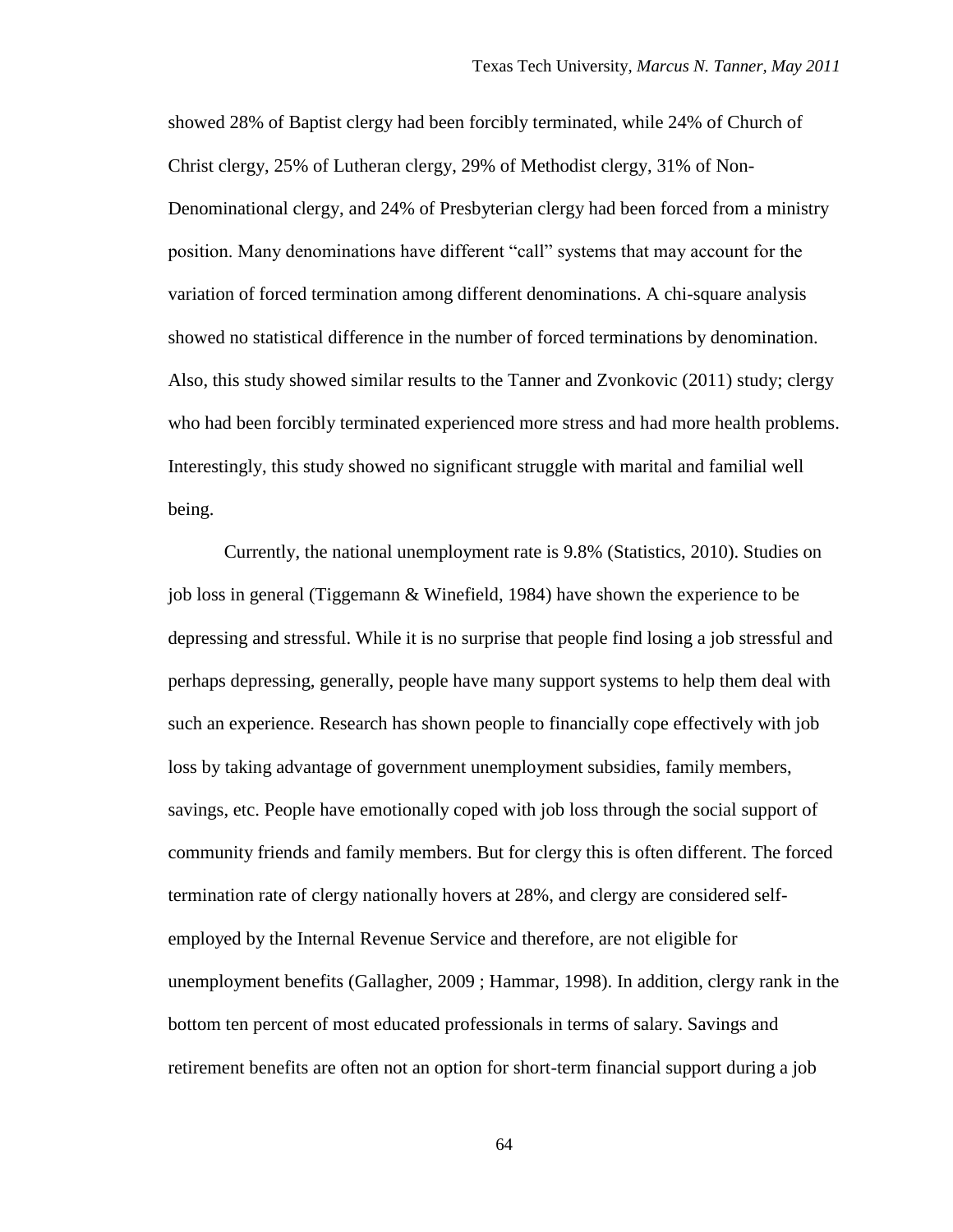showed 28% of Baptist clergy had been forcibly terminated, while 24% of Church of Christ clergy, 25% of Lutheran clergy, 29% of Methodist clergy, 31% of Non-Denominational clergy, and 24% of Presbyterian clergy had been forced from a ministry position. Many denominations have different "call" systems that may account for the variation of forced termination among different denominations. A chi-square analysis showed no statistical difference in the number of forced terminations by denomination. Also, this study showed similar results to the Tanner and Zvonkovic (2011) study; clergy who had been forcibly terminated experienced more stress and had more health problems. Interestingly, this study showed no significant struggle with marital and familial well being.

Currently, the national unemployment rate is 9.8% (Statistics, 2010). Studies on job loss in general (Tiggemann & Winefield, 1984) have shown the experience to be depressing and stressful. While it is no surprise that people find losing a job stressful and perhaps depressing, generally, people have many support systems to help them deal with such an experience. Research has shown people to financially cope effectively with job loss by taking advantage of government unemployment subsidies, family members, savings, etc. People have emotionally coped with job loss through the social support of community friends and family members. But for clergy this is often different. The forced termination rate of clergy nationally hovers at 28%, and clergy are considered self-employed by the Internal Revenue Service and therefore, are not eligible for unemployment benefits (Gallagher, 2009 ; Hammar, 1998). In addition, clergy rank in the bottom ten percent of most educated professionals in terms of salary. Savings and retirement benefits are often not an option for short-term financial support during a job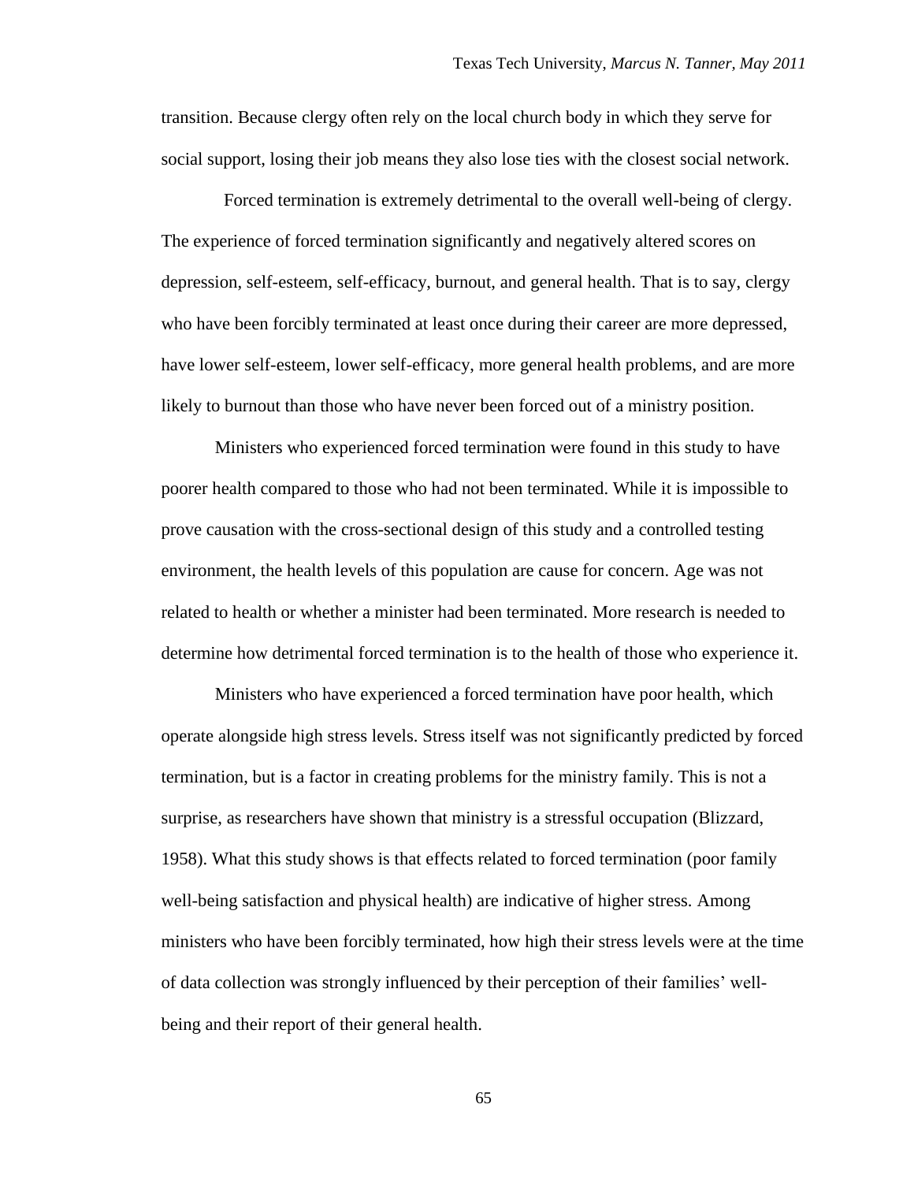transition. Because clergy often rely on the local church body in which they serve for social support, losing their job means they also lose ties with the closest social network.

Forced termination is extremely detrimental to the overall well-being of clergy. The experience of forced termination significantly and negatively altered scores on depression, self-esteem, self-efficacy, burnout, and general health. That is to say, clergy who have been forcibly terminated at least once during their career are more depressed, have lower self-esteem, lower self-efficacy, more general health problems, and are more likely to burnout than those who have never been forced out of a ministry position.

Ministers who experienced forced termination were found in this study to have poorer health compared to those who had not been terminated. While it is impossible to prove causation with the cross-sectional design of this study and a controlled testing environment, the health levels of this population are cause for concern. Age was not related to health or whether a minister had been terminated. More research is needed to determine how detrimental forced termination is to the health of those who experience it.

Ministers who have experienced a forced termination have poor health, which operate alongside high stress levels. Stress itself was not significantly predicted by forced termination, but is a factor in creating problems for the ministry family. This is not a surprise, as researchers have shown that ministry is a stressful occupation (Blizzard, 1958). What this study shows is that effects related to forced termination (poor family well-being satisfaction and physical health) are indicative of higher stress. Among ministers who have been forcibly terminated, how high their stress levels were at the time of data collection was strongly influenced by their perception of their families' well-being and their report of their general health.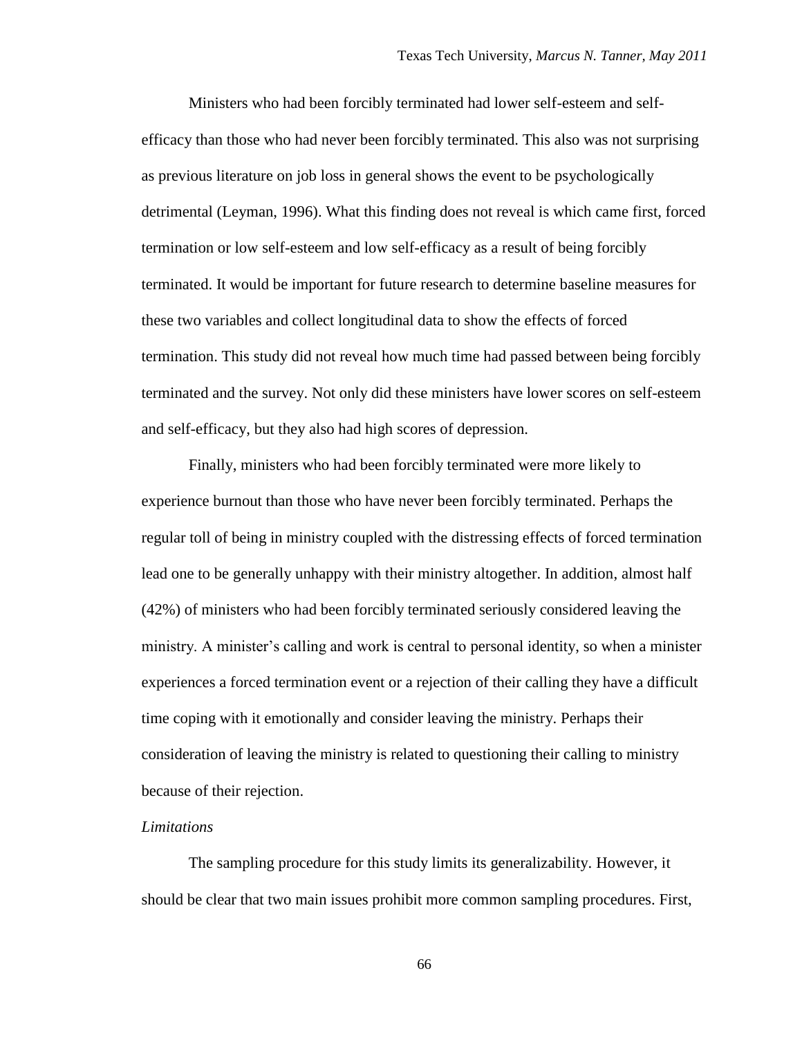Ministers who had been forcibly terminated had lower self-esteem and self-efficacy than those who had never been forcibly terminated. This also was not surprising as previous literature on job loss in general shows the event to be psychologically detrimental (Leyman, 1996). What this finding does not reveal is which came first, forced termination or low self-esteem and low self-efficacy as a result of being forcibly terminated. It would be important for future research to determine baseline measures for these two variables and collect longitudinal data to show the effects of forced termination. This study did not reveal how much time had passed between being forcibly terminated and the survey. Not only did these ministers have lower scores on self-esteem and self-efficacy, but they also had high scores of depression.

Finally, ministers who had been forcibly terminated were more likely to experience burnout than those who have never been forcibly terminated. Perhaps the regular toll of being in ministry coupled with the distressing effects of forced termination lead one to be generally unhappy with their ministry altogether. In addition, almost half (42%) of ministers who had been forcibly terminated seriously considered leaving the ministry. A minister's calling and work is central to personal identity, so when a minister experiences a forced termination event or a rejection of their calling they have a difficult time coping with it emotionally and consider leaving the ministry. Perhaps their consideration of leaving the ministry is related to questioning their calling to ministry because of their rejection.

### *Limitations*

The sampling procedure for this study limits its generalizability. However, it should be clear that two main issues prohibit more common sampling procedures. First,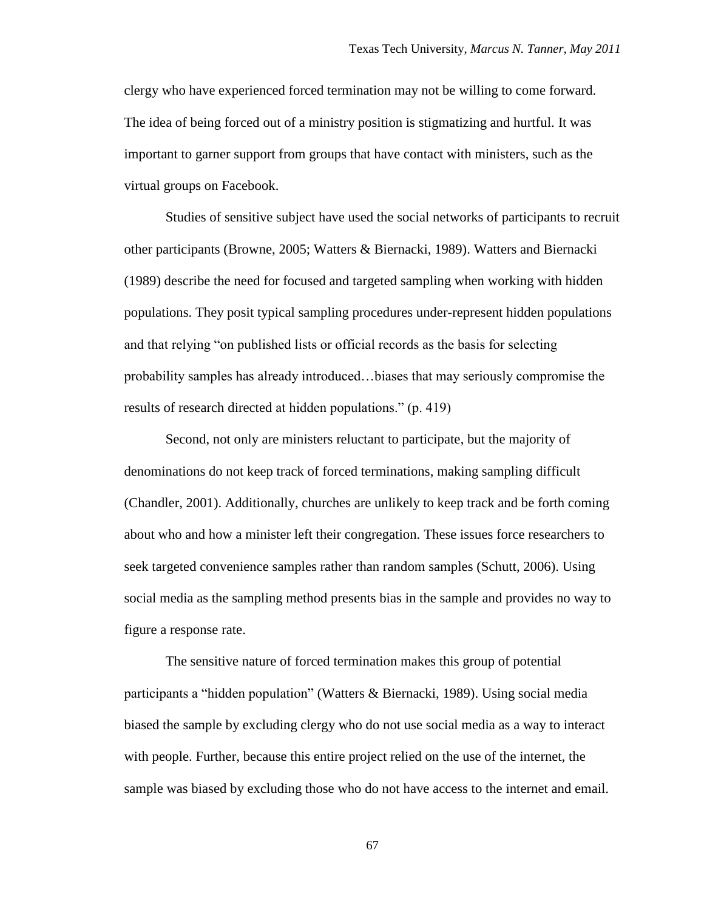clergy who have experienced forced termination may not be willing to come forward. The idea of being forced out of a ministry position is stigmatizing and hurtful. It was important to garner support from groups that have contact with ministers, such as the virtual groups on Facebook.

Studies of sensitive subject have used the social networks of participants to recruit other participants (Browne, 2005; Watters & Biernacki, 1989). Watters and Biernacki (1989) describe the need for focused and targeted sampling when working with hidden populations. They posit typical sampling procedures under-represent hidden populations and that relying "on published lists or official records as the basis for selecting probability samples has already introduced…biases that may seriously compromise the results of research directed at hidden populations." (p. 419)

Second, not only are ministers reluctant to participate, but the majority of denominations do not keep track of forced terminations, making sampling difficult (Chandler, 2001). Additionally, churches are unlikely to keep track and be forth coming about who and how a minister left their congregation. These issues force researchers to seek targeted convenience samples rather than random samples (Schutt, 2006). Using social media as the sampling method presents bias in the sample and provides no way to figure a response rate.

The sensitive nature of forced termination makes this group of potential participants a "hidden population" (Watters & Biernacki, 1989). Using social media biased the sample by excluding clergy who do not use social media as a way to interact with people. Further, because this entire project relied on the use of the internet, the sample was biased by excluding those who do not have access to the internet and email.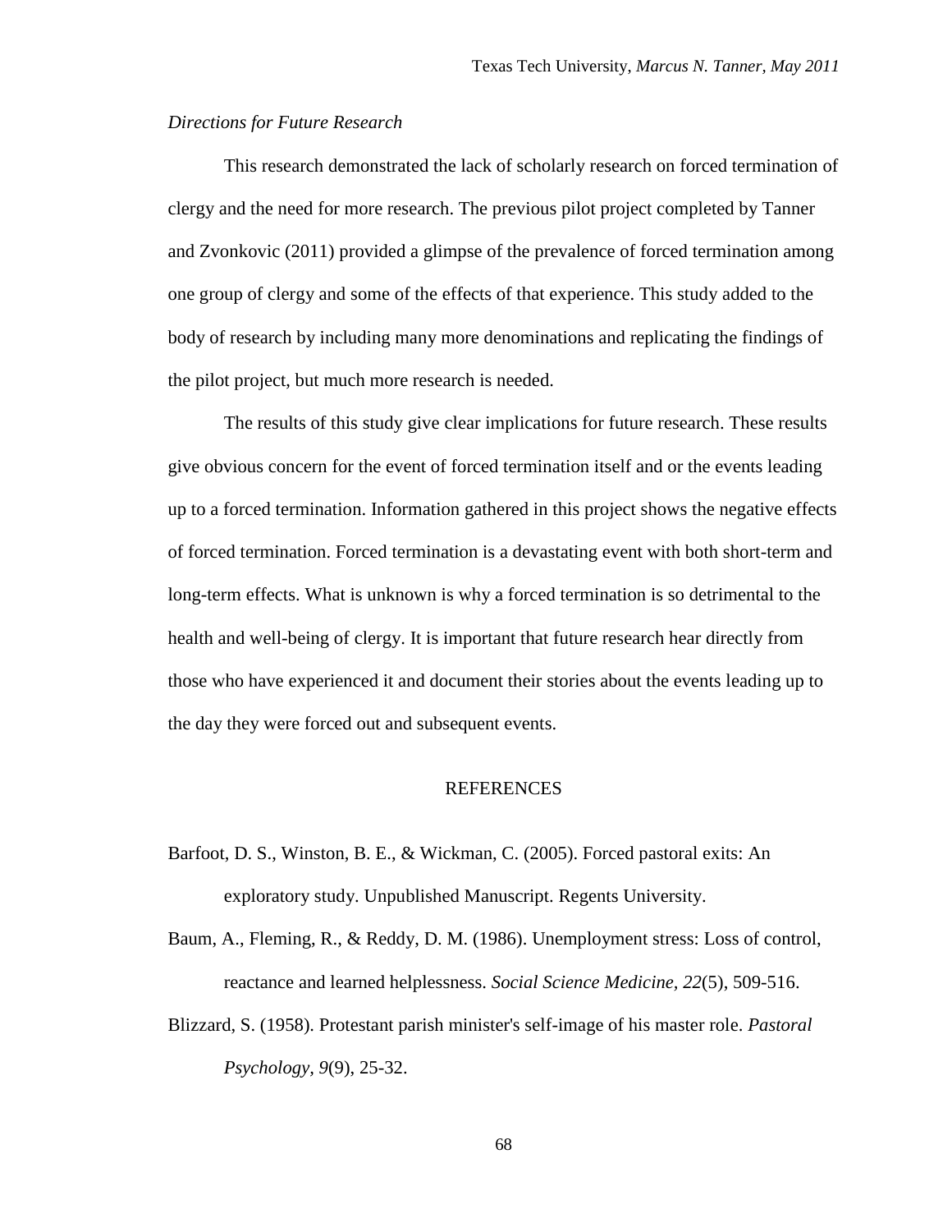*Directions for Future Research*

This research demonstrated the lack of scholarly research on forced termination of clergy and the need for more research. The previous pilot project completed by Tanner and Zvonkovic (2011) provided a glimpse of the prevalence of forced termination among one group of clergy and some of the effects of that experience. This study added to the body of research by including many more denominations and replicating the findings of the pilot project, but much more research is needed.

The results of this study give clear implications for future research. These results give obvious concern for the event of forced termination itself and or the events leading up to a forced termination. Information gathered in this project shows the negative effects of forced termination. Forced termination is a devastating event with both short-term and long-term effects. What is unknown is why a forced termination is so detrimental to the health and well-being of clergy. It is important that future research hear directly from those who have experienced it and document their stories about the events leading up to the day they were forced out and subsequent events.

## REFERENCES

Barfoot, D. S., Winston, B. E., & Wickman, C. (2005). Forced pastoral exits: An exploratory study. Unpublished Manuscript. Regents University.

Baum, A., Fleming, R., & Reddy, D. M. (1986). Unemployment stress: Loss of control, reactance and learned helplessness. *Social Science Medicine, 22*(5), 509-516.

Blizzard, S. (1958). Protestant parish minister's self-image of his master role. *Pastoral Psychology, 9*(9), 25-32.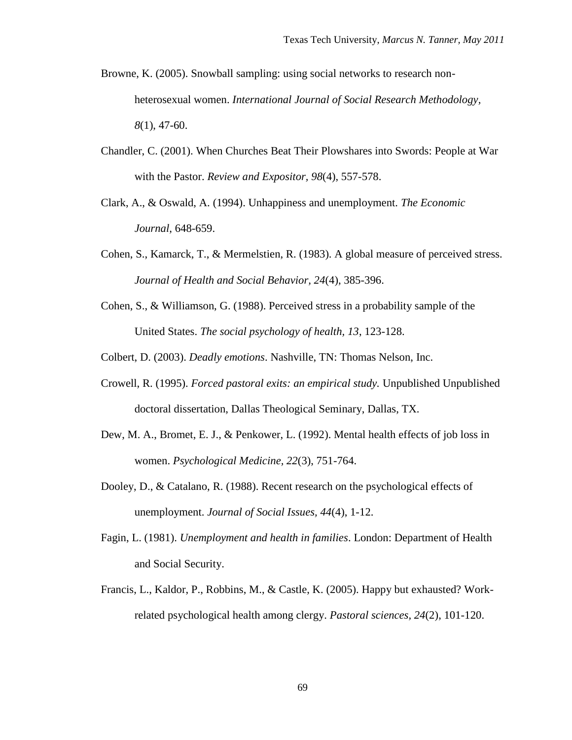Browne, K. (2005). Snowball sampling: using social networks to research non-heterosexual women. *International Journal of Social Research Methodology, 8*(1), 47-60.

Chandler, C. (2001). When Churches Beat Their Plowshares into Swords: People at War with the Pastor. *Review and Expositor, 98*(4), 557-578.

Clark, A., & Oswald, A. (1994). Unhappiness and unemployment. *The Economic Journal*, 648-659.

Cohen, S., Kamarck, T., & Mermelstien, R. (1983). A global measure of perceived stress. *Journal of Health and Social Behavior, 24*(4), 385-396.

Cohen, S., & Williamson, G. (1988). Perceived stress in a probability sample of the United States. *The social psychology of health, 13*, 123-128.

Colbert, D. (2003). *Deadly emotions*. Nashville, TN: Thomas Nelson, Inc.

Crowell, R. (1995). *Forced pastoral exits: an empirical study.* Unpublished Unpublished doctoral dissertation, Dallas Theological Seminary, Dallas, TX.

Dew, M. A., Bromet, E. J., & Penkower, L. (1992). Mental health effects of job loss in women. *Psychological Medicine, 22*(3), 751-764.

Dooley, D., & Catalano, R. (1988). Recent research on the psychological effects of unemployment. *Journal of Social Issues, 44*(4), 1-12.

Fagin, L. (1981). *Unemployment and health in families*. London: Department of Health and Social Security.

Francis, L., Kaldor, P., Robbins, M., & Castle, K. (2005). Happy but exhausted? Work-related psychological health among clergy. *Pastoral sciences, 24*(2), 101-120.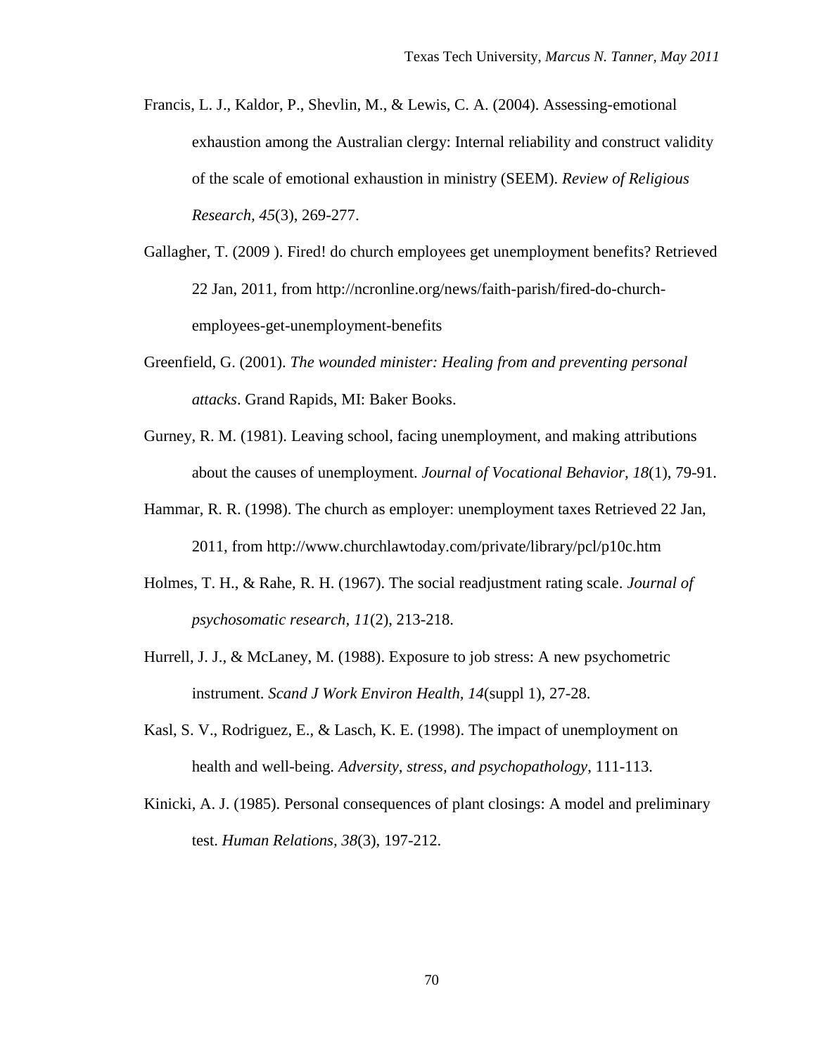Francis, L. J., Kaldor, P., Shevlin, M., & Lewis, C. A. (2004). Assessing-emotional exhaustion among the Australian clergy: Internal reliability and construct validity of the scale of emotional exhaustion in ministry (SEEM). *Review of Religious Research, 45*(3), 269-277.

Gallagher, T. (2009 ). Fired! do church employees get unemployment benefits? Retrieved 22 Jan, 2011, from http://ncronline.org/news/faith-parish/fired-do-church-employees-get-unemployment-benefits

Greenfield, G. (2001). *The wounded minister: Healing from and preventing personal attacks*. Grand Rapids, MI: Baker Books.

Gurney, R. M. (1981). Leaving school, facing unemployment, and making attributions about the causes of unemployment. *Journal of Vocational Behavior, 18*(1), 79-91.

Hammar, R. R. (1998). The church as employer: unemployment taxes Retrieved 22 Jan, 2011, from http://www.churchlawtoday.com/private/library/pcl/p10c.htm

Holmes, T. H., & Rahe, R. H. (1967). The social readjustment rating scale. *Journal of psychosomatic research, 11*(2), 213-218.

Hurrell, J. J., & McLaney, M. (1988). Exposure to job stress: A new psychometric instrument. *Scand J Work Environ Health, 14*(suppl 1), 27-28.

Kasl, S. V., Rodriguez, E., & Lasch, K. E. (1998). The impact of unemployment on health and well-being. *Adversity, stress, and psychopathology*, 111-113.

Kinicki, A. J. (1985). Personal consequences of plant closings: A model and preliminary test. *Human Relations, 38*(3), 197-212.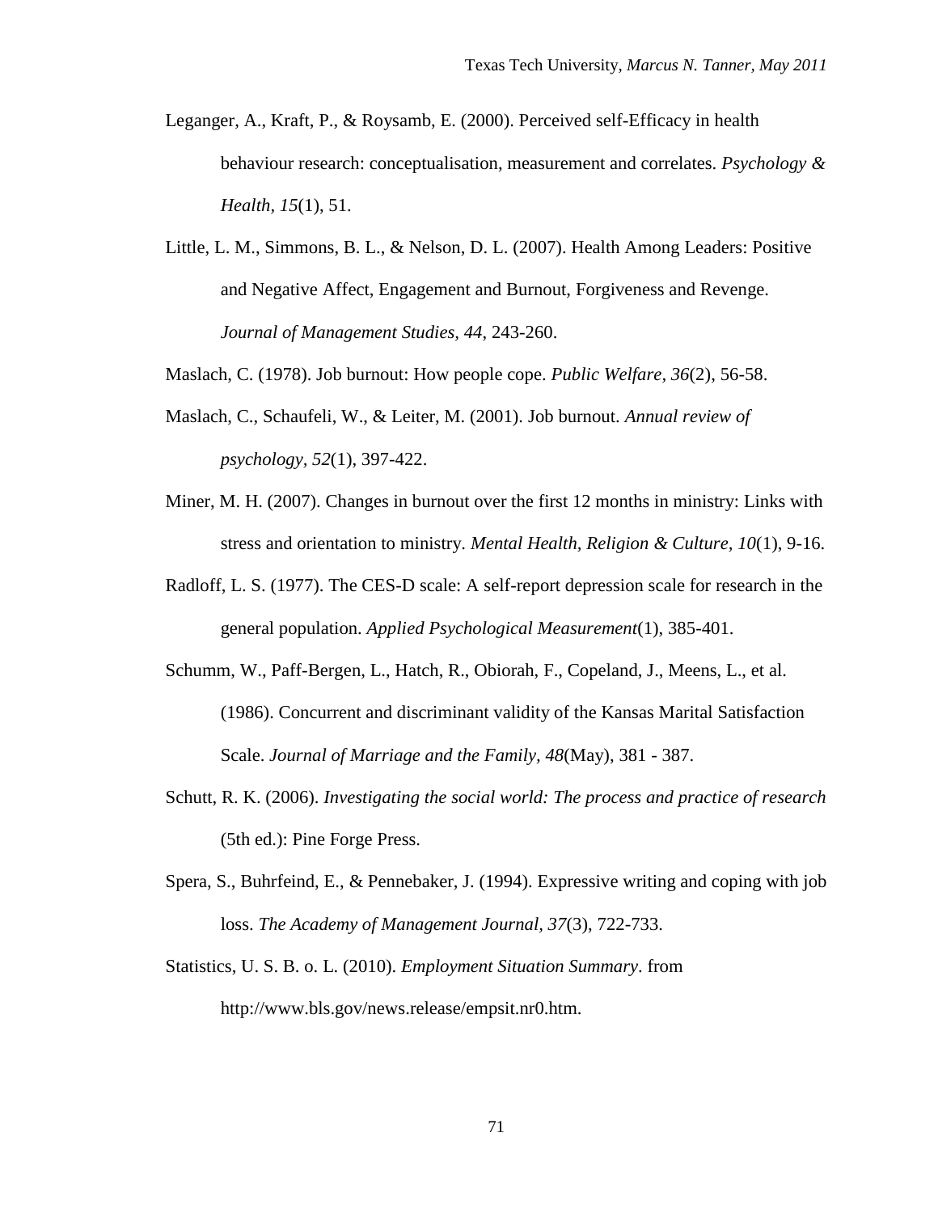Leganger, A., Kraft, P., & Roysamb, E. (2000). Perceived self-Efficacy in health behaviour research: conceptualisation, measurement and correlates. *Psychology & Health, 15*(1), 51.

Little, L. M., Simmons, B. L., & Nelson, D. L. (2007). Health Among Leaders: Positive and Negative Affect, Engagement and Burnout, Forgiveness and Revenge. *Journal of Management Studies, 44*, 243-260.

Maslach, C. (1978). Job burnout: How people cope. *Public Welfare, 36*(2), 56-58.

Maslach, C., Schaufeli, W., & Leiter, M. (2001). Job burnout. *Annual review of psychology, 52*(1), 397-422.

Miner, M. H. (2007). Changes in burnout over the first 12 months in ministry: Links with stress and orientation to ministry. *Mental Health, Religion & Culture, 10*(1), 9-16.

Radloff, L. S. (1977). The CES-D scale: A self-report depression scale for research in the general population. *Applied Psychological Measurement*(1), 385-401.

Schumm, W., Paff-Bergen, L., Hatch, R., Obiorah, F., Copeland, J., Meens, L., et al. (1986). Concurrent and discriminant validity of the Kansas Marital Satisfaction Scale. *Journal of Marriage and the Family, 48*(May), 381 - 387.

Schutt, R. K. (2006). *Investigating the social world: The process and practice of research* (5th ed.): Pine Forge Press.

Spera, S., Buhrfeind, E., & Pennebaker, J. (1994). Expressive writing and coping with job loss. *The Academy of Management Journal, 37*(3), 722-733.

Statistics, U. S. B. o. L. (2010). *Employment Situation Summary*. from http://www.bls.gov/news.release/empsit.nr0.htm.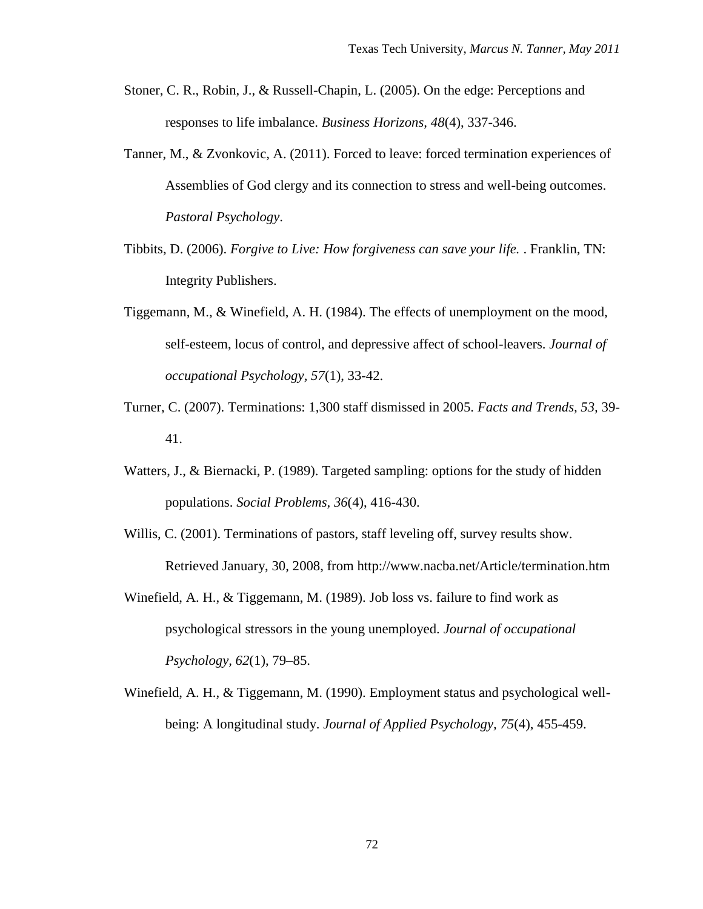Stoner, C. R., Robin, J., & Russell-Chapin, L. (2005). On the edge: Perceptions and responses to life imbalance. *Business Horizons, 48*(4), 337-346.

Tanner, M., & Zvonkovic, A. (2011). Forced to leave: forced termination experiences of Assemblies of God clergy and its connection to stress and well-being outcomes. *Pastoral Psychology*.

Tibbits, D. (2006). *Forgive to Live: How forgiveness can save your life.* . Franklin, TN: Integrity Publishers.

Tiggemann, M., & Winefield, A. H. (1984). The effects of unemployment on the mood, self-esteem, locus of control, and depressive affect of school-leavers. *Journal of occupational Psychology, 57*(1), 33-42.

Turner, C. (2007). Terminations: 1,300 staff dismissed in 2005. *Facts and Trends, 53*, 39-41.

Watters, J., & Biernacki, P. (1989). Targeted sampling: options for the study of hidden populations. *Social Problems, 36*(4), 416-430.

Willis, C. (2001). Terminations of pastors, staff leveling off, survey results show. Retrieved January, 30, 2008, from http://www.nacba.net/Article/termination.htm

Winefield, A. H., & Tiggemann, M. (1989). Job loss vs. failure to find work as psychological stressors in the young unemployed. *Journal of occupational Psychology, 62*(1), 79–85.

Winefield, A. H., & Tiggemann, M. (1990). Employment status and psychological well-being: A longitudinal study. *Journal of Applied Psychology, 75*(4), 455-459.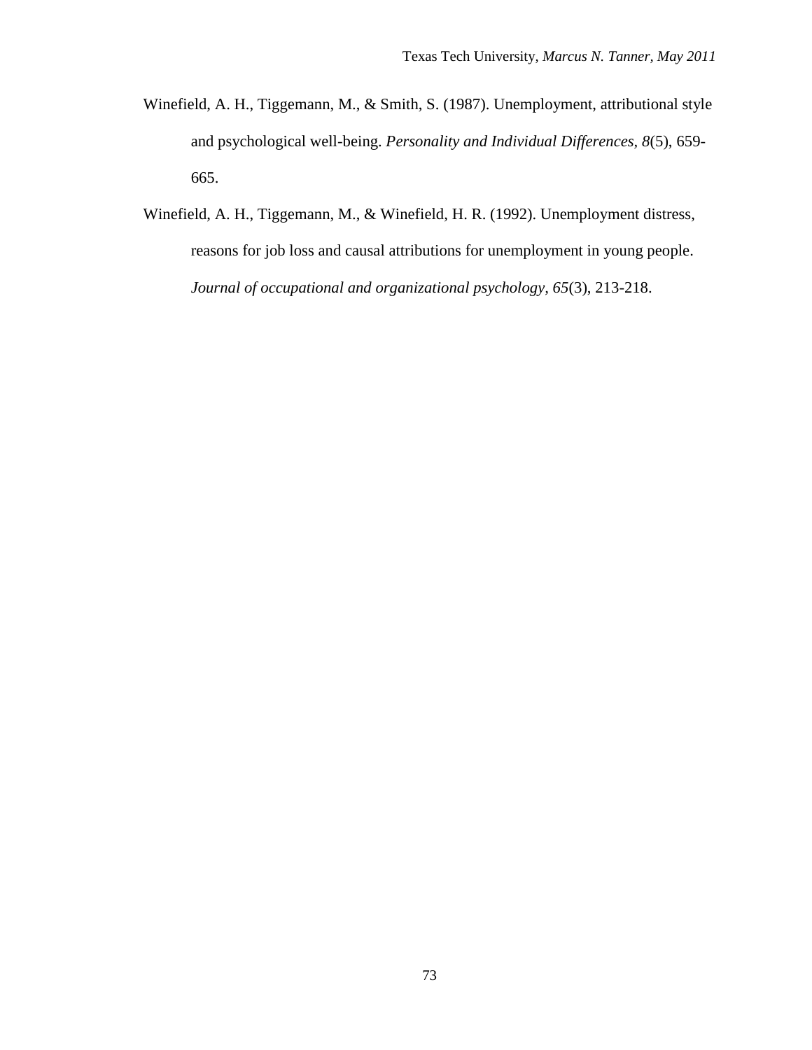Winefield, A. H., Tiggemann, M., & Smith, S. (1987). Unemployment, attributional style and psychological well-being. *Personality and Individual Differences, 8*(5), 659-665.

Winefield, A. H., Tiggemann, M., & Winefield, H. R. (1992). Unemployment distress, reasons for job loss and causal attributions for unemployment in young people. *Journal of occupational and organizational psychology, 65*(3), 213-218.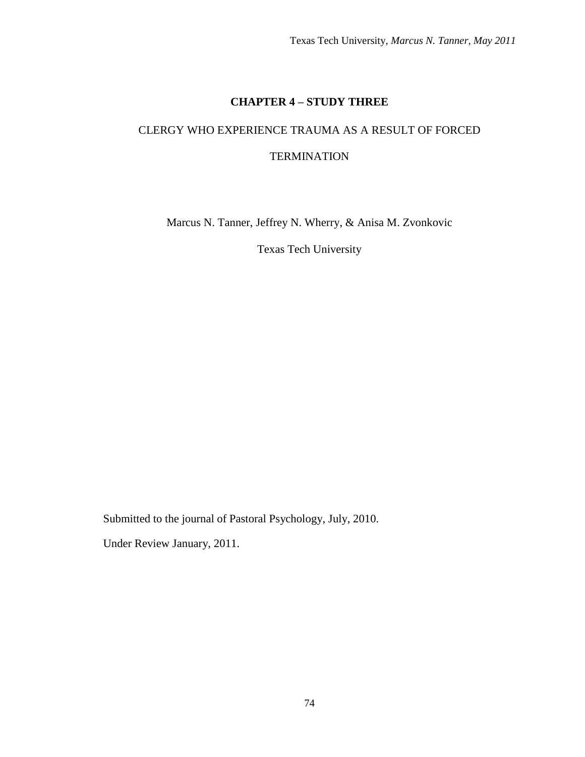# CHAPTER 4 – STUDY THREE

CLERGY WHO EXPERIENCE TRAUMA AS A RESULT OF FORCED TERMINATION

Marcus N. Tanner, Jeffrey N. Wherry, & Anisa M. Zvonkovic

Texas Tech University

Submitted to the journal of Pastoral Psychology, July, 2010.

Under Review January, 2011.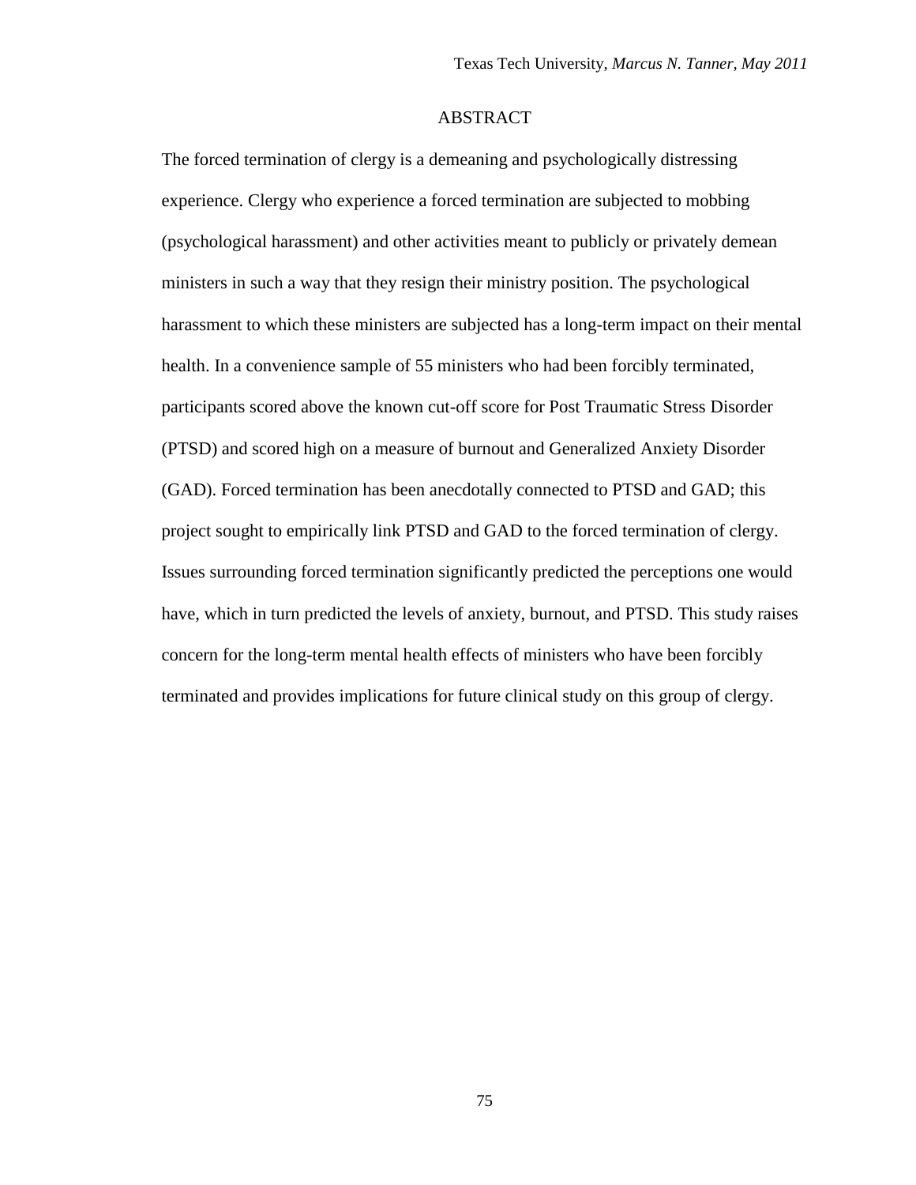## ABSTRACT

The forced termination of clergy is a demeaning and psychologically distressing experience. Clergy who experience a forced termination are subjected to mobbing (psychological harassment) and other activities meant to publicly or privately demean ministers in such a way that they resign their ministry position. The psychological harassment to which these ministers are subjected has a long-term impact on their mental health. In a convenience sample of 55 ministers who had been forcibly terminated, participants scored above the known cut-off score for Post Traumatic Stress Disorder (PTSD) and scored high on a measure of burnout and Generalized Anxiety Disorder (GAD). Forced termination has been anecdotally connected to PTSD and GAD; this project sought to empirically link PTSD and GAD to the forced termination of clergy. Issues surrounding forced termination significantly predicted the perceptions one would have, which in turn predicted the levels of anxiety, burnout, and PTSD. This study raises concern for the long-term mental health effects of ministers who have been forcibly terminated and provides implications for future clinical study on this group of clergy.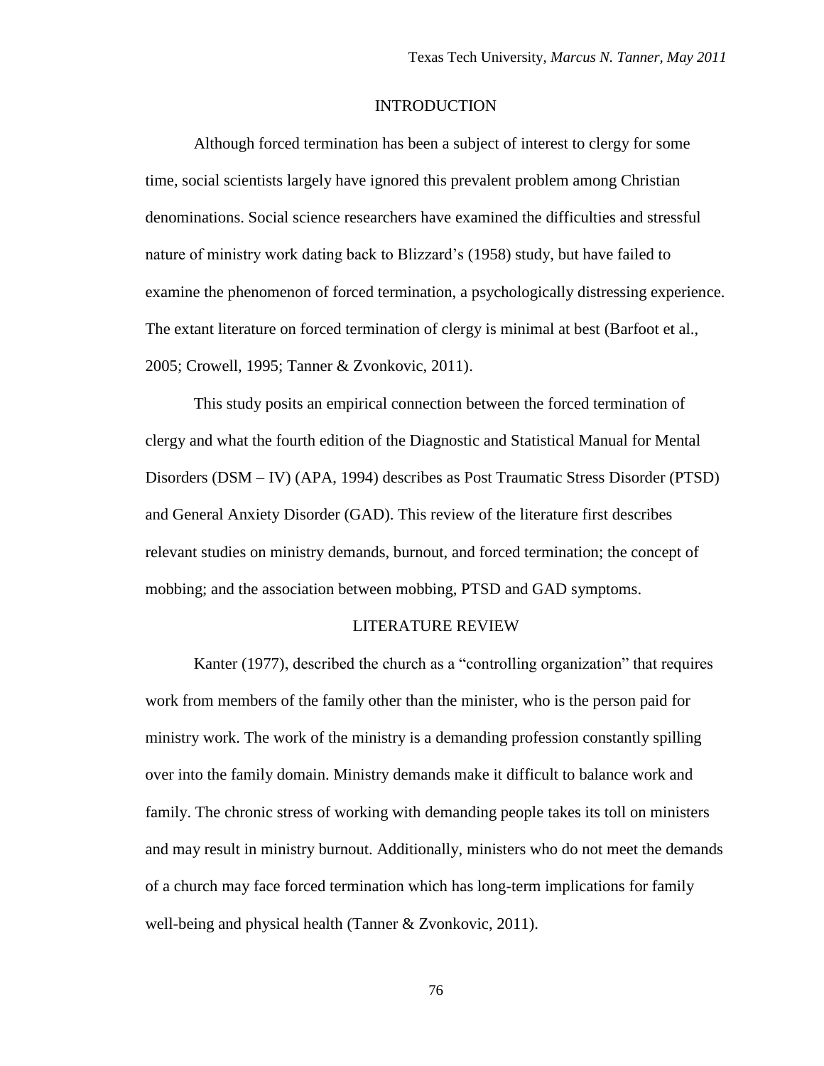## INTRODUCTION

Although forced termination has been a subject of interest to clergy for some time, social scientists largely have ignored this prevalent problem among Christian denominations. Social science researchers have examined the difficulties and stressful nature of ministry work dating back to Blizzard's (1958) study, but have failed to examine the phenomenon of forced termination, a psychologically distressing experience. The extant literature on forced termination of clergy is minimal at best (Barfoot et al., 2005; Crowell, 1995; Tanner & Zvonkovic, 2011).

This study posits an empirical connection between the forced termination of clergy and what the fourth edition of the Diagnostic and Statistical Manual for Mental Disorders (DSM – IV) (APA, 1994) describes as Post Traumatic Stress Disorder (PTSD) and General Anxiety Disorder (GAD). This review of the literature first describes relevant studies on ministry demands, burnout, and forced termination; the concept of mobbing; and the association between mobbing, PTSD and GAD symptoms.

## LITERATURE REVIEW

Kanter (1977), described the church as a "controlling organization" that requires work from members of the family other than the minister, who is the person paid for ministry work. The work of the ministry is a demanding profession constantly spilling over into the family domain. Ministry demands make it difficult to balance work and family. The chronic stress of working with demanding people takes its toll on ministers and may result in ministry burnout. Additionally, ministers who do not meet the demands of a church may face forced termination which has long-term implications for family well-being and physical health (Tanner & Zvonkovic, 2011).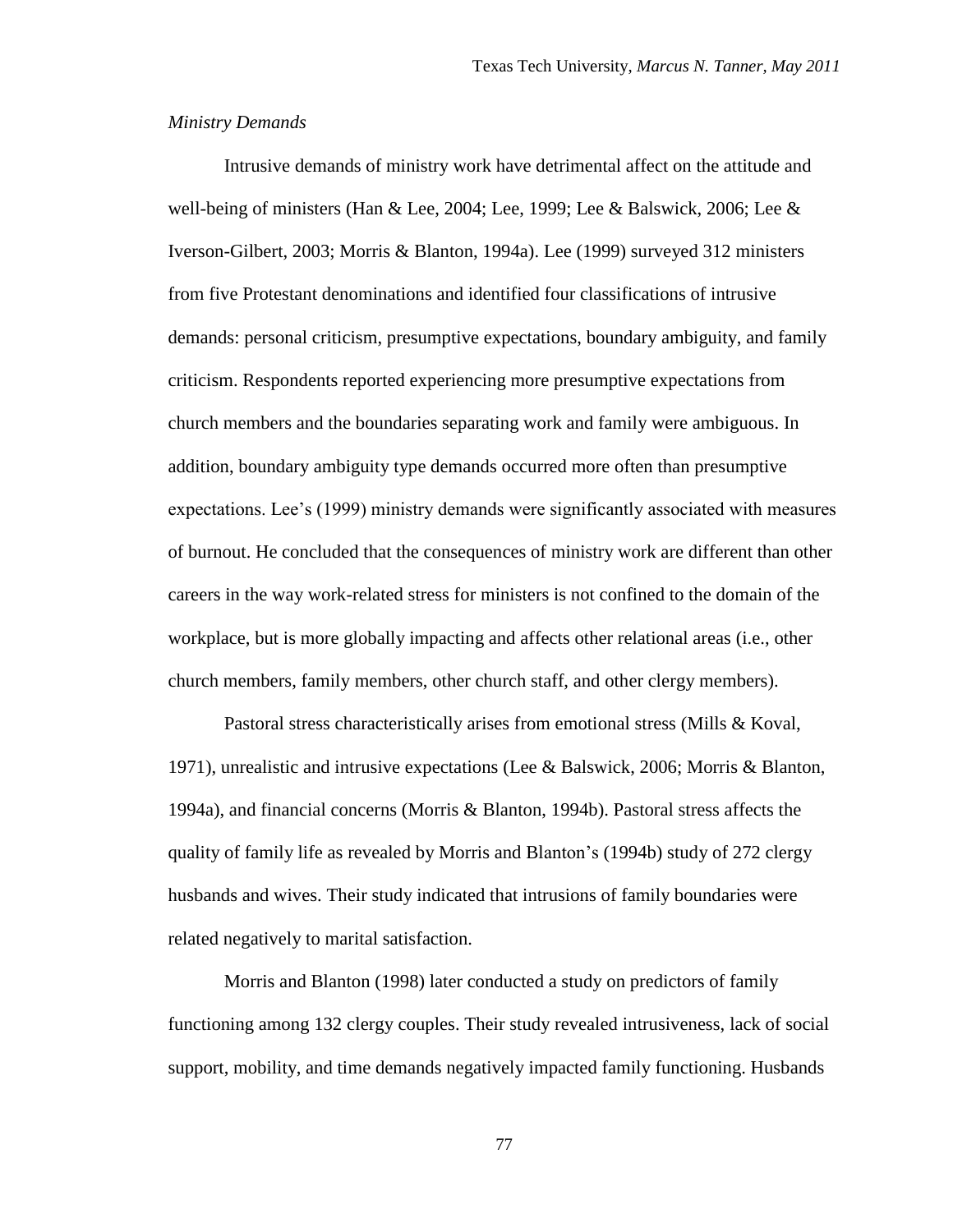*Ministry Demands*

Intrusive demands of ministry work have detrimental affect on the attitude and well-being of ministers (Han & Lee, 2004; Lee, 1999; Lee & Balswick, 2006; Lee & Iverson-Gilbert, 2003; Morris & Blanton, 1994a). Lee (1999) surveyed 312 ministers from five Protestant denominations and identified four classifications of intrusive demands: personal criticism, presumptive expectations, boundary ambiguity, and family criticism. Respondents reported experiencing more presumptive expectations from church members and the boundaries separating work and family were ambiguous. In addition, boundary ambiguity type demands occurred more often than presumptive expectations. Lee's (1999) ministry demands were significantly associated with measures of burnout. He concluded that the consequences of ministry work are different than other careers in the way work-related stress for ministers is not confined to the domain of the workplace, but is more globally impacting and affects other relational areas (i.e., other church members, family members, other church staff, and other clergy members).

Pastoral stress characteristically arises from emotional stress (Mills & Koval, 1971), unrealistic and intrusive expectations (Lee & Balswick, 2006; Morris & Blanton, 1994a), and financial concerns (Morris & Blanton, 1994b). Pastoral stress affects the quality of family life as revealed by Morris and Blanton's (1994b) study of 272 clergy husbands and wives. Their study indicated that intrusions of family boundaries were related negatively to marital satisfaction.

Morris and Blanton (1998) later conducted a study on predictors of family functioning among 132 clergy couples. Their study revealed intrusiveness, lack of social support, mobility, and time demands negatively impacted family functioning. Husbands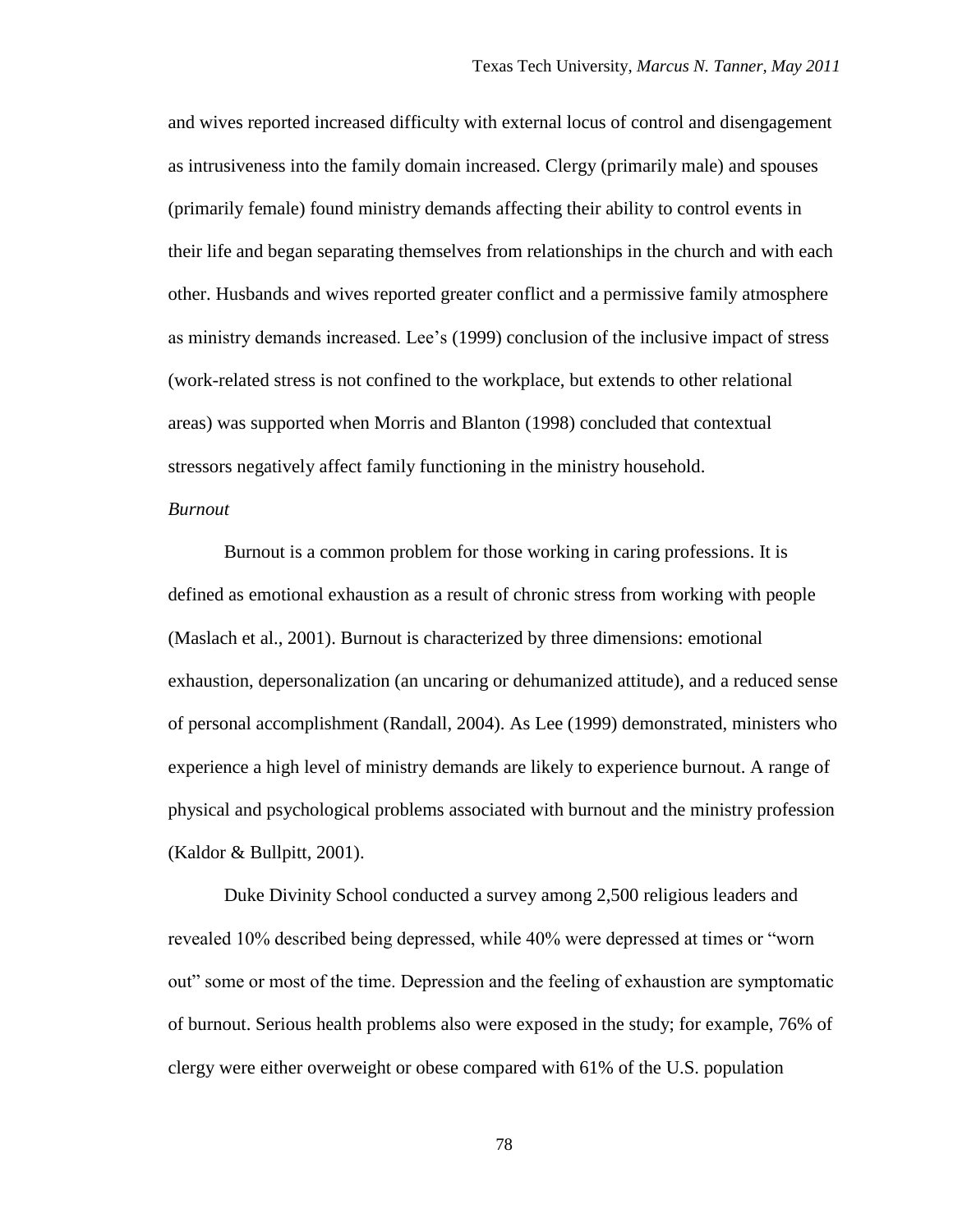and wives reported increased difficulty with external locus of control and disengagement as intrusiveness into the family domain increased. Clergy (primarily male) and spouses (primarily female) found ministry demands affecting their ability to control events in their life and began separating themselves from relationships in the church and with each other. Husbands and wives reported greater conflict and a permissive family atmosphere as ministry demands increased. Lee's (1999) conclusion of the inclusive impact of stress (work-related stress is not confined to the workplace, but extends to other relational areas) was supported when Morris and Blanton (1998) concluded that contextual stressors negatively affect family functioning in the ministry household.

*Burnout*

Burnout is a common problem for those working in caring professions. It is defined as emotional exhaustion as a result of chronic stress from working with people (Maslach et al., 2001). Burnout is characterized by three dimensions: emotional exhaustion, depersonalization (an uncaring or dehumanized attitude), and a reduced sense of personal accomplishment (Randall, 2004). As Lee (1999) demonstrated, ministers who experience a high level of ministry demands are likely to experience burnout. A range of physical and psychological problems associated with burnout and the ministry profession (Kaldor & Bullpitt, 2001).

Duke Divinity School conducted a survey among 2,500 religious leaders and revealed 10% described being depressed, while 40% were depressed at times or "worn out" some or most of the time. Depression and the feeling of exhaustion are symptomatic of burnout. Serious health problems also were exposed in the study; for example, 76% of clergy were either overweight or obese compared with 61% of the U.S. population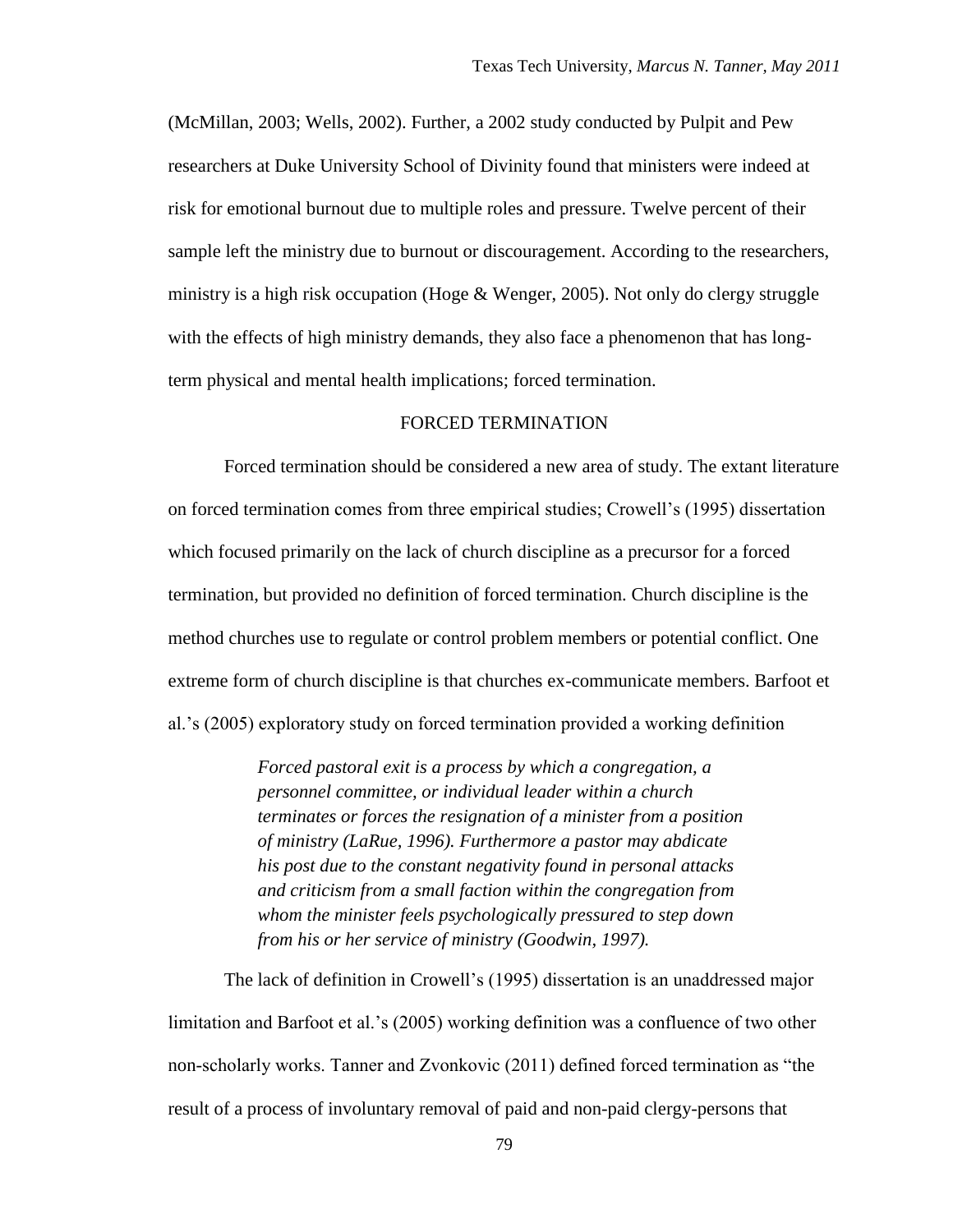(McMillan, 2003; Wells, 2002). Further, a 2002 study conducted by Pulpit and Pew researchers at Duke University School of Divinity found that ministers were indeed at risk for emotional burnout due to multiple roles and pressure. Twelve percent of their sample left the ministry due to burnout or discouragement. According to the researchers, ministry is a high risk occupation (Hoge & Wenger, 2005). Not only do clergy struggle with the effects of high ministry demands, they also face a phenomenon that has long-term physical and mental health implications; forced termination.

## FORCED TERMINATION

Forced termination should be considered a new area of study. The extant literature on forced termination comes from three empirical studies; Crowell's (1995) dissertation which focused primarily on the lack of church discipline as a precursor for a forced termination, but provided no definition of forced termination. Church discipline is the method churches use to regulate or control problem members or potential conflict. One extreme form of church discipline is that churches ex-communicate members. Barfoot et al.'s (2005) exploratory study on forced termination provided a working definition

> *Forced pastoral exit is a process by which a congregation, a personnel committee, or individual leader within a church terminates or forces the resignation of a minister from a position of ministry (LaRue, 1996). Furthermore a pastor may abdicate his post due to the constant negativity found in personal attacks and criticism from a small faction within the congregation from whom the minister feels psychologically pressured to step down from his or her service of ministry (Goodwin, 1997).*

The lack of definition in Crowell's (1995) dissertation is an unaddressed major limitation and Barfoot et al.'s (2005) working definition was a confluence of two other non-scholarly works. Tanner and Zvonkovic (2011) defined forced termination as "the result of a process of involuntary removal of paid and non-paid clergy-persons that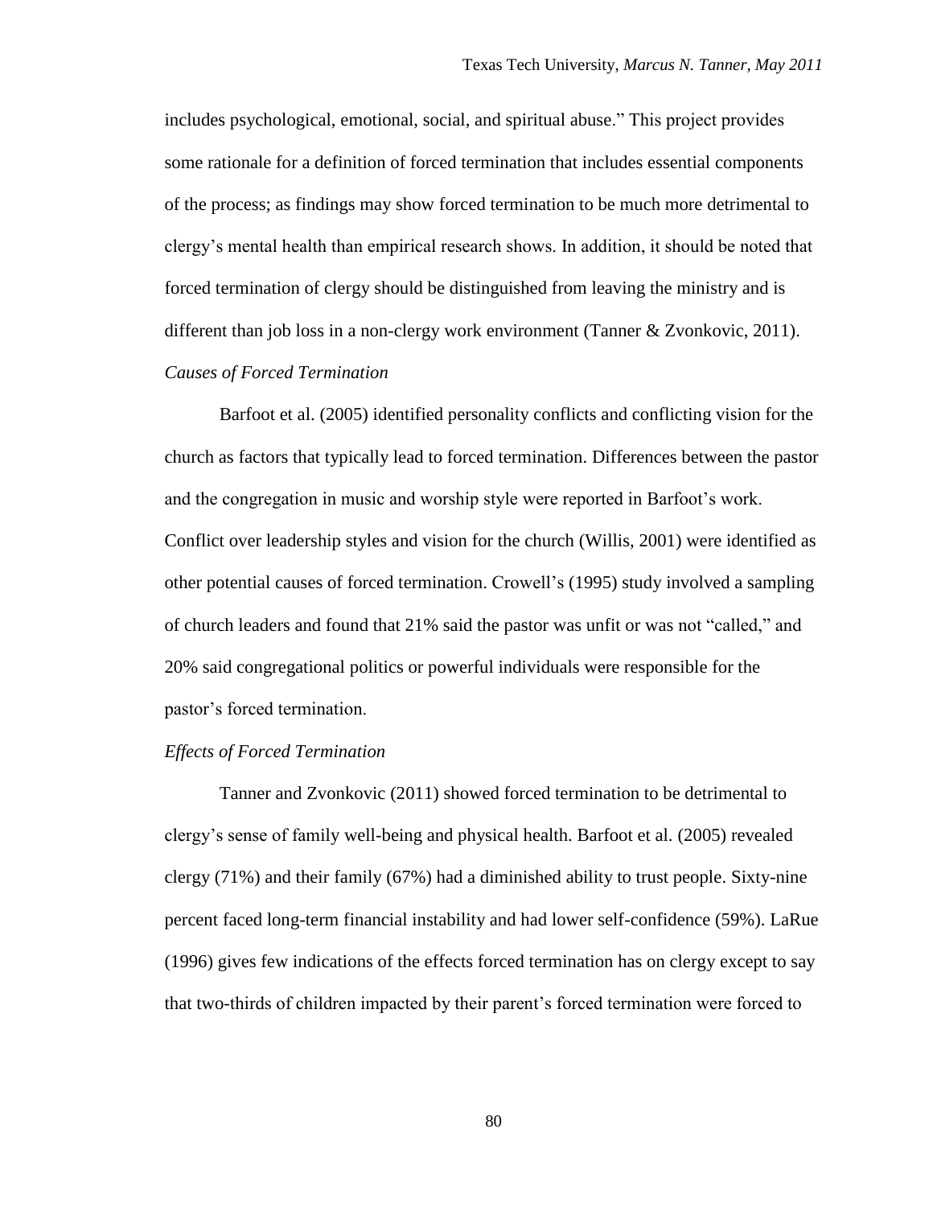includes psychological, emotional, social, and spiritual abuse." This project provides some rationale for a definition of forced termination that includes essential components of the process; as findings may show forced termination to be much more detrimental to clergy's mental health than empirical research shows. In addition, it should be noted that forced termination of clergy should be distinguished from leaving the ministry and is different than job loss in a non-clergy work environment (Tanner & Zvonkovic, 2011).

*Causes of Forced Termination*

Barfoot et al. (2005) identified personality conflicts and conflicting vision for the church as factors that typically lead to forced termination. Differences between the pastor and the congregation in music and worship style were reported in Barfoot's work. Conflict over leadership styles and vision for the church (Willis, 2001) were identified as other potential causes of forced termination. Crowell's (1995) study involved a sampling of church leaders and found that 21% said the pastor was unfit or was not "called," and 20% said congregational politics or powerful individuals were responsible for the pastor's forced termination.

*Effects of Forced Termination*

Tanner and Zvonkovic (2011) showed forced termination to be detrimental to clergy's sense of family well-being and physical health. Barfoot et al. (2005) revealed clergy (71%) and their family (67%) had a diminished ability to trust people. Sixty-nine percent faced long-term financial instability and had lower self-confidence (59%). LaRue (1996) gives few indications of the effects forced termination has on clergy except to say that two-thirds of children impacted by their parent's forced termination were forced to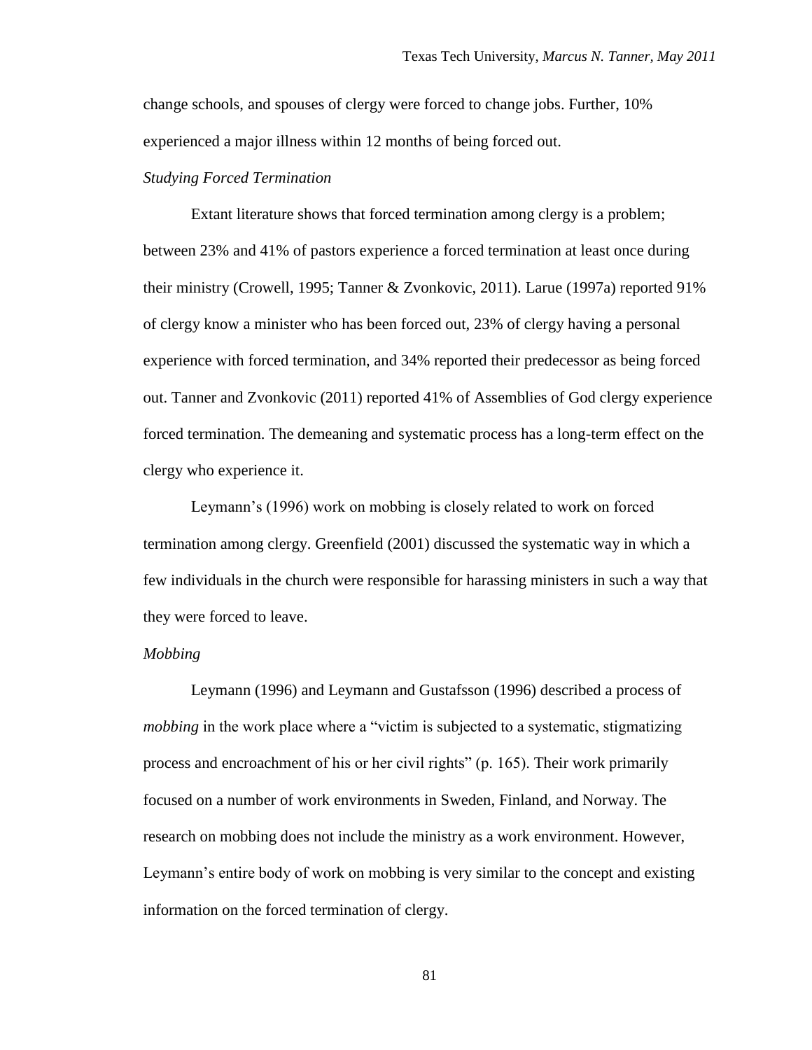change schools, and spouses of clergy were forced to change jobs. Further, 10% experienced a major illness within 12 months of being forced out.

*Studying Forced Termination*

Extant literature shows that forced termination among clergy is a problem; between 23% and 41% of pastors experience a forced termination at least once during their ministry (Crowell, 1995; Tanner & Zvonkovic, 2011). Larue (1997a) reported 91% of clergy know a minister who has been forced out, 23% of clergy having a personal experience with forced termination, and 34% reported their predecessor as being forced out. Tanner and Zvonkovic (2011) reported 41% of Assemblies of God clergy experience forced termination. The demeaning and systematic process has a long-term effect on the clergy who experience it.

Leymann's (1996) work on mobbing is closely related to work on forced termination among clergy. Greenfield (2001) discussed the systematic way in which a few individuals in the church were responsible for harassing ministers in such a way that they were forced to leave.

*Mobbing*

Leymann (1996) and Leymann and Gustafsson (1996) described a process of *mobbing* in the work place where a "victim is subjected to a systematic, stigmatizing process and encroachment of his or her civil rights" (p. 165). Their work primarily focused on a number of work environments in Sweden, Finland, and Norway. The research on mobbing does not include the ministry as a work environment. However, Leymann's entire body of work on mobbing is very similar to the concept and existing information on the forced termination of clergy.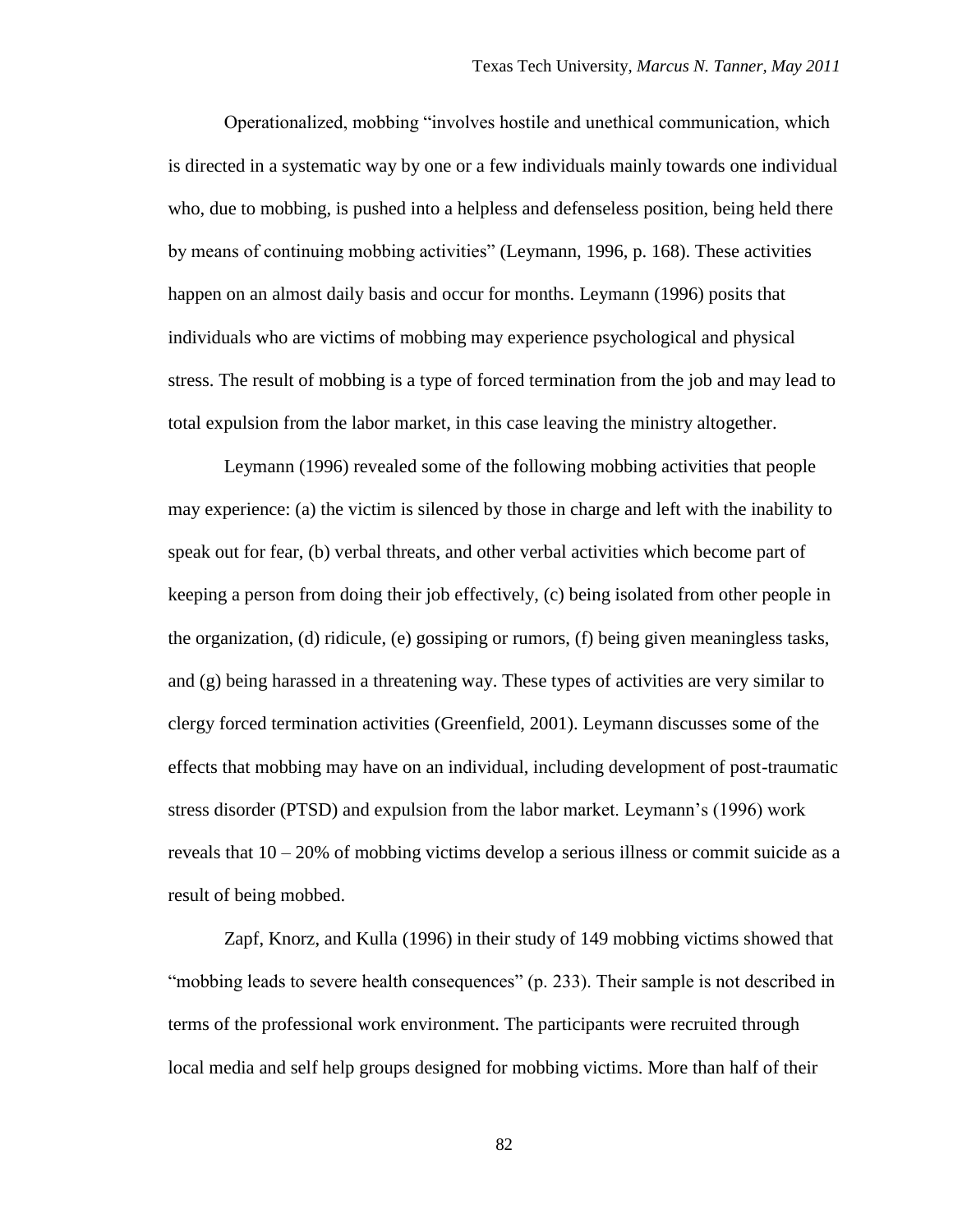Operationalized, mobbing "involves hostile and unethical communication, which is directed in a systematic way by one or a few individuals mainly towards one individual who, due to mobbing, is pushed into a helpless and defenseless position, being held there by means of continuing mobbing activities" (Leymann, 1996, p. 168). These activities happen on an almost daily basis and occur for months. Leymann (1996) posits that individuals who are victims of mobbing may experience psychological and physical stress. The result of mobbing is a type of forced termination from the job and may lead to total expulsion from the labor market, in this case leaving the ministry altogether.

Leymann (1996) revealed some of the following mobbing activities that people may experience: (a) the victim is silenced by those in charge and left with the inability to speak out for fear, (b) verbal threats, and other verbal activities which become part of keeping a person from doing their job effectively, (c) being isolated from other people in the organization, (d) ridicule, (e) gossiping or rumors, (f) being given meaningless tasks, and (g) being harassed in a threatening way. These types of activities are very similar to clergy forced termination activities (Greenfield, 2001). Leymann discusses some of the effects that mobbing may have on an individual, including development of post-traumatic stress disorder (PTSD) and expulsion from the labor market. Leymann's (1996) work reveals that 10 – 20% of mobbing victims develop a serious illness or commit suicide as a result of being mobbed.

Zapf, Knorz, and Kulla (1996) in their study of 149 mobbing victims showed that "mobbing leads to severe health consequences" (p. 233). Their sample is not described in terms of the professional work environment. The participants were recruited through local media and self help groups designed for mobbing victims. More than half of their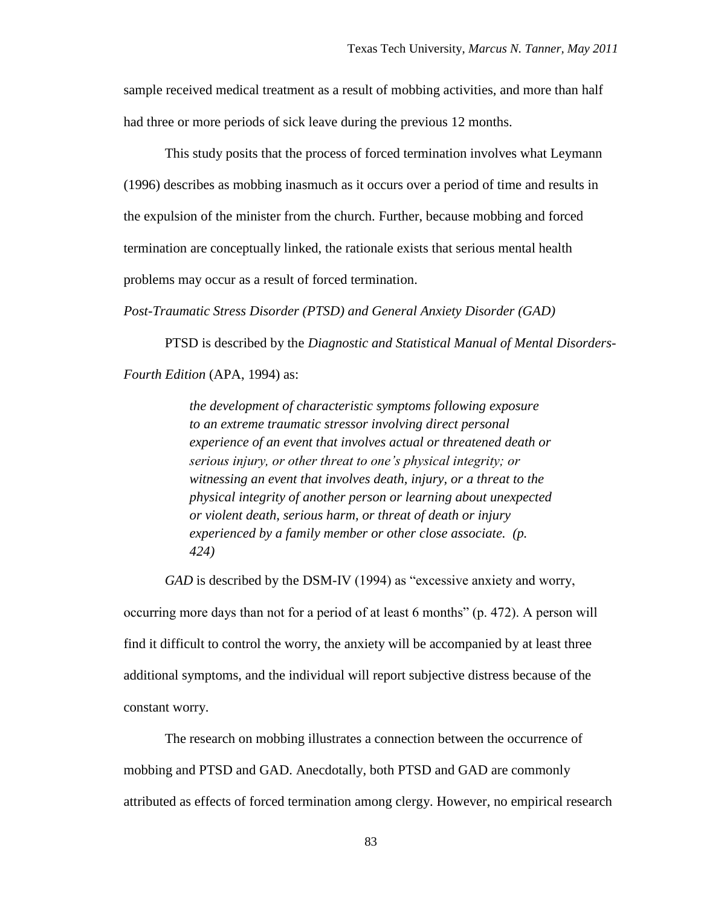sample received medical treatment as a result of mobbing activities, and more than half had three or more periods of sick leave during the previous 12 months.

This study posits that the process of forced termination involves what Leymann (1996) describes as mobbing inasmuch as it occurs over a period of time and results in the expulsion of the minister from the church. Further, because mobbing and forced termination are conceptually linked, the rationale exists that serious mental health problems may occur as a result of forced termination.

*Post-Traumatic Stress Disorder (PTSD) and General Anxiety Disorder (GAD)*

PTSD is described by the *Diagnostic and Statistical Manual of Mental Disorders-Fourth Edition* (APA, 1994) as:

> *the development of characteristic symptoms following exposure to an extreme traumatic stressor involving direct personal experience of an event that involves actual or threatened death or serious injury, or other threat to one's physical integrity; or witnessing an event that involves death, injury, or a threat to the physical integrity of another person or learning about unexpected or violent death, serious harm, or threat of death or injury experienced by a family member or other close associate. (p. 424)*

*GAD* is described by the DSM-IV (1994) as "excessive anxiety and worry, occurring more days than not for a period of at least 6 months" (p. 472). A person will find it difficult to control the worry, the anxiety will be accompanied by at least three additional symptoms, and the individual will report subjective distress because of the constant worry.

The research on mobbing illustrates a connection between the occurrence of mobbing and PTSD and GAD. Anecdotally, both PTSD and GAD are commonly attributed as effects of forced termination among clergy. However, no empirical research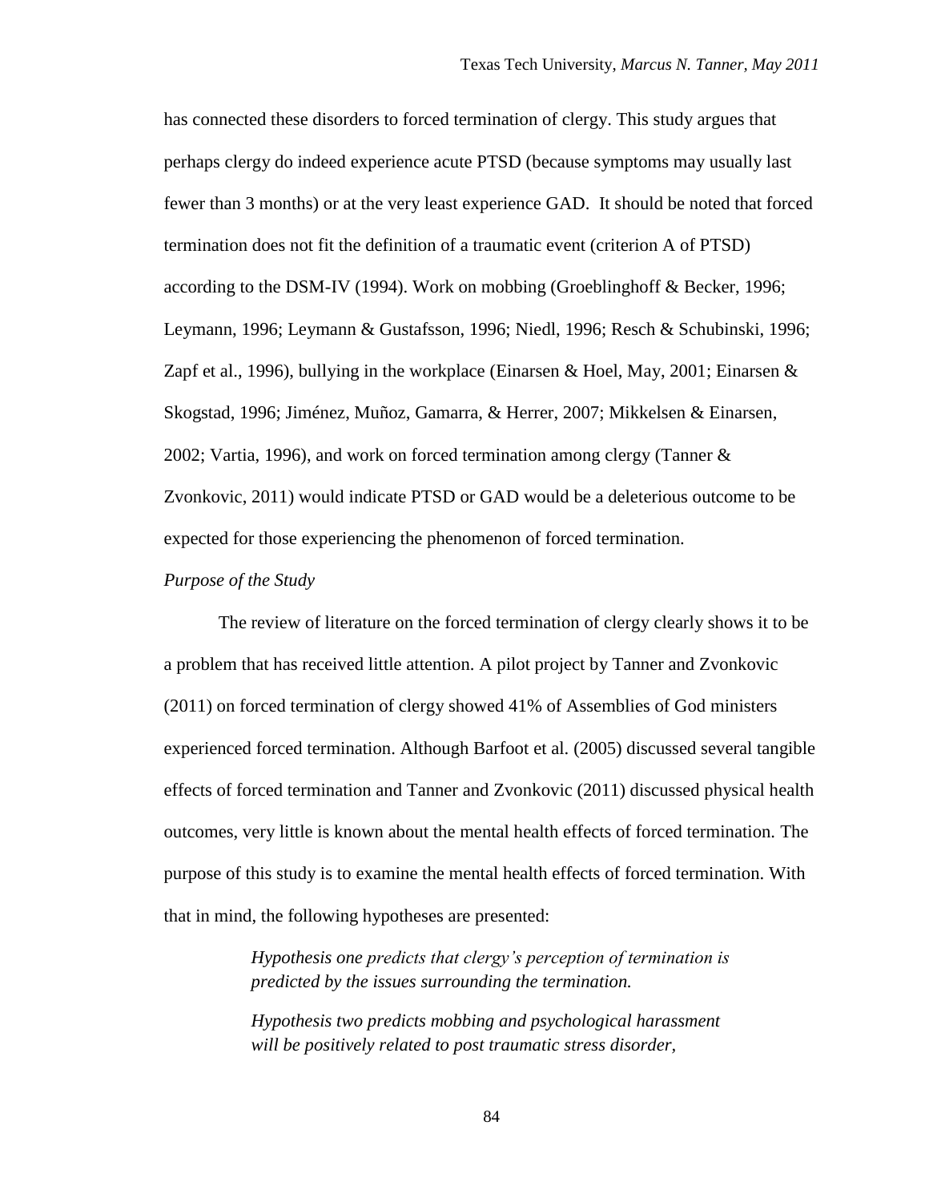has connected these disorders to forced termination of clergy. This study argues that perhaps clergy do indeed experience acute PTSD (because symptoms may usually last fewer than 3 months) or at the very least experience GAD. It should be noted that forced termination does not fit the definition of a traumatic event (criterion A of PTSD) according to the DSM-IV (1994). Work on mobbing (Groeblinghoff & Becker, 1996; Leymann, 1996; Leymann & Gustafsson, 1996; Niedl, 1996; Resch & Schubinski, 1996; Zapf et al., 1996), bullying in the workplace (Einarsen & Hoel, May, 2001; Einarsen & Skogstad, 1996; Jiménez, Muñoz, Gamarra, & Herrer, 2007; Mikkelsen & Einarsen, 2002; Vartia, 1996), and work on forced termination among clergy (Tanner & Zvonkovic, 2011) would indicate PTSD or GAD would be a deleterious outcome to be expected for those experiencing the phenomenon of forced termination.

### *Purpose of the Study*

The review of literature on the forced termination of clergy clearly shows it to be a problem that has received little attention. A pilot project by Tanner and Zvonkovic (2011) on forced termination of clergy showed 41% of Assemblies of God ministers experienced forced termination. Although Barfoot et al. (2005) discussed several tangible effects of forced termination and Tanner and Zvonkovic (2011) discussed physical health outcomes, very little is known about the mental health effects of forced termination. The purpose of this study is to examine the mental health effects of forced termination. With that in mind, the following hypotheses are presented:

> *Hypothesis one predicts that clergy's perception of termination is predicted by the issues surrounding the termination.*
>
> *Hypothesis two predicts mobbing and psychological harassment will be positively related to post traumatic stress disorder,*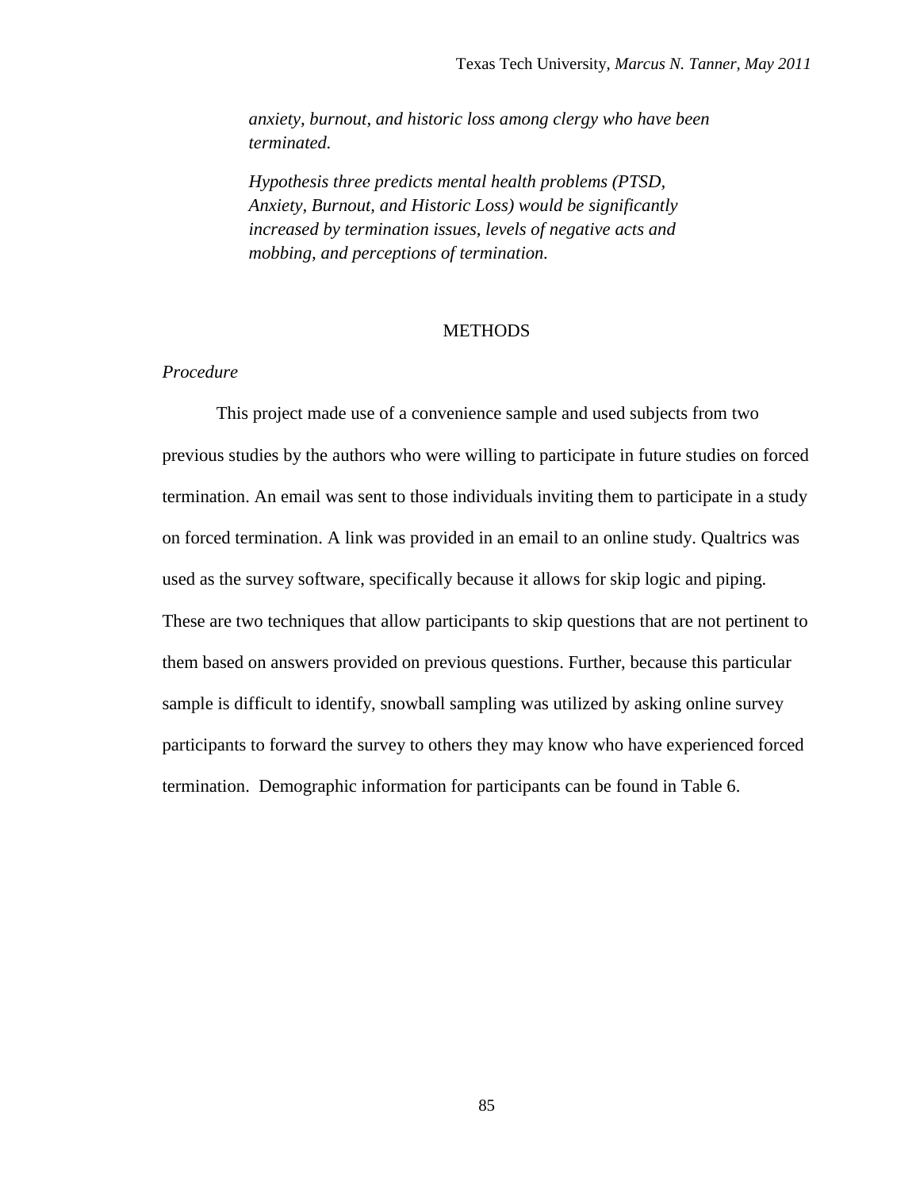*anxiety, burnout, and historic loss among clergy who have been terminated.*

*Hypothesis three predicts mental health problems (PTSD, Anxiety, Burnout, and Historic Loss) would be significantly increased by termination issues, levels of negative acts and mobbing, and perceptions of termination.*

## METHODS

### *Procedure*

This project made use of a convenience sample and used subjects from two previous studies by the authors who were willing to participate in future studies on forced termination. An email was sent to those individuals inviting them to participate in a study on forced termination. A link was provided in an email to an online study. Qualtrics was used as the survey software, specifically because it allows for skip logic and piping. These are two techniques that allow participants to skip questions that are not pertinent to them based on answers provided on previous questions. Further, because this particular sample is difficult to identify, snowball sampling was utilized by asking online survey participants to forward the survey to others they may know who have experienced forced termination. Demographic information for participants can be found in Table 6.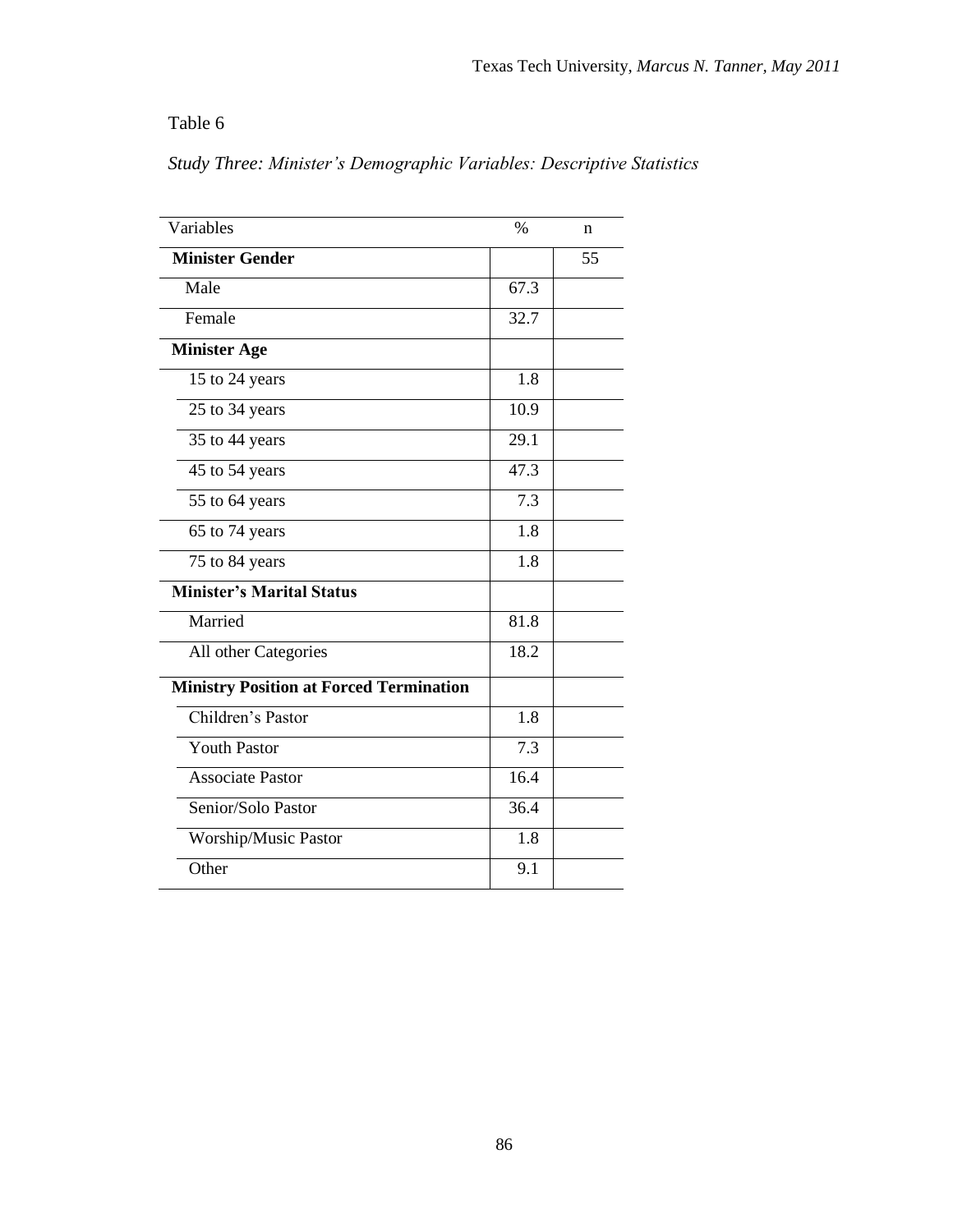Table 6

*Study Three: Minister's Demographic Variables: Descriptive Statistics*

| Variables | % | n |
|---|---|---|
| **Minister Gender** | | 55 |
| Male | 67.3 | |
| Female | 32.7 | |
| **Minister Age** | | |
| 15 to 24 years | 1.8 | |
| 25 to 34 years | 10.9 | |
| 35 to 44 years | 29.1 | |
| 45 to 54 years | 47.3 | |
| 55 to 64 years | 7.3 | |
| 65 to 74 years | 1.8 | |
| 75 to 84 years | 1.8 | |
| **Minister's Marital Status** | | |
| Married | 81.8 | |
| All other Categories | 18.2 | |
| **Ministry Position at Forced Termination** | | |
| Children's Pastor | 1.8 | |
| Youth Pastor | 7.3 | |
| Associate Pastor | 16.4 | |
| Senior/Solo Pastor | 36.4 | |
| Worship/Music Pastor | 1.8 | |
| Other | 9.1 | |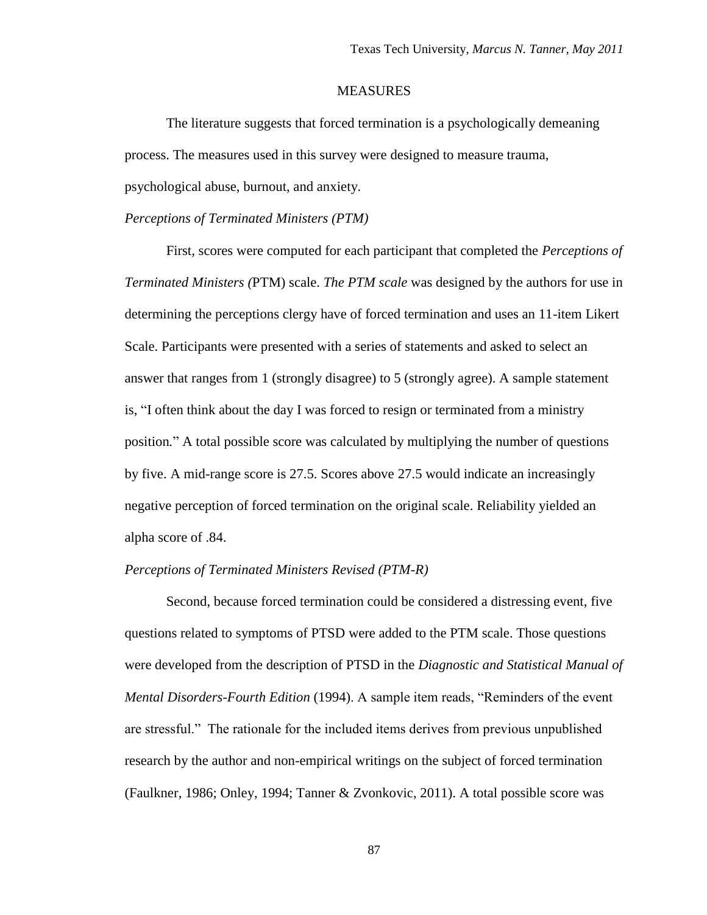## MEASURES

The literature suggests that forced termination is a psychologically demeaning process. The measures used in this survey were designed to measure trauma, psychological abuse, burnout, and anxiety.

### *Perceptions of Terminated Ministers (PTM)*

First, scores were computed for each participant that completed the *Perceptions of Terminated Ministers (*PTM) scale. *The PTM scale* was designed by the authors for use in determining the perceptions clergy have of forced termination and uses an 11-item Likert Scale. Participants were presented with a series of statements and asked to select an answer that ranges from 1 (strongly disagree) to 5 (strongly agree). A sample statement is, "I often think about the day I was forced to resign or terminated from a ministry position." A total possible score was calculated by multiplying the number of questions by five. A mid-range score is 27.5. Scores above 27.5 would indicate an increasingly negative perception of forced termination on the original scale. Reliability yielded an alpha score of .84.

### *Perceptions of Terminated Ministers Revised (PTM-R)*

Second, because forced termination could be considered a distressing event, five questions related to symptoms of PTSD were added to the PTM scale. Those questions were developed from the description of PTSD in the *Diagnostic and Statistical Manual of Mental Disorders-Fourth Edition* (1994). A sample item reads, "Reminders of the event are stressful." The rationale for the included items derives from previous unpublished research by the author and non-empirical writings on the subject of forced termination (Faulkner, 1986; Onley, 1994; Tanner & Zvonkovic, 2011). A total possible score was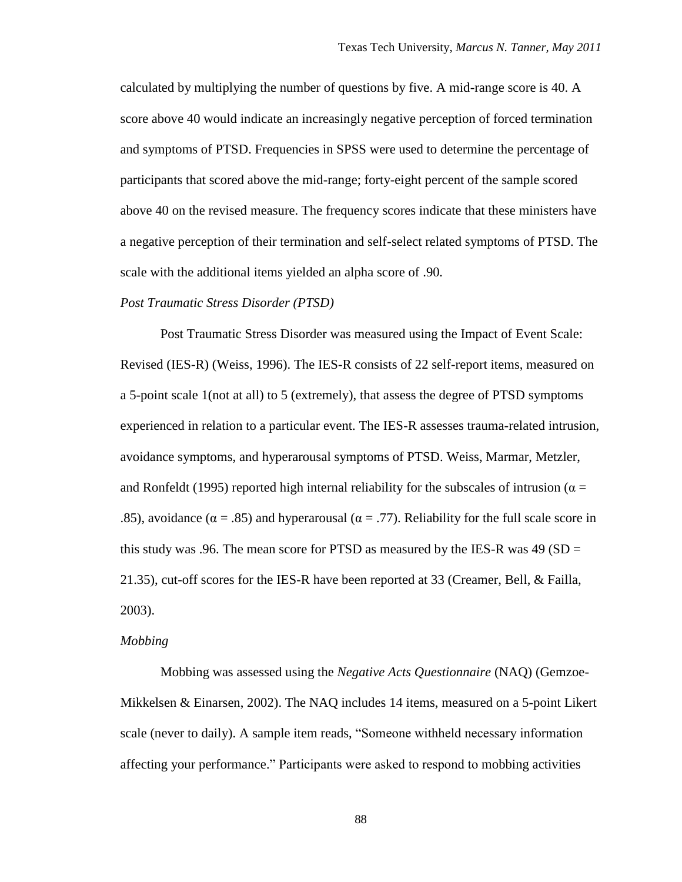calculated by multiplying the number of questions by five. A mid-range score is 40. A score above 40 would indicate an increasingly negative perception of forced termination and symptoms of PTSD. Frequencies in SPSS were used to determine the percentage of participants that scored above the mid-range; forty-eight percent of the sample scored above 40 on the revised measure. The frequency scores indicate that these ministers have a negative perception of their termination and self-select related symptoms of PTSD. The scale with the additional items yielded an alpha score of .90.

*Post Traumatic Stress Disorder (PTSD)*

Post Traumatic Stress Disorder was measured using the Impact of Event Scale: Revised (IES-R) (Weiss, 1996). The IES-R consists of 22 self-report items, measured on a 5-point scale 1(not at all) to 5 (extremely), that assess the degree of PTSD symptoms experienced in relation to a particular event. The IES-R assesses trauma-related intrusion, avoidance symptoms, and hyperarousal symptoms of PTSD. Weiss, Marmar, Metzler, and Ronfeldt (1995) reported high internal reliability for the subscales of intrusion ($\alpha$ = .85), avoidance ($\alpha$ = .85) and hyperarousal ($\alpha$ = .77). Reliability for the full scale score in this study was .96. The mean score for PTSD as measured by the IES-R was 49 (SD = 21.35), cut-off scores for the IES-R have been reported at 33 (Creamer, Bell, & Failla, 2003).

*Mobbing*

Mobbing was assessed using the *Negative Acts Questionnaire* (NAQ) (Gemzoe-Mikkelsen & Einarsen, 2002). The NAQ includes 14 items, measured on a 5-point Likert scale (never to daily). A sample item reads, "Someone withheld necessary information affecting your performance." Participants were asked to respond to mobbing activities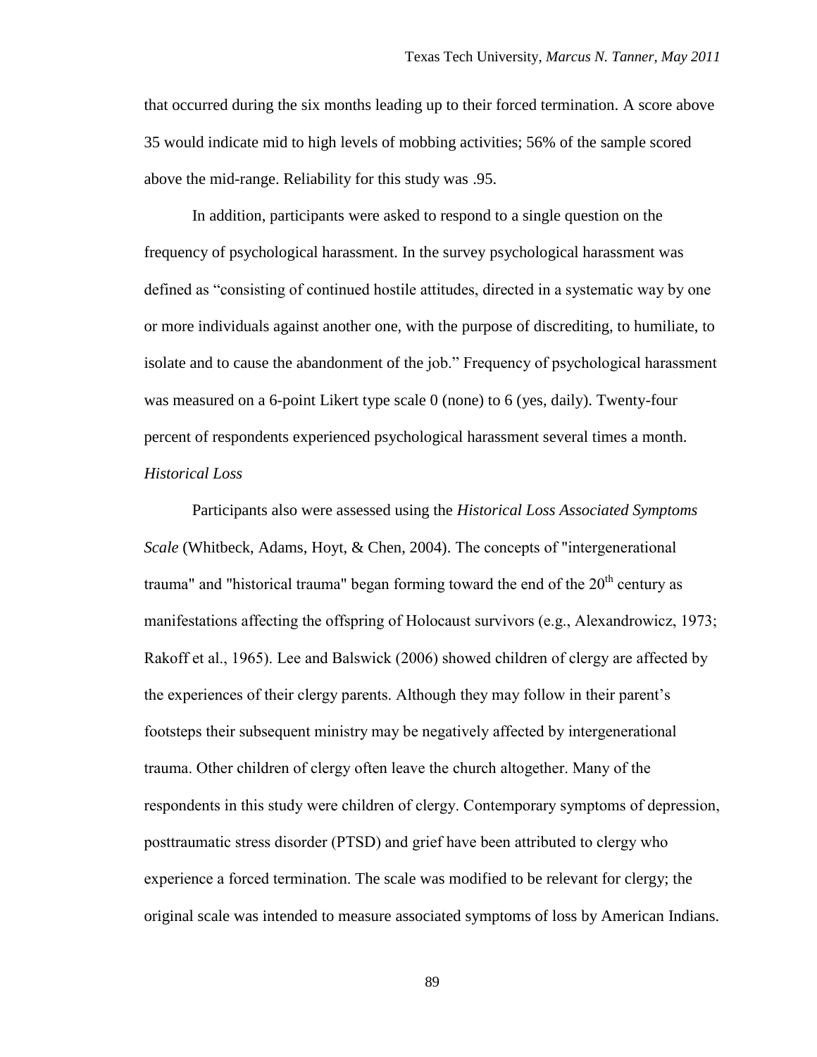that occurred during the six months leading up to their forced termination. A score above 35 would indicate mid to high levels of mobbing activities; 56% of the sample scored above the mid-range. Reliability for this study was .95.

In addition, participants were asked to respond to a single question on the frequency of psychological harassment. In the survey psychological harassment was defined as "consisting of continued hostile attitudes, directed in a systematic way by one or more individuals against another one, with the purpose of discrediting, to humiliate, to isolate and to cause the abandonment of the job." Frequency of psychological harassment was measured on a 6-point Likert type scale 0 (none) to 6 (yes, daily). Twenty-four percent of respondents experienced psychological harassment several times a month.

*Historical Loss*

Participants also were assessed using the *Historical Loss Associated Symptoms Scale* (Whitbeck, Adams, Hoyt, & Chen, 2004). The concepts of "intergenerational trauma" and "historical trauma" began forming toward the end of the 20th century as manifestations affecting the offspring of Holocaust survivors (e.g., Alexandrowicz, 1973; Rakoff et al., 1965). Lee and Balswick (2006) showed children of clergy are affected by the experiences of their clergy parents. Although they may follow in their parent's footsteps their subsequent ministry may be negatively affected by intergenerational trauma. Other children of clergy often leave the church altogether. Many of the respondents in this study were children of clergy. Contemporary symptoms of depression, posttraumatic stress disorder (PTSD) and grief have been attributed to clergy who experience a forced termination. The scale was modified to be relevant for clergy; the original scale was intended to measure associated symptoms of loss by American Indians.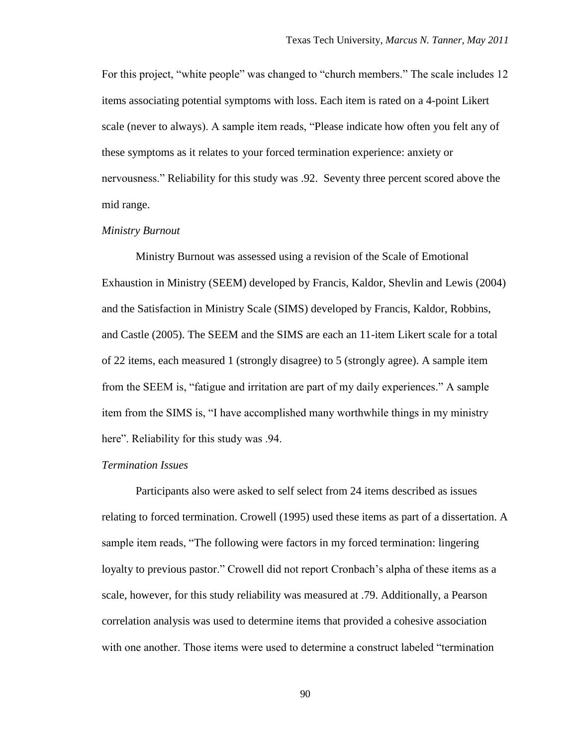For this project, “white people” was changed to “church members.” The scale includes 12 items associating potential symptoms with loss. Each item is rated on a 4-point Likert scale (never to always). A sample item reads, “Please indicate how often you felt any of these symptoms as it relates to your forced termination experience: anxiety or nervousness.” Reliability for this study was .92. Seventy three percent scored above the mid range.

*Ministry Burnout*

Ministry Burnout was assessed using a revision of the Scale of Emotional Exhaustion in Ministry (SEEM) developed by Francis, Kaldor, Shevlin and Lewis (2004) and the Satisfaction in Ministry Scale (SIMS) developed by Francis, Kaldor, Robbins, and Castle (2005). The SEEM and the SIMS are each an 11-item Likert scale for a total of 22 items, each measured 1 (strongly disagree) to 5 (strongly agree). A sample item from the SEEM is, “fatigue and irritation are part of my daily experiences.” A sample item from the SIMS is, “I have accomplished many worthwhile things in my ministry here”. Reliability for this study was .94.

*Termination Issues*

Participants also were asked to self select from 24 items described as issues relating to forced termination. Crowell (1995) used these items as part of a dissertation. A sample item reads, “The following were factors in my forced termination: lingering loyalty to previous pastor.” Crowell did not report Cronbach’s alpha of these items as a scale, however, for this study reliability was measured at .79. Additionally, a Pearson correlation analysis was used to determine items that provided a cohesive association with one another. Those items were used to determine a construct labeled “termination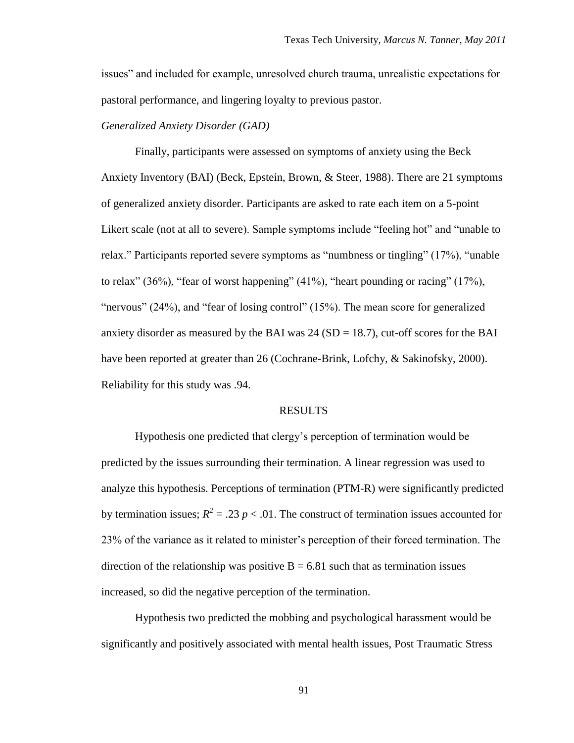issues” and included for example, unresolved church trauma, unrealistic expectations for pastoral performance, and lingering loyalty to previous pastor.

*Generalized Anxiety Disorder (GAD)*

Finally, participants were assessed on symptoms of anxiety using the Beck Anxiety Inventory (BAI) (Beck, Epstein, Brown, & Steer, 1988). There are 21 symptoms of generalized anxiety disorder. Participants are asked to rate each item on a 5-point Likert scale (not at all to severe). Sample symptoms include “feeling hot” and “unable to relax.” Participants reported severe symptoms as “numbness or tingling” (17%), “unable to relax” (36%), “fear of worst happening” (41%), “heart pounding or racing” (17%), “nervous” (24%), and “fear of losing control” (15%). The mean score for generalized anxiety disorder as measured by the BAI was 24 (SD = 18.7), cut-off scores for the BAI have been reported at greater than 26 (Cochrane-Brink, Lofchy, & Sakinofsky, 2000). Reliability for this study was .94.

## RESULTS

Hypothesis one predicted that clergy’s perception of termination would be predicted by the issues surrounding their termination. A linear regression was used to analyze this hypothesis. Perceptions of termination (PTM-R) were significantly predicted by termination issues; $R^2 = .23$ $p < .01$. The construct of termination issues accounted for 23% of the variance as it related to minister’s perception of their forced termination. The direction of the relationship was positive $B = 6.81$ such that as termination issues increased, so did the negative perception of the termination.

Hypothesis two predicted the mobbing and psychological harassment would be significantly and positively associated with mental health issues, Post Traumatic Stress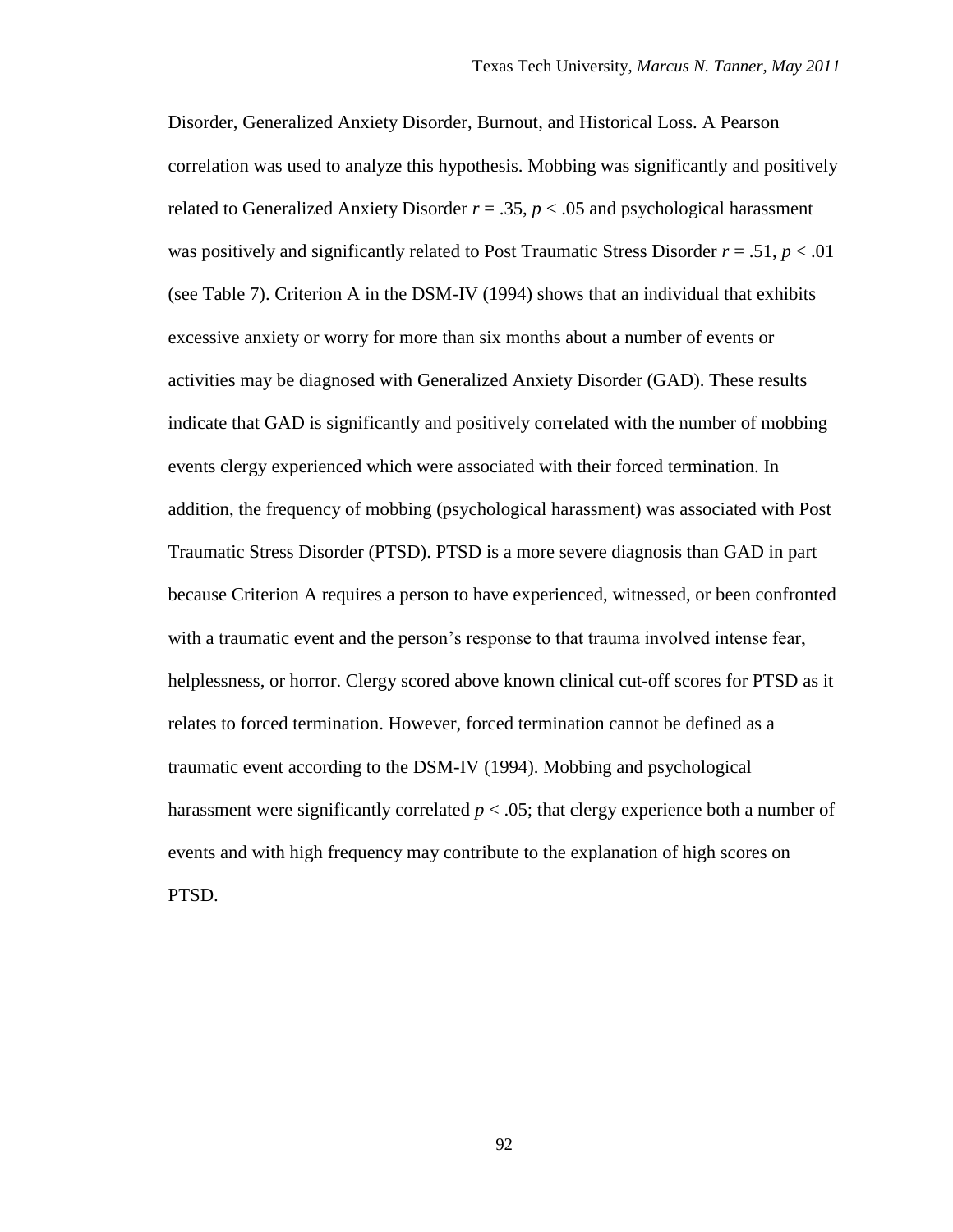Disorder, Generalized Anxiety Disorder, Burnout, and Historical Loss. A Pearson correlation was used to analyze this hypothesis. Mobbing was significantly and positively related to Generalized Anxiety Disorder $r = .35$, $p < .05$ and psychological harassment was positively and significantly related to Post Traumatic Stress Disorder $r = .51$, $p < .01$ (see Table 7). Criterion A in the DSM-IV (1994) shows that an individual that exhibits excessive anxiety or worry for more than six months about a number of events or activities may be diagnosed with Generalized Anxiety Disorder (GAD). These results indicate that GAD is significantly and positively correlated with the number of mobbing events clergy experienced which were associated with their forced termination. In addition, the frequency of mobbing (psychological harassment) was associated with Post Traumatic Stress Disorder (PTSD). PTSD is a more severe diagnosis than GAD in part because Criterion A requires a person to have experienced, witnessed, or been confronted with a traumatic event and the person's response to that trauma involved intense fear, helplessness, or horror. Clergy scored above known clinical cut-off scores for PTSD as it relates to forced termination. However, forced termination cannot be defined as a traumatic event according to the DSM-IV (1994). Mobbing and psychological harassment were significantly correlated $p < .05$; that clergy experience both a number of events and with high frequency may contribute to the explanation of high scores on PTSD.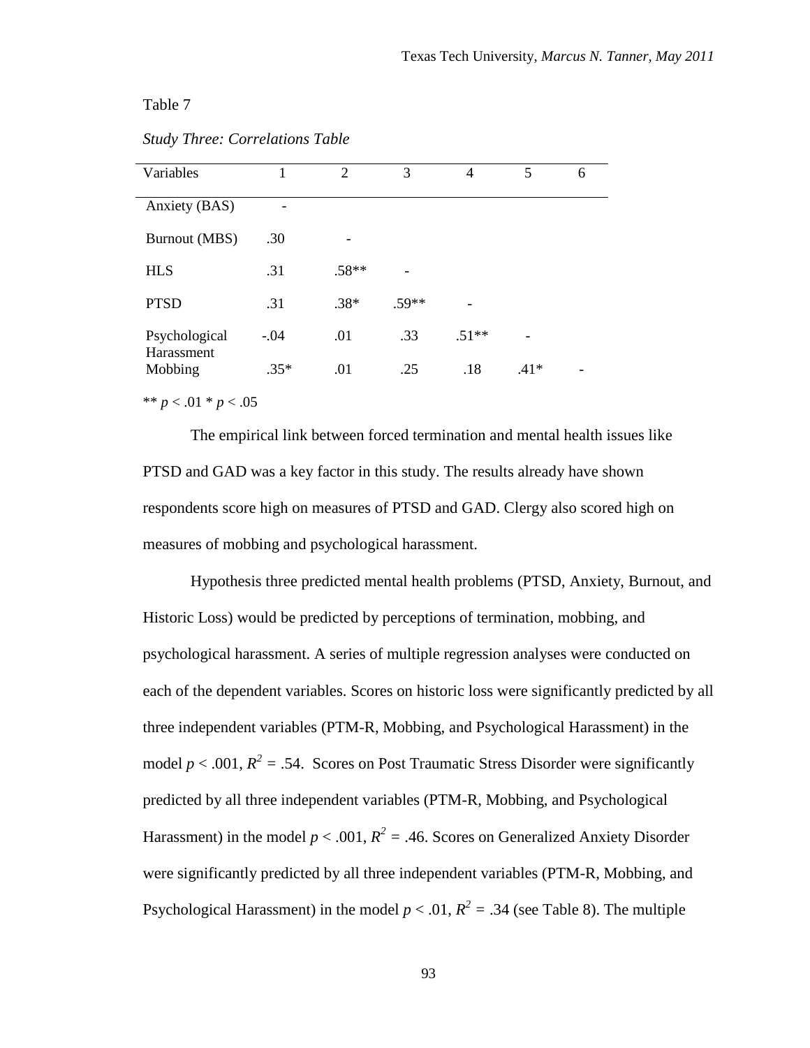Table 7

*Study Three: Correlations Table*

| Variables | 1 | 2 | 3 | 4 | 5 | 6 |
|---|---|---|---|---|---|---|
| Anxiety (BAS) | - | | | | | |
| Burnout (MBS) | .30 | - | | | | |
| HLS | .31 | .58** | - | | | |
| PTSD | .31 | .38* | .59** | - | | |
| Psychological Harassment | -.04 | .01 | .33 | .51** | - | |
| Mobbing | .35* | .01 | .25 | .18 | .41* | - |

** $p < .01$ * $p < .05$

The empirical link between forced termination and mental health issues like PTSD and GAD was a key factor in this study. The results already have shown respondents score high on measures of PTSD and GAD. Clergy also scored high on measures of mobbing and psychological harassment.

Hypothesis three predicted mental health problems (PTSD, Anxiety, Burnout, and Historic Loss) would be predicted by perceptions of termination, mobbing, and psychological harassment. A series of multiple regression analyses were conducted on each of the dependent variables. Scores on historic loss were significantly predicted by all three independent variables (PTM-R, Mobbing, and Psychological Harassment) in the model $p < .001$, $R^2 = .54$. Scores on Post Traumatic Stress Disorder were significantly predicted by all three independent variables (PTM-R, Mobbing, and Psychological Harassment) in the model $p < .001$, $R^2 = .46$. Scores on Generalized Anxiety Disorder were significantly predicted by all three independent variables (PTM-R, Mobbing, and Psychological Harassment) in the model $p < .01$, $R^2 = .34$ (see Table 8). The multiple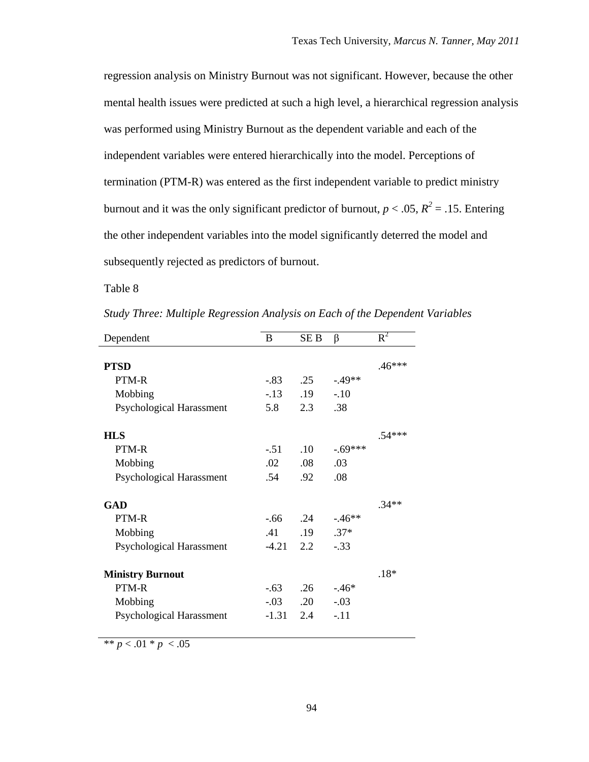regression analysis on Ministry Burnout was not significant. However, because the other mental health issues were predicted at such a high level, a hierarchical regression analysis was performed using Ministry Burnout as the dependent variable and each of the independent variables were entered hierarchically into the model. Perceptions of termination (PTM-R) was entered as the first independent variable to predict ministry burnout and it was the only significant predictor of burnout, $p < .05$, $R^2 = .15$. Entering the other independent variables into the model significantly deterred the model and subsequently rejected as predictors of burnout.

Table 8

*Study Three: Multiple Regression Analysis on Each of the Dependent Variables*

| Dependent | B | SE B | β | $R^2$ |
|---|---|---|---|---|
| **PTSD** | | | | .46*** |
| PTM-R | -.83 | .25 | -.49** | |
| Mobbing | -.13 | .19 | -.10 | |
| Psychological Harassment | 5.8 | 2.3 | .38 | |
| **HLS** | | | | .54*** |
| PTM-R | -.51 | .10 | -.69*** | |
| Mobbing | .02 | .08 | .03 | |
| Psychological Harassment | .54 | .92 | .08 | |
| **GAD** | | | | .34** |
| PTM-R | -.66 | .24 | -.46** | |
| Mobbing | .41 | .19 | .37* | |
| Psychological Harassment | -4.21 | 2.2 | -.33 | |
| **Ministry Burnout** | | | | .18* |
| PTM-R | -.63 | .26 | -.46* | |
| Mobbing | -.03 | .20 | -.03 | |
| Psychological Harassment | -1.31 | 2.4 | -.11 | |

** $p < .01$ * $p < .05$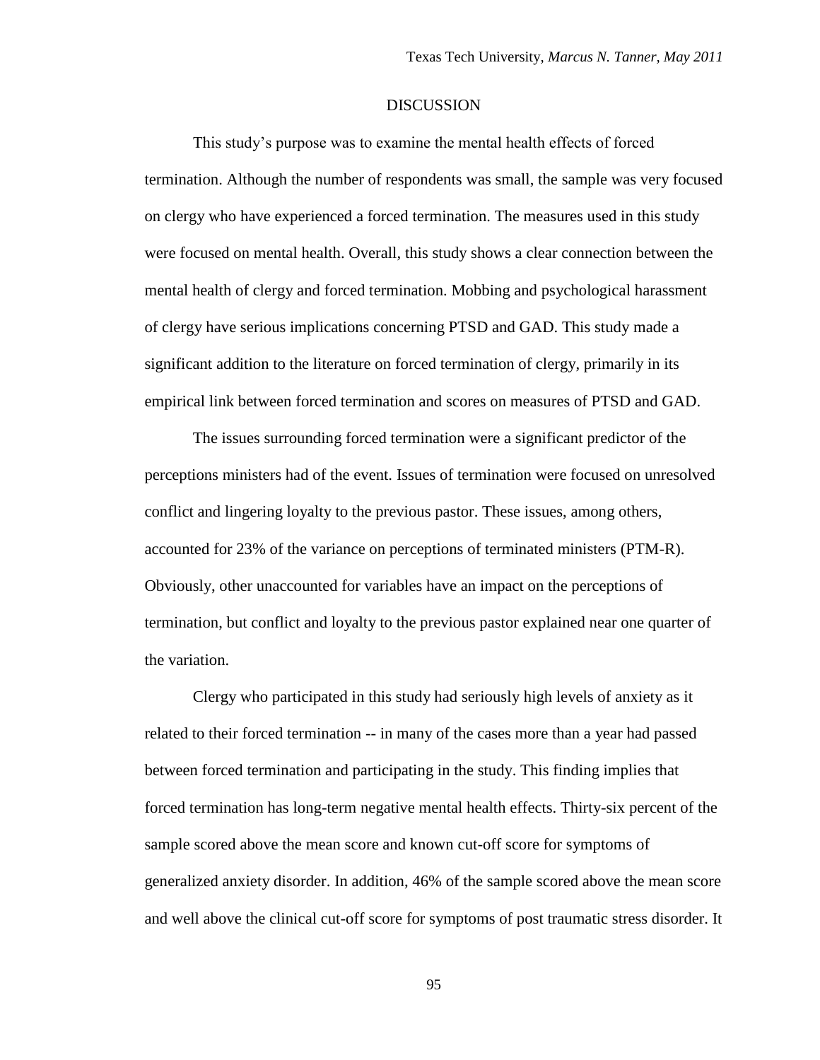# DISCUSSION

This study's purpose was to examine the mental health effects of forced termination. Although the number of respondents was small, the sample was very focused on clergy who have experienced a forced termination. The measures used in this study were focused on mental health. Overall, this study shows a clear connection between the mental health of clergy and forced termination. Mobbing and psychological harassment of clergy have serious implications concerning PTSD and GAD. This study made a significant addition to the literature on forced termination of clergy, primarily in its empirical link between forced termination and scores on measures of PTSD and GAD.

The issues surrounding forced termination were a significant predictor of the perceptions ministers had of the event. Issues of termination were focused on unresolved conflict and lingering loyalty to the previous pastor. These issues, among others, accounted for 23% of the variance on perceptions of terminated ministers (PTM-R). Obviously, other unaccounted for variables have an impact on the perceptions of termination, but conflict and loyalty to the previous pastor explained near one quarter of the variation.

Clergy who participated in this study had seriously high levels of anxiety as it related to their forced termination -- in many of the cases more than a year had passed between forced termination and participating in the study. This finding implies that forced termination has long-term negative mental health effects. Thirty-six percent of the sample scored above the mean score and known cut-off score for symptoms of generalized anxiety disorder. In addition, 46% of the sample scored above the mean score and well above the clinical cut-off score for symptoms of post traumatic stress disorder. It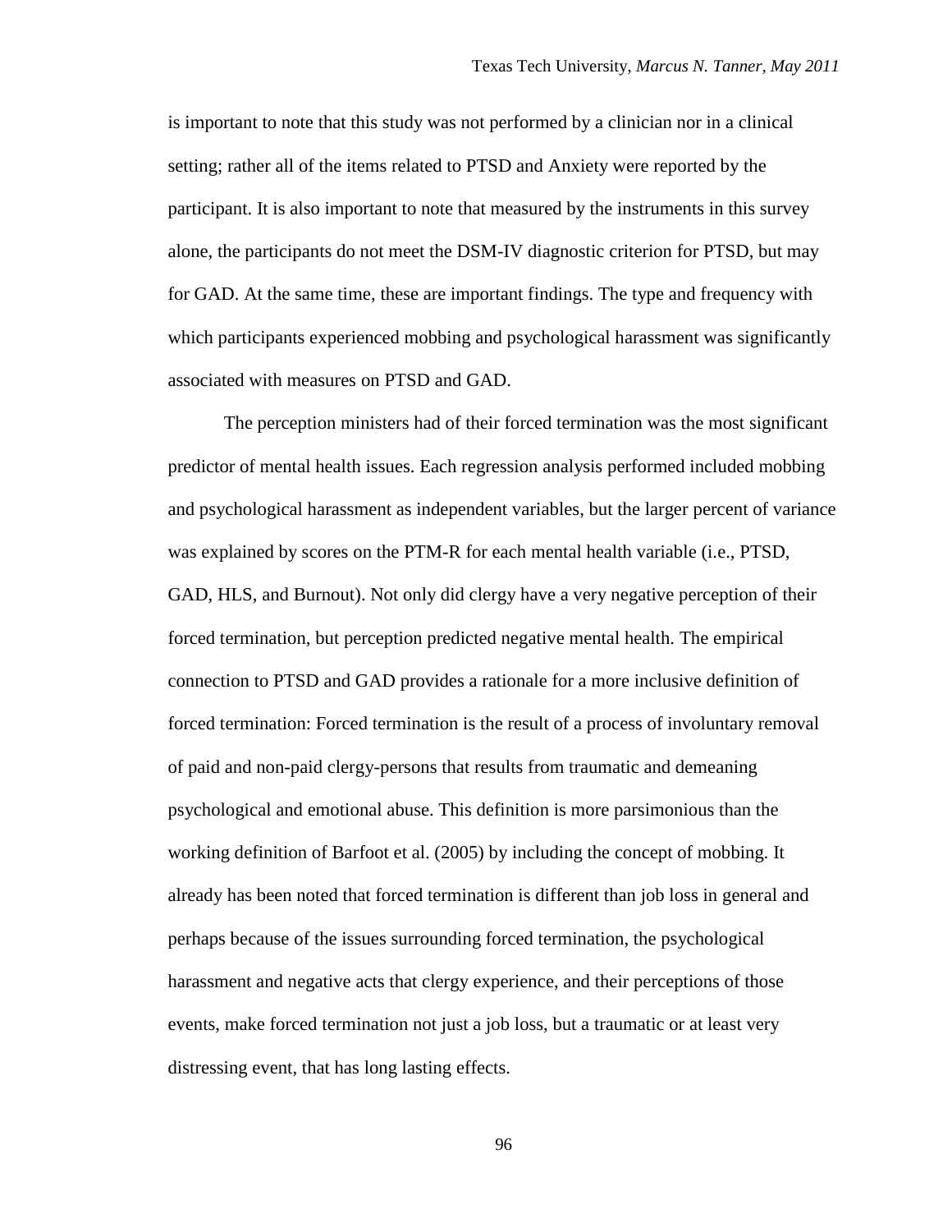is important to note that this study was not performed by a clinician nor in a clinical setting; rather all of the items related to PTSD and Anxiety were reported by the participant. It is also important to note that measured by the instruments in this survey alone, the participants do not meet the DSM-IV diagnostic criterion for PTSD, but may for GAD. At the same time, these are important findings. The type and frequency with which participants experienced mobbing and psychological harassment was significantly associated with measures on PTSD and GAD.

The perception ministers had of their forced termination was the most significant predictor of mental health issues. Each regression analysis performed included mobbing and psychological harassment as independent variables, but the larger percent of variance was explained by scores on the PTM-R for each mental health variable (i.e., PTSD, GAD, HLS, and Burnout). Not only did clergy have a very negative perception of their forced termination, but perception predicted negative mental health. The empirical connection to PTSD and GAD provides a rationale for a more inclusive definition of forced termination: Forced termination is the result of a process of involuntary removal of paid and non-paid clergy-persons that results from traumatic and demeaning psychological and emotional abuse. This definition is more parsimonious than the working definition of Barfoot et al. (2005) by including the concept of mobbing. It already has been noted that forced termination is different than job loss in general and perhaps because of the issues surrounding forced termination, the psychological harassment and negative acts that clergy experience, and their perceptions of those events, make forced termination not just a job loss, but a traumatic or at least very distressing event, that has long lasting effects.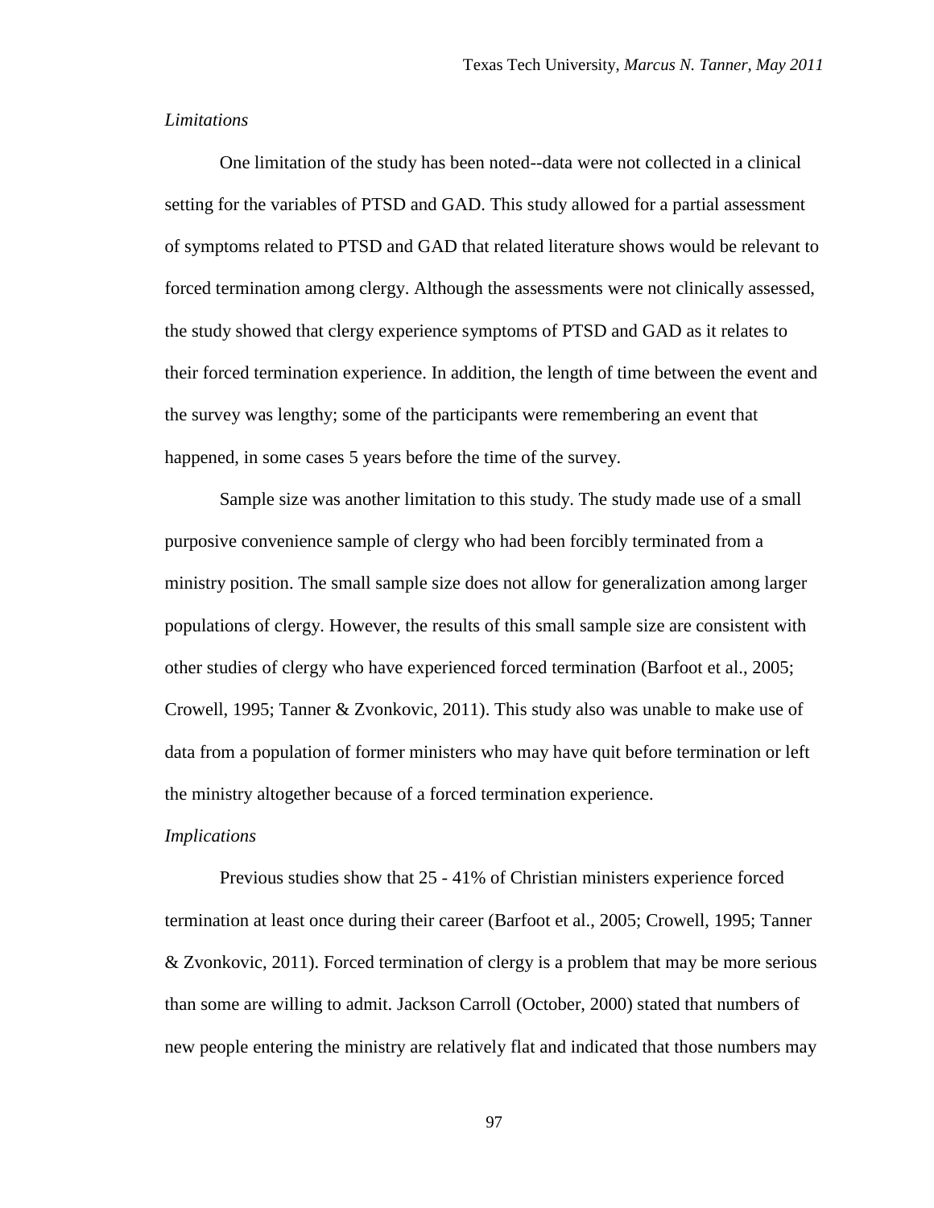*Limitations*

One limitation of the study has been noted--data were not collected in a clinical setting for the variables of PTSD and GAD. This study allowed for a partial assessment of symptoms related to PTSD and GAD that related literature shows would be relevant to forced termination among clergy. Although the assessments were not clinically assessed, the study showed that clergy experience symptoms of PTSD and GAD as it relates to their forced termination experience. In addition, the length of time between the event and the survey was lengthy; some of the participants were remembering an event that happened, in some cases 5 years before the time of the survey.

Sample size was another limitation to this study. The study made use of a small purposive convenience sample of clergy who had been forcibly terminated from a ministry position. The small sample size does not allow for generalization among larger populations of clergy. However, the results of this small sample size are consistent with other studies of clergy who have experienced forced termination (Barfoot et al., 2005; Crowell, 1995; Tanner & Zvonkovic, 2011). This study also was unable to make use of data from a population of former ministers who may have quit before termination or left the ministry altogether because of a forced termination experience.

*Implications*

Previous studies show that 25 - 41% of Christian ministers experience forced termination at least once during their career (Barfoot et al., 2005; Crowell, 1995; Tanner & Zvonkovic, 2011). Forced termination of clergy is a problem that may be more serious than some are willing to admit. Jackson Carroll (October, 2000) stated that numbers of new people entering the ministry are relatively flat and indicated that those numbers may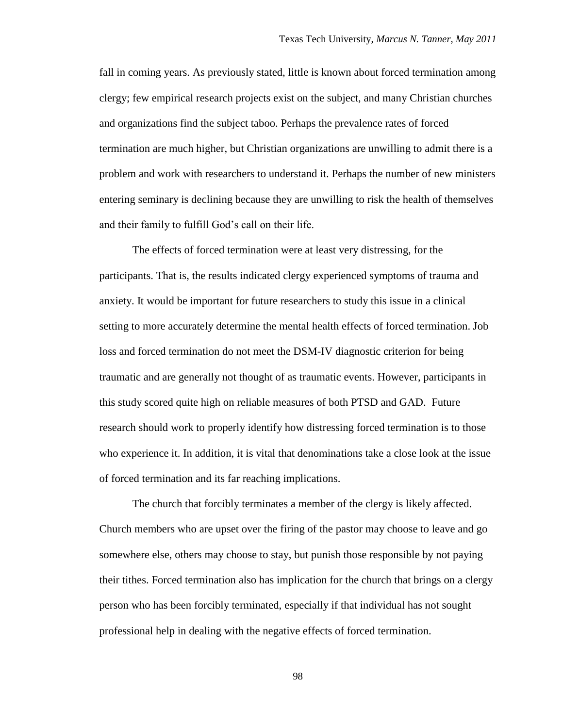fall in coming years. As previously stated, little is known about forced termination among clergy; few empirical research projects exist on the subject, and many Christian churches and organizations find the subject taboo. Perhaps the prevalence rates of forced termination are much higher, but Christian organizations are unwilling to admit there is a problem and work with researchers to understand it. Perhaps the number of new ministers entering seminary is declining because they are unwilling to risk the health of themselves and their family to fulfill God's call on their life.

The effects of forced termination were at least very distressing, for the participants. That is, the results indicated clergy experienced symptoms of trauma and anxiety. It would be important for future researchers to study this issue in a clinical setting to more accurately determine the mental health effects of forced termination. Job loss and forced termination do not meet the DSM-IV diagnostic criterion for being traumatic and are generally not thought of as traumatic events. However, participants in this study scored quite high on reliable measures of both PTSD and GAD. Future research should work to properly identify how distressing forced termination is to those who experience it. In addition, it is vital that denominations take a close look at the issue of forced termination and its far reaching implications.

The church that forcibly terminates a member of the clergy is likely affected. Church members who are upset over the firing of the pastor may choose to leave and go somewhere else, others may choose to stay, but punish those responsible by not paying their tithes. Forced termination also has implication for the church that brings on a clergy person who has been forcibly terminated, especially if that individual has not sought professional help in dealing with the negative effects of forced termination.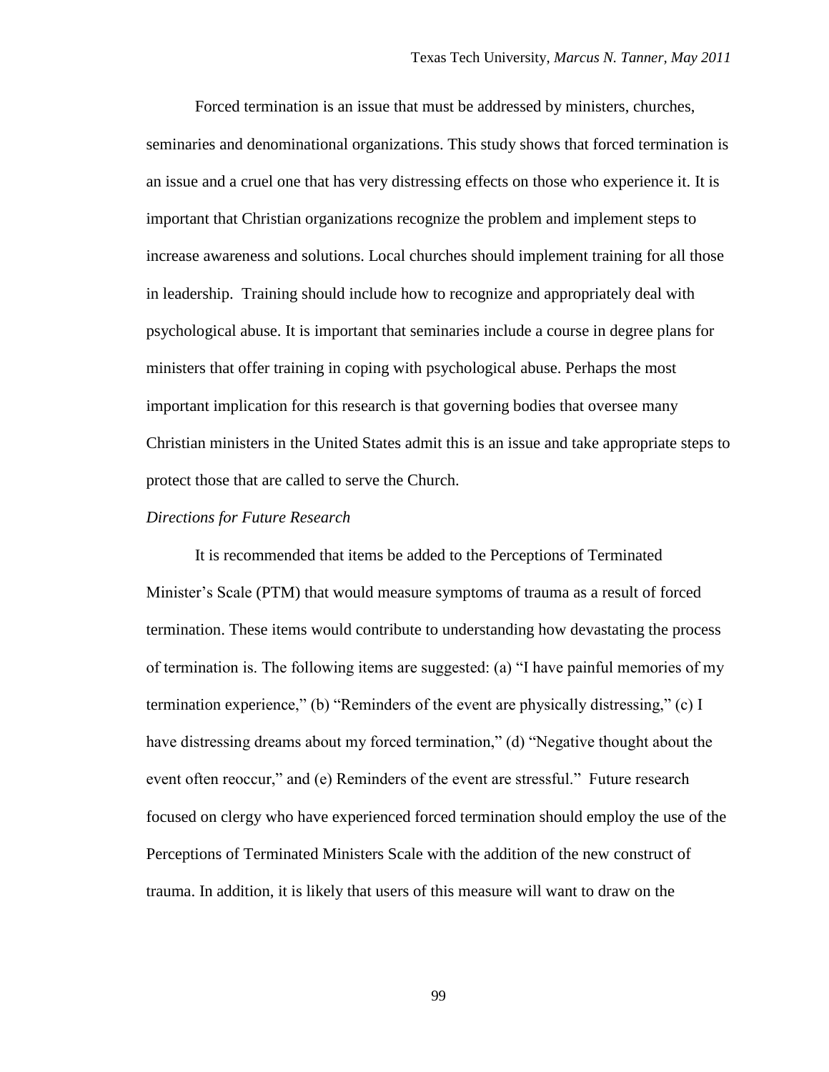Forced termination is an issue that must be addressed by ministers, churches, seminaries and denominational organizations. This study shows that forced termination is an issue and a cruel one that has very distressing effects on those who experience it. It is important that Christian organizations recognize the problem and implement steps to increase awareness and solutions. Local churches should implement training for all those in leadership. Training should include how to recognize and appropriately deal with psychological abuse. It is important that seminaries include a course in degree plans for ministers that offer training in coping with psychological abuse. Perhaps the most important implication for this research is that governing bodies that oversee many Christian ministers in the United States admit this is an issue and take appropriate steps to protect those that are called to serve the Church.

*Directions for Future Research*

It is recommended that items be added to the Perceptions of Terminated Minister's Scale (PTM) that would measure symptoms of trauma as a result of forced termination. These items would contribute to understanding how devastating the process of termination is. The following items are suggested: (a) "I have painful memories of my termination experience," (b) "Reminders of the event are physically distressing," (c) I have distressing dreams about my forced termination," (d) "Negative thought about the event often reoccur," and (e) Reminders of the event are stressful." Future research focused on clergy who have experienced forced termination should employ the use of the Perceptions of Terminated Ministers Scale with the addition of the new construct of trauma. In addition, it is likely that users of this measure will want to draw on the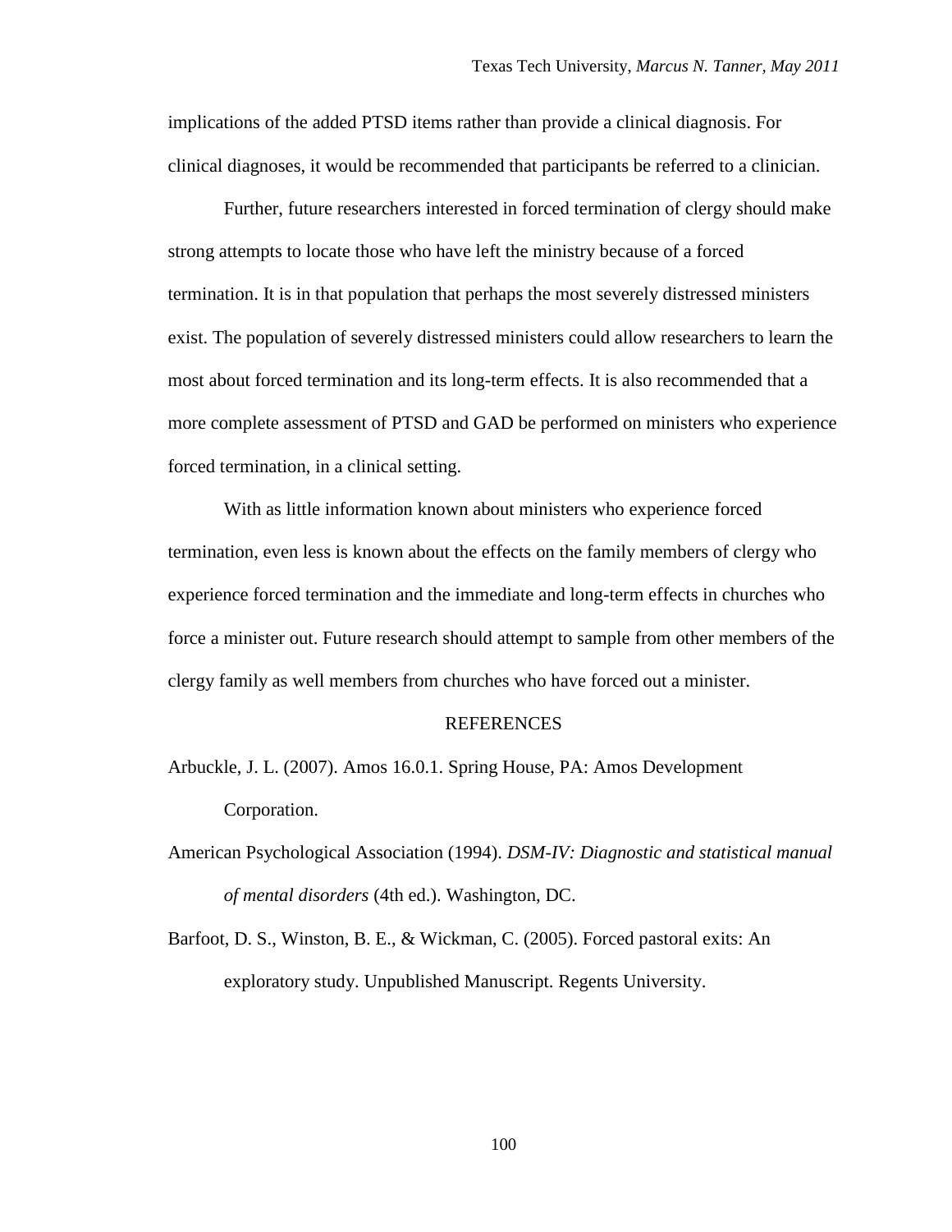implications of the added PTSD items rather than provide a clinical diagnosis. For clinical diagnoses, it would be recommended that participants be referred to a clinician.

Further, future researchers interested in forced termination of clergy should make strong attempts to locate those who have left the ministry because of a forced termination. It is in that population that perhaps the most severely distressed ministers exist. The population of severely distressed ministers could allow researchers to learn the most about forced termination and its long-term effects. It is also recommended that a more complete assessment of PTSD and GAD be performed on ministers who experience forced termination, in a clinical setting.

With as little information known about ministers who experience forced termination, even less is known about the effects on the family members of clergy who experience forced termination and the immediate and long-term effects in churches who force a minister out. Future research should attempt to sample from other members of the clergy family as well members from churches who have forced out a minister.

## REFERENCES

Arbuckle, J. L. (2007). Amos 16.0.1. Spring House, PA: Amos Development Corporation.

American Psychological Association (1994). *DSM-IV: Diagnostic and statistical manual of mental disorders* (4th ed.). Washington, DC.

Barfoot, D. S., Winston, B. E., & Wickman, C. (2005). Forced pastoral exits: An exploratory study. Unpublished Manuscript. Regents University.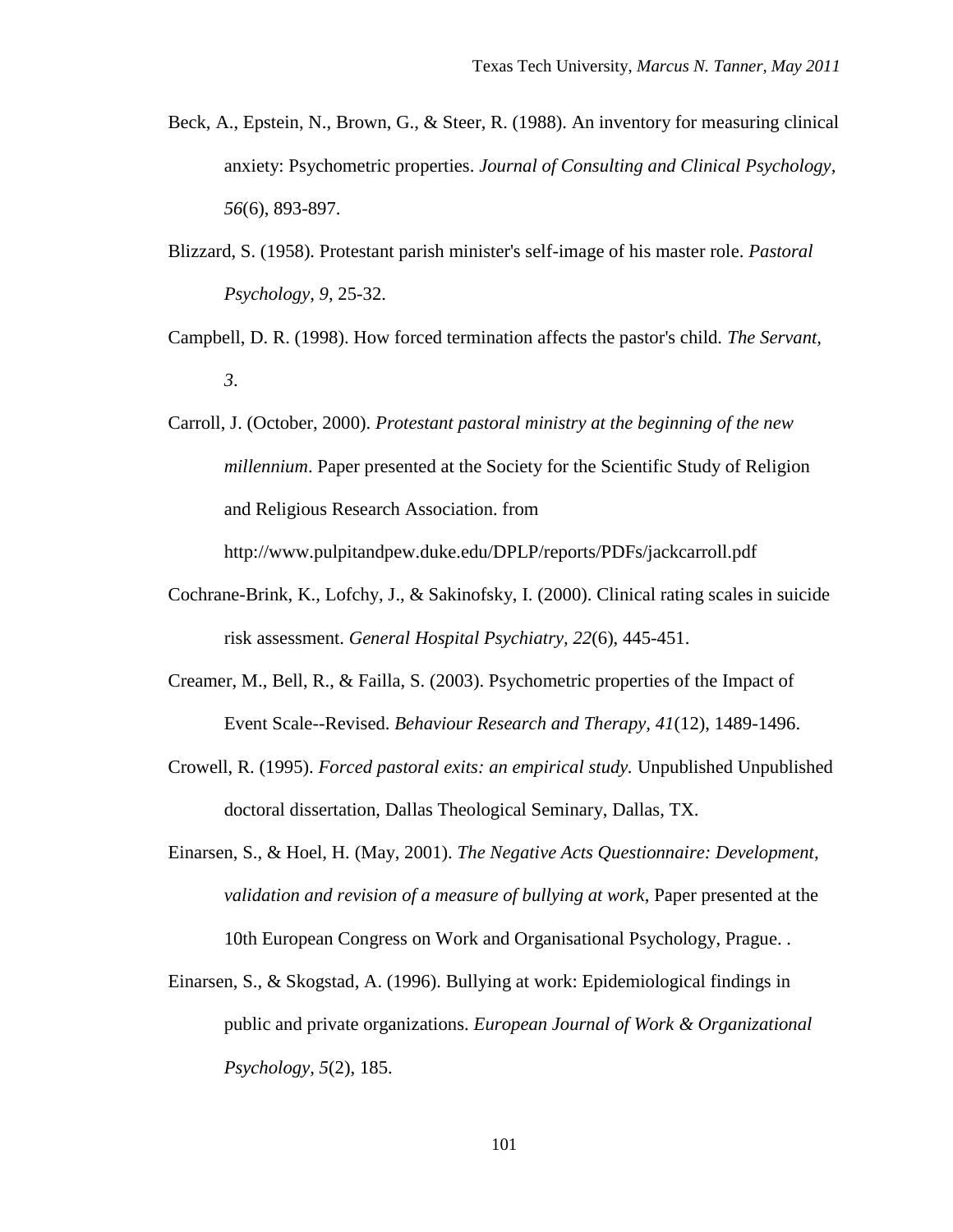Beck, A., Epstein, N., Brown, G., & Steer, R. (1988). An inventory for measuring clinical anxiety: Psychometric properties. *Journal of Consulting and Clinical Psychology, 56*(6), 893-897.

Blizzard, S. (1958). Protestant parish minister's self-image of his master role. *Pastoral Psychology, 9*, 25-32.

Campbell, D. R. (1998). How forced termination affects the pastor's child. *The Servant, 3*.

Carroll, J. (October, 2000). *Protestant pastoral ministry at the beginning of the new millennium*. Paper presented at the Society for the Scientific Study of Religion and Religious Research Association. from http://www.pulpitandpew.duke.edu/DPLP/reports/PDFs/jackcarroll.pdf

Cochrane-Brink, K., Lofchy, J., & Sakinofsky, I. (2000). Clinical rating scales in suicide risk assessment. *General Hospital Psychiatry, 22*(6), 445-451.

Creamer, M., Bell, R., & Failla, S. (2003). Psychometric properties of the Impact of Event Scale--Revised. *Behaviour Research and Therapy, 41*(12), 1489-1496.

Crowell, R. (1995). *Forced pastoral exits: an empirical study.* Unpublished Unpublished doctoral dissertation, Dallas Theological Seminary, Dallas, TX.

Einarsen, S., & Hoel, H. (May, 2001). *The Negative Acts Questionnaire: Development, validation and revision of a measure of bullying at work*, Paper presented at the 10th European Congress on Work and Organisational Psychology, Prague. .

Einarsen, S., & Skogstad, A. (1996). Bullying at work: Epidemiological findings in public and private organizations. *European Journal of Work & Organizational Psychology, 5*(2), 185.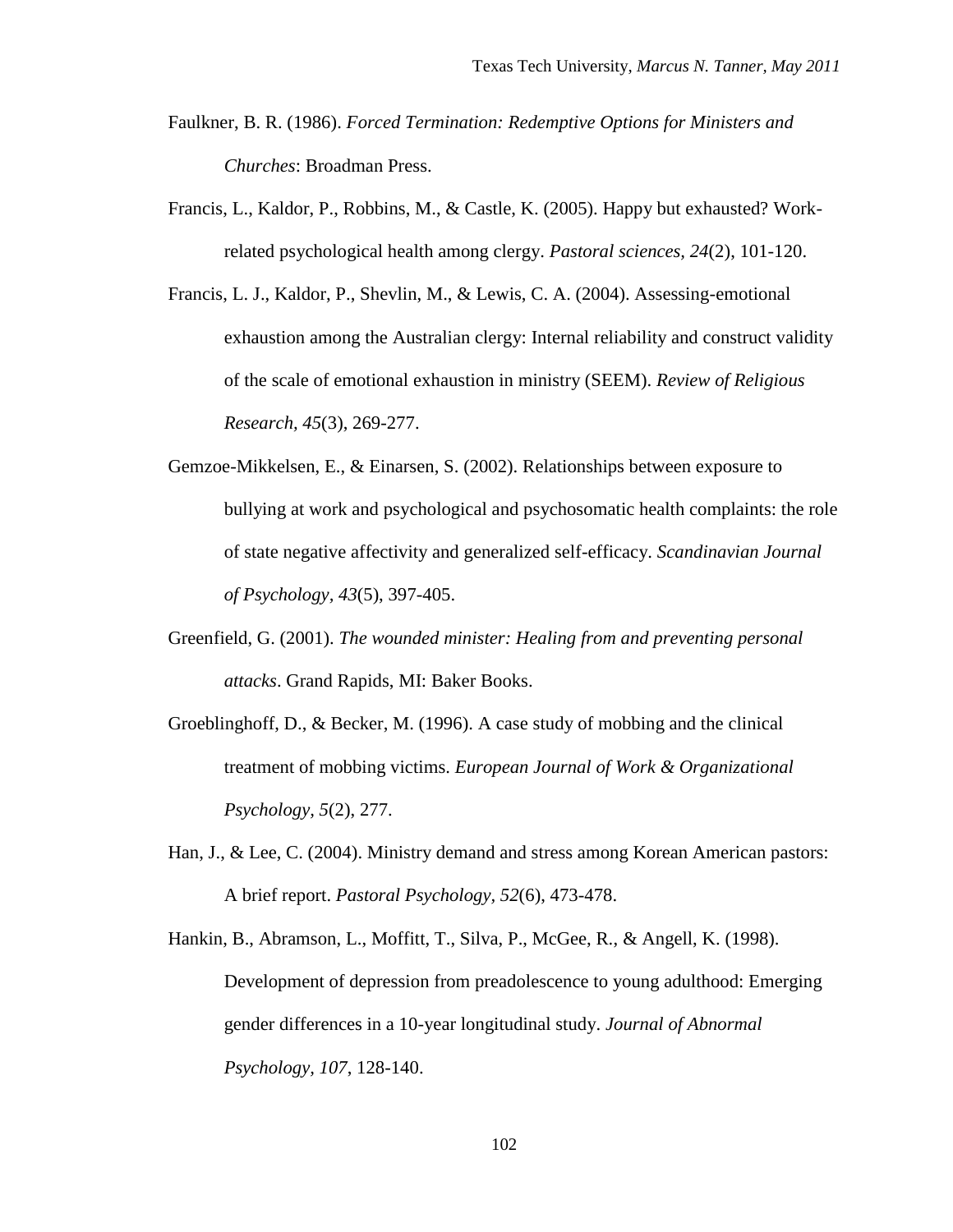Faulkner, B. R. (1986). *Forced Termination: Redemptive Options for Ministers and Churches*: Broadman Press.

Francis, L., Kaldor, P., Robbins, M., & Castle, K. (2005). Happy but exhausted? Work-related psychological health among clergy. *Pastoral sciences, 24*(2), 101-120.

Francis, L. J., Kaldor, P., Shevlin, M., & Lewis, C. A. (2004). Assessing-emotional exhaustion among the Australian clergy: Internal reliability and construct validity of the scale of emotional exhaustion in ministry (SEEM). *Review of Religious Research, 45*(3), 269-277.

Gemzoe-Mikkelsen, E., & Einarsen, S. (2002). Relationships between exposure to bullying at work and psychological and psychosomatic health complaints: the role of state negative affectivity and generalized self-efficacy. *Scandinavian Journal of Psychology, 43*(5), 397-405.

Greenfield, G. (2001). *The wounded minister: Healing from and preventing personal attacks*. Grand Rapids, MI: Baker Books.

Groeblinghoff, D., & Becker, M. (1996). A case study of mobbing and the clinical treatment of mobbing victims. *European Journal of Work & Organizational Psychology, 5*(2), 277.

Han, J., & Lee, C. (2004). Ministry demand and stress among Korean American pastors: A brief report. *Pastoral Psychology, 52*(6), 473-478.

Hankin, B., Abramson, L., Moffitt, T., Silva, P., McGee, R., & Angell, K. (1998). Development of depression from preadolescence to young adulthood: Emerging gender differences in a 10-year longitudinal study. *Journal of Abnormal Psychology, 107*, 128-140.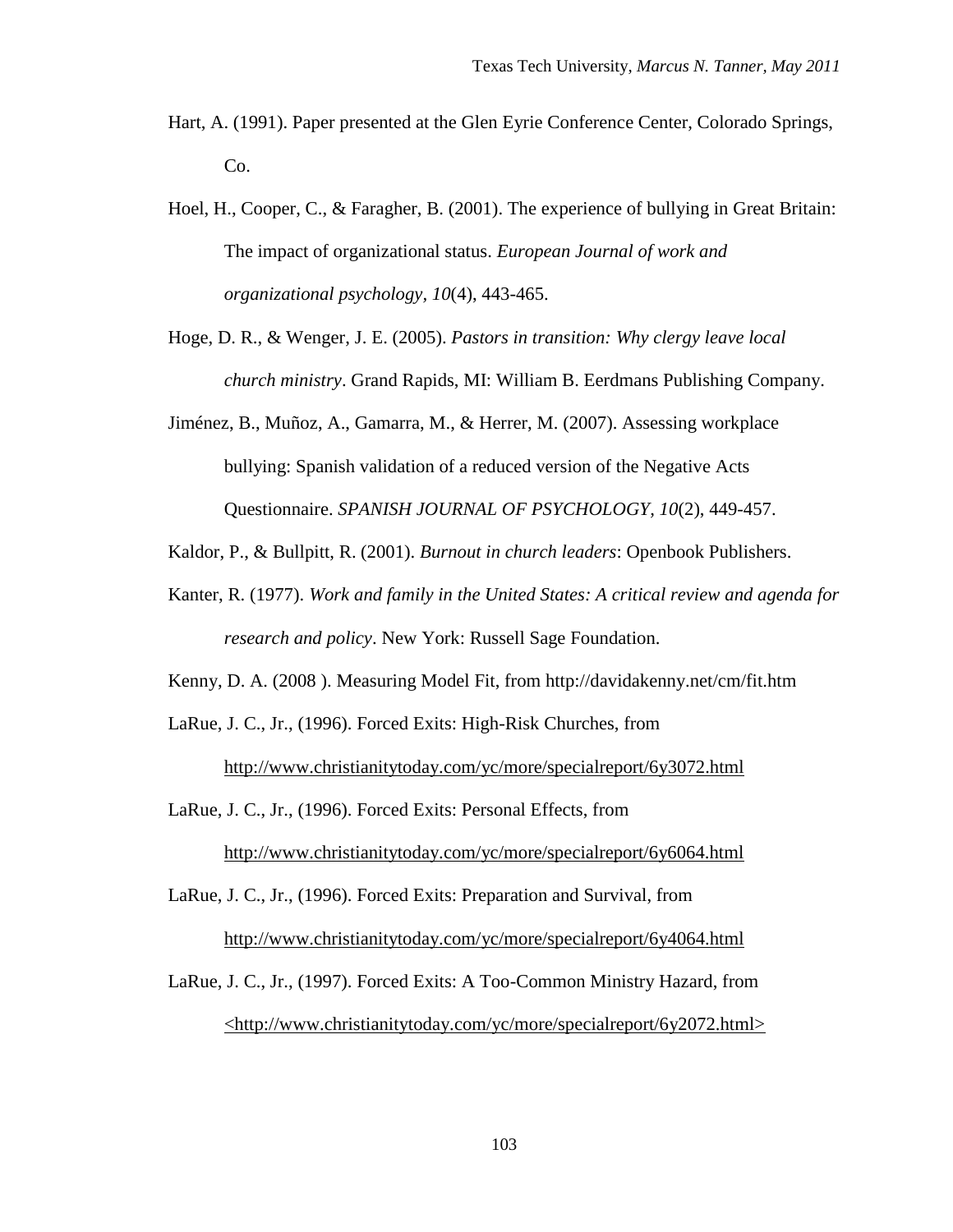Hart, A. (1991). Paper presented at the Glen Eyrie Conference Center, Colorado Springs, Co.

Hoel, H., Cooper, C., & Faragher, B. (2001). The experience of bullying in Great Britain: The impact of organizational status. *European Journal of work and organizational psychology, 10*(4), 443-465.

Hoge, D. R., & Wenger, J. E. (2005). *Pastors in transition: Why clergy leave local church ministry*. Grand Rapids, MI: William B. Eerdmans Publishing Company.

Jiménez, B., Muñoz, A., Gamarra, M., & Herrer, M. (2007). Assessing workplace bullying: Spanish validation of a reduced version of the Negative Acts Questionnaire. *SPANISH JOURNAL OF PSYCHOLOGY, 10*(2), 449-457.

Kaldor, P., & Bullpitt, R. (2001). *Burnout in church leaders*: Openbook Publishers.

Kanter, R. (1977). *Work and family in the United States: A critical review and agenda for research and policy*. New York: Russell Sage Foundation.

Kenny, D. A. (2008 ). Measuring Model Fit, from http://davidakenny.net/cm/fit.htm

LaRue, J. C., Jr., (1996). Forced Exits: High-Risk Churches, from http://www.christianitytoday.com/yc/more/specialreport/6y3072.html

LaRue, J. C., Jr., (1996). Forced Exits: Personal Effects, from http://www.christianitytoday.com/yc/more/specialreport/6y6064.html

LaRue, J. C., Jr., (1996). Forced Exits: Preparation and Survival, from http://www.christianitytoday.com/yc/more/specialreport/6y4064.html

LaRue, J. C., Jr., (1997). Forced Exits: A Too-Common Ministry Hazard, from <http://www.christianitytoday.com/yc/more/specialreport/6y2072.html>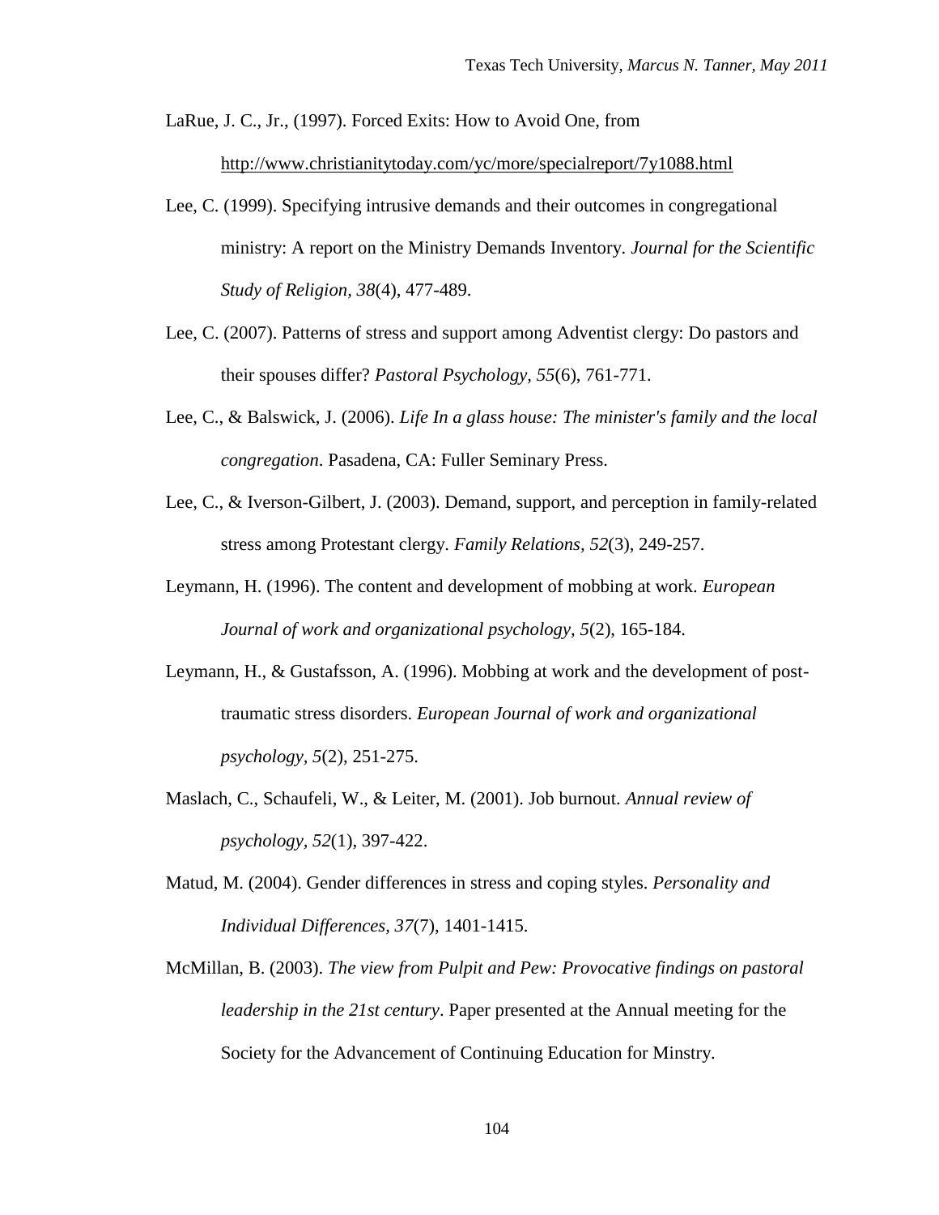LaRue, J. C., Jr., (1997). Forced Exits: How to Avoid One, from http://www.christianitytoday.com/yc/more/specialreport/7y1088.html

Lee, C. (1999). Specifying intrusive demands and their outcomes in congregational ministry: A report on the Ministry Demands Inventory. *Journal for the Scientific Study of Religion, 38*(4), 477-489.

Lee, C. (2007). Patterns of stress and support among Adventist clergy: Do pastors and their spouses differ? *Pastoral Psychology, 55*(6), 761-771.

Lee, C., & Balswick, J. (2006). *Life In a glass house: The minister's family and the local congregation*. Pasadena, CA: Fuller Seminary Press.

Lee, C., & Iverson-Gilbert, J. (2003). Demand, support, and perception in family-related stress among Protestant clergy. *Family Relations, 52*(3), 249-257.

Leymann, H. (1996). The content and development of mobbing at work. *European Journal of work and organizational psychology, 5*(2), 165-184.

Leymann, H., & Gustafsson, A. (1996). Mobbing at work and the development of post-traumatic stress disorders. *European Journal of work and organizational psychology, 5*(2), 251-275.

Maslach, C., Schaufeli, W., & Leiter, M. (2001). Job burnout. *Annual review of psychology, 52*(1), 397-422.

Matud, M. (2004). Gender differences in stress and coping styles. *Personality and Individual Differences, 37*(7), 1401-1415.

McMillan, B. (2003). *The view from Pulpit and Pew: Provocative findings on pastoral leadership in the 21st century*. Paper presented at the Annual meeting for the Society for the Advancement of Continuing Education for Minstry.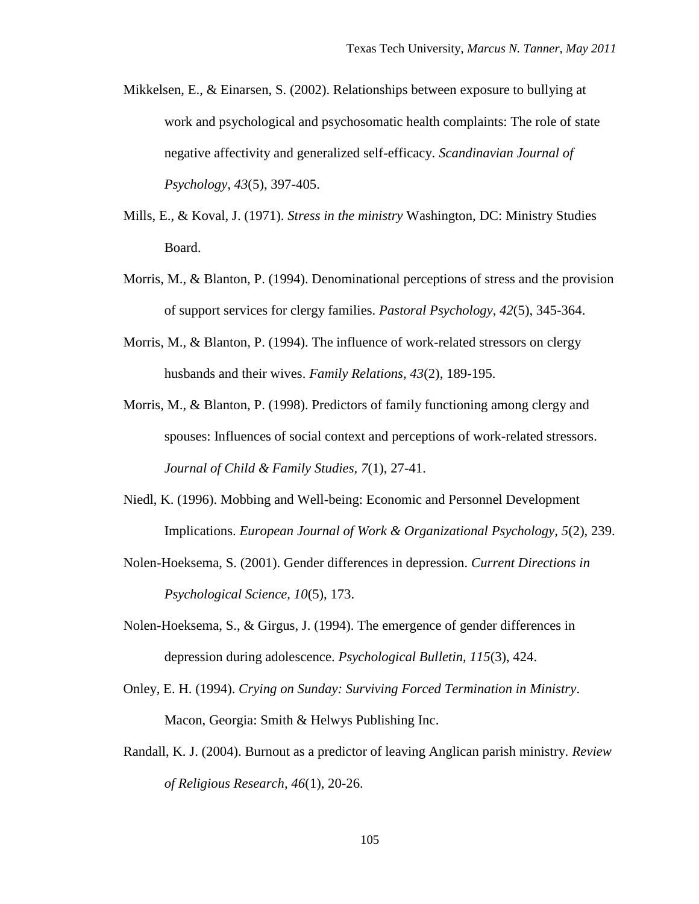Mikkelsen, E., & Einarsen, S. (2002). Relationships between exposure to bullying at work and psychological and psychosomatic health complaints: The role of state negative affectivity and generalized self-efficacy. *Scandinavian Journal of Psychology, 43*(5), 397-405.

Mills, E., & Koval, J. (1971). *Stress in the ministry* Washington, DC: Ministry Studies Board.

Morris, M., & Blanton, P. (1994). Denominational perceptions of stress and the provision of support services for clergy families. *Pastoral Psychology, 42*(5), 345-364.

Morris, M., & Blanton, P. (1994). The influence of work-related stressors on clergy husbands and their wives. *Family Relations, 43*(2), 189-195.

Morris, M., & Blanton, P. (1998). Predictors of family functioning among clergy and spouses: Influences of social context and perceptions of work-related stressors. *Journal of Child & Family Studies, 7*(1), 27-41.

Niedl, K. (1996). Mobbing and Well-being: Economic and Personnel Development Implications. *European Journal of Work & Organizational Psychology, 5*(2), 239.

Nolen-Hoeksema, S. (2001). Gender differences in depression. *Current Directions in Psychological Science, 10*(5), 173.

Nolen-Hoeksema, S., & Girgus, J. (1994). The emergence of gender differences in depression during adolescence. *Psychological Bulletin, 115*(3), 424.

Onley, E. H. (1994). *Crying on Sunday: Surviving Forced Termination in Ministry*. Macon, Georgia: Smith & Helwys Publishing Inc.

Randall, K. J. (2004). Burnout as a predictor of leaving Anglican parish ministry. *Review of Religious Research, 46*(1), 20-26.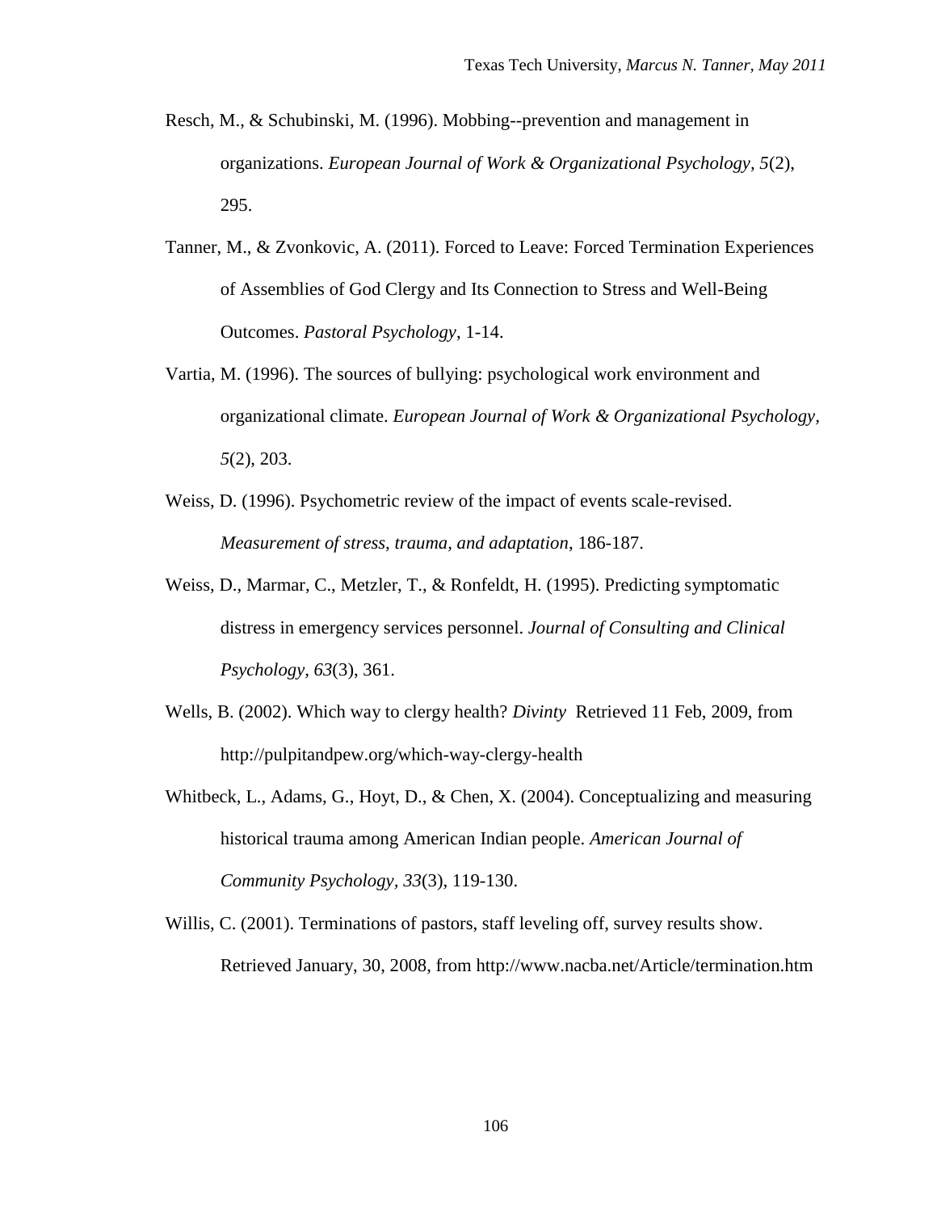Resch, M., & Schubinski, M. (1996). Mobbing--prevention and management in organizations. *European Journal of Work & Organizational Psychology, 5*(2), 295.

Tanner, M., & Zvonkovic, A. (2011). Forced to Leave: Forced Termination Experiences of Assemblies of God Clergy and Its Connection to Stress and Well-Being Outcomes. *Pastoral Psychology*, 1-14.

Vartia, M. (1996). The sources of bullying: psychological work environment and organizational climate. *European Journal of Work & Organizational Psychology, 5*(2), 203.

Weiss, D. (1996). Psychometric review of the impact of events scale-revised. *Measurement of stress, trauma, and adaptation*, 186-187.

Weiss, D., Marmar, C., Metzler, T., & Ronfeldt, H. (1995). Predicting symptomatic distress in emergency services personnel. *Journal of Consulting and Clinical Psychology, 63*(3), 361.

Wells, B. (2002). Which way to clergy health? *Divinty* Retrieved 11 Feb, 2009, from http://pulpitandpew.org/which-way-clergy-health

Whitbeck, L., Adams, G., Hoyt, D., & Chen, X. (2004). Conceptualizing and measuring historical trauma among American Indian people. *American Journal of Community Psychology*, *33*(3), 119-130.

Willis, C. (2001). Terminations of pastors, staff leveling off, survey results show. Retrieved January, 30, 2008, from http://www.nacba.net/Article/termination.htm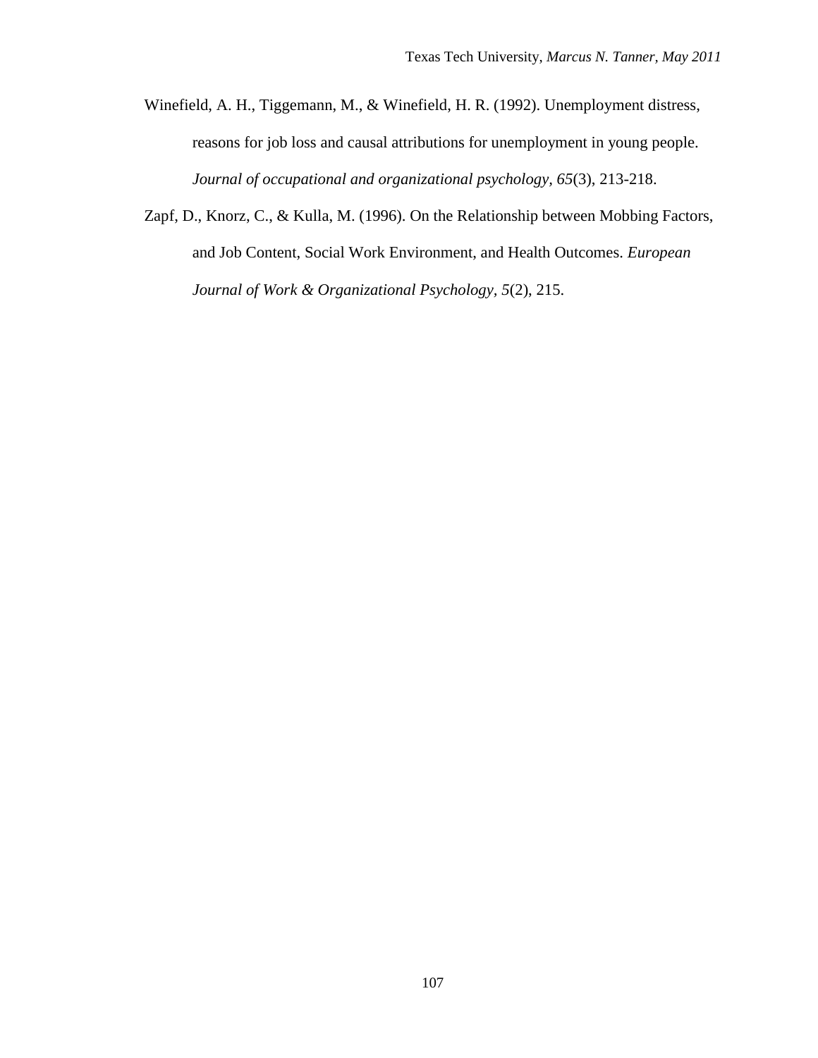Winefield, A. H., Tiggemann, M., & Winefield, H. R. (1992). Unemployment distress, reasons for job loss and causal attributions for unemployment in young people. *Journal of occupational and organizational psychology, 65*(3), 213-218.

Zapf, D., Knorz, C., & Kulla, M. (1996). On the Relationship between Mobbing Factors, and Job Content, Social Work Environment, and Health Outcomes. *European Journal of Work & Organizational Psychology, 5*(2), 215.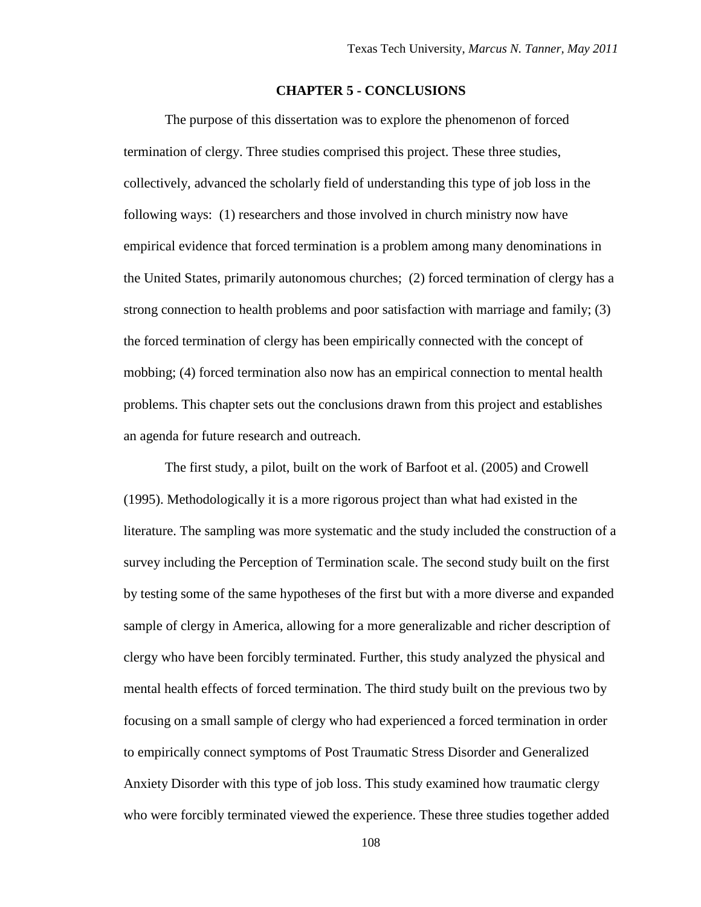# CHAPTER 5 - CONCLUSIONS

The purpose of this dissertation was to explore the phenomenon of forced termination of clergy. Three studies comprised this project. These three studies, collectively, advanced the scholarly field of understanding this type of job loss in the following ways: (1) researchers and those involved in church ministry now have empirical evidence that forced termination is a problem among many denominations in the United States, primarily autonomous churches; (2) forced termination of clergy has a strong connection to health problems and poor satisfaction with marriage and family; (3) the forced termination of clergy has been empirically connected with the concept of mobbing; (4) forced termination also now has an empirical connection to mental health problems. This chapter sets out the conclusions drawn from this project and establishes an agenda for future research and outreach.

The first study, a pilot, built on the work of Barfoot et al. (2005) and Crowell (1995). Methodologically it is a more rigorous project than what had existed in the literature. The sampling was more systematic and the study included the construction of a survey including the Perception of Termination scale. The second study built on the first by testing some of the same hypotheses of the first but with a more diverse and expanded sample of clergy in America, allowing for a more generalizable and richer description of clergy who have been forcibly terminated. Further, this study analyzed the physical and mental health effects of forced termination. The third study built on the previous two by focusing on a small sample of clergy who had experienced a forced termination in order to empirically connect symptoms of Post Traumatic Stress Disorder and Generalized Anxiety Disorder with this type of job loss. This study examined how traumatic clergy who were forcibly terminated viewed the experience. These three studies together added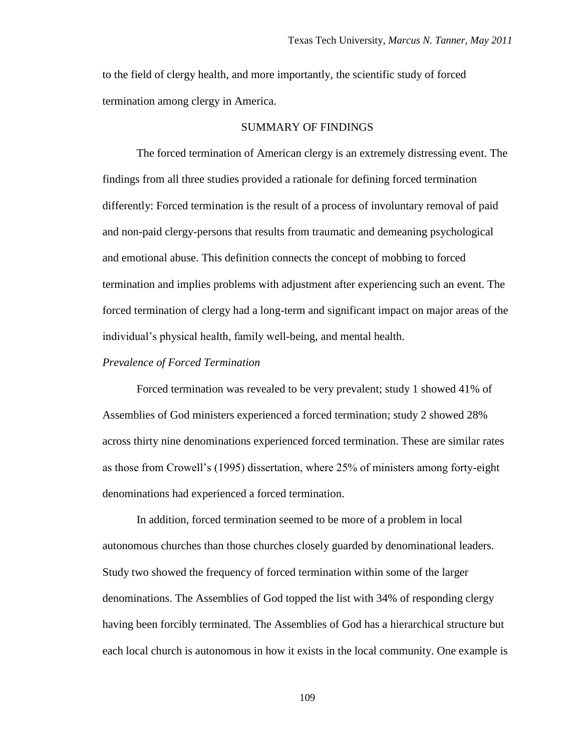to the field of clergy health, and more importantly, the scientific study of forced termination among clergy in America.

## SUMMARY OF FINDINGS

The forced termination of American clergy is an extremely distressing event. The findings from all three studies provided a rationale for defining forced termination differently: Forced termination is the result of a process of involuntary removal of paid and non-paid clergy-persons that results from traumatic and demeaning psychological and emotional abuse. This definition connects the concept of mobbing to forced termination and implies problems with adjustment after experiencing such an event. The forced termination of clergy had a long-term and significant impact on major areas of the individual's physical health, family well-being, and mental health.

### *Prevalence of Forced Termination*

Forced termination was revealed to be very prevalent; study 1 showed 41% of Assemblies of God ministers experienced a forced termination; study 2 showed 28% across thirty nine denominations experienced forced termination. These are similar rates as those from Crowell's (1995) dissertation, where 25% of ministers among forty-eight denominations had experienced a forced termination.

In addition, forced termination seemed to be more of a problem in local autonomous churches than those churches closely guarded by denominational leaders. Study two showed the frequency of forced termination within some of the larger denominations. The Assemblies of God topped the list with 34% of responding clergy having been forcibly terminated. The Assemblies of God has a hierarchical structure but each local church is autonomous in how it exists in the local community. One example is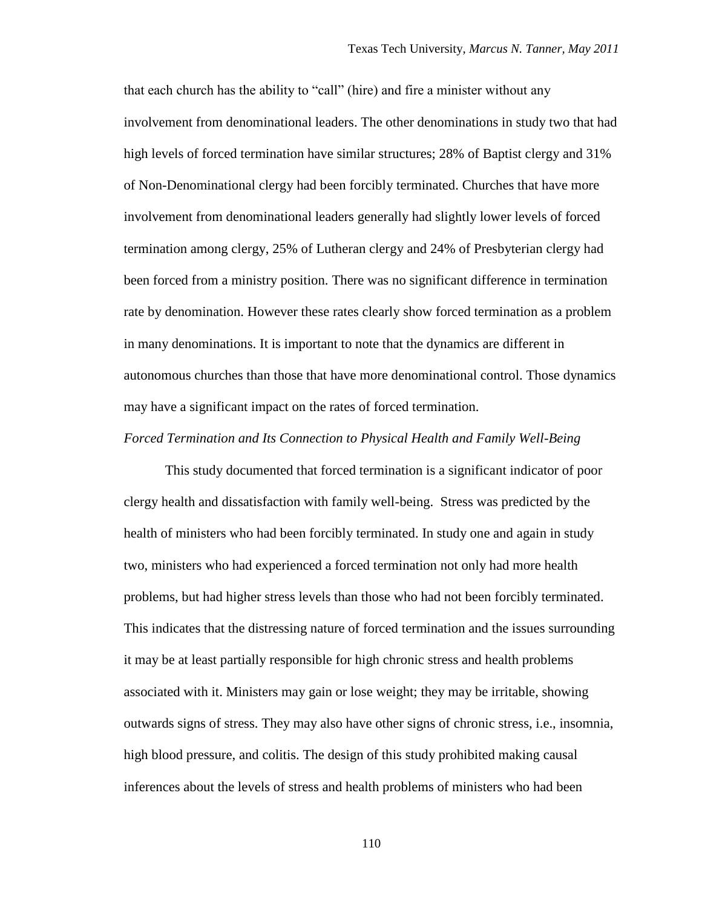that each church has the ability to "call" (hire) and fire a minister without any involvement from denominational leaders. The other denominations in study two that had high levels of forced termination have similar structures; 28% of Baptist clergy and 31% of Non-Denominational clergy had been forcibly terminated. Churches that have more involvement from denominational leaders generally had slightly lower levels of forced termination among clergy, 25% of Lutheran clergy and 24% of Presbyterian clergy had been forced from a ministry position. There was no significant difference in termination rate by denomination. However these rates clearly show forced termination as a problem in many denominations. It is important to note that the dynamics are different in autonomous churches than those that have more denominational control. Those dynamics may have a significant impact on the rates of forced termination.

*Forced Termination and Its Connection to Physical Health and Family Well-Being*

This study documented that forced termination is a significant indicator of poor clergy health and dissatisfaction with family well-being. Stress was predicted by the health of ministers who had been forcibly terminated. In study one and again in study two, ministers who had experienced a forced termination not only had more health problems, but had higher stress levels than those who had not been forcibly terminated. This indicates that the distressing nature of forced termination and the issues surrounding it may be at least partially responsible for high chronic stress and health problems associated with it. Ministers may gain or lose weight; they may be irritable, showing outwards signs of stress. They may also have other signs of chronic stress, i.e., insomnia, high blood pressure, and colitis. The design of this study prohibited making causal inferences about the levels of stress and health problems of ministers who had been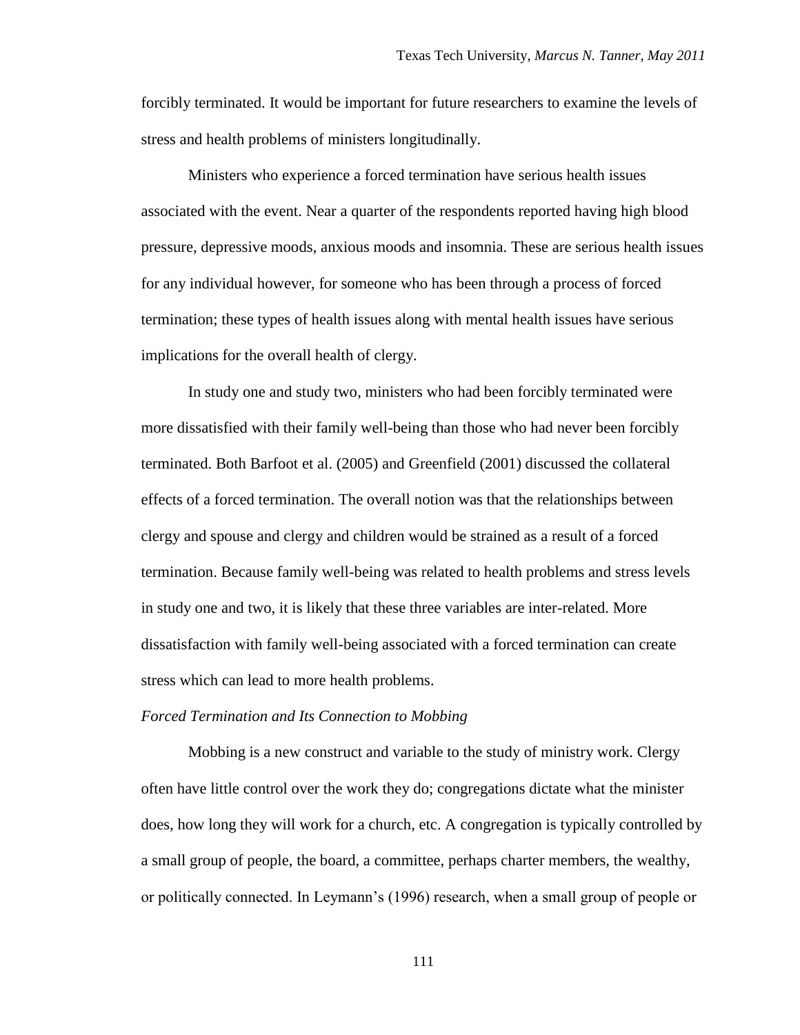forcibly terminated. It would be important for future researchers to examine the levels of stress and health problems of ministers longitudinally.

Ministers who experience a forced termination have serious health issues associated with the event. Near a quarter of the respondents reported having high blood pressure, depressive moods, anxious moods and insomnia. These are serious health issues for any individual however, for someone who has been through a process of forced termination; these types of health issues along with mental health issues have serious implications for the overall health of clergy.

In study one and study two, ministers who had been forcibly terminated were more dissatisfied with their family well-being than those who had never been forcibly terminated. Both Barfoot et al. (2005) and Greenfield (2001) discussed the collateral effects of a forced termination. The overall notion was that the relationships between clergy and spouse and clergy and children would be strained as a result of a forced termination. Because family well-being was related to health problems and stress levels in study one and two, it is likely that these three variables are inter-related. More dissatisfaction with family well-being associated with a forced termination can create stress which can lead to more health problems.

*Forced Termination and Its Connection to Mobbing*

Mobbing is a new construct and variable to the study of ministry work. Clergy often have little control over the work they do; congregations dictate what the minister does, how long they will work for a church, etc. A congregation is typically controlled by a small group of people, the board, a committee, perhaps charter members, the wealthy, or politically connected. In Leymann's (1996) research, when a small group of people or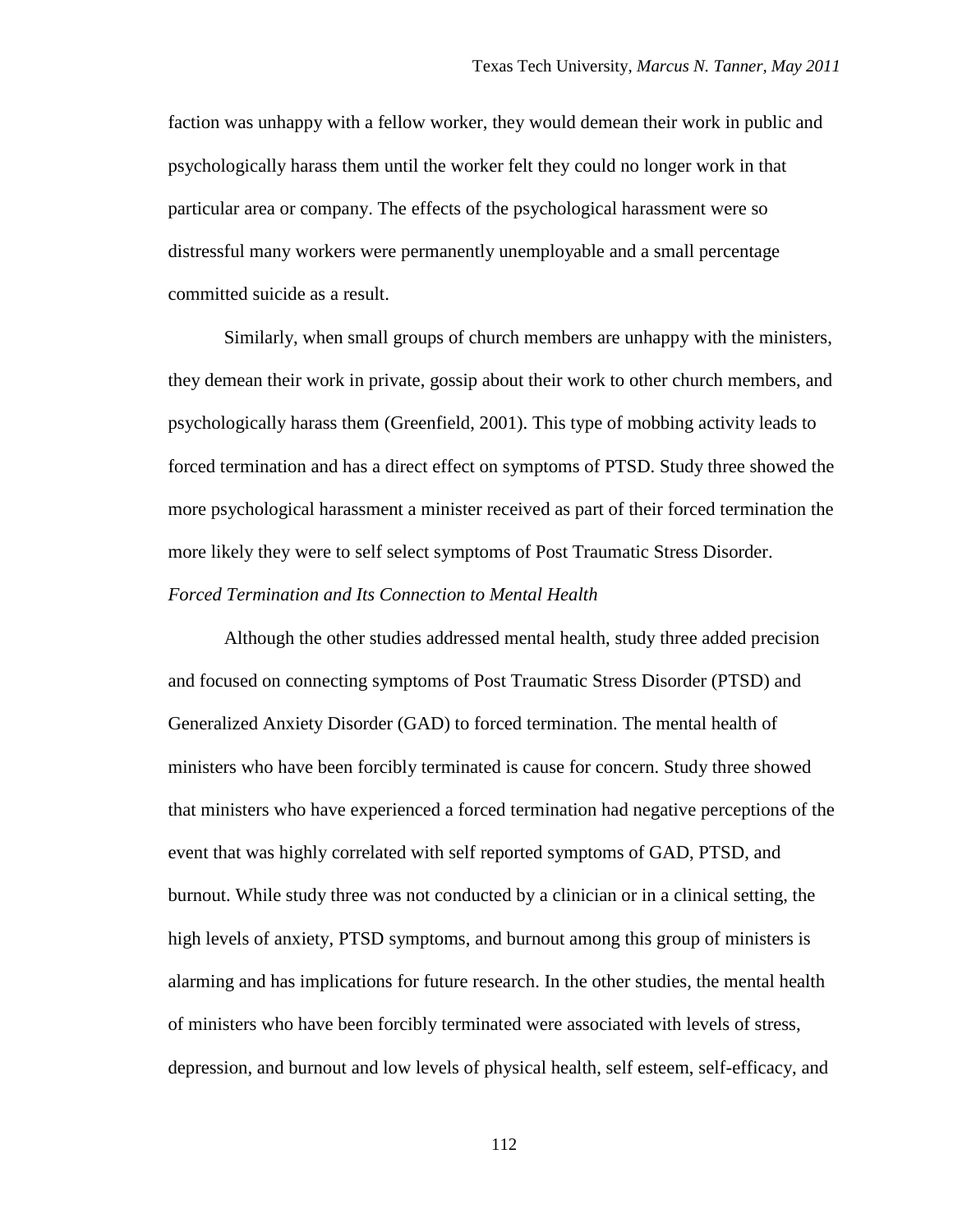faction was unhappy with a fellow worker, they would demean their work in public and psychologically harass them until the worker felt they could no longer work in that particular area or company. The effects of the psychological harassment were so distressful many workers were permanently unemployable and a small percentage committed suicide as a result.

Similarly, when small groups of church members are unhappy with the ministers, they demean their work in private, gossip about their work to other church members, and psychologically harass them (Greenfield, 2001). This type of mobbing activity leads to forced termination and has a direct effect on symptoms of PTSD. Study three showed the more psychological harassment a minister received as part of their forced termination the more likely they were to self select symptoms of Post Traumatic Stress Disorder.

*Forced Termination and Its Connection to Mental Health*

Although the other studies addressed mental health, study three added precision and focused on connecting symptoms of Post Traumatic Stress Disorder (PTSD) and Generalized Anxiety Disorder (GAD) to forced termination. The mental health of ministers who have been forcibly terminated is cause for concern. Study three showed that ministers who have experienced a forced termination had negative perceptions of the event that was highly correlated with self reported symptoms of GAD, PTSD, and burnout. While study three was not conducted by a clinician or in a clinical setting, the high levels of anxiety, PTSD symptoms, and burnout among this group of ministers is alarming and has implications for future research. In the other studies, the mental health of ministers who have been forcibly terminated were associated with levels of stress, depression, and burnout and low levels of physical health, self esteem, self-efficacy, and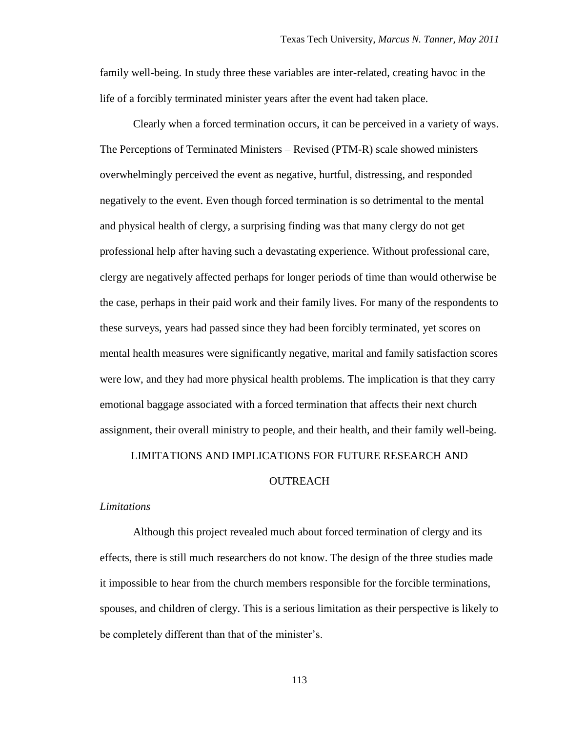family well-being. In study three these variables are inter-related, creating havoc in the life of a forcibly terminated minister years after the event had taken place.

Clearly when a forced termination occurs, it can be perceived in a variety of ways. The Perceptions of Terminated Ministers – Revised (PTM-R) scale showed ministers overwhelmingly perceived the event as negative, hurtful, distressing, and responded negatively to the event. Even though forced termination is so detrimental to the mental and physical health of clergy, a surprising finding was that many clergy do not get professional help after having such a devastating experience. Without professional care, clergy are negatively affected perhaps for longer periods of time than would otherwise be the case, perhaps in their paid work and their family lives. For many of the respondents to these surveys, years had passed since they had been forcibly terminated, yet scores on mental health measures were significantly negative, marital and family satisfaction scores were low, and they had more physical health problems. The implication is that they carry emotional baggage associated with a forced termination that affects their next church assignment, their overall ministry to people, and their health, and their family well-being.

## LIMITATIONS AND IMPLICATIONS FOR FUTURE RESEARCH AND OUTREACH

### *Limitations*

Although this project revealed much about forced termination of clergy and its effects, there is still much researchers do not know. The design of the three studies made it impossible to hear from the church members responsible for the forcible terminations, spouses, and children of clergy. This is a serious limitation as their perspective is likely to be completely different than that of the minister's.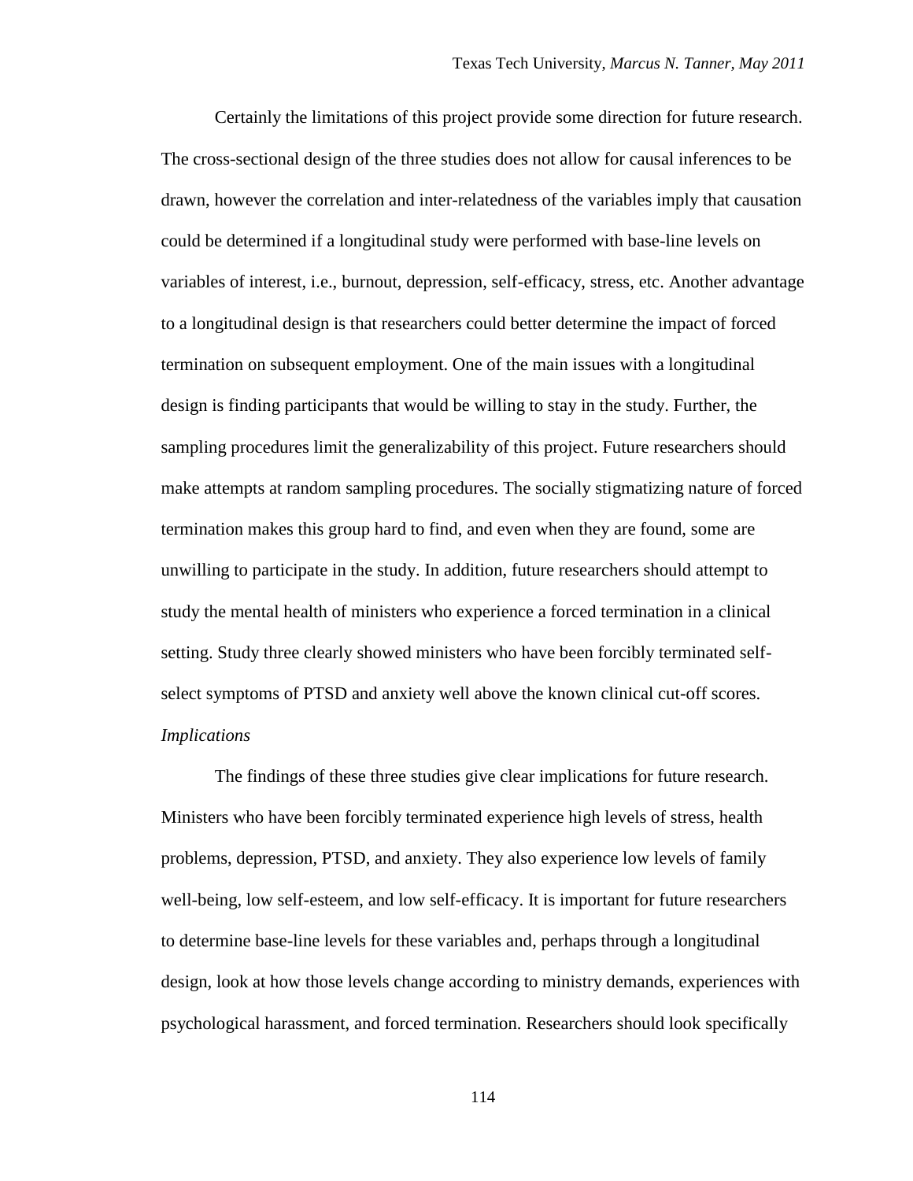Certainly the limitations of this project provide some direction for future research. The cross-sectional design of the three studies does not allow for causal inferences to be drawn, however the correlation and inter-relatedness of the variables imply that causation could be determined if a longitudinal study were performed with base-line levels on variables of interest, i.e., burnout, depression, self-efficacy, stress, etc. Another advantage to a longitudinal design is that researchers could better determine the impact of forced termination on subsequent employment. One of the main issues with a longitudinal design is finding participants that would be willing to stay in the study. Further, the sampling procedures limit the generalizability of this project. Future researchers should make attempts at random sampling procedures. The socially stigmatizing nature of forced termination makes this group hard to find, and even when they are found, some are unwilling to participate in the study. In addition, future researchers should attempt to study the mental health of ministers who experience a forced termination in a clinical setting. Study three clearly showed ministers who have been forcibly terminated self-select symptoms of PTSD and anxiety well above the known clinical cut-off scores.

*Implications*

The findings of these three studies give clear implications for future research. Ministers who have been forcibly terminated experience high levels of stress, health problems, depression, PTSD, and anxiety. They also experience low levels of family well-being, low self-esteem, and low self-efficacy. It is important for future researchers to determine base-line levels for these variables and, perhaps through a longitudinal design, look at how those levels change according to ministry demands, experiences with psychological harassment, and forced termination. Researchers should look specifically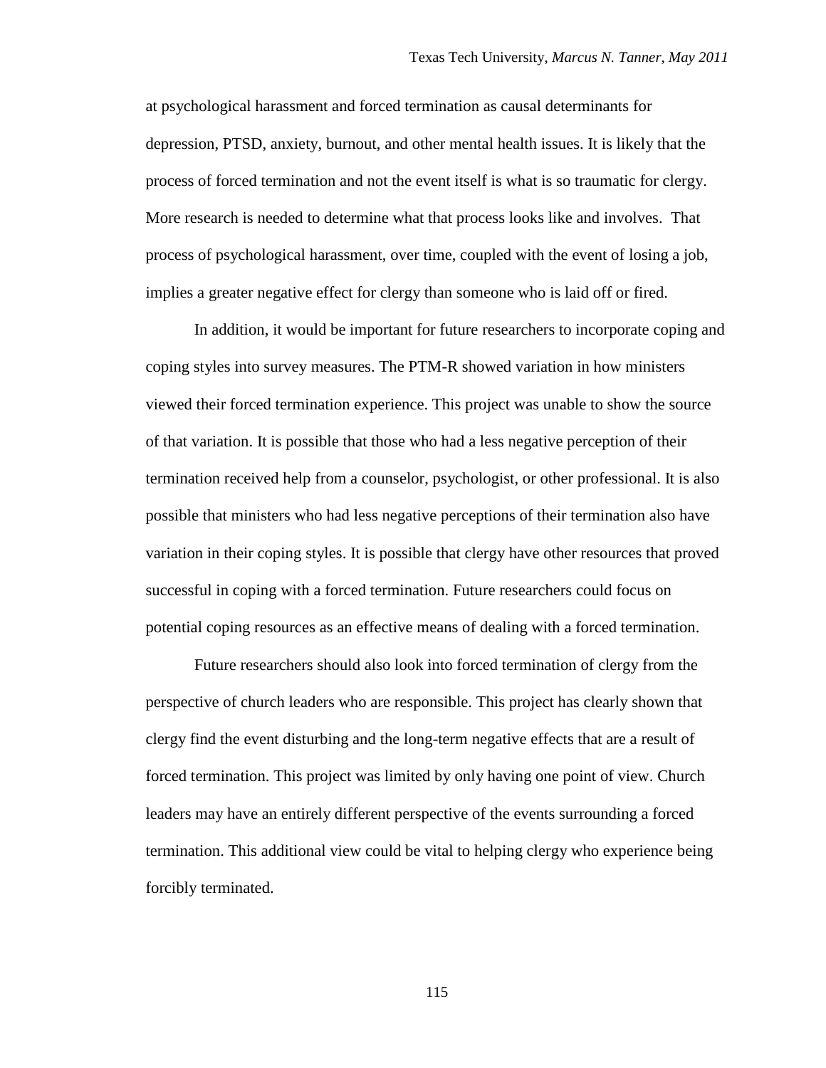at psychological harassment and forced termination as causal determinants for depression, PTSD, anxiety, burnout, and other mental health issues. It is likely that the process of forced termination and not the event itself is what is so traumatic for clergy. More research is needed to determine what that process looks like and involves. That process of psychological harassment, over time, coupled with the event of losing a job, implies a greater negative effect for clergy than someone who is laid off or fired.

In addition, it would be important for future researchers to incorporate coping and coping styles into survey measures. The PTM-R showed variation in how ministers viewed their forced termination experience. This project was unable to show the source of that variation. It is possible that those who had a less negative perception of their termination received help from a counselor, psychologist, or other professional. It is also possible that ministers who had less negative perceptions of their termination also have variation in their coping styles. It is possible that clergy have other resources that proved successful in coping with a forced termination. Future researchers could focus on potential coping resources as an effective means of dealing with a forced termination.

Future researchers should also look into forced termination of clergy from the perspective of church leaders who are responsible. This project has clearly shown that clergy find the event disturbing and the long-term negative effects that are a result of forced termination. This project was limited by only having one point of view. Church leaders may have an entirely different perspective of the events surrounding a forced termination. This additional view could be vital to helping clergy who experience being forcibly terminated.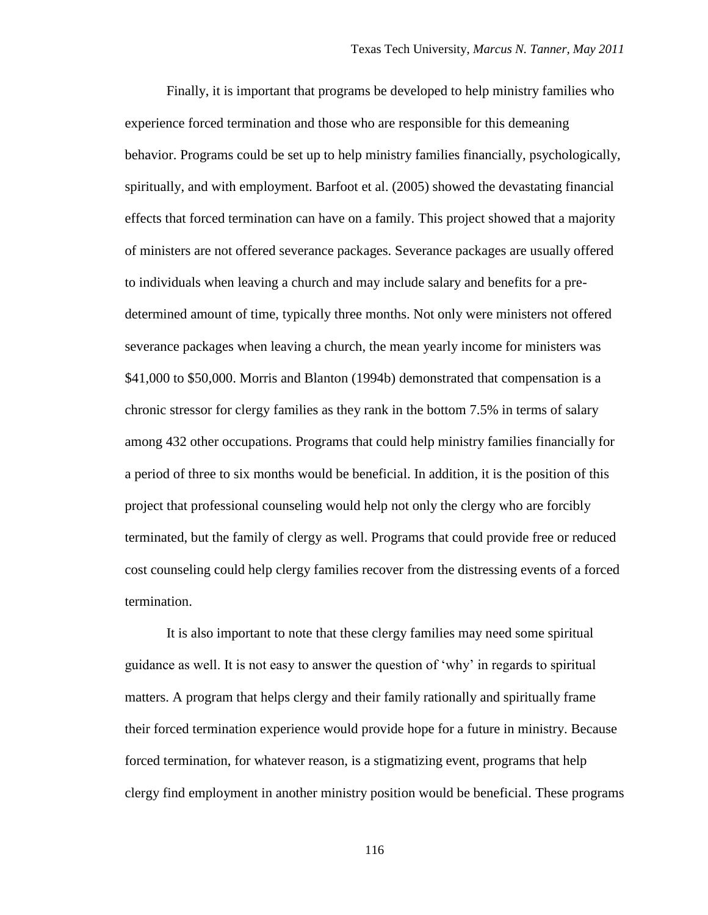Finally, it is important that programs be developed to help ministry families who experience forced termination and those who are responsible for this demeaning behavior. Programs could be set up to help ministry families financially, psychologically, spiritually, and with employment. Barfoot et al. (2005) showed the devastating financial effects that forced termination can have on a family. This project showed that a majority of ministers are not offered severance packages. Severance packages are usually offered to individuals when leaving a church and may include salary and benefits for a pre-determined amount of time, typically three months. Not only were ministers not offered severance packages when leaving a church, the mean yearly income for ministers was $41,000 to $50,000. Morris and Blanton (1994b) demonstrated that compensation is a chronic stressor for clergy families as they rank in the bottom 7.5% in terms of salary among 432 other occupations. Programs that could help ministry families financially for a period of three to six months would be beneficial. In addition, it is the position of this project that professional counseling would help not only the clergy who are forcibly terminated, but the family of clergy as well. Programs that could provide free or reduced cost counseling could help clergy families recover from the distressing events of a forced termination.

It is also important to note that these clergy families may need some spiritual guidance as well. It is not easy to answer the question of 'why' in regards to spiritual matters. A program that helps clergy and their family rationally and spiritually frame their forced termination experience would provide hope for a future in ministry. Because forced termination, for whatever reason, is a stigmatizing event, programs that help clergy find employment in another ministry position would be beneficial. These programs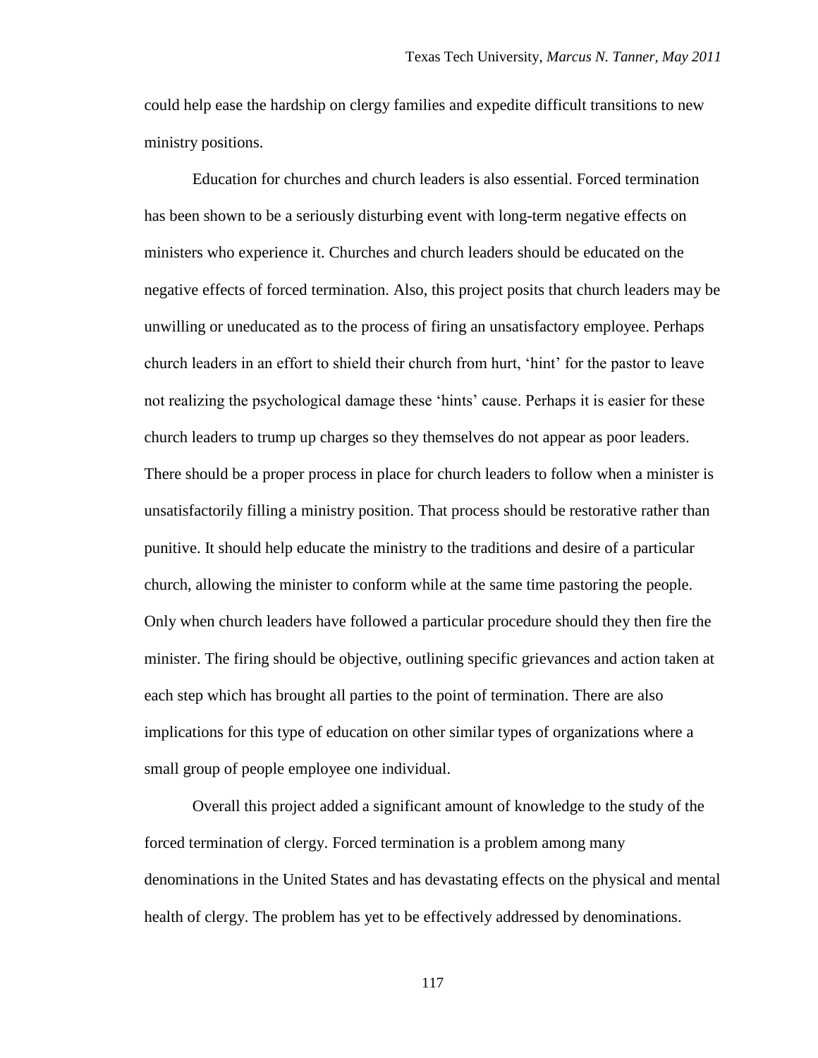could help ease the hardship on clergy families and expedite difficult transitions to new ministry positions.

Education for churches and church leaders is also essential. Forced termination has been shown to be a seriously disturbing event with long-term negative effects on ministers who experience it. Churches and church leaders should be educated on the negative effects of forced termination. Also, this project posits that church leaders may be unwilling or uneducated as to the process of firing an unsatisfactory employee. Perhaps church leaders in an effort to shield their church from hurt, 'hint' for the pastor to leave not realizing the psychological damage these 'hints' cause. Perhaps it is easier for these church leaders to trump up charges so they themselves do not appear as poor leaders. There should be a proper process in place for church leaders to follow when a minister is unsatisfactorily filling a ministry position. That process should be restorative rather than punitive. It should help educate the ministry to the traditions and desire of a particular church, allowing the minister to conform while at the same time pastoring the people. Only when church leaders have followed a particular procedure should they then fire the minister. The firing should be objective, outlining specific grievances and action taken at each step which has brought all parties to the point of termination. There are also implications for this type of education on other similar types of organizations where a small group of people employee one individual.

Overall this project added a significant amount of knowledge to the study of the forced termination of clergy. Forced termination is a problem among many denominations in the United States and has devastating effects on the physical and mental health of clergy. The problem has yet to be effectively addressed by denominations.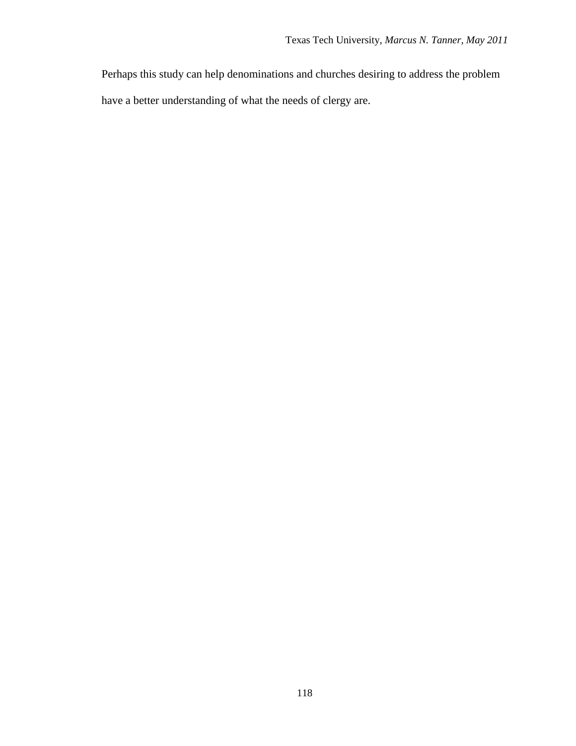Perhaps this study can help denominations and churches desiring to address the problem have a better understanding of what the needs of clergy are.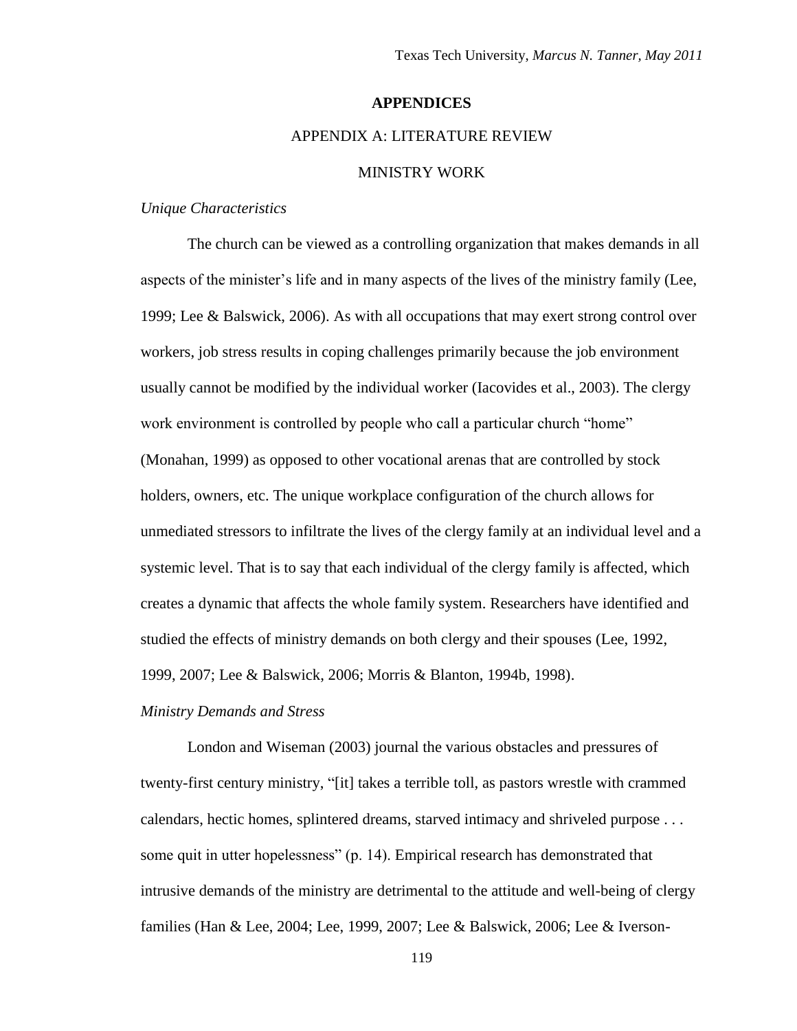# APPENDICES

## APPENDIX A: LITERATURE REVIEW

### MINISTRY WORK

*Unique Characteristics*

The church can be viewed as a controlling organization that makes demands in all aspects of the minister's life and in many aspects of the lives of the ministry family (Lee, 1999; Lee & Balswick, 2006). As with all occupations that may exert strong control over workers, job stress results in coping challenges primarily because the job environment usually cannot be modified by the individual worker (Iacovides et al., 2003). The clergy work environment is controlled by people who call a particular church "home" (Monahan, 1999) as opposed to other vocational arenas that are controlled by stock holders, owners, etc. The unique workplace configuration of the church allows for unmediated stressors to infiltrate the lives of the clergy family at an individual level and a systemic level. That is to say that each individual of the clergy family is affected, which creates a dynamic that affects the whole family system. Researchers have identified and studied the effects of ministry demands on both clergy and their spouses (Lee, 1992, 1999, 2007; Lee & Balswick, 2006; Morris & Blanton, 1994b, 1998).

*Ministry Demands and Stress*

London and Wiseman (2003) journal the various obstacles and pressures of twenty-first century ministry, "[it] takes a terrible toll, as pastors wrestle with crammed calendars, hectic homes, splintered dreams, starved intimacy and shriveled purpose . . . some quit in utter hopelessness" (p. 14). Empirical research has demonstrated that intrusive demands of the ministry are detrimental to the attitude and well-being of clergy families (Han & Lee, 2004; Lee, 1999, 2007; Lee & Balswick, 2006; Lee & Iverson-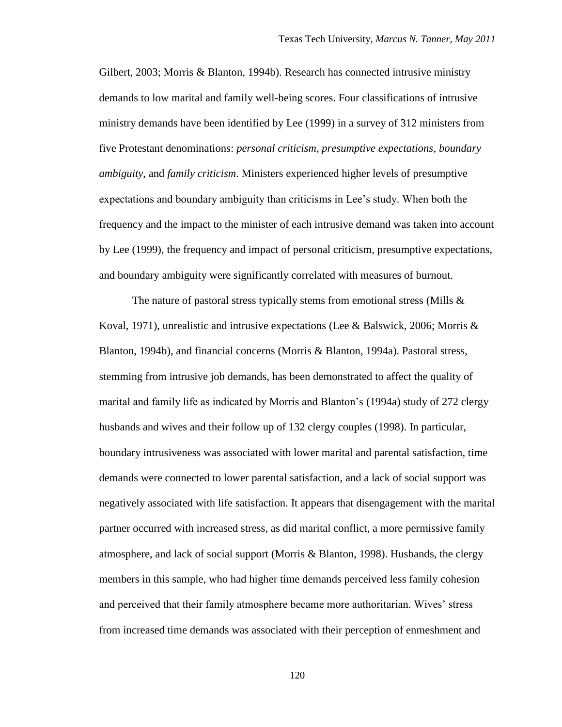Gilbert, 2003; Morris & Blanton, 1994b). Research has connected intrusive ministry demands to low marital and family well-being scores. Four classifications of intrusive ministry demands have been identified by Lee (1999) in a survey of 312 ministers from five Protestant denominations: *personal criticism*, *presumptive expectations*, *boundary ambiguity*, and *family criticism*. Ministers experienced higher levels of presumptive expectations and boundary ambiguity than criticisms in Lee's study. When both the frequency and the impact to the minister of each intrusive demand was taken into account by Lee (1999), the frequency and impact of personal criticism, presumptive expectations, and boundary ambiguity were significantly correlated with measures of burnout.

The nature of pastoral stress typically stems from emotional stress (Mills & Koval, 1971), unrealistic and intrusive expectations (Lee & Balswick, 2006; Morris & Blanton, 1994b), and financial concerns (Morris & Blanton, 1994a). Pastoral stress, stemming from intrusive job demands, has been demonstrated to affect the quality of marital and family life as indicated by Morris and Blanton's (1994a) study of 272 clergy husbands and wives and their follow up of 132 clergy couples (1998). In particular, boundary intrusiveness was associated with lower marital and parental satisfaction, time demands were connected to lower parental satisfaction, and a lack of social support was negatively associated with life satisfaction. It appears that disengagement with the marital partner occurred with increased stress, as did marital conflict, a more permissive family atmosphere, and lack of social support (Morris & Blanton, 1998). Husbands, the clergy members in this sample, who had higher time demands perceived less family cohesion and perceived that their family atmosphere became more authoritarian. Wives' stress from increased time demands was associated with their perception of enmeshment and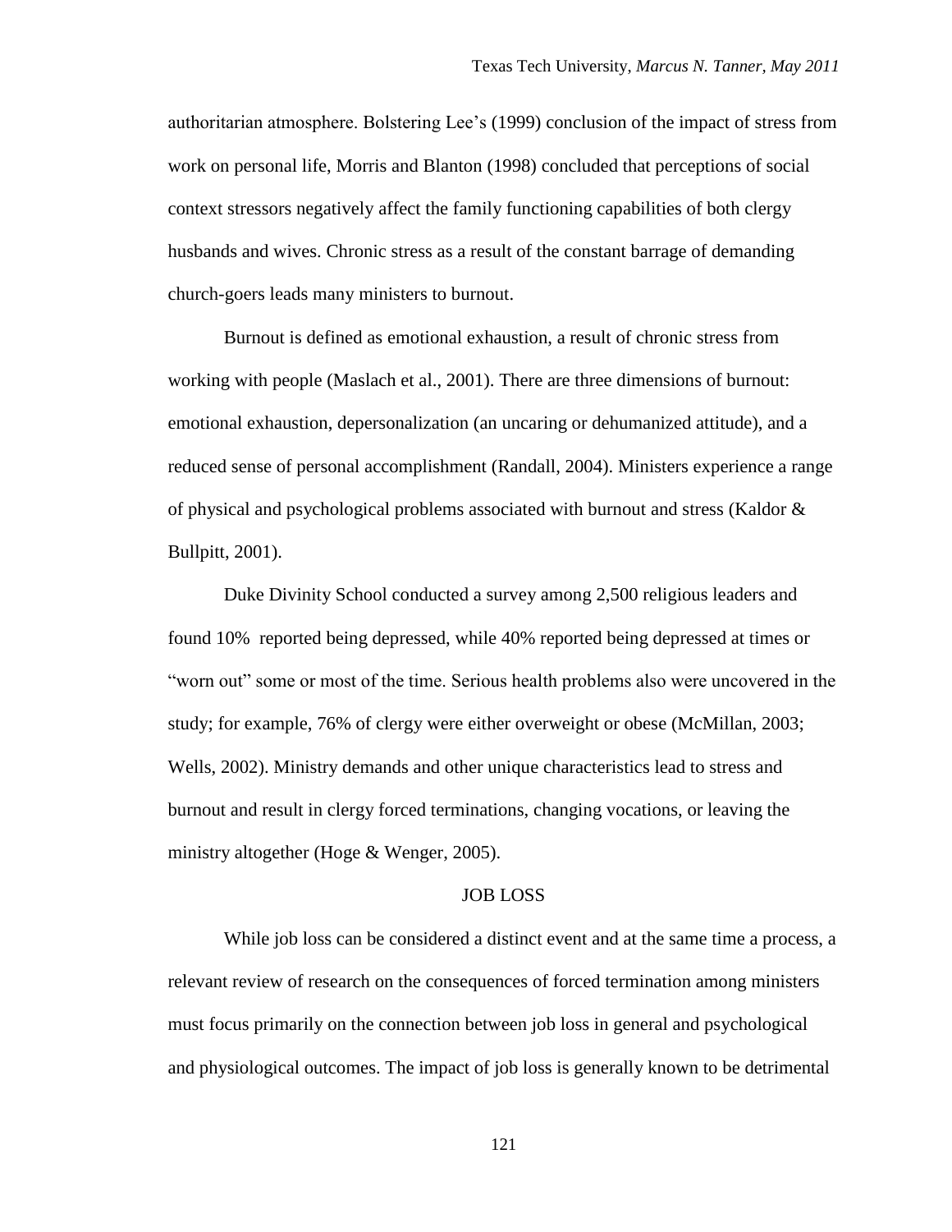authoritarian atmosphere. Bolstering Lee's (1999) conclusion of the impact of stress from work on personal life, Morris and Blanton (1998) concluded that perceptions of social context stressors negatively affect the family functioning capabilities of both clergy husbands and wives. Chronic stress as a result of the constant barrage of demanding church-goers leads many ministers to burnout.

Burnout is defined as emotional exhaustion, a result of chronic stress from working with people (Maslach et al., 2001). There are three dimensions of burnout: emotional exhaustion, depersonalization (an uncaring or dehumanized attitude), and a reduced sense of personal accomplishment (Randall, 2004). Ministers experience a range of physical and psychological problems associated with burnout and stress (Kaldor & Bullpitt, 2001).

Duke Divinity School conducted a survey among 2,500 religious leaders and found 10% reported being depressed, while 40% reported being depressed at times or "worn out" some or most of the time. Serious health problems also were uncovered in the study; for example, 76% of clergy were either overweight or obese (McMillan, 2003; Wells, 2002). Ministry demands and other unique characteristics lead to stress and burnout and result in clergy forced terminations, changing vocations, or leaving the ministry altogether (Hoge & Wenger, 2005).

## JOB LOSS

While job loss can be considered a distinct event and at the same time a process, a relevant review of research on the consequences of forced termination among ministers must focus primarily on the connection between job loss in general and psychological and physiological outcomes. The impact of job loss is generally known to be detrimental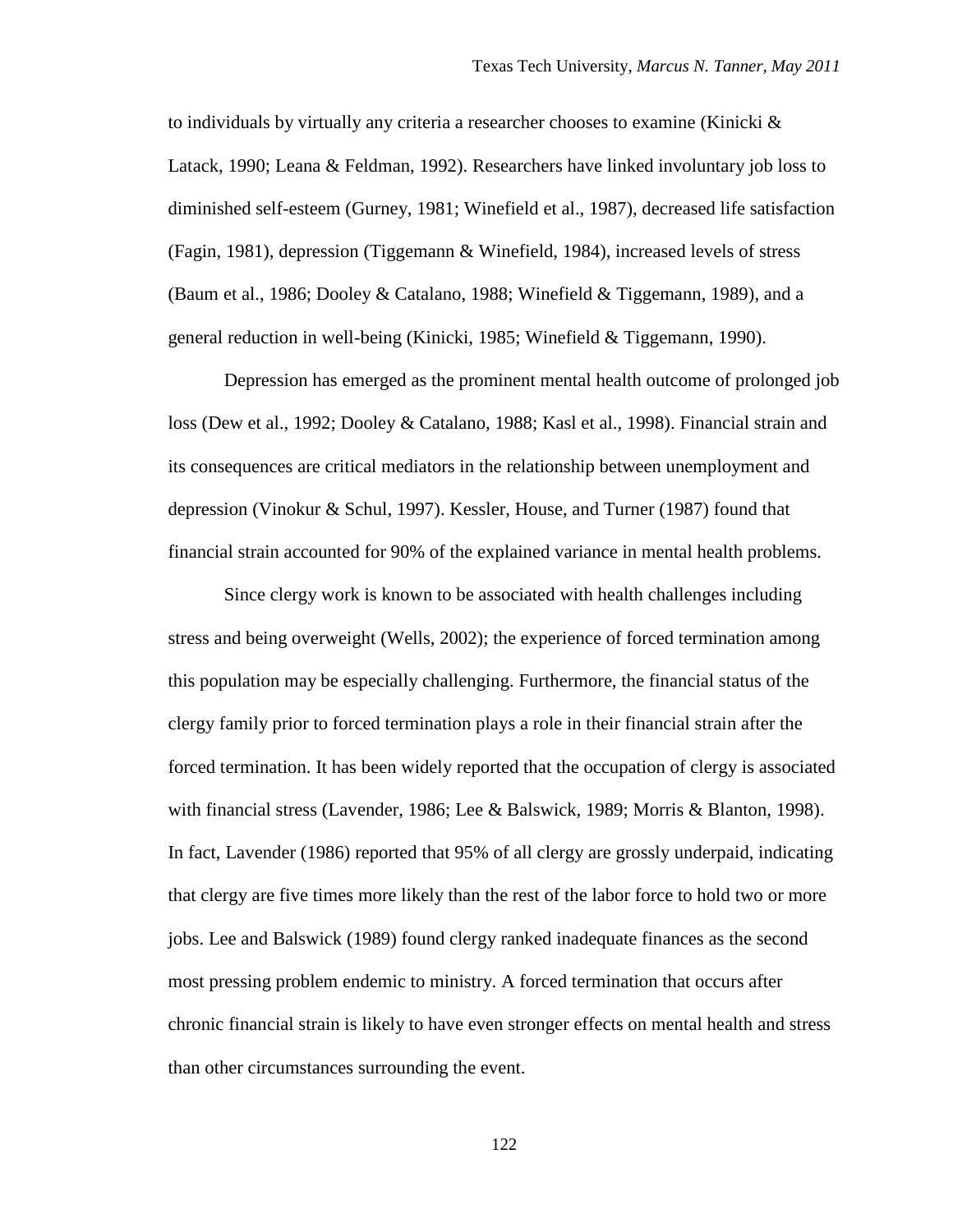to individuals by virtually any criteria a researcher chooses to examine (Kinicki & Latack, 1990; Leana & Feldman, 1992). Researchers have linked involuntary job loss to diminished self-esteem (Gurney, 1981; Winefield et al., 1987), decreased life satisfaction (Fagin, 1981), depression (Tiggemann & Winefield, 1984), increased levels of stress (Baum et al., 1986; Dooley & Catalano, 1988; Winefield & Tiggemann, 1989), and a general reduction in well-being (Kinicki, 1985; Winefield & Tiggemann, 1990).

Depression has emerged as the prominent mental health outcome of prolonged job loss (Dew et al., 1992; Dooley & Catalano, 1988; Kasl et al., 1998). Financial strain and its consequences are critical mediators in the relationship between unemployment and depression (Vinokur & Schul, 1997). Kessler, House, and Turner (1987) found that financial strain accounted for 90% of the explained variance in mental health problems.

Since clergy work is known to be associated with health challenges including stress and being overweight (Wells, 2002); the experience of forced termination among this population may be especially challenging. Furthermore, the financial status of the clergy family prior to forced termination plays a role in their financial strain after the forced termination. It has been widely reported that the occupation of clergy is associated with financial stress (Lavender, 1986; Lee & Balswick, 1989; Morris & Blanton, 1998). In fact, Lavender (1986) reported that 95% of all clergy are grossly underpaid, indicating that clergy are five times more likely than the rest of the labor force to hold two or more jobs. Lee and Balswick (1989) found clergy ranked inadequate finances as the second most pressing problem endemic to ministry. A forced termination that occurs after chronic financial strain is likely to have even stronger effects on mental health and stress than other circumstances surrounding the event.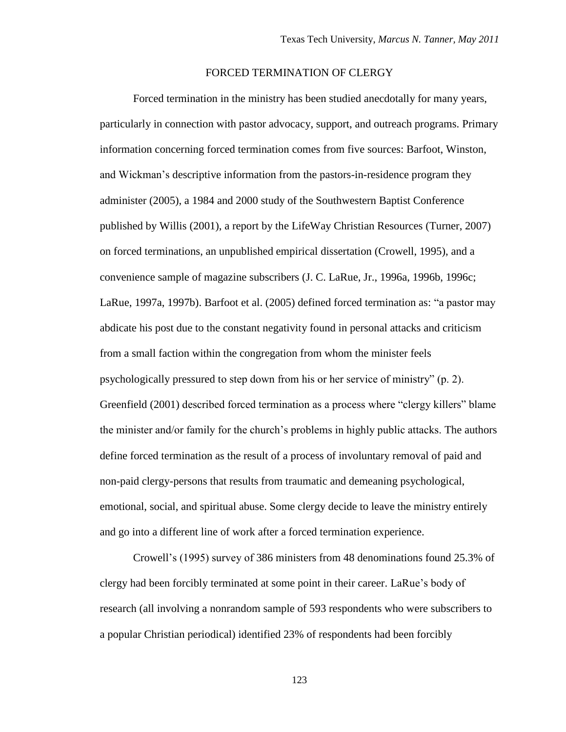## FORCED TERMINATION OF CLERGY

Forced termination in the ministry has been studied anecdotally for many years, particularly in connection with pastor advocacy, support, and outreach programs. Primary information concerning forced termination comes from five sources: Barfoot, Winston, and Wickman's descriptive information from the pastors-in-residence program they administer (2005), a 1984 and 2000 study of the Southwestern Baptist Conference published by Willis (2001), a report by the LifeWay Christian Resources (Turner, 2007) on forced terminations, an unpublished empirical dissertation (Crowell, 1995), and a convenience sample of magazine subscribers (J. C. LaRue, Jr., 1996a, 1996b, 1996c; LaRue, 1997a, 1997b). Barfoot et al. (2005) defined forced termination as: "a pastor may abdicate his post due to the constant negativity found in personal attacks and criticism from a small faction within the congregation from whom the minister feels psychologically pressured to step down from his or her service of ministry" (p. 2). Greenfield (2001) described forced termination as a process where "clergy killers" blame the minister and/or family for the church's problems in highly public attacks. The authors define forced termination as the result of a process of involuntary removal of paid and non-paid clergy-persons that results from traumatic and demeaning psychological, emotional, social, and spiritual abuse. Some clergy decide to leave the ministry entirely and go into a different line of work after a forced termination experience.

Crowell's (1995) survey of 386 ministers from 48 denominations found 25.3% of clergy had been forcibly terminated at some point in their career. LaRue's body of research (all involving a nonrandom sample of 593 respondents who were subscribers to a popular Christian periodical) identified 23% of respondents had been forcibly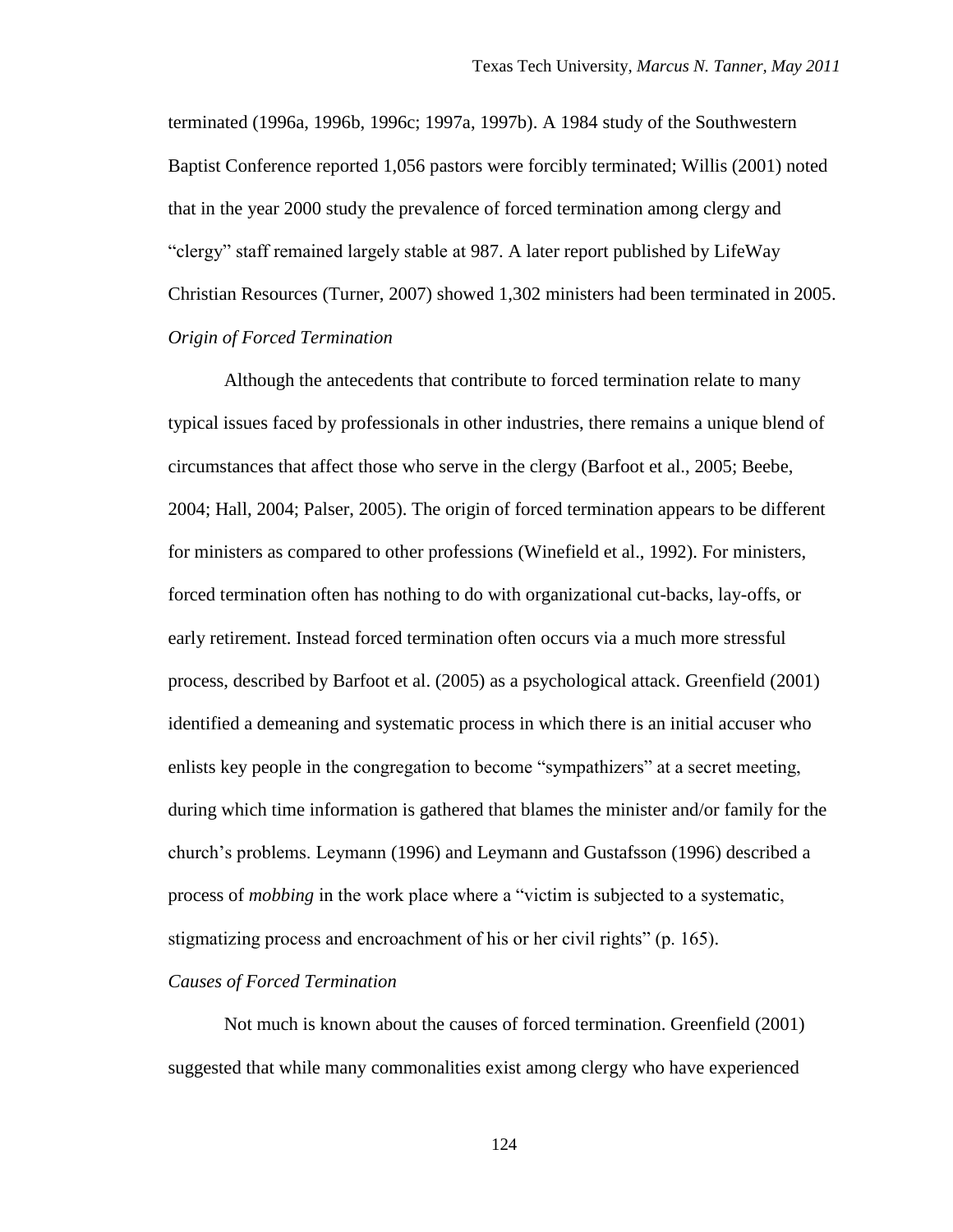terminated (1996a, 1996b, 1996c; 1997a, 1997b). A 1984 study of the Southwestern Baptist Conference reported 1,056 pastors were forcibly terminated; Willis (2001) noted that in the year 2000 study the prevalence of forced termination among clergy and "clergy" staff remained largely stable at 987. A later report published by LifeWay Christian Resources (Turner, 2007) showed 1,302 ministers had been terminated in 2005.

*Origin of Forced Termination*

Although the antecedents that contribute to forced termination relate to many typical issues faced by professionals in other industries, there remains a unique blend of circumstances that affect those who serve in the clergy (Barfoot et al., 2005; Beebe, 2004; Hall, 2004; Palser, 2005). The origin of forced termination appears to be different for ministers as compared to other professions (Winefield et al., 1992). For ministers, forced termination often has nothing to do with organizational cut-backs, lay-offs, or early retirement. Instead forced termination often occurs via a much more stressful process, described by Barfoot et al. (2005) as a psychological attack. Greenfield (2001) identified a demeaning and systematic process in which there is an initial accuser who enlists key people in the congregation to become "sympathizers" at a secret meeting, during which time information is gathered that blames the minister and/or family for the church's problems. Leymann (1996) and Leymann and Gustafsson (1996) described a process of *mobbing* in the work place where a "victim is subjected to a systematic, stigmatizing process and encroachment of his or her civil rights" (p. 165).

*Causes of Forced Termination*

Not much is known about the causes of forced termination. Greenfield (2001) suggested that while many commonalities exist among clergy who have experienced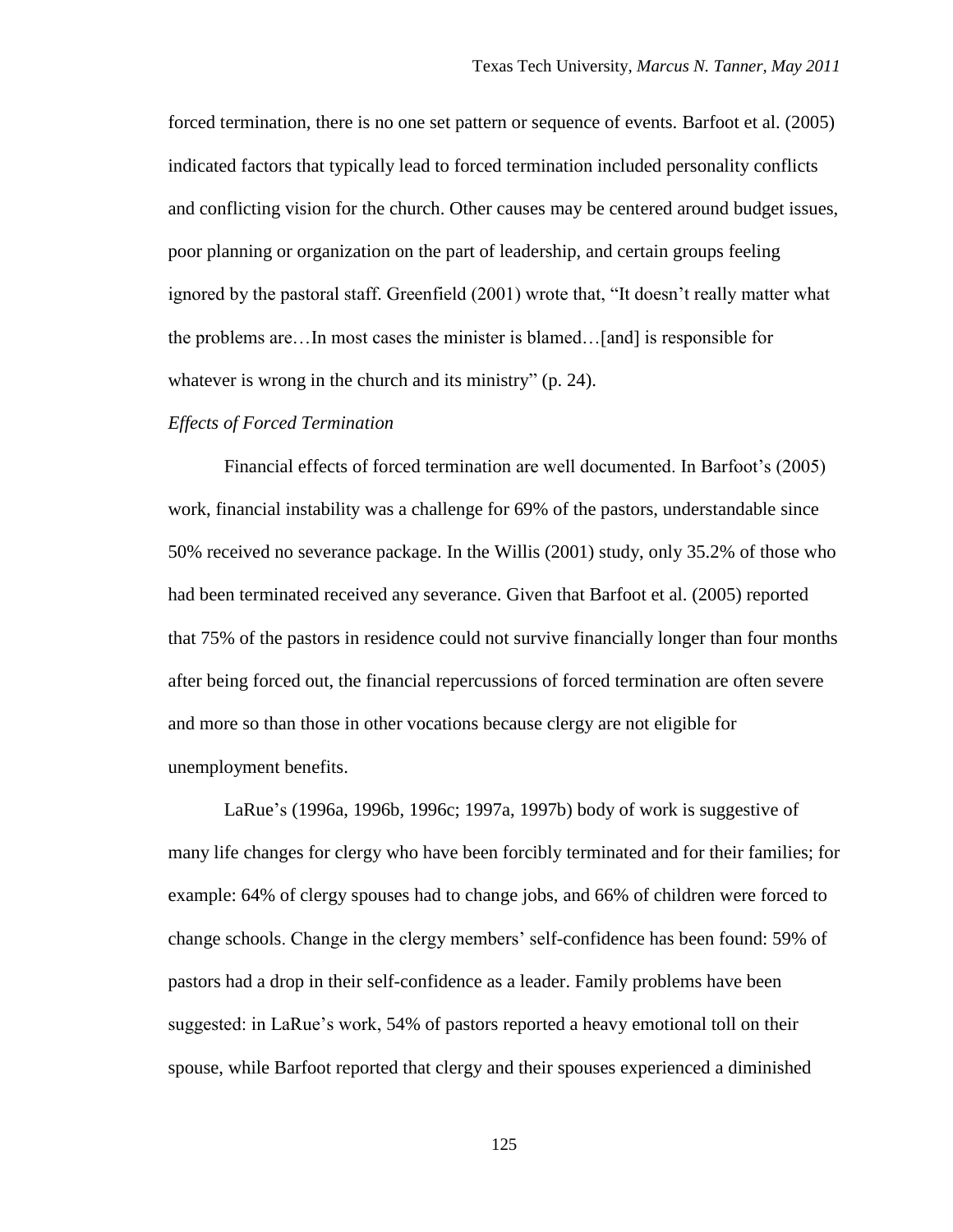forced termination, there is no one set pattern or sequence of events. Barfoot et al. (2005) indicated factors that typically lead to forced termination included personality conflicts and conflicting vision for the church. Other causes may be centered around budget issues, poor planning or organization on the part of leadership, and certain groups feeling ignored by the pastoral staff. Greenfield (2001) wrote that, "It doesn't really matter what the problems are…In most cases the minister is blamed…[and] is responsible for whatever is wrong in the church and its ministry" (p. 24).

*Effects of Forced Termination*

Financial effects of forced termination are well documented. In Barfoot's (2005) work, financial instability was a challenge for 69% of the pastors, understandable since 50% received no severance package. In the Willis (2001) study, only 35.2% of those who had been terminated received any severance. Given that Barfoot et al. (2005) reported that 75% of the pastors in residence could not survive financially longer than four months after being forced out, the financial repercussions of forced termination are often severe and more so than those in other vocations because clergy are not eligible for unemployment benefits.

LaRue's (1996a, 1996b, 1996c; 1997a, 1997b) body of work is suggestive of many life changes for clergy who have been forcibly terminated and for their families; for example: 64% of clergy spouses had to change jobs, and 66% of children were forced to change schools. Change in the clergy members' self-confidence has been found: 59% of pastors had a drop in their self-confidence as a leader. Family problems have been suggested: in LaRue's work, 54% of pastors reported a heavy emotional toll on their spouse, while Barfoot reported that clergy and their spouses experienced a diminished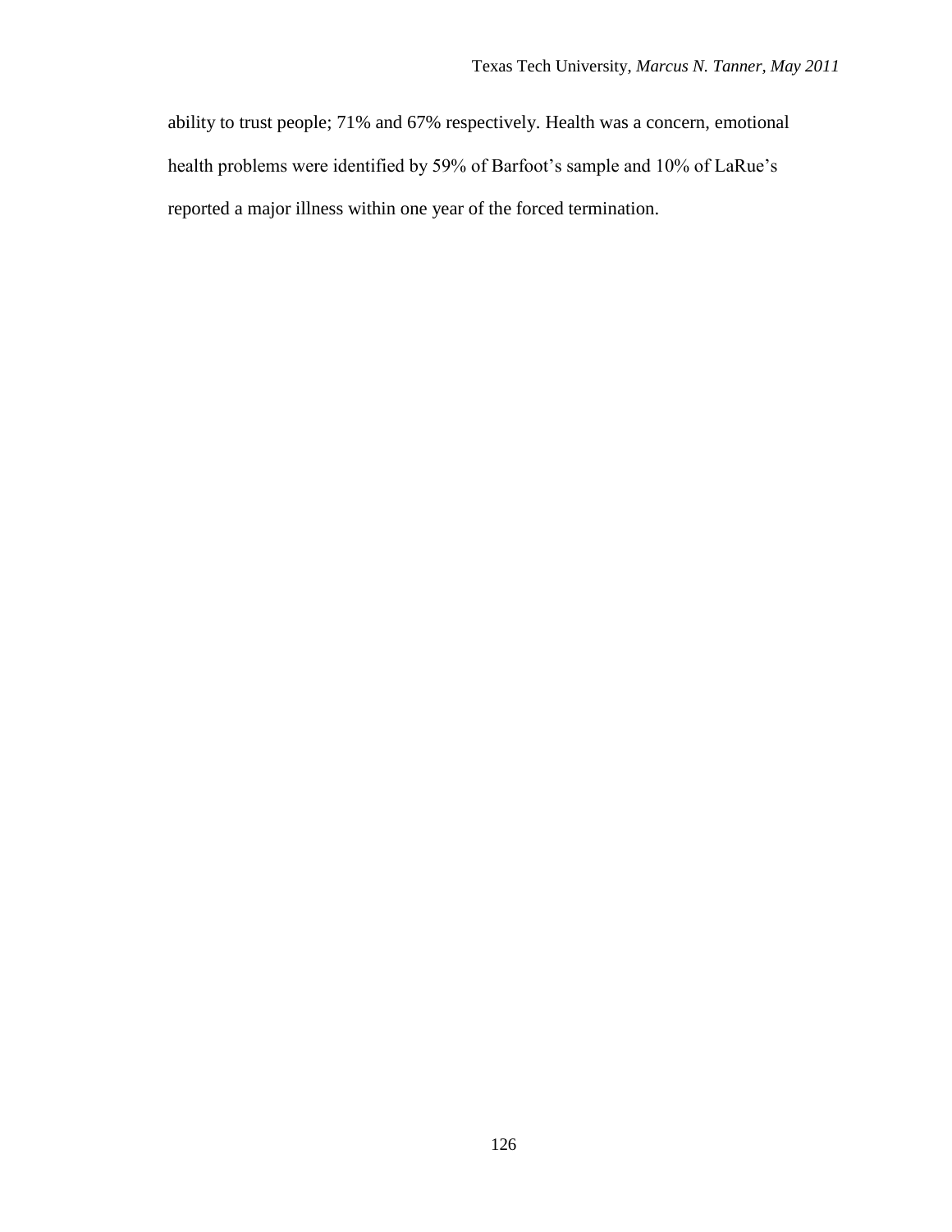ability to trust people; 71% and 67% respectively. Health was a concern, emotional health problems were identified by 59% of Barfoot's sample and 10% of LaRue's reported a major illness within one year of the forced termination.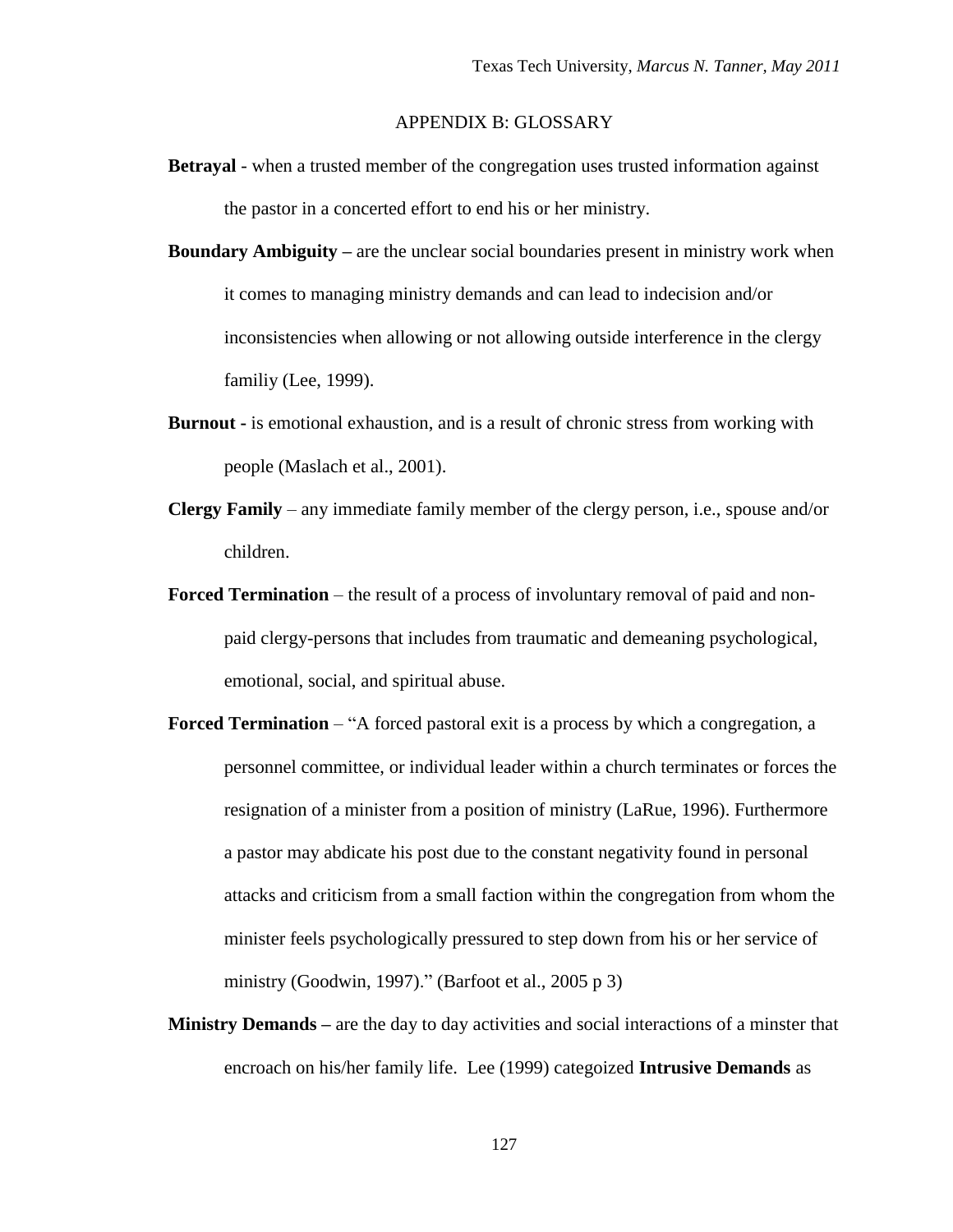## APPENDIX B: GLOSSARY

**Betrayal** - when a trusted member of the congregation uses trusted information against the pastor in a concerted effort to end his or her ministry.

**Boundary Ambiguity –** are the unclear social boundaries present in ministry work when it comes to managing ministry demands and can lead to indecision and/or inconsistencies when allowing or not allowing outside interference in the clergy familiy (Lee, 1999).

**Burnout -** is emotional exhaustion, and is a result of chronic stress from working with people (Maslach et al., 2001).

**Clergy Family** – any immediate family member of the clergy person, i.e., spouse and/or children.

**Forced Termination** – the result of a process of involuntary removal of paid and non-paid clergy-persons that includes from traumatic and demeaning psychological, emotional, social, and spiritual abuse.

**Forced Termination** – "A forced pastoral exit is a process by which a congregation, a personnel committee, or individual leader within a church terminates or forces the resignation of a minister from a position of ministry (LaRue, 1996). Furthermore a pastor may abdicate his post due to the constant negativity found in personal attacks and criticism from a small faction within the congregation from whom the minister feels psychologically pressured to step down from his or her service of ministry (Goodwin, 1997)." (Barfoot et al., 2005 p 3)

**Ministry Demands –** are the day to day activities and social interactions of a minster that encroach on his/her family life. Lee (1999) categoized **Intrusive Demands** as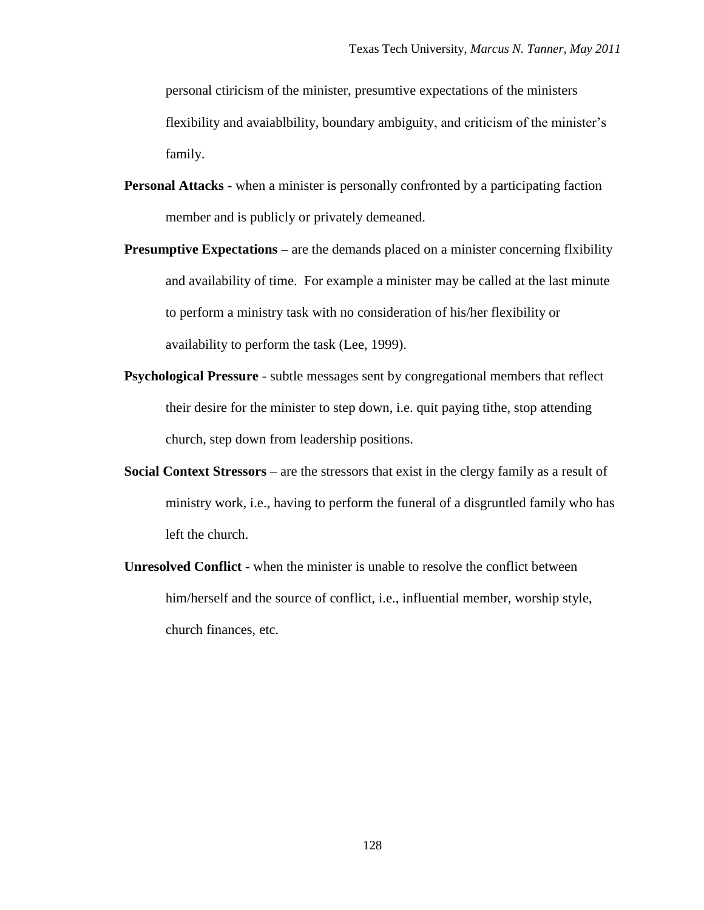personal ctiricism of the minister, presumtive expectations of the ministers flexibility and avaiablbility, boundary ambiguity, and criticism of the minister's family.

**Personal Attacks** - when a minister is personally confronted by a participating faction member and is publicly or privately demeaned.

**Presumptive Expectations –** are the demands placed on a minister concerning flxibility and availability of time. For example a minister may be called at the last minute to perform a ministry task with no consideration of his/her flexibility or availability to perform the task (Lee, 1999).

**Psychological Pressure** - subtle messages sent by congregational members that reflect their desire for the minister to step down, i.e. quit paying tithe, stop attending church, step down from leadership positions.

**Social Context Stressors** – are the stressors that exist in the clergy family as a result of ministry work, i.e., having to perform the funeral of a disgruntled family who has left the church.

**Unresolved Conflict** - when the minister is unable to resolve the conflict between him/herself and the source of conflict, i.e., influential member, worship style, church finances, etc.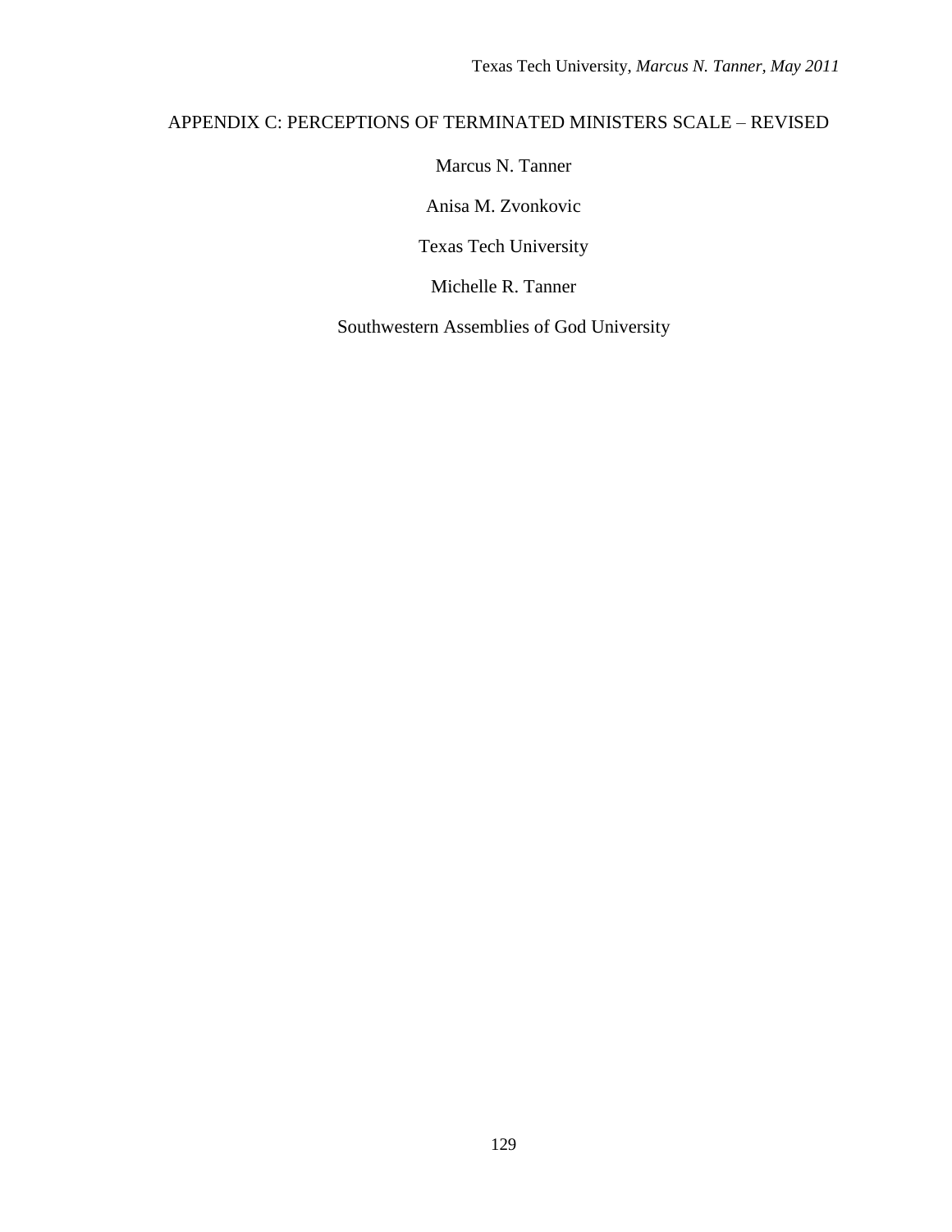# APPENDIX C: PERCEPTIONS OF TERMINATED MINISTERS SCALE – REVISED

Marcus N. Tanner

Anisa M. Zvonkovic

Texas Tech University

Michelle R. Tanner

Southwestern Assemblies of God University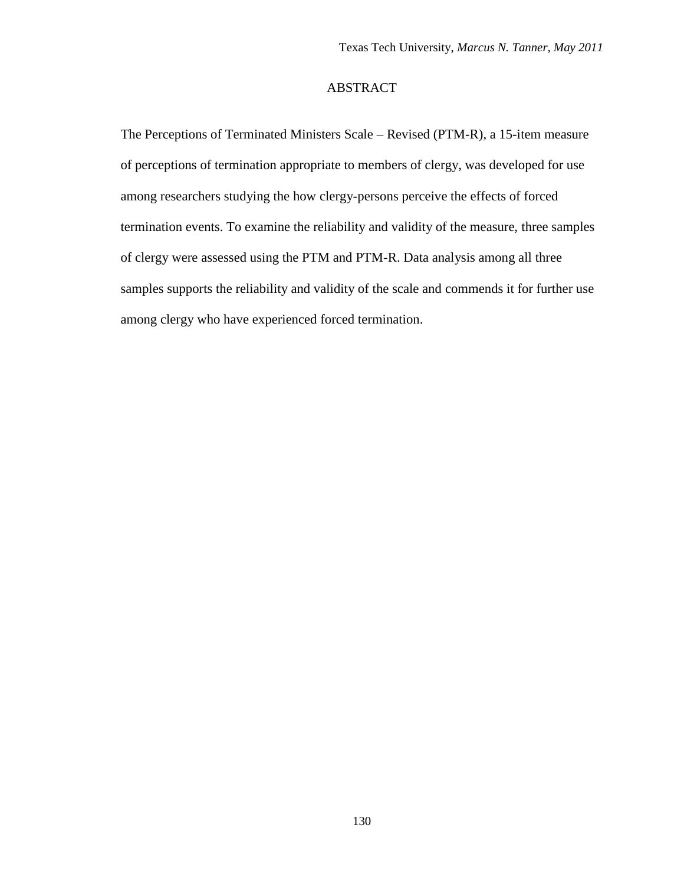## ABSTRACT

The Perceptions of Terminated Ministers Scale – Revised (PTM-R), a 15-item measure of perceptions of termination appropriate to members of clergy, was developed for use among researchers studying the how clergy-persons perceive the effects of forced termination events. To examine the reliability and validity of the measure, three samples of clergy were assessed using the PTM and PTM-R. Data analysis among all three samples supports the reliability and validity of the scale and commends it for further use among clergy who have experienced forced termination.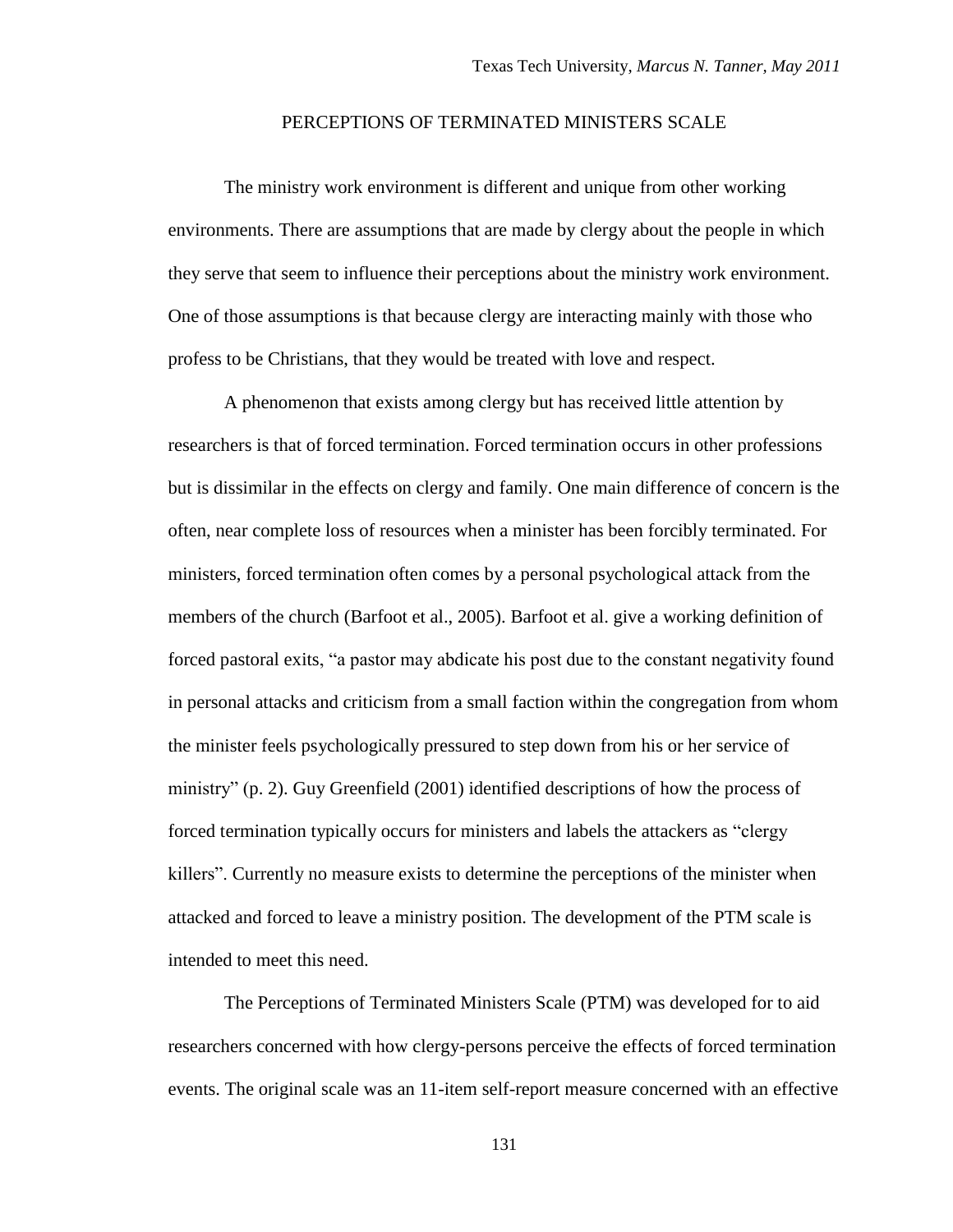# PERCEPTIONS OF TERMINATED MINISTERS SCALE

The ministry work environment is different and unique from other working environments. There are assumptions that are made by clergy about the people in which they serve that seem to influence their perceptions about the ministry work environment. One of those assumptions is that because clergy are interacting mainly with those who profess to be Christians, that they would be treated with love and respect.

A phenomenon that exists among clergy but has received little attention by researchers is that of forced termination. Forced termination occurs in other professions but is dissimilar in the effects on clergy and family. One main difference of concern is the often, near complete loss of resources when a minister has been forcibly terminated. For ministers, forced termination often comes by a personal psychological attack from the members of the church (Barfoot et al., 2005). Barfoot et al. give a working definition of forced pastoral exits, "a pastor may abdicate his post due to the constant negativity found in personal attacks and criticism from a small faction within the congregation from whom the minister feels psychologically pressured to step down from his or her service of ministry" (p. 2). Guy Greenfield (2001) identified descriptions of how the process of forced termination typically occurs for ministers and labels the attackers as "clergy killers". Currently no measure exists to determine the perceptions of the minister when attacked and forced to leave a ministry position. The development of the PTM scale is intended to meet this need.

The Perceptions of Terminated Ministers Scale (PTM) was developed for to aid researchers concerned with how clergy-persons perceive the effects of forced termination events. The original scale was an 11-item self-report measure concerned with an effective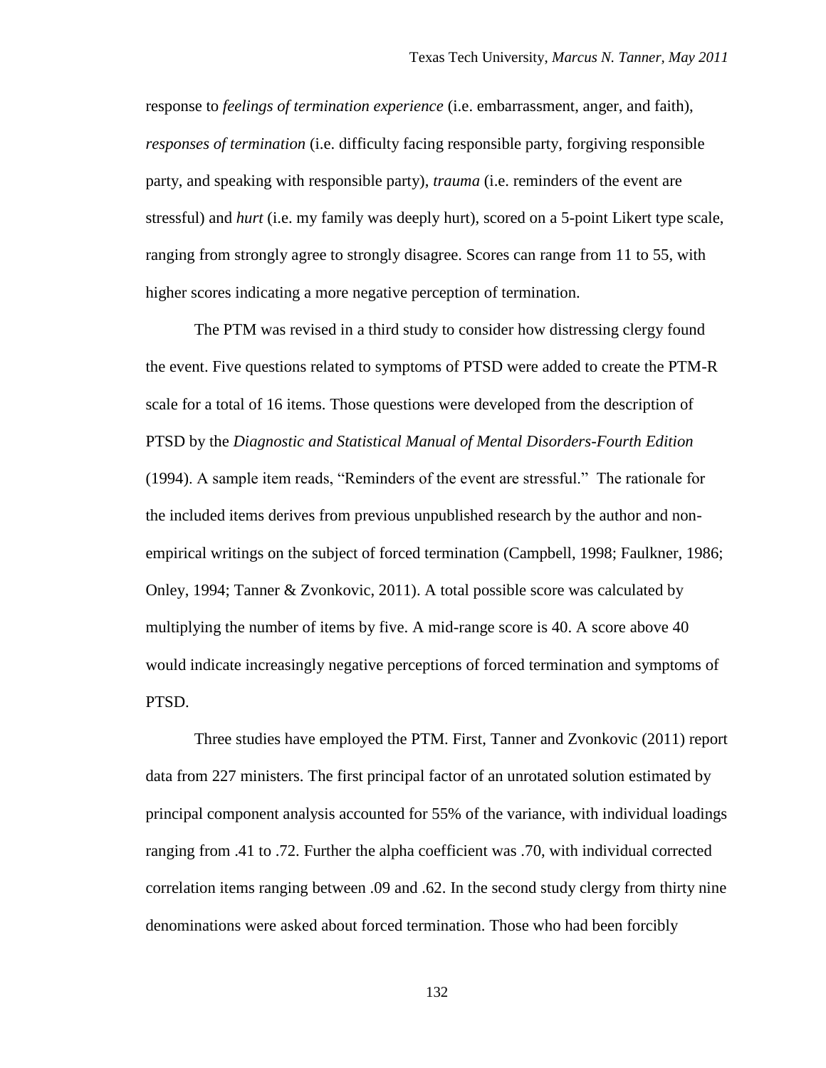response to *feelings of termination experience* (i.e. embarrassment, anger, and faith), *responses of termination* (i.e. difficulty facing responsible party, forgiving responsible party, and speaking with responsible party), *trauma* (i.e. reminders of the event are stressful) and *hurt* (i.e. my family was deeply hurt), scored on a 5-point Likert type scale, ranging from strongly agree to strongly disagree. Scores can range from 11 to 55, with higher scores indicating a more negative perception of termination.

The PTM was revised in a third study to consider how distressing clergy found the event. Five questions related to symptoms of PTSD were added to create the PTM-R scale for a total of 16 items. Those questions were developed from the description of PTSD by the *Diagnostic and Statistical Manual of Mental Disorders-Fourth Edition* (1994). A sample item reads, "Reminders of the event are stressful." The rationale for the included items derives from previous unpublished research by the author and non-empirical writings on the subject of forced termination (Campbell, 1998; Faulkner, 1986; Onley, 1994; Tanner & Zvonkovic, 2011). A total possible score was calculated by multiplying the number of items by five. A mid-range score is 40. A score above 40 would indicate increasingly negative perceptions of forced termination and symptoms of PTSD.

Three studies have employed the PTM. First, Tanner and Zvonkovic (2011) report data from 227 ministers. The first principal factor of an unrotated solution estimated by principal component analysis accounted for 55% of the variance, with individual loadings ranging from .41 to .72. Further the alpha coefficient was .70, with individual corrected correlation items ranging between .09 and .62. In the second study clergy from thirty nine denominations were asked about forced termination. Those who had been forcibly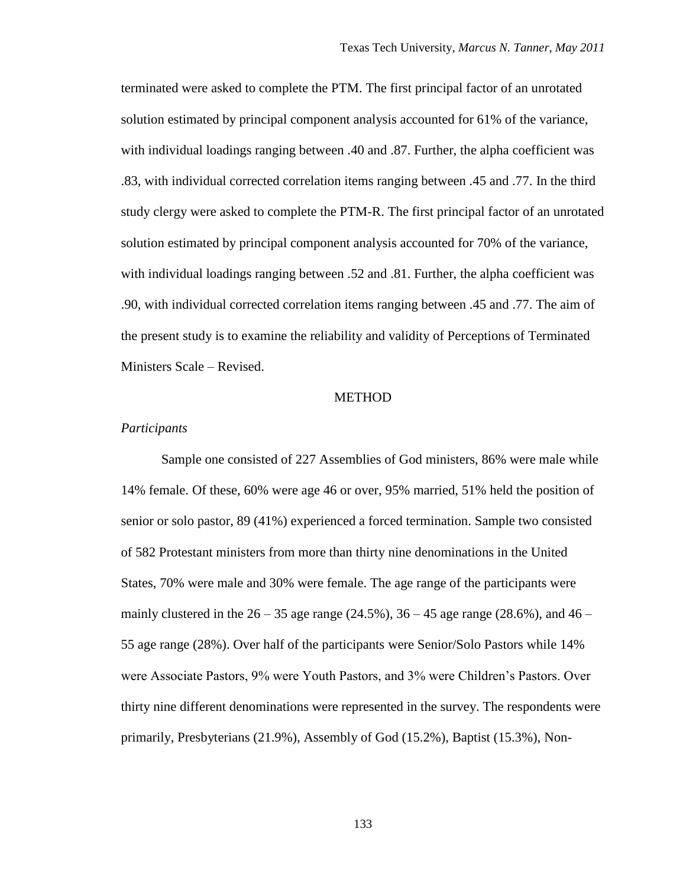terminated were asked to complete the PTM. The first principal factor of an unrotated solution estimated by principal component analysis accounted for 61% of the variance, with individual loadings ranging between .40 and .87. Further, the alpha coefficient was .83, with individual corrected correlation items ranging between .45 and .77. In the third study clergy were asked to complete the PTM-R. The first principal factor of an unrotated solution estimated by principal component analysis accounted for 70% of the variance, with individual loadings ranging between .52 and .81. Further, the alpha coefficient was .90, with individual corrected correlation items ranging between .45 and .77. The aim of the present study is to examine the reliability and validity of Perceptions of Terminated Ministers Scale – Revised.

## METHOD

*Participants*

Sample one consisted of 227 Assemblies of God ministers, 86% were male while 14% female. Of these, 60% were age 46 or over, 95% married, 51% held the position of senior or solo pastor, 89 (41%) experienced a forced termination. Sample two consisted of 582 Protestant ministers from more than thirty nine denominations in the United States, 70% were male and 30% were female. The age range of the participants were mainly clustered in the 26 – 35 age range (24.5%), 36 – 45 age range (28.6%), and 46 – 55 age range (28%). Over half of the participants were Senior/Solo Pastors while 14% were Associate Pastors, 9% were Youth Pastors, and 3% were Children's Pastors. Over thirty nine different denominations were represented in the survey. The respondents were primarily, Presbyterians (21.9%), Assembly of God (15.2%), Baptist (15.3%), Non-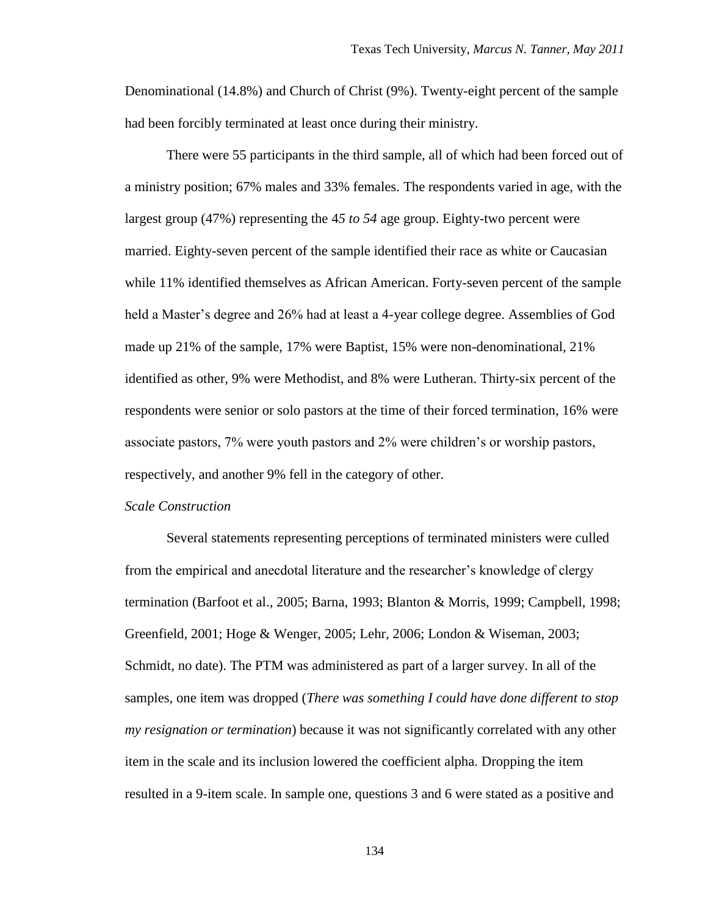Denominational (14.8%) and Church of Christ (9%). Twenty-eight percent of the sample had been forcibly terminated at least once during their ministry.

There were 55 participants in the third sample, all of which had been forced out of a ministry position; 67% males and 33% females. The respondents varied in age, with the largest group (47%) representing the 4*5 to 54* age group. Eighty-two percent were married. Eighty-seven percent of the sample identified their race as white or Caucasian while 11% identified themselves as African American. Forty-seven percent of the sample held a Master's degree and 26% had at least a 4-year college degree. Assemblies of God made up 21% of the sample, 17% were Baptist, 15% were non-denominational, 21% identified as other, 9% were Methodist, and 8% were Lutheran. Thirty-six percent of the respondents were senior or solo pastors at the time of their forced termination, 16% were associate pastors, 7% were youth pastors and 2% were children's or worship pastors, respectively, and another 9% fell in the category of other.

*Scale Construction*

Several statements representing perceptions of terminated ministers were culled from the empirical and anecdotal literature and the researcher's knowledge of clergy termination (Barfoot et al., 2005; Barna, 1993; Blanton & Morris, 1999; Campbell, 1998; Greenfield, 2001; Hoge & Wenger, 2005; Lehr, 2006; London & Wiseman, 2003; Schmidt, no date). The PTM was administered as part of a larger survey. In all of the samples, one item was dropped (*There was something I could have done different to stop my resignation or termination*) because it was not significantly correlated with any other item in the scale and its inclusion lowered the coefficient alpha. Dropping the item resulted in a 9-item scale. In sample one, questions 3 and 6 were stated as a positive and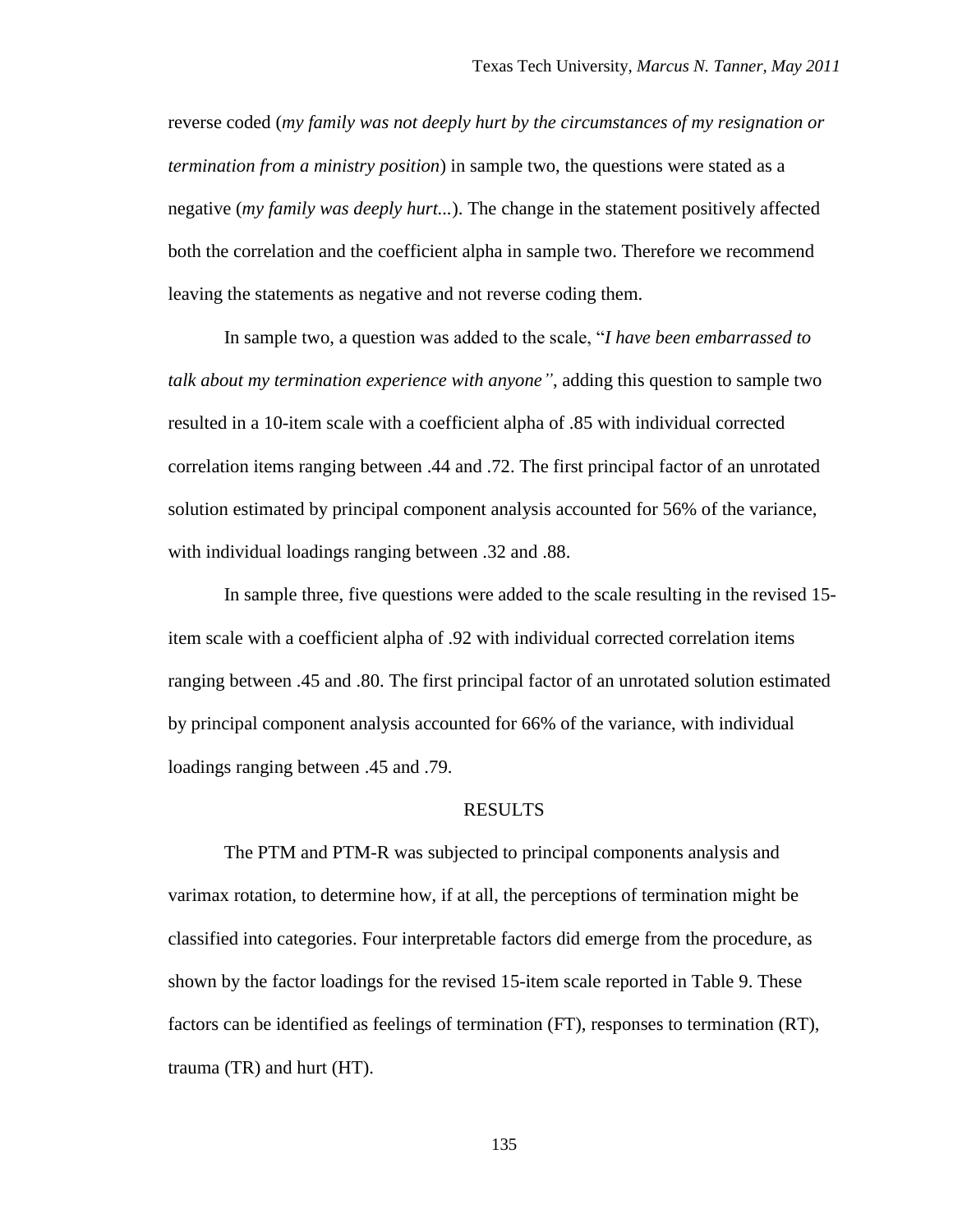reverse coded (*my family was not deeply hurt by the circumstances of my resignation or termination from a ministry position*) in sample two, the questions were stated as a negative (*my family was deeply hurt...*). The change in the statement positively affected both the correlation and the coefficient alpha in sample two. Therefore we recommend leaving the statements as negative and not reverse coding them.

In sample two, a question was added to the scale, "*I have been embarrassed to talk about my termination experience with anyone"*, adding this question to sample two resulted in a 10-item scale with a coefficient alpha of .85 with individual corrected correlation items ranging between .44 and .72. The first principal factor of an unrotated solution estimated by principal component analysis accounted for 56% of the variance, with individual loadings ranging between .32 and .88.

In sample three, five questions were added to the scale resulting in the revised 15-item scale with a coefficient alpha of .92 with individual corrected correlation items ranging between .45 and .80. The first principal factor of an unrotated solution estimated by principal component analysis accounted for 66% of the variance, with individual loadings ranging between .45 and .79.

## RESULTS

The PTM and PTM-R was subjected to principal components analysis and varimax rotation, to determine how, if at all, the perceptions of termination might be classified into categories. Four interpretable factors did emerge from the procedure, as shown by the factor loadings for the revised 15-item scale reported in Table 9. These factors can be identified as feelings of termination (FT), responses to termination (RT), trauma (TR) and hurt (HT).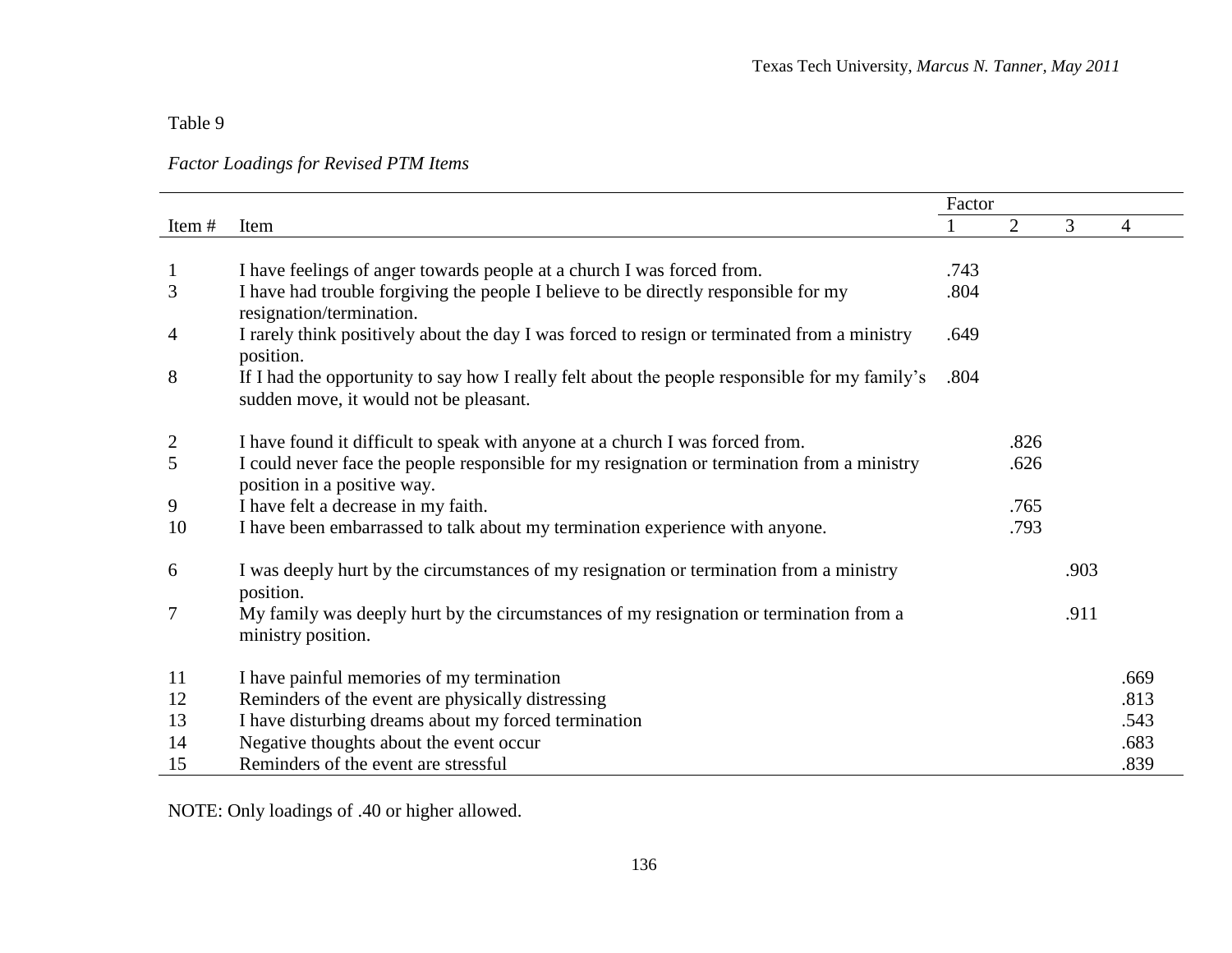Table 9

*Factor Loadings for Revised PTM Items*

| Item # | Item | Factor 1 | 2 | 3 | 4 |
|---|---|---|---|---|---|
| 1 | I have feelings of anger towards people at a church I was forced from. | .743 | | | |
| 3 | I have had trouble forgiving the people I believe to be directly responsible for my resignation/termination. | .804 | | | |
| 4 | I rarely think positively about the day I was forced to resign or terminated from a ministry position. | .649 | | | |
| 8 | If I had the opportunity to say how I really felt about the people responsible for my family's sudden move, it would not be pleasant. | .804 | | | |
| 2 | I have found it difficult to speak with anyone at a church I was forced from. | | .826 | | |
| 5 | I could never face the people responsible for my resignation or termination from a ministry position in a positive way. | | .626 | | |
| 9 | I have felt a decrease in my faith. | | .765 | | |
| 10 | I have been embarrassed to talk about my termination experience with anyone. | | .793 | | |
| 6 | I was deeply hurt by the circumstances of my resignation or termination from a ministry position. | | | .903 | |
| 7 | My family was deeply hurt by the circumstances of my resignation or termination from a ministry position. | | | .911 | |
| 11 | I have painful memories of my termination | | | | .669 |
| 12 | Reminders of the event are physically distressing | | | | .813 |
| 13 | I have disturbing dreams about my forced termination | | | | .543 |
| 14 | Negative thoughts about the event occur | | | | .683 |
| 15 | Reminders of the event are stressful | | | | .839 |

NOTE: Only loadings of .40 or higher allowed.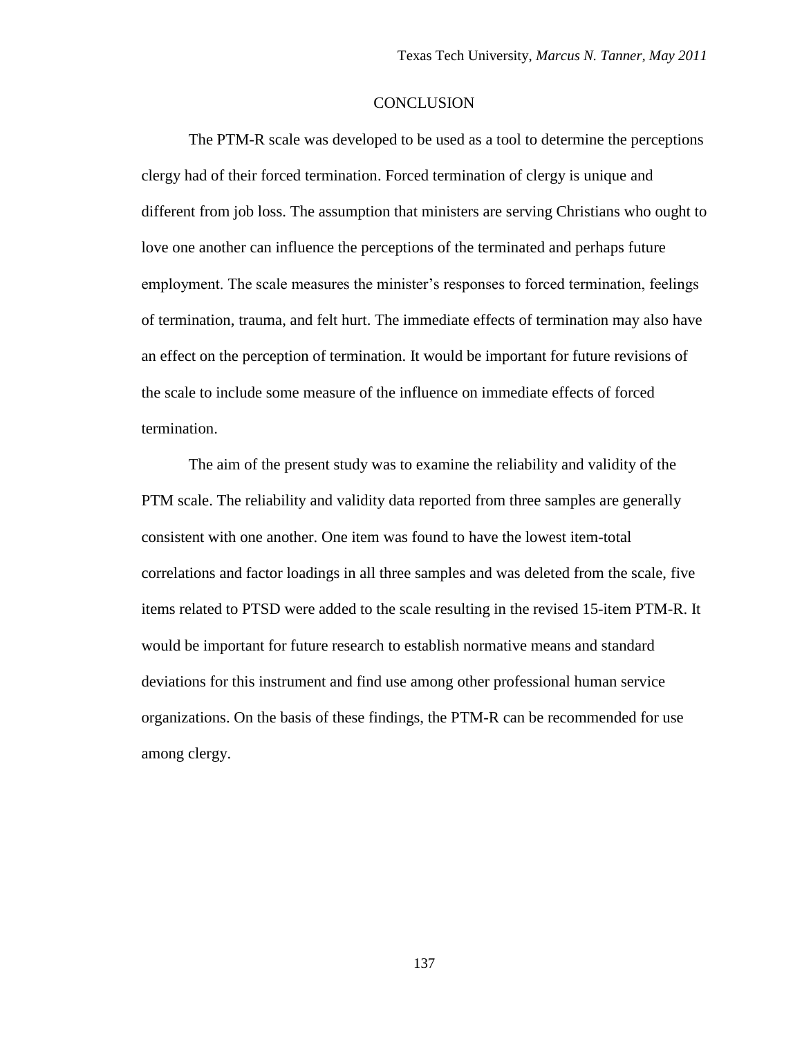# CONCLUSION

The PTM-R scale was developed to be used as a tool to determine the perceptions clergy had of their forced termination. Forced termination of clergy is unique and different from job loss. The assumption that ministers are serving Christians who ought to love one another can influence the perceptions of the terminated and perhaps future employment. The scale measures the minister's responses to forced termination, feelings of termination, trauma, and felt hurt. The immediate effects of termination may also have an effect on the perception of termination. It would be important for future revisions of the scale to include some measure of the influence on immediate effects of forced termination.

The aim of the present study was to examine the reliability and validity of the PTM scale. The reliability and validity data reported from three samples are generally consistent with one another. One item was found to have the lowest item-total correlations and factor loadings in all three samples and was deleted from the scale, five items related to PTSD were added to the scale resulting in the revised 15-item PTM-R. It would be important for future research to establish normative means and standard deviations for this instrument and find use among other professional human service organizations. On the basis of these findings, the PTM-R can be recommended for use among clergy.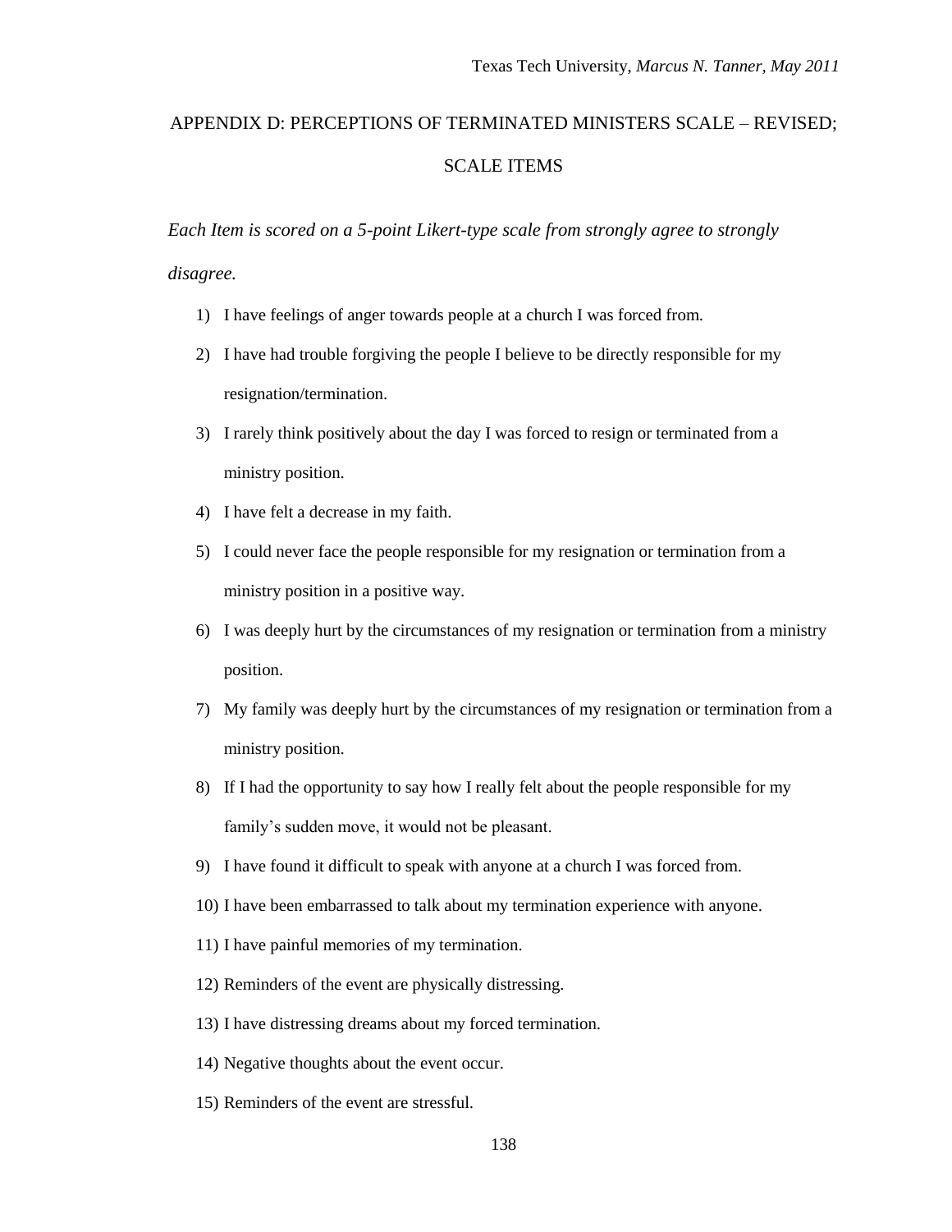# APPENDIX D: PERCEPTIONS OF TERMINATED MINISTERS SCALE – REVISED; SCALE ITEMS

*Each Item is scored on a 5-point Likert-type scale from strongly agree to strongly disagree.*

1) I have feelings of anger towards people at a church I was forced from.
2) I have had trouble forgiving the people I believe to be directly responsible for my resignation/termination.
3) I rarely think positively about the day I was forced to resign or terminated from a ministry position.
4) I have felt a decrease in my faith.
5) I could never face the people responsible for my resignation or termination from a ministry position in a positive way.
6) I was deeply hurt by the circumstances of my resignation or termination from a ministry position.
7) My family was deeply hurt by the circumstances of my resignation or termination from a ministry position.
8) If I had the opportunity to say how I really felt about the people responsible for my family's sudden move, it would not be pleasant.
9) I have found it difficult to speak with anyone at a church I was forced from.
10) I have been embarrassed to talk about my termination experience with anyone.
11) I have painful memories of my termination.
12) Reminders of the event are physically distressing.
13) I have distressing dreams about my forced termination.
14) Negative thoughts about the event occur.
15) Reminders of the event are stressful.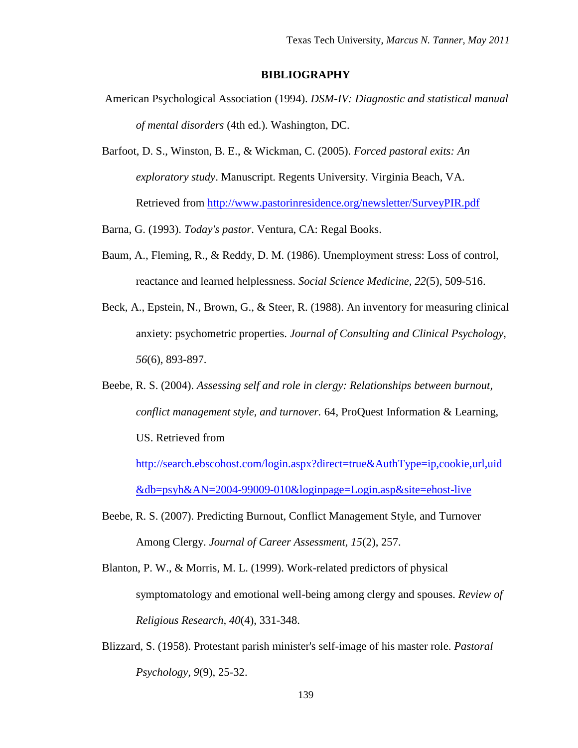## BIBLIOGRAPHY

American Psychological Association (1994). *DSM-IV: Diagnostic and statistical manual of mental disorders* (4th ed.). Washington, DC.

Barfoot, D. S., Winston, B. E., & Wickman, C. (2005). *Forced pastoral exits: An exploratory study*. Manuscript. Regents University. Virginia Beach, VA. Retrieved from http://www.pastorinresidence.org/newsletter/SurveyPIR.pdf

Barna, G. (1993). *Today's pastor*. Ventura, CA: Regal Books.

Baum, A., Fleming, R., & Reddy, D. M. (1986). Unemployment stress: Loss of control, reactance and learned helplessness. *Social Science Medicine, 22*(5), 509-516.

Beck, A., Epstein, N., Brown, G., & Steer, R. (1988). An inventory for measuring clinical anxiety: psychometric properties. *Journal of Consulting and Clinical Psychology, 56*(6), 893-897.

Beebe, R. S. (2004). *Assessing self and role in clergy: Relationships between burnout, conflict management style, and turnover.* 64, ProQuest Information & Learning, US. Retrieved from http://search.ebscohost.com/login.aspx?direct=true&AuthType=ip,cookie,url,uid&db=psyh&AN=2004-99009-010&loginpage=Login.asp&site=ehost-live

Beebe, R. S. (2007). Predicting Burnout, Conflict Management Style, and Turnover Among Clergy. *Journal of Career Assessment, 15*(2), 257.

Blanton, P. W., & Morris, M. L. (1999). Work-related predictors of physical symptomatology and emotional well-being among clergy and spouses. *Review of Religious Research, 40*(4), 331-348.

Blizzard, S. (1958). Protestant parish minister's self-image of his master role. *Pastoral Psychology, 9*(9), 25-32.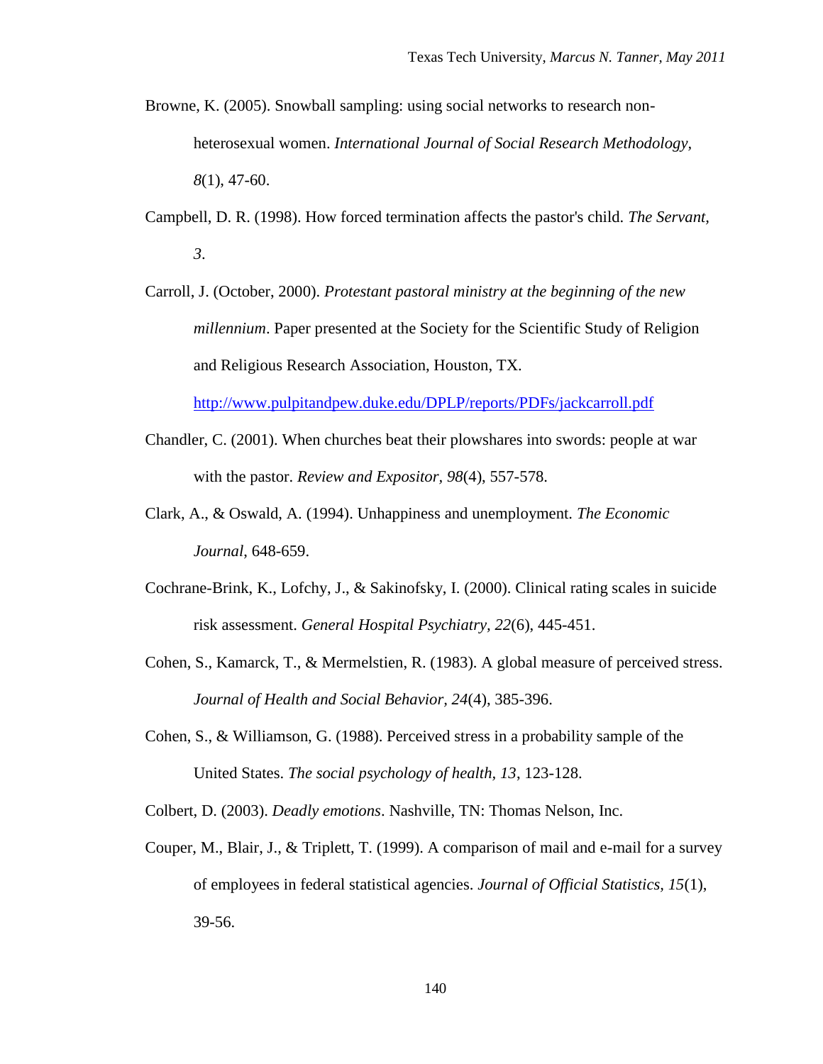Browne, K. (2005). Snowball sampling: using social networks to research non-heterosexual women. *International Journal of Social Research Methodology, 8*(1), 47-60.

Campbell, D. R. (1998). How forced termination affects the pastor's child. *The Servant, 3*.

Carroll, J. (October, 2000). *Protestant pastoral ministry at the beginning of the new millennium*. Paper presented at the Society for the Scientific Study of Religion and Religious Research Association, Houston, TX. http://www.pulpitandpew.duke.edu/DPLP/reports/PDFs/jackcarroll.pdf

Chandler, C. (2001). When churches beat their plowshares into swords: people at war with the pastor. *Review and Expositor, 98*(4), 557-578.

Clark, A., & Oswald, A. (1994). Unhappiness and unemployment. *The Economic Journal*, 648-659.

Cochrane-Brink, K., Lofchy, J., & Sakinofsky, I. (2000). Clinical rating scales in suicide risk assessment. *General Hospital Psychiatry, 22*(6), 445-451.

Cohen, S., Kamarck, T., & Mermelstien, R. (1983). A global measure of perceived stress. *Journal of Health and Social Behavior, 24*(4), 385-396.

Cohen, S., & Williamson, G. (1988). Perceived stress in a probability sample of the United States. *The social psychology of health, 13*, 123-128.

Colbert, D. (2003). *Deadly emotions*. Nashville, TN: Thomas Nelson, Inc.

Couper, M., Blair, J., & Triplett, T. (1999). A comparison of mail and e-mail for a survey of employees in federal statistical agencies. *Journal of Official Statistics, 15*(1), 39-56.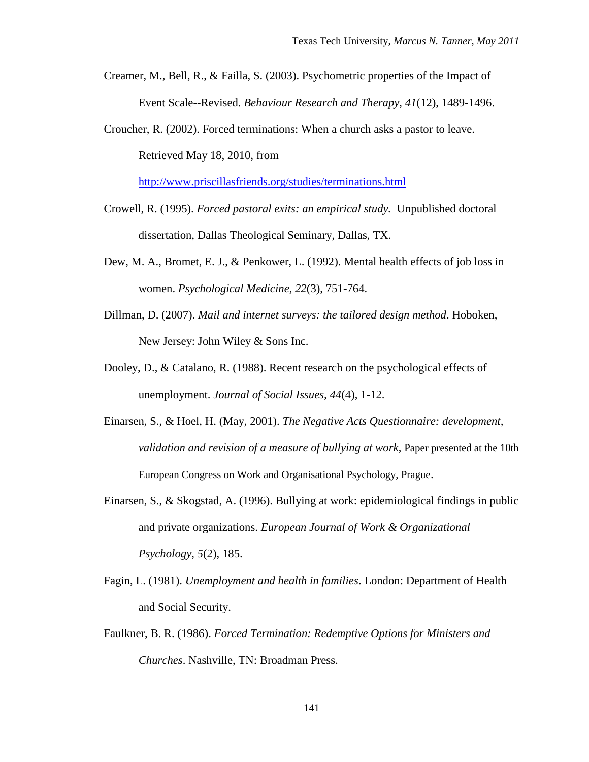Creamer, M., Bell, R., & Failla, S. (2003). Psychometric properties of the Impact of Event Scale--Revised. *Behaviour Research and Therapy, 41*(12), 1489-1496.

Croucher, R. (2002). Forced terminations: When a church asks a pastor to leave. Retrieved May 18, 2010, from http://www.priscillasfriends.org/studies/terminations.html

Crowell, R. (1995). *Forced pastoral exits: an empirical study.* Unpublished doctoral dissertation, Dallas Theological Seminary, Dallas, TX.

Dew, M. A., Bromet, E. J., & Penkower, L. (1992). Mental health effects of job loss in women. *Psychological Medicine, 22*(3), 751-764.

Dillman, D. (2007). *Mail and internet surveys: the tailored design method*. Hoboken, New Jersey: John Wiley & Sons Inc.

Dooley, D., & Catalano, R. (1988). Recent research on the psychological effects of unemployment. *Journal of Social Issues, 44*(4), 1-12.

Einarsen, S., & Hoel, H. (May, 2001). *The Negative Acts Questionnaire: development, validation and revision of a measure of bullying at work*, Paper presented at the 10th European Congress on Work and Organisational Psychology, Prague.

Einarsen, S., & Skogstad, A. (1996). Bullying at work: epidemiological findings in public and private organizations. *European Journal of Work & Organizational Psychology, 5*(2), 185.

Fagin, L. (1981). *Unemployment and health in families*. London: Department of Health and Social Security.

Faulkner, B. R. (1986). *Forced Termination: Redemptive Options for Ministers and Churches*. Nashville, TN: Broadman Press.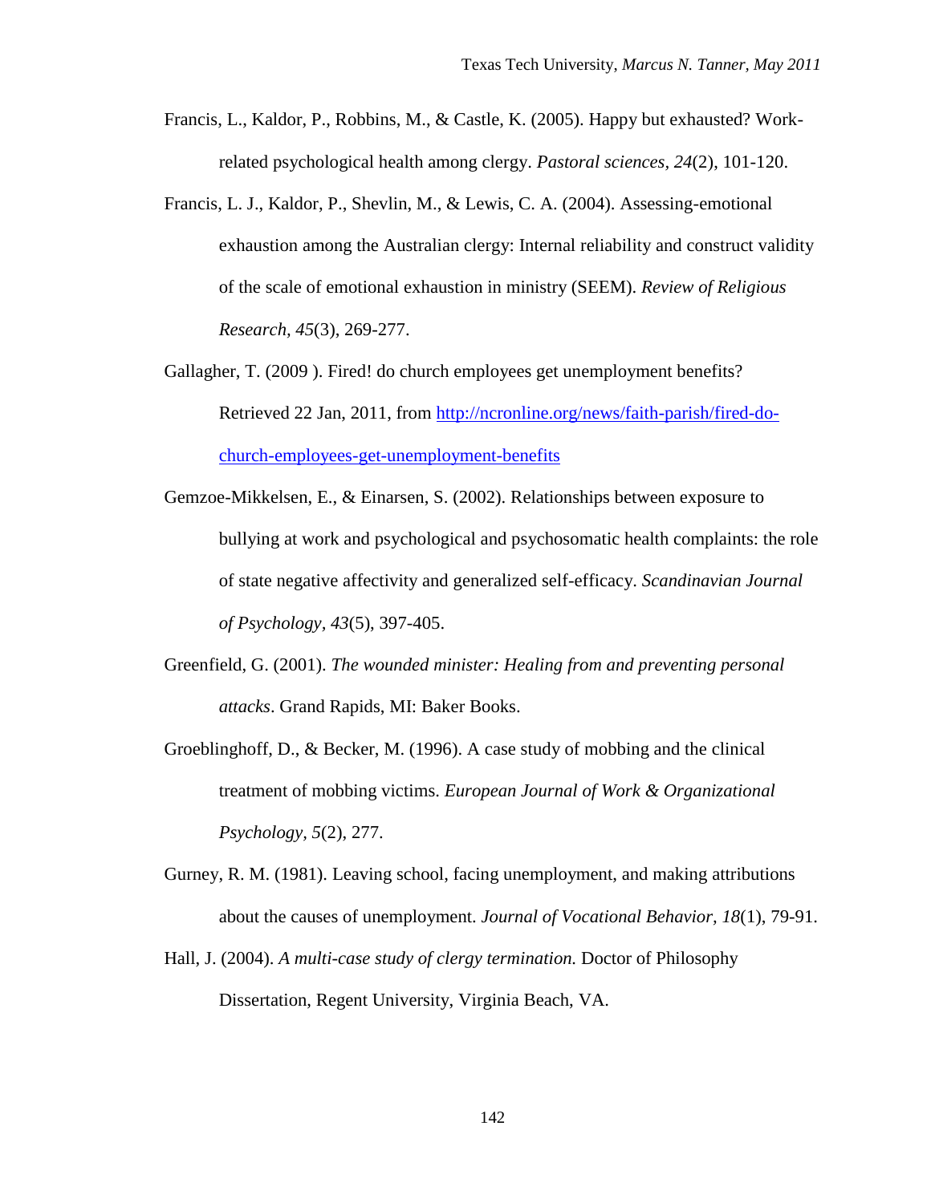Francis, L., Kaldor, P., Robbins, M., & Castle, K. (2005). Happy but exhausted? Work-related psychological health among clergy. *Pastoral sciences, 24*(2), 101-120.

Francis, L. J., Kaldor, P., Shevlin, M., & Lewis, C. A. (2004). Assessing-emotional exhaustion among the Australian clergy: Internal reliability and construct validity of the scale of emotional exhaustion in ministry (SEEM). *Review of Religious Research, 45*(3), 269-277.

Gallagher, T. (2009 ). Fired! do church employees get unemployment benefits? Retrieved 22 Jan, 2011, from http://ncronline.org/news/faith-parish/fired-do-church-employees-get-unemployment-benefits

Gemzoe-Mikkelsen, E., & Einarsen, S. (2002). Relationships between exposure to bullying at work and psychological and psychosomatic health complaints: the role of state negative affectivity and generalized self-efficacy. *Scandinavian Journal of Psychology, 43*(5), 397-405.

Greenfield, G. (2001). *The wounded minister: Healing from and preventing personal attacks*. Grand Rapids, MI: Baker Books.

Groeblinghoff, D., & Becker, M. (1996). A case study of mobbing and the clinical treatment of mobbing victims. *European Journal of Work & Organizational Psychology, 5*(2), 277.

Gurney, R. M. (1981). Leaving school, facing unemployment, and making attributions about the causes of unemployment. *Journal of Vocational Behavior, 18*(1), 79-91.

Hall, J. (2004). *A multi-case study of clergy termination.* Doctor of Philosophy Dissertation, Regent University, Virginia Beach, VA.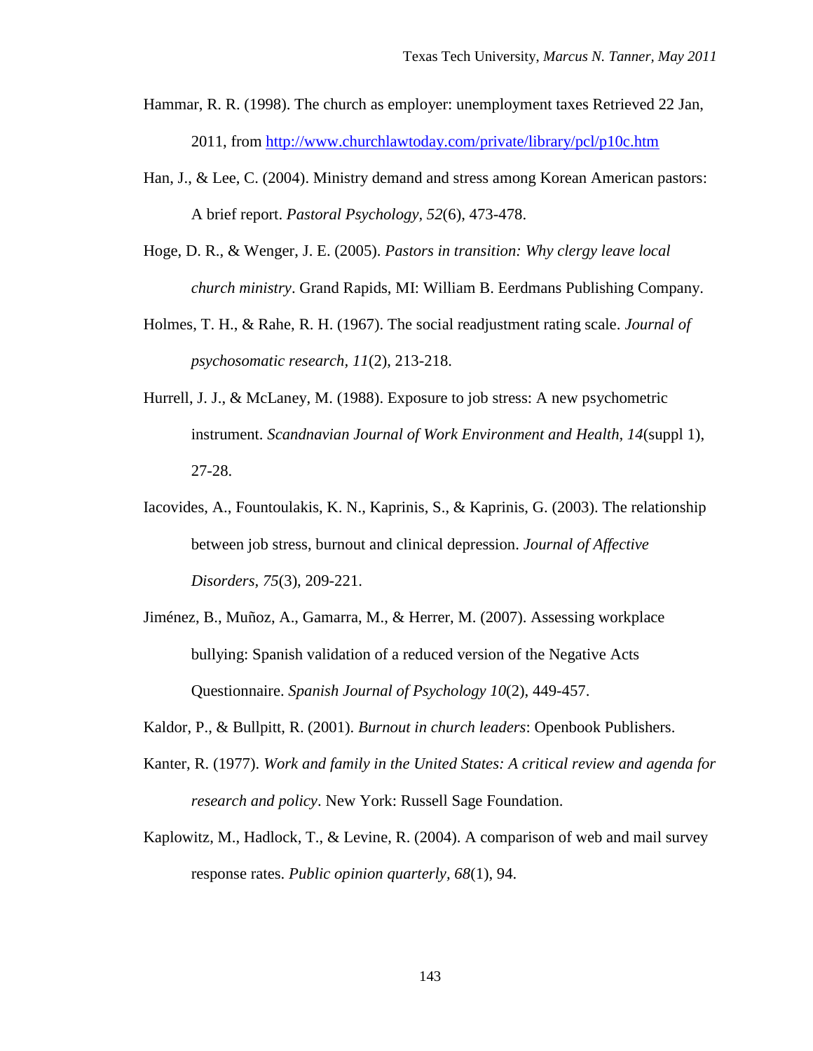Hammar, R. R. (1998). The church as employer: unemployment taxes Retrieved 22 Jan, 2011, from http://www.churchlawtoday.com/private/library/pcl/p10c.htm

Han, J., & Lee, C. (2004). Ministry demand and stress among Korean American pastors: A brief report. *Pastoral Psychology, 52*(6), 473-478.

Hoge, D. R., & Wenger, J. E. (2005). *Pastors in transition: Why clergy leave local church ministry*. Grand Rapids, MI: William B. Eerdmans Publishing Company.

Holmes, T. H., & Rahe, R. H. (1967). The social readjustment rating scale. *Journal of psychosomatic research, 11*(2), 213-218.

Hurrell, J. J., & McLaney, M. (1988). Exposure to job stress: A new psychometric instrument. *Scandnavian Journal of Work Environment and Health, 14*(suppl 1), 27-28.

Iacovides, A., Fountoulakis, K. N., Kaprinis, S., & Kaprinis, G. (2003). The relationship between job stress, burnout and clinical depression. *Journal of Affective Disorders, 75*(3), 209-221.

Jiménez, B., Muñoz, A., Gamarra, M., & Herrer, M. (2007). Assessing workplace bullying: Spanish validation of a reduced version of the Negative Acts Questionnaire. *Spanish Journal of Psychology 10*(2), 449-457.

Kaldor, P., & Bullpitt, R. (2001). *Burnout in church leaders*: Openbook Publishers.

Kanter, R. (1977). *Work and family in the United States: A critical review and agenda for research and policy*. New York: Russell Sage Foundation.

Kaplowitz, M., Hadlock, T., & Levine, R. (2004). A comparison of web and mail survey response rates. *Public opinion quarterly, 68*(1), 94.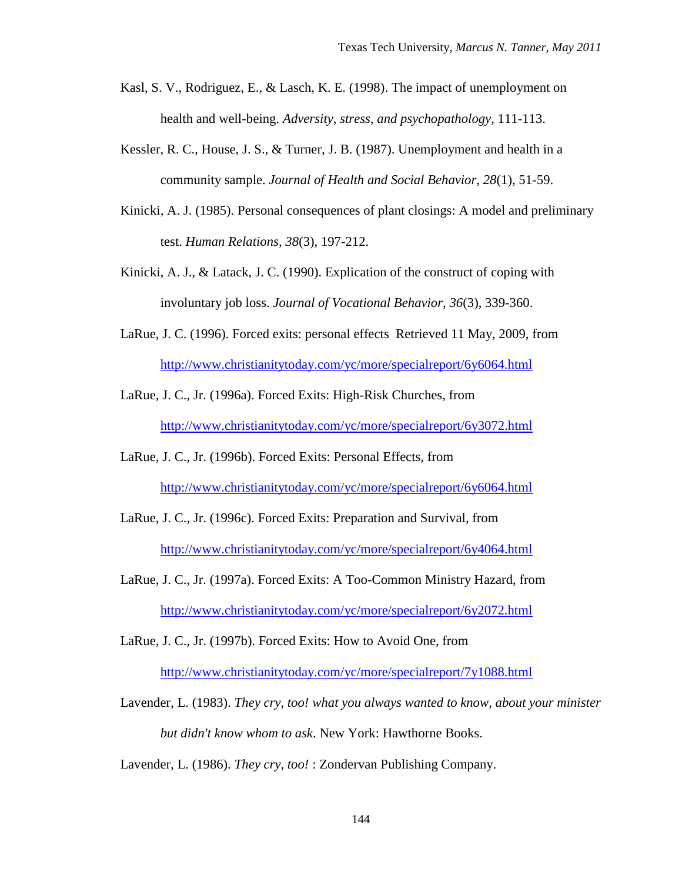Kasl, S. V., Rodriguez, E., & Lasch, K. E. (1998). The impact of unemployment on health and well-being. *Adversity, stress, and psychopathology*, 111-113.

Kessler, R. C., House, J. S., & Turner, J. B. (1987). Unemployment and health in a community sample. *Journal of Health and Social Behavior, 28*(1), 51-59.

Kinicki, A. J. (1985). Personal consequences of plant closings: A model and preliminary test. *Human Relations, 38*(3), 197-212.

Kinicki, A. J., & Latack, J. C. (1990). Explication of the construct of coping with involuntary job loss. *Journal of Vocational Behavior, 36*(3), 339-360.

LaRue, J. C. (1996). Forced exits: personal effects Retrieved 11 May, 2009, from http://www.christianitytoday.com/yc/more/specialreport/6y6064.html

LaRue, J. C., Jr. (1996a). Forced Exits: High-Risk Churches, from http://www.christianitytoday.com/yc/more/specialreport/6y3072.html

LaRue, J. C., Jr. (1996b). Forced Exits: Personal Effects, from http://www.christianitytoday.com/yc/more/specialreport/6y6064.html

LaRue, J. C., Jr. (1996c). Forced Exits: Preparation and Survival, from http://www.christianitytoday.com/yc/more/specialreport/6y4064.html

LaRue, J. C., Jr. (1997a). Forced Exits: A Too-Common Ministry Hazard, from http://www.christianitytoday.com/yc/more/specialreport/6y2072.html

LaRue, J. C., Jr. (1997b). Forced Exits: How to Avoid One, from http://www.christianitytoday.com/yc/more/specialreport/7y1088.html

Lavender, L. (1983). *They cry, too! what you always wanted to know, about your minister but didn't know whom to ask*. New York: Hawthorne Books.

Lavender, L. (1986). *They cry, too!* : Zondervan Publishing Company.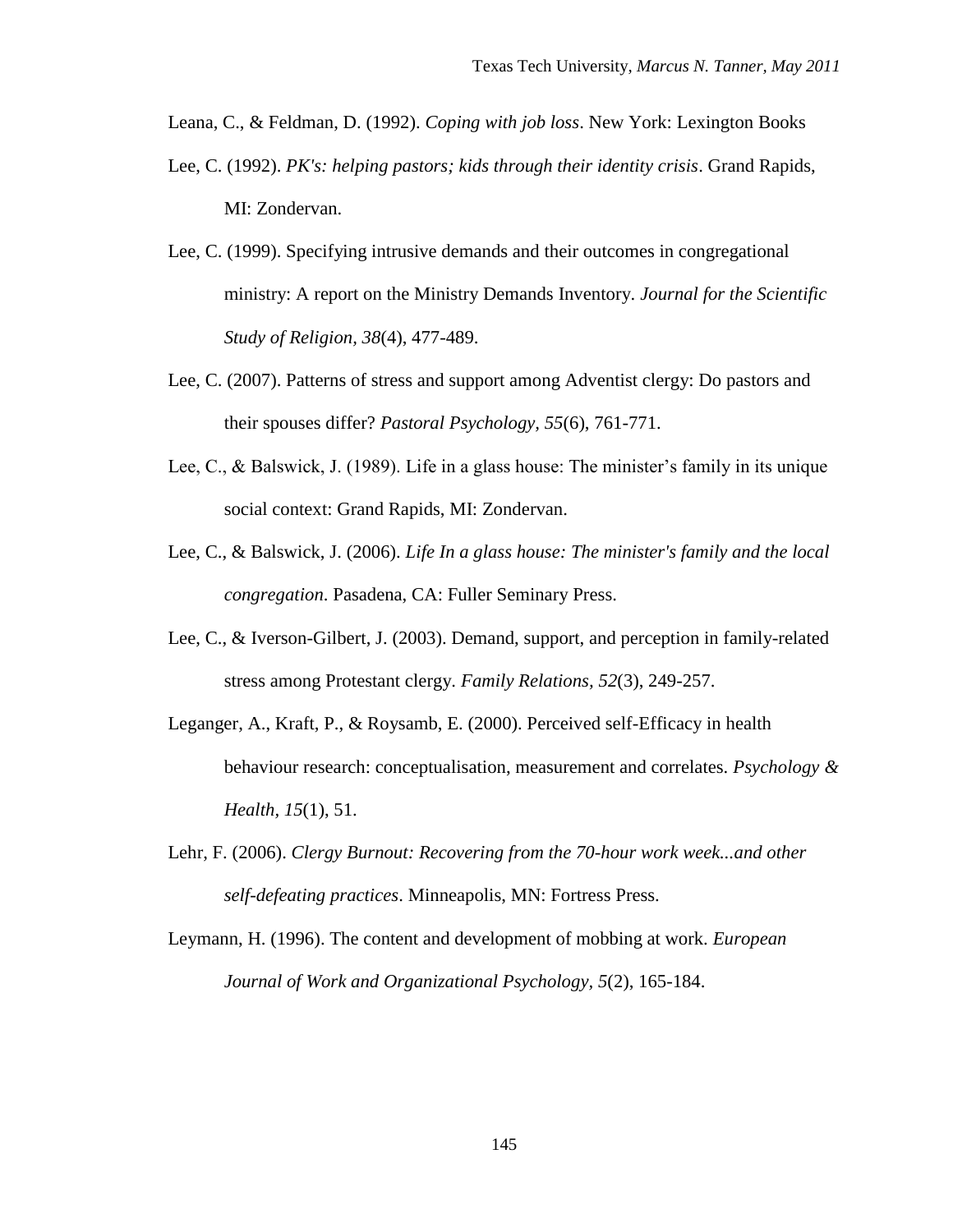Leana, C., & Feldman, D. (1992). *Coping with job loss*. New York: Lexington Books

Lee, C. (1992). *PK's: helping pastors; kids through their identity crisis*. Grand Rapids, MI: Zondervan.

Lee, C. (1999). Specifying intrusive demands and their outcomes in congregational ministry: A report on the Ministry Demands Inventory. *Journal for the Scientific Study of Religion, 38*(4), 477-489.

Lee, C. (2007). Patterns of stress and support among Adventist clergy: Do pastors and their spouses differ? *Pastoral Psychology, 55*(6), 761-771.

Lee, C., & Balswick, J. (1989). Life in a glass house: The minister's family in its unique social context: Grand Rapids, MI: Zondervan.

Lee, C., & Balswick, J. (2006). *Life In a glass house: The minister's family and the local congregation*. Pasadena, CA: Fuller Seminary Press.

Lee, C., & Iverson-Gilbert, J. (2003). Demand, support, and perception in family-related stress among Protestant clergy. *Family Relations, 52*(3), 249-257.

Leganger, A., Kraft, P., & Roysamb, E. (2000). Perceived self-Efficacy in health behaviour research: conceptualisation, measurement and correlates. *Psychology & Health, 15*(1), 51.

Lehr, F. (2006). *Clergy Burnout: Recovering from the 70-hour work week...and other self-defeating practices*. Minneapolis, MN: Fortress Press.

Leymann, H. (1996). The content and development of mobbing at work. *European Journal of Work and Organizational Psychology, 5*(2), 165-184.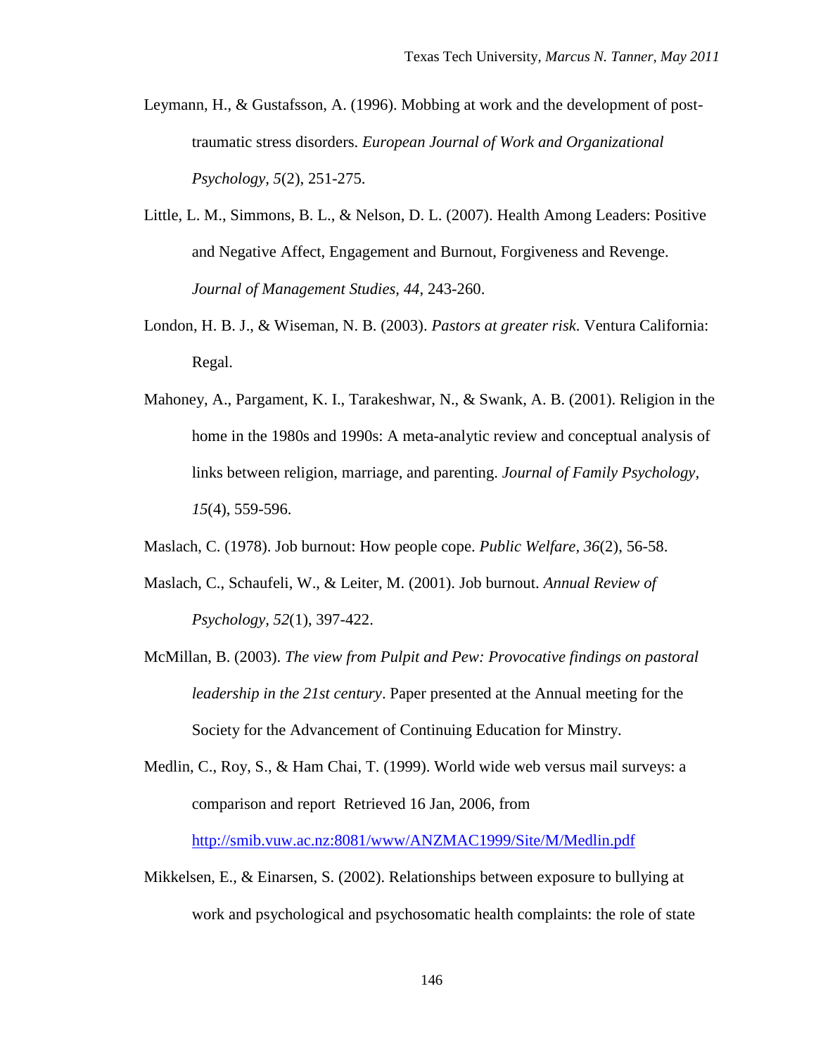Leymann, H., & Gustafsson, A. (1996). Mobbing at work and the development of post-traumatic stress disorders. *European Journal of Work and Organizational Psychology, 5*(2), 251-275.

Little, L. M., Simmons, B. L., & Nelson, D. L. (2007). Health Among Leaders: Positive and Negative Affect, Engagement and Burnout, Forgiveness and Revenge. *Journal of Management Studies, 44*, 243-260.

London, H. B. J., & Wiseman, N. B. (2003). *Pastors at greater risk.* Ventura California: Regal.

Mahoney, A., Pargament, K. I., Tarakeshwar, N., & Swank, A. B. (2001). Religion in the home in the 1980s and 1990s: A meta-analytic review and conceptual analysis of links between religion, marriage, and parenting. *Journal of Family Psychology, 15*(4), 559-596.

Maslach, C. (1978). Job burnout: How people cope. *Public Welfare, 36*(2), 56-58.

Maslach, C., Schaufeli, W., & Leiter, M. (2001). Job burnout. *Annual Review of Psychology, 52*(1), 397-422.

McMillan, B. (2003). *The view from Pulpit and Pew: Provocative findings on pastoral leadership in the 21st century*. Paper presented at the Annual meeting for the Society for the Advancement of Continuing Education for Minstry.

Medlin, C., Roy, S., & Ham Chai, T. (1999). World wide web versus mail surveys: a comparison and report Retrieved 16 Jan, 2006, from http://smib.vuw.ac.nz:8081/www/ANZMAC1999/Site/M/Medlin.pdf

Mikkelsen, E., & Einarsen, S. (2002). Relationships between exposure to bullying at work and psychological and psychosomatic health complaints: the role of state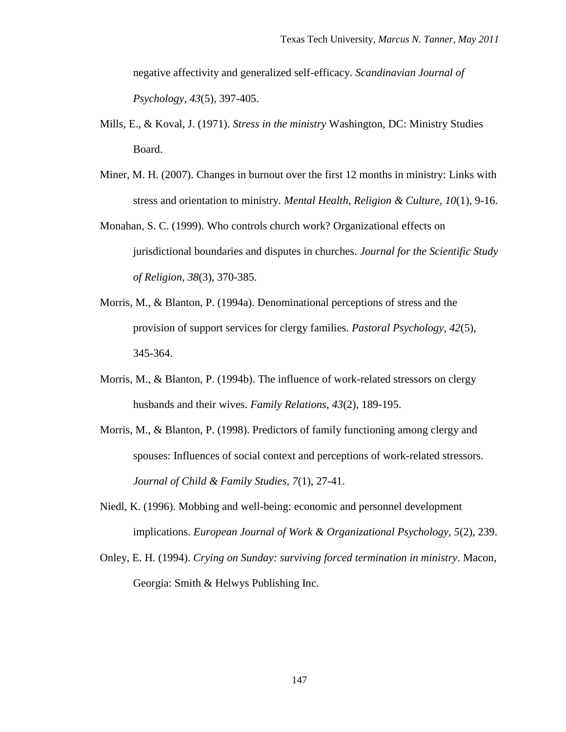negative affectivity and generalized self-efficacy. *Scandinavian Journal of Psychology, 43*(5), 397-405.

Mills, E., & Koval, J. (1971). *Stress in the ministry* Washington, DC: Ministry Studies Board.

Miner, M. H. (2007). Changes in burnout over the first 12 months in ministry: Links with stress and orientation to ministry. *Mental Health, Religion & Culture, 10*(1), 9-16.

Monahan, S. C. (1999). Who controls church work? Organizational effects on jurisdictional boundaries and disputes in churches. *Journal for the Scientific Study of Religion, 38*(3), 370-385.

Morris, M., & Blanton, P. (1994a). Denominational perceptions of stress and the provision of support services for clergy families. *Pastoral Psychology, 42*(5), 345-364.

Morris, M., & Blanton, P. (1994b). The influence of work-related stressors on clergy husbands and their wives. *Family Relations, 43*(2), 189-195.

Morris, M., & Blanton, P. (1998). Predictors of family functioning among clergy and spouses: Influences of social context and perceptions of work-related stressors. *Journal of Child & Family Studies, 7*(1), 27-41.

Niedl, K. (1996). Mobbing and well-being: economic and personnel development implications. *European Journal of Work & Organizational Psychology, 5*(2), 239.

Onley, E. H. (1994). *Crying on Sunday: surviving forced termination in ministry*. Macon, Georgia: Smith & Helwys Publishing Inc.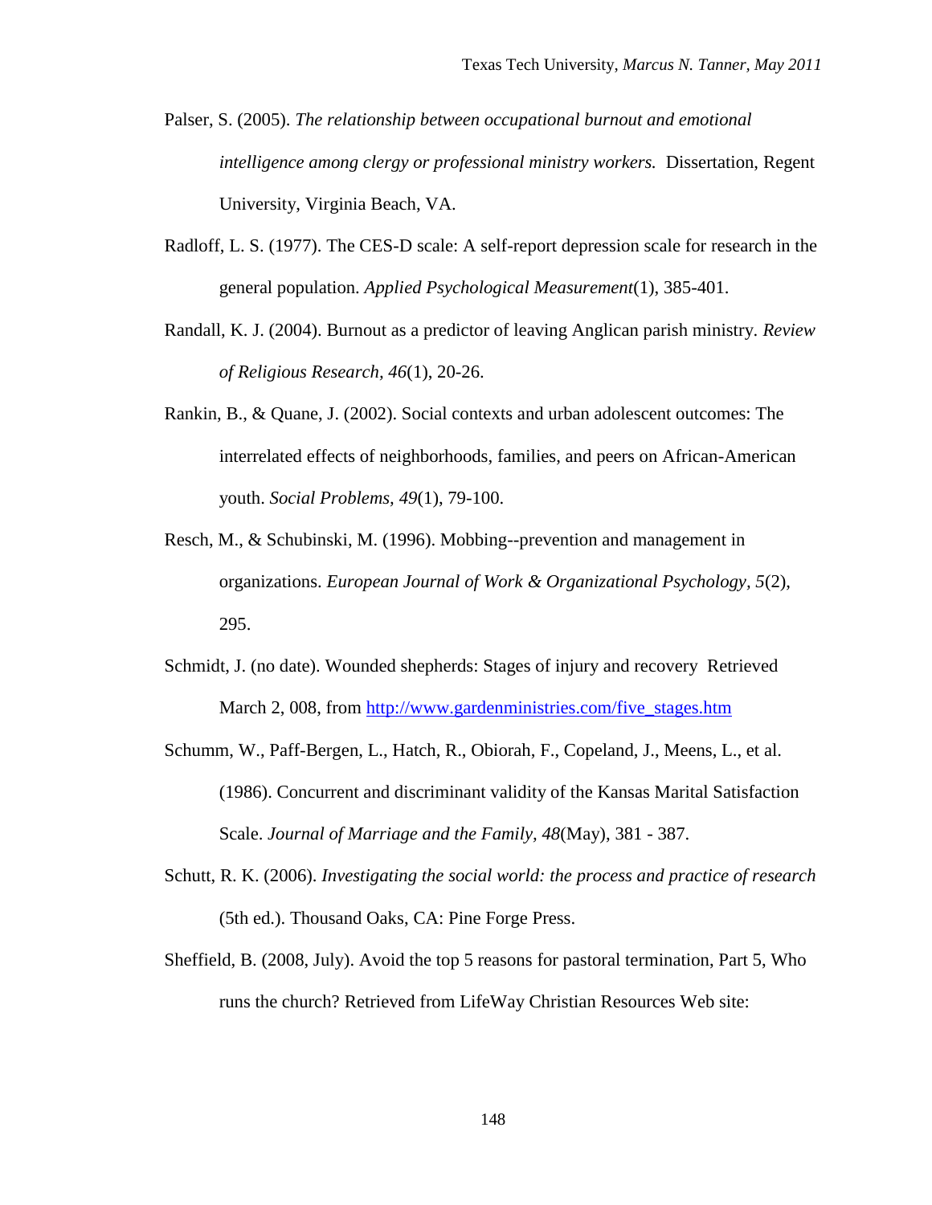Palser, S. (2005). *The relationship between occupational burnout and emotional intelligence among clergy or professional ministry workers.* Dissertation, Regent University, Virginia Beach, VA.

Radloff, L. S. (1977). The CES-D scale: A self-report depression scale for research in the general population. *Applied Psychological Measurement*(1), 385-401.

Randall, K. J. (2004). Burnout as a predictor of leaving Anglican parish ministry. *Review of Religious Research, 46*(1), 20-26.

Rankin, B., & Quane, J. (2002). Social contexts and urban adolescent outcomes: The interrelated effects of neighborhoods, families, and peers on African-American youth. *Social Problems, 49*(1), 79-100.

Resch, M., & Schubinski, M. (1996). Mobbing--prevention and management in organizations. *European Journal of Work & Organizational Psychology, 5*(2), 295.

Schmidt, J. (no date). Wounded shepherds: Stages of injury and recovery  Retrieved March 2, 008, from [http://www.gardenministries.com/five_stages.htm](http://www.gardenministries.com/five_stages.htm)

Schumm, W., Paff-Bergen, L., Hatch, R., Obiorah, F., Copeland, J., Meens, L., et al. (1986). Concurrent and discriminant validity of the Kansas Marital Satisfaction Scale. *Journal of Marriage and the Family, 48*(May), 381 - 387.

Schutt, R. K. (2006). *Investigating the social world: the process and practice of research* (5th ed.). Thousand Oaks, CA: Pine Forge Press.

Sheffield, B. (2008, July). Avoid the top 5 reasons for pastoral termination, Part 5, Who runs the church? Retrieved from LifeWay Christian Resources Web site: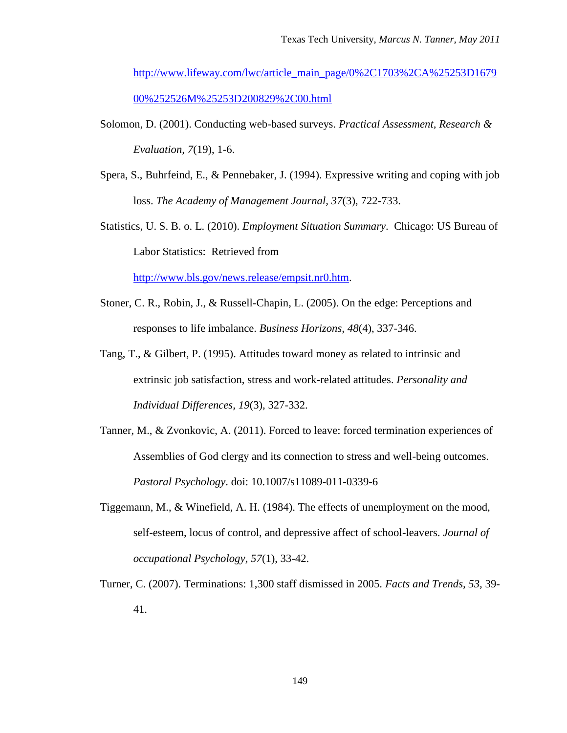http://www.lifeway.com/lwc/article_main_page/0%2C1703%2CA%25253D167900%252526M%25253D200829%2C00.html

Solomon, D. (2001). Conducting web-based surveys. *Practical Assessment, Research & Evaluation, 7*(19), 1-6.

Spera, S., Buhrfeind, E., & Pennebaker, J. (1994). Expressive writing and coping with job loss. *The Academy of Management Journal, 37*(3), 722-733.

Statistics, U. S. B. o. L. (2010). *Employment Situation Summary*. Chicago: US Bureau of Labor Statistics: Retrieved from http://www.bls.gov/news.release/empsit.nr0.htm.

Stoner, C. R., Robin, J., & Russell-Chapin, L. (2005). On the edge: Perceptions and responses to life imbalance. *Business Horizons, 48*(4), 337-346.

Tang, T., & Gilbert, P. (1995). Attitudes toward money as related to intrinsic and extrinsic job satisfaction, stress and work-related attitudes. *Personality and Individual Differences, 19*(3), 327-332.

Tanner, M., & Zvonkovic, A. (2011). Forced to leave: forced termination experiences of Assemblies of God clergy and its connection to stress and well-being outcomes. *Pastoral Psychology*. doi: 10.1007/s11089-011-0339-6

Tiggemann, M., & Winefield, A. H. (1984). The effects of unemployment on the mood, self-esteem, locus of control, and depressive affect of school-leavers. *Journal of occupational Psychology, 57*(1), 33-42.

Turner, C. (2007). Terminations: 1,300 staff dismissed in 2005. *Facts and Trends, 53*, 39-41.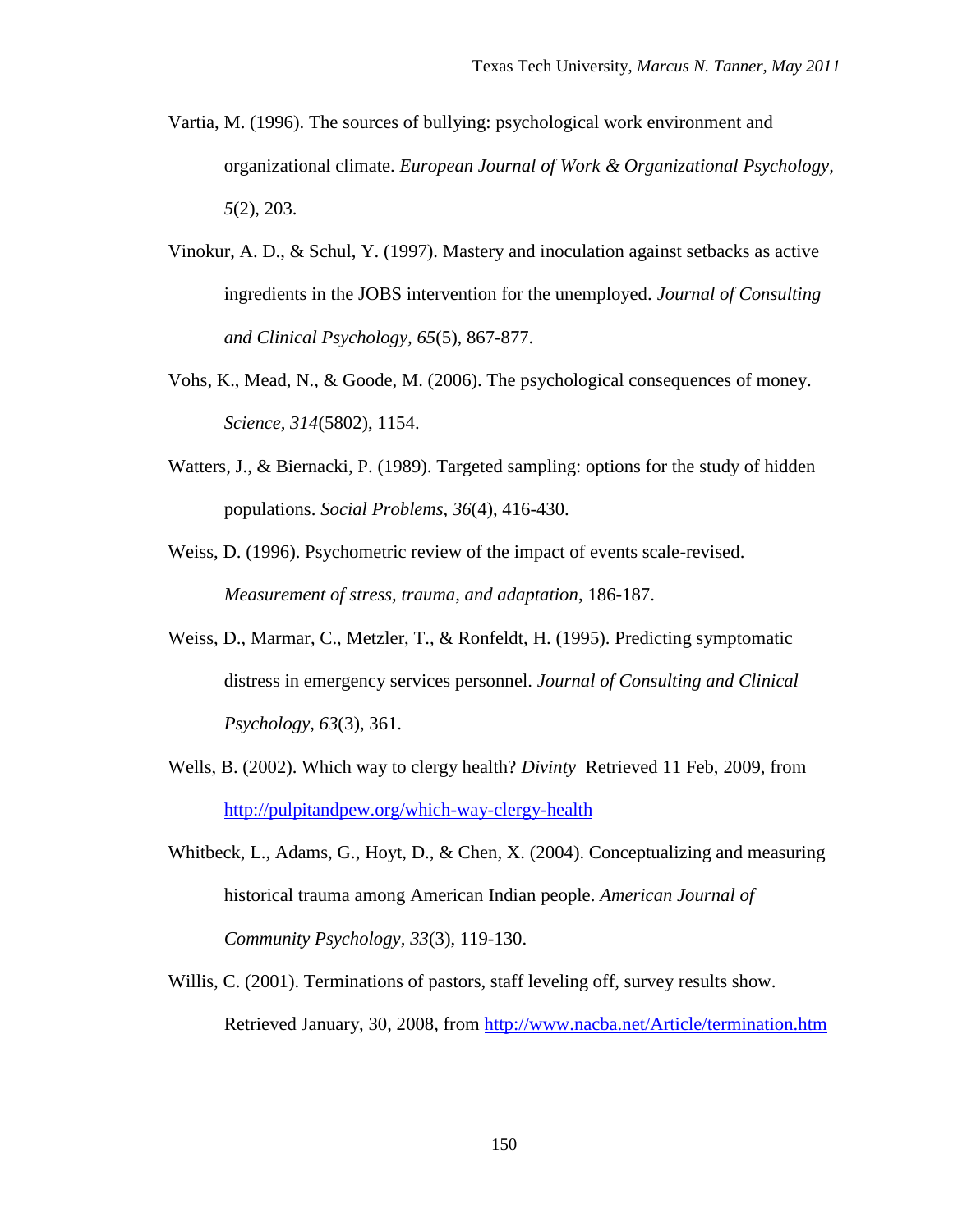Vartia, M. (1996). The sources of bullying: psychological work environment and organizational climate. *European Journal of Work & Organizational Psychology, 5*(2), 203.

Vinokur, A. D., & Schul, Y. (1997). Mastery and inoculation against setbacks as active ingredients in the JOBS intervention for the unemployed. *Journal of Consulting and Clinical Psychology, 65*(5), 867-877.

Vohs, K., Mead, N., & Goode, M. (2006). The psychological consequences of money. *Science, 314*(5802), 1154.

Watters, J., & Biernacki, P. (1989). Targeted sampling: options for the study of hidden populations. *Social Problems, 36*(4), 416-430.

Weiss, D. (1996). Psychometric review of the impact of events scale-revised. *Measurement of stress, trauma, and adaptation*, 186-187.

Weiss, D., Marmar, C., Metzler, T., & Ronfeldt, H. (1995). Predicting symptomatic distress in emergency services personnel. *Journal of Consulting and Clinical Psychology, 63*(3), 361.

Wells, B. (2002). Which way to clergy health? *Divinty* Retrieved 11 Feb, 2009, from http://pulpitandpew.org/which-way-clergy-health

Whitbeck, L., Adams, G., Hoyt, D., & Chen, X. (2004). Conceptualizing and measuring historical trauma among American Indian people. *American Journal of Community Psychology, 33*(3), 119-130.

Willis, C. (2001). Terminations of pastors, staff leveling off, survey results show. Retrieved January, 30, 2008, from http://www.nacba.net/Article/termination.htm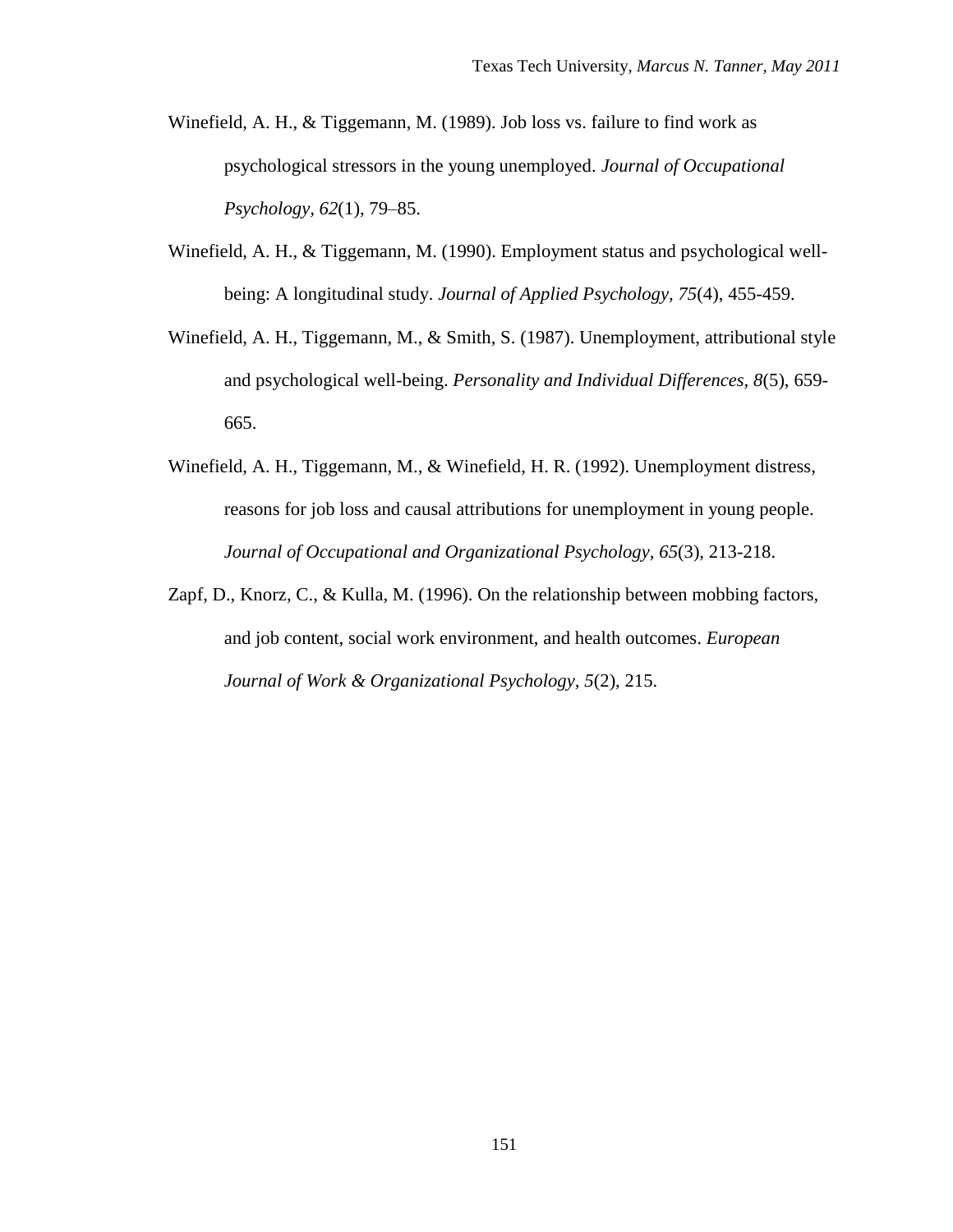Winefield, A. H., & Tiggemann, M. (1989). Job loss vs. failure to find work as psychological stressors in the young unemployed. *Journal of Occupational Psychology*, *62*(1), 79–85.

Winefield, A. H., & Tiggemann, M. (1990). Employment status and psychological well-being: A longitudinal study. *Journal of Applied Psychology, 75*(4), 455-459.

Winefield, A. H., Tiggemann, M., & Smith, S. (1987). Unemployment, attributional style and psychological well-being. *Personality and Individual Differences, 8*(5), 659-665.

Winefield, A. H., Tiggemann, M., & Winefield, H. R. (1992). Unemployment distress, reasons for job loss and causal attributions for unemployment in young people. *Journal of Occupational and Organizational Psychology, 65*(3), 213-218.

Zapf, D., Knorz, C., & Kulla, M. (1996). On the relationship between mobbing factors, and job content, social work environment, and health outcomes. *European Journal of Work & Organizational Psychology, 5*(2), 215.